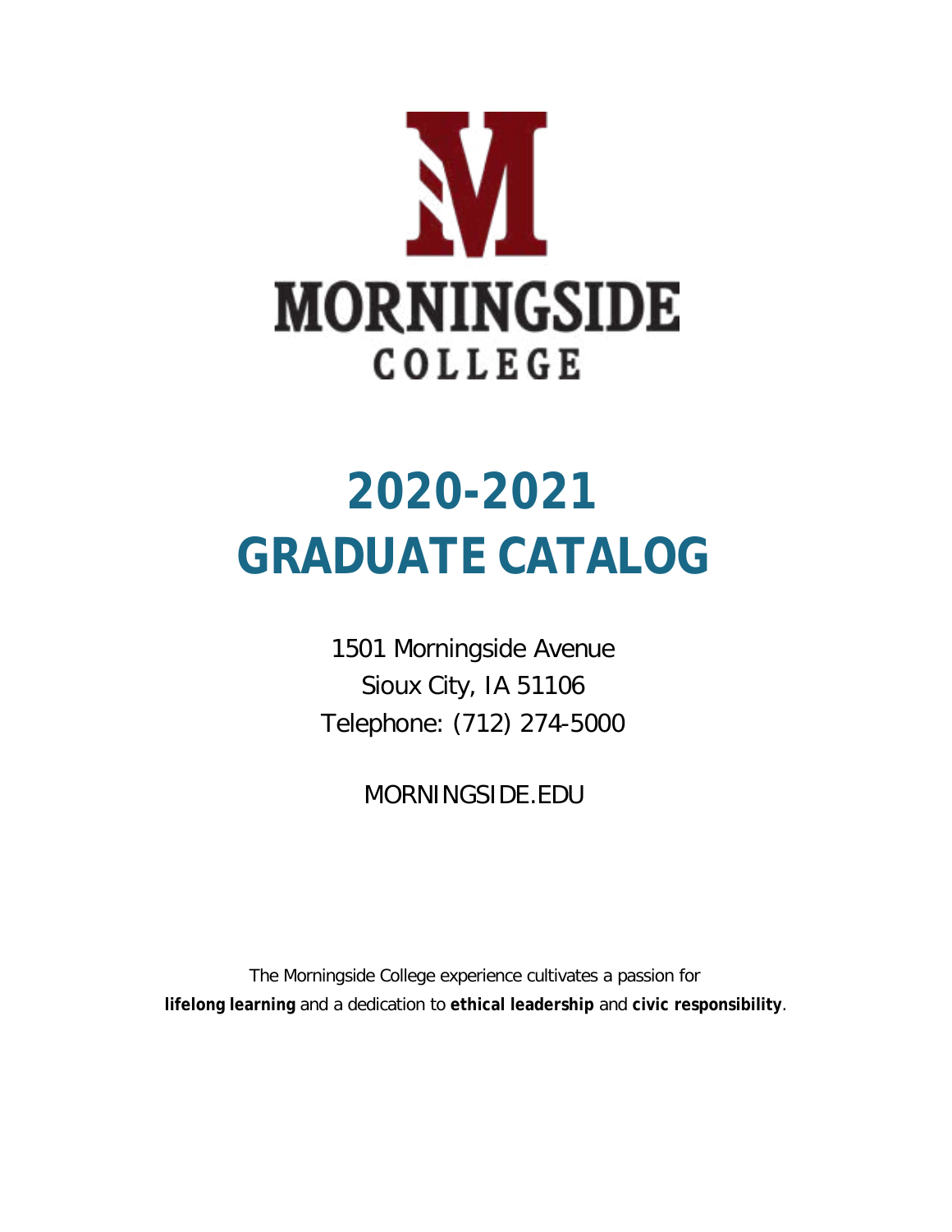# MORNINGSIDE COLLEGE

# 2020-2021
# GRADUATE CATALOG

1501 Morningside Avenue
Sioux City, IA 51106
Telephone: (712) 274-5000

MORNINGSIDE.EDU

The Morningside College experience cultivates a passion for **lifelong learning** and a dedication to **ethical leadership** and **civic responsibility**.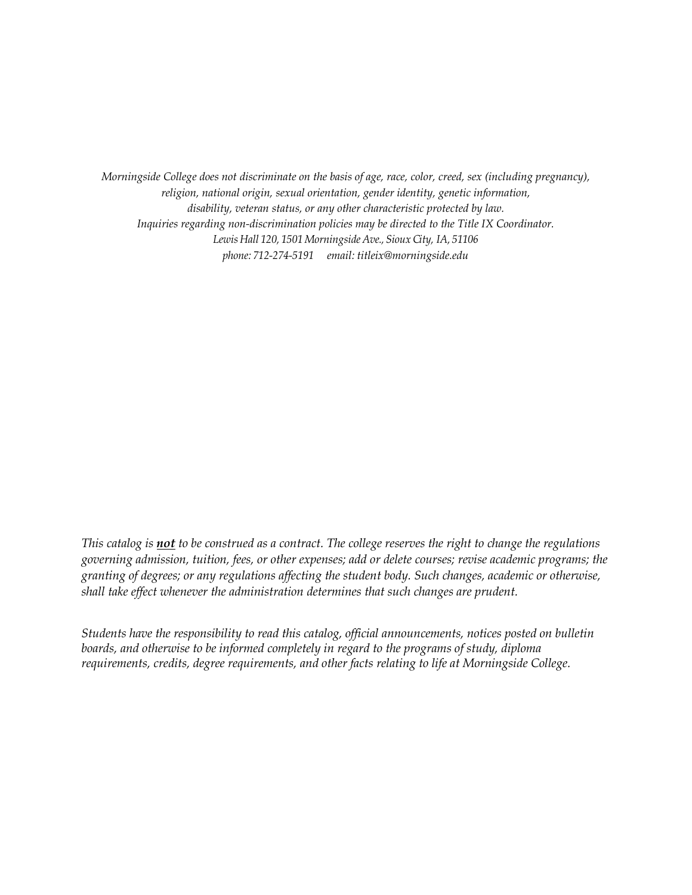*Morningside College does not discriminate on the basis of age, race, color, creed, sex (including pregnancy), religion, national origin, sexual orientation, gender identity, genetic information, disability, veteran status, or any other characteristic protected by law. Inquiries regarding non-discrimination policies may be directed to the Title IX Coordinator. Lewis Hall 120, 1501 Morningside Ave., Sioux City, IA, 51106 phone: 712-274-5191 email: titleix@morningside.edu*

*This catalog is **not** to be construed as a contract. The college reserves the right to change the regulations governing admission, tuition, fees, or other expenses; add or delete courses; revise academic programs; the granting of degrees; or any regulations affecting the student body. Such changes, academic or otherwise, shall take effect whenever the administration determines that such changes are prudent.*

*Students have the responsibility to read this catalog, official announcements, notices posted on bulletin boards, and otherwise to be informed completely in regard to the programs of study, diploma requirements, credits, degree requirements, and other facts relating to life at Morningside College.*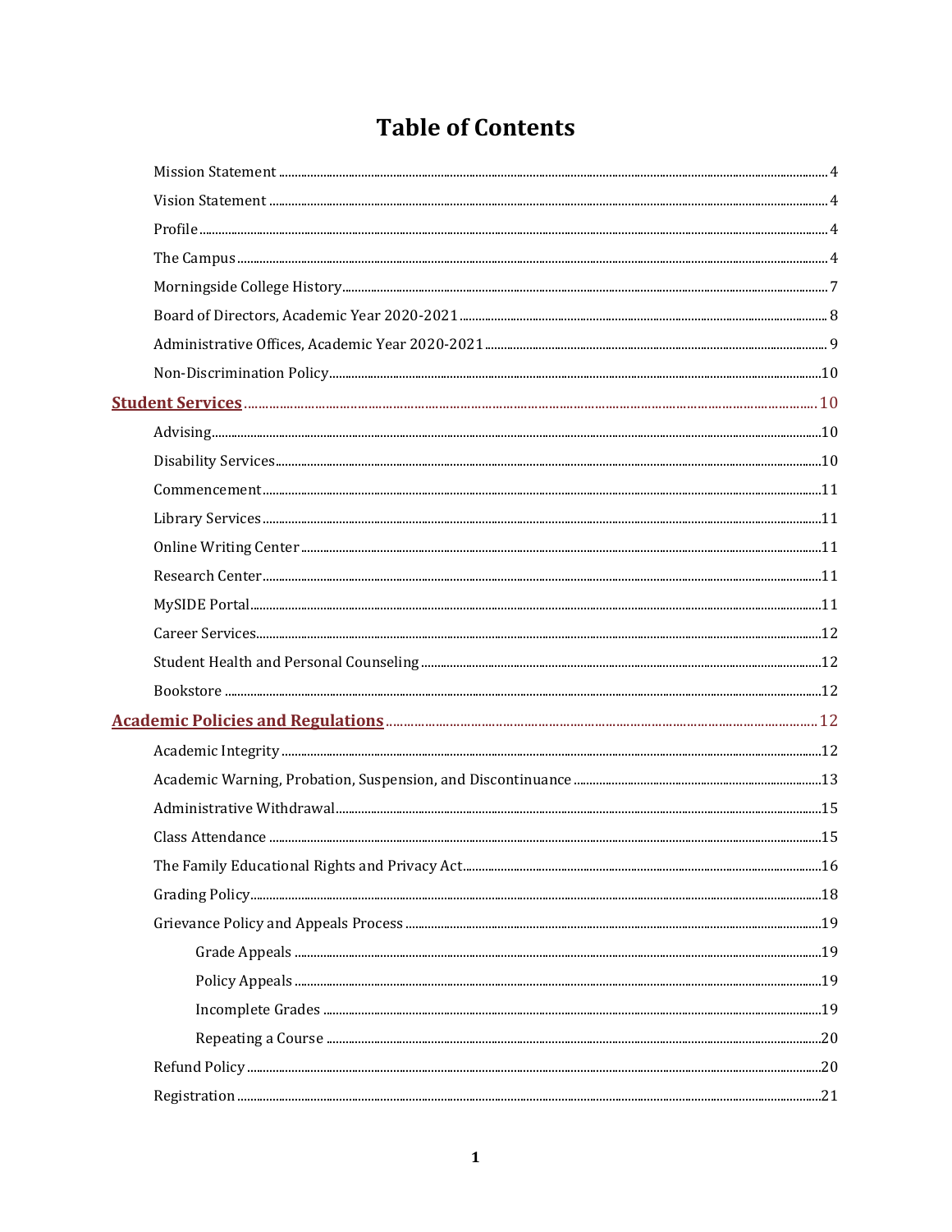# Table of Contents

- Mission Statement ........ 4
- Vision Statement ........ 4
- Profile ........ 4
- The Campus ........ 4
- Morningside College History ........ 7
- Board of Directors, Academic Year 2020-2021 ........ 8
- Administrative Offices, Academic Year 2020-2021 ........ 9
- Non-Discrimination Policy ........ 10

**Student Services ........ 10**

- Advising ........ 10
- Disability Services ........ 10
- Commencement ........ 11
- Library Services ........ 11
- Online Writing Center ........ 11
- Research Center ........ 11
- MySIDE Portal ........ 11
- Career Services ........ 12
- Student Health and Personal Counseling ........ 12
- Bookstore ........ 12

**Academic Policies and Regulations ........ 12**

- Academic Integrity ........ 12
- Academic Warning, Probation, Suspension, and Discontinuance ........ 13
- Administrative Withdrawal ........ 15
- Class Attendance ........ 15
- The Family Educational Rights and Privacy Act ........ 16
- Grading Policy ........ 18
- Grievance Policy and Appeals Process ........ 19
  - Grade Appeals ........ 19
  - Policy Appeals ........ 19
  - Incomplete Grades ........ 19
  - Repeating a Course ........ 20
- Refund Policy ........ 20
- Registration ........ 21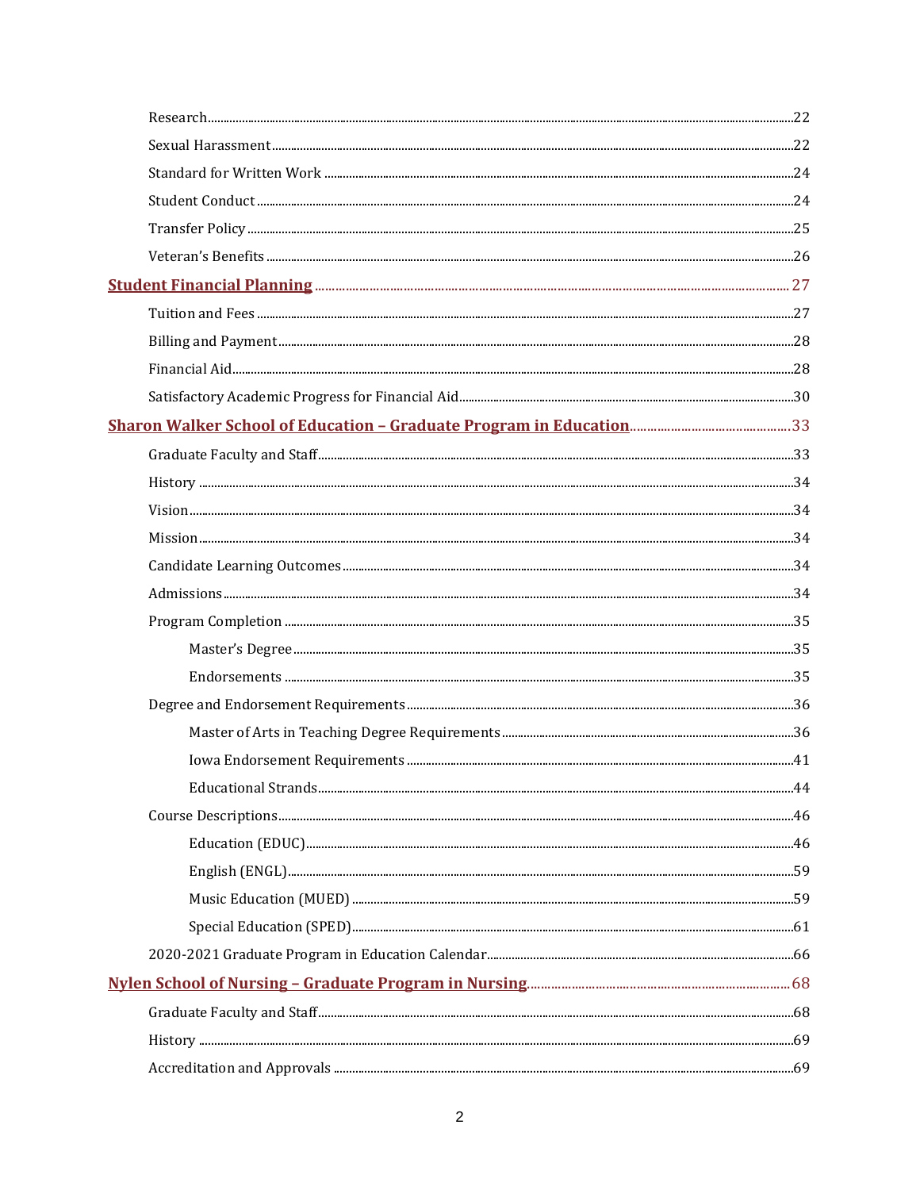Research ...22

Sexual Harassment ...22

Standard for Written Work ...24

Student Conduct ...24

Transfer Policy ...25

Veteran's Benefits ...26

**Student Financial Planning** ...27

Tuition and Fees ...27

Billing and Payment ...28

Financial Aid ...28

Satisfactory Academic Progress for Financial Aid ...30

**Sharon Walker School of Education – Graduate Program in Education** ...33

Graduate Faculty and Staff ...33

History ...34

Vision ...34

Mission ...34

Candidate Learning Outcomes ...34

Admissions ...34

Program Completion ...35

- Master's Degree ...35
- Endorsements ...35

Degree and Endorsement Requirements ...36

- Master of Arts in Teaching Degree Requirements ...36
- Iowa Endorsement Requirements ...41
- Educational Strands ...44

Course Descriptions ...46

- Education (EDUC) ...46
- English (ENGL) ...59
- Music Education (MUED) ...59
- Special Education (SPED) ...61

2020-2021 Graduate Program in Education Calendar ...66

**Nylen School of Nursing – Graduate Program in Nursing** ...68

Graduate Faculty and Staff ...68

History ...69

Accreditation and Approvals ...69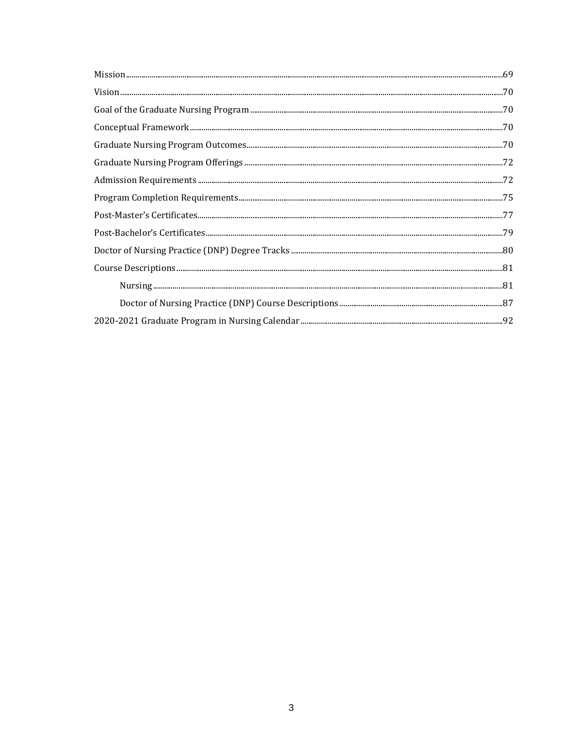Mission .....69
Vision .....70
Goal of the Graduate Nursing Program .....70
Conceptual Framework .....70
Graduate Nursing Program Outcomes .....70
Graduate Nursing Program Offerings .....72
Admission Requirements .....72
Program Completion Requirements .....75
Post-Master's Certificates .....77
Post-Bachelor's Certificates .....79
Doctor of Nursing Practice (DNP) Degree Tracks .....80
Course Descriptions .....81
    Nursing .....81
    Doctor of Nursing Practice (DNP) Course Descriptions .....87
2020-2021 Graduate Program in Nursing Calendar .....92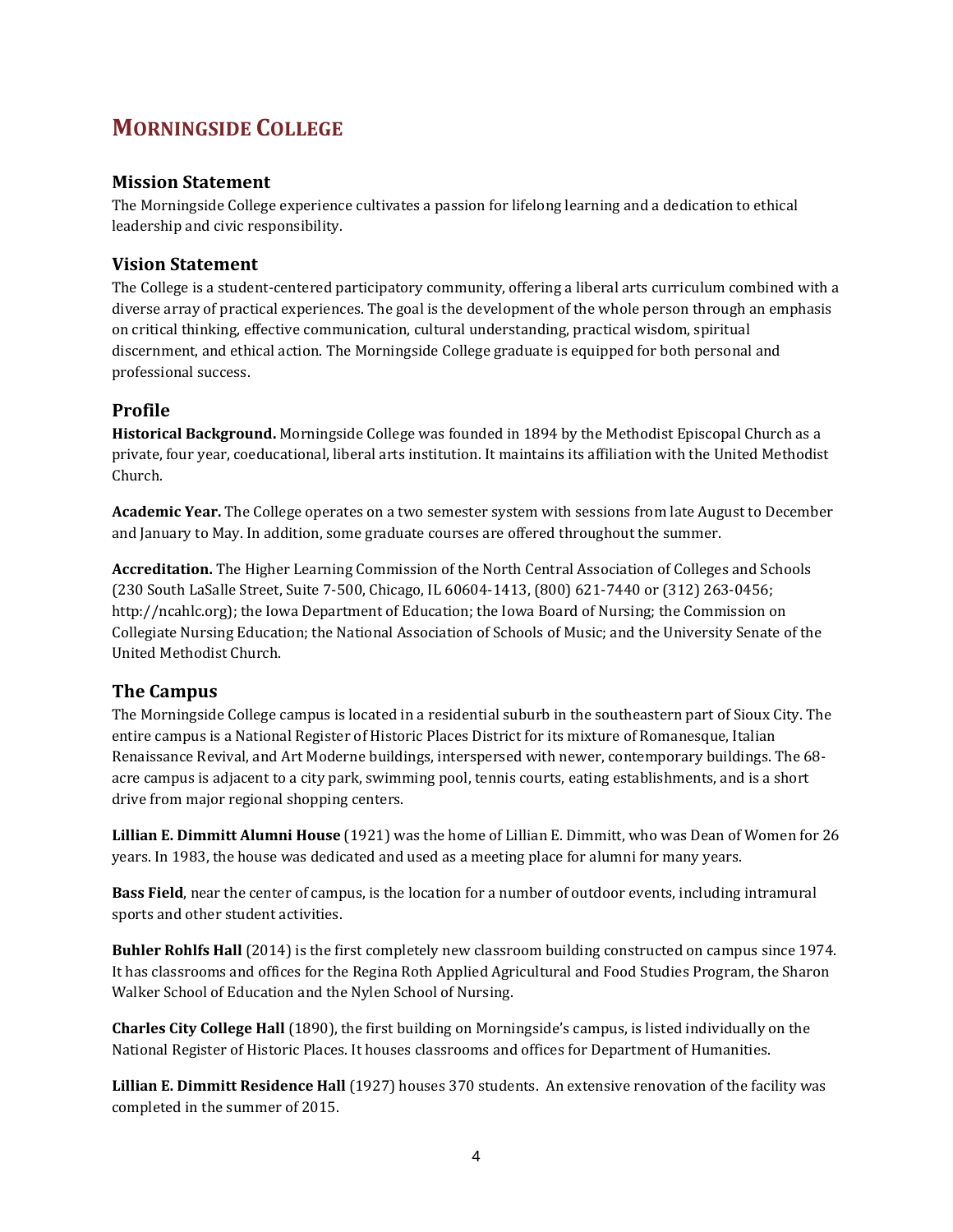# MORNINGSIDE COLLEGE

## Mission Statement

The Morningside College experience cultivates a passion for lifelong learning and a dedication to ethical leadership and civic responsibility.

## Vision Statement

The College is a student-centered participatory community, offering a liberal arts curriculum combined with a diverse array of practical experiences. The goal is the development of the whole person through an emphasis on critical thinking, effective communication, cultural understanding, practical wisdom, spiritual discernment, and ethical action. The Morningside College graduate is equipped for both personal and professional success.

## Profile

**Historical Background.** Morningside College was founded in 1894 by the Methodist Episcopal Church as a private, four year, coeducational, liberal arts institution. It maintains its affiliation with the United Methodist Church.

**Academic Year.** The College operates on a two semester system with sessions from late August to December and January to May. In addition, some graduate courses are offered throughout the summer.

**Accreditation.** The Higher Learning Commission of the North Central Association of Colleges and Schools (230 South LaSalle Street, Suite 7-500, Chicago, IL 60604-1413, (800) 621-7440 or (312) 263-0456; http://ncahlc.org); the Iowa Department of Education; the Iowa Board of Nursing; the Commission on Collegiate Nursing Education; the National Association of Schools of Music; and the University Senate of the United Methodist Church.

## The Campus

The Morningside College campus is located in a residential suburb in the southeastern part of Sioux City. The entire campus is a National Register of Historic Places District for its mixture of Romanesque, Italian Renaissance Revival, and Art Moderne buildings, interspersed with newer, contemporary buildings. The 68-acre campus is adjacent to a city park, swimming pool, tennis courts, eating establishments, and is a short drive from major regional shopping centers.

**Lillian E. Dimmitt Alumni House** (1921) was the home of Lillian E. Dimmitt, who was Dean of Women for 26 years. In 1983, the house was dedicated and used as a meeting place for alumni for many years.

**Bass Field**, near the center of campus, is the location for a number of outdoor events, including intramural sports and other student activities.

**Buhler Rohlfs Hall** (2014) is the first completely new classroom building constructed on campus since 1974. It has classrooms and offices for the Regina Roth Applied Agricultural and Food Studies Program, the Sharon Walker School of Education and the Nylen School of Nursing.

**Charles City College Hall** (1890), the first building on Morningside's campus, is listed individually on the National Register of Historic Places. It houses classrooms and offices for Department of Humanities.

**Lillian E. Dimmitt Residence Hall** (1927) houses 370 students. An extensive renovation of the facility was completed in the summer of 2015.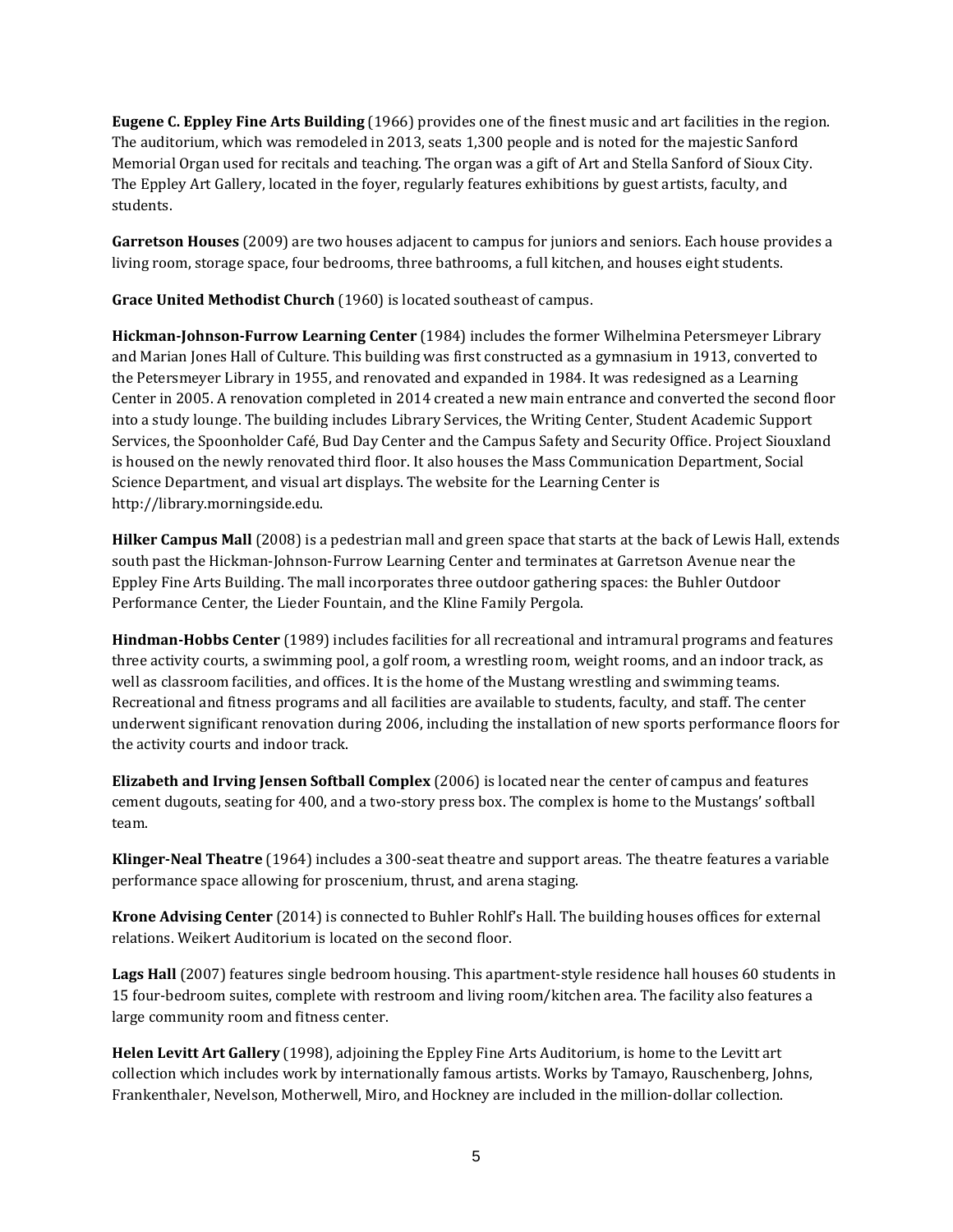**Eugene C. Eppley Fine Arts Building** (1966) provides one of the finest music and art facilities in the region. The auditorium, which was remodeled in 2013, seats 1,300 people and is noted for the majestic Sanford Memorial Organ used for recitals and teaching. The organ was a gift of Art and Stella Sanford of Sioux City. The Eppley Art Gallery, located in the foyer, regularly features exhibitions by guest artists, faculty, and students.

**Garretson Houses** (2009) are two houses adjacent to campus for juniors and seniors. Each house provides a living room, storage space, four bedrooms, three bathrooms, a full kitchen, and houses eight students.

**Grace United Methodist Church** (1960) is located southeast of campus.

**Hickman-Johnson-Furrow Learning Center** (1984) includes the former Wilhelmina Petersmeyer Library and Marian Jones Hall of Culture. This building was first constructed as a gymnasium in 1913, converted to the Petersmeyer Library in 1955, and renovated and expanded in 1984. It was redesigned as a Learning Center in 2005. A renovation completed in 2014 created a new main entrance and converted the second floor into a study lounge. The building includes Library Services, the Writing Center, Student Academic Support Services, the Spoonholder Café, Bud Day Center and the Campus Safety and Security Office. Project Siouxland is housed on the newly renovated third floor. It also houses the Mass Communication Department, Social Science Department, and visual art displays. The website for the Learning Center is http://library.morningside.edu.

**Hilker Campus Mall** (2008) is a pedestrian mall and green space that starts at the back of Lewis Hall, extends south past the Hickman-Johnson-Furrow Learning Center and terminates at Garretson Avenue near the Eppley Fine Arts Building. The mall incorporates three outdoor gathering spaces: the Buhler Outdoor Performance Center, the Lieder Fountain, and the Kline Family Pergola.

**Hindman-Hobbs Center** (1989) includes facilities for all recreational and intramural programs and features three activity courts, a swimming pool, a golf room, a wrestling room, weight rooms, and an indoor track, as well as classroom facilities, and offices. It is the home of the Mustang wrestling and swimming teams. Recreational and fitness programs and all facilities are available to students, faculty, and staff. The center underwent significant renovation during 2006, including the installation of new sports performance floors for the activity courts and indoor track.

**Elizabeth and Irving Jensen Softball Complex** (2006) is located near the center of campus and features cement dugouts, seating for 400, and a two-story press box. The complex is home to the Mustangs' softball team.

**Klinger-Neal Theatre** (1964) includes a 300-seat theatre and support areas. The theatre features a variable performance space allowing for proscenium, thrust, and arena staging.

**Krone Advising Center** (2014) is connected to Buhler Rohlf's Hall. The building houses offices for external relations. Weikert Auditorium is located on the second floor.

**Lags Hall** (2007) features single bedroom housing. This apartment-style residence hall houses 60 students in 15 four-bedroom suites, complete with restroom and living room/kitchen area. The facility also features a large community room and fitness center.

**Helen Levitt Art Gallery** (1998), adjoining the Eppley Fine Arts Auditorium, is home to the Levitt art collection which includes work by internationally famous artists. Works by Tamayo, Rauschenberg, Johns, Frankenthaler, Nevelson, Motherwell, Miro, and Hockney are included in the million-dollar collection.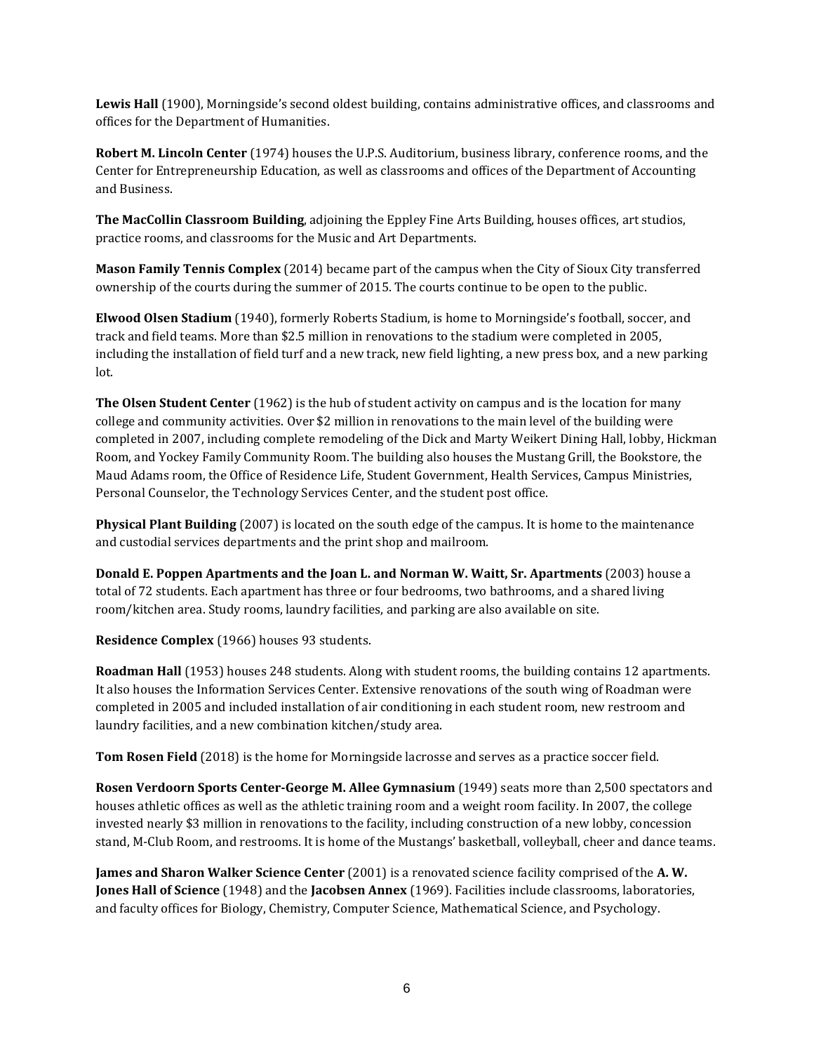**Lewis Hall** (1900), Morningside's second oldest building, contains administrative offices, and classrooms and offices for the Department of Humanities.

**Robert M. Lincoln Center** (1974) houses the U.P.S. Auditorium, business library, conference rooms, and the Center for Entrepreneurship Education, as well as classrooms and offices of the Department of Accounting and Business.

**The MacCollin Classroom Building**, adjoining the Eppley Fine Arts Building, houses offices, art studios, practice rooms, and classrooms for the Music and Art Departments.

**Mason Family Tennis Complex** (2014) became part of the campus when the City of Sioux City transferred ownership of the courts during the summer of 2015. The courts continue to be open to the public.

**Elwood Olsen Stadium** (1940), formerly Roberts Stadium, is home to Morningside's football, soccer, and track and field teams. More than $2.5 million in renovations to the stadium were completed in 2005, including the installation of field turf and a new track, new field lighting, a new press box, and a new parking lot.

**The Olsen Student Center** (1962) is the hub of student activity on campus and is the location for many college and community activities. Over $2 million in renovations to the main level of the building were completed in 2007, including complete remodeling of the Dick and Marty Weikert Dining Hall, lobby, Hickman Room, and Yockey Family Community Room. The building also houses the Mustang Grill, the Bookstore, the Maud Adams room, the Office of Residence Life, Student Government, Health Services, Campus Ministries, Personal Counselor, the Technology Services Center, and the student post office.

**Physical Plant Building** (2007) is located on the south edge of the campus. It is home to the maintenance and custodial services departments and the print shop and mailroom.

**Donald E. Poppen Apartments and the Joan L. and Norman W. Waitt, Sr. Apartments** (2003) house a total of 72 students. Each apartment has three or four bedrooms, two bathrooms, and a shared living room/kitchen area. Study rooms, laundry facilities, and parking are also available on site.

**Residence Complex** (1966) houses 93 students.

**Roadman Hall** (1953) houses 248 students. Along with student rooms, the building contains 12 apartments. It also houses the Information Services Center. Extensive renovations of the south wing of Roadman were completed in 2005 and included installation of air conditioning in each student room, new restroom and laundry facilities, and a new combination kitchen/study area.

**Tom Rosen Field** (2018) is the home for Morningside lacrosse and serves as a practice soccer field.

**Rosen Verdoorn Sports Center-George M. Allee Gymnasium** (1949) seats more than 2,500 spectators and houses athletic offices as well as the athletic training room and a weight room facility. In 2007, the college invested nearly $3 million in renovations to the facility, including construction of a new lobby, concession stand, M-Club Room, and restrooms. It is home of the Mustangs' basketball, volleyball, cheer and dance teams.

**James and Sharon Walker Science Center** (2001) is a renovated science facility comprised of the **A. W. Jones Hall of Science** (1948) and the **Jacobsen Annex** (1969). Facilities include classrooms, laboratories, and faculty offices for Biology, Chemistry, Computer Science, Mathematical Science, and Psychology.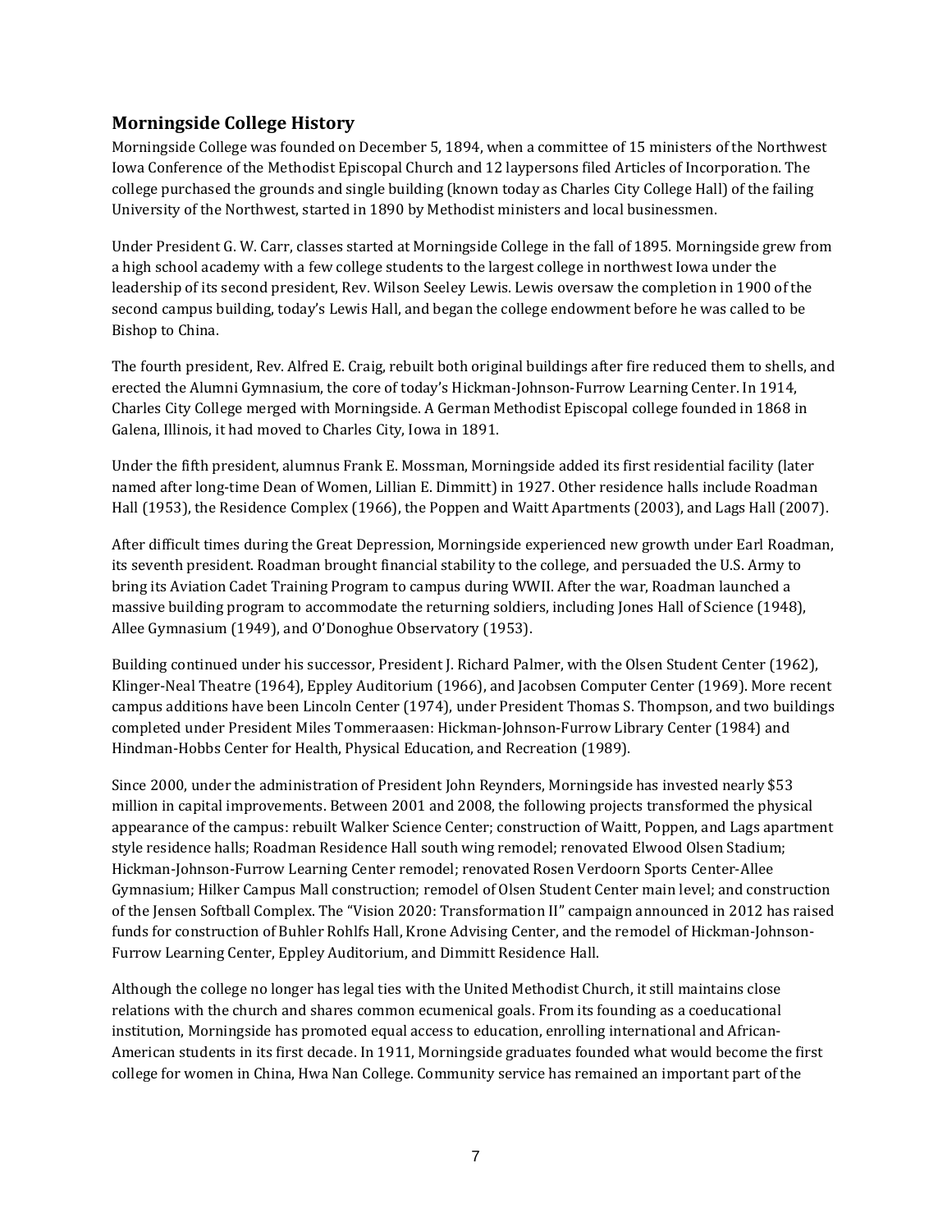## Morningside College History

Morningside College was founded on December 5, 1894, when a committee of 15 ministers of the Northwest Iowa Conference of the Methodist Episcopal Church and 12 laypersons filed Articles of Incorporation. The college purchased the grounds and single building (known today as Charles City College Hall) of the failing University of the Northwest, started in 1890 by Methodist ministers and local businessmen.

Under President G. W. Carr, classes started at Morningside College in the fall of 1895. Morningside grew from a high school academy with a few college students to the largest college in northwest Iowa under the leadership of its second president, Rev. Wilson Seeley Lewis. Lewis oversaw the completion in 1900 of the second campus building, today's Lewis Hall, and began the college endowment before he was called to be Bishop to China.

The fourth president, Rev. Alfred E. Craig, rebuilt both original buildings after fire reduced them to shells, and erected the Alumni Gymnasium, the core of today's Hickman-Johnson-Furrow Learning Center. In 1914, Charles City College merged with Morningside. A German Methodist Episcopal college founded in 1868 in Galena, Illinois, it had moved to Charles City, Iowa in 1891.

Under the fifth president, alumnus Frank E. Mossman, Morningside added its first residential facility (later named after long-time Dean of Women, Lillian E. Dimmitt) in 1927. Other residence halls include Roadman Hall (1953), the Residence Complex (1966), the Poppen and Waitt Apartments (2003), and Lags Hall (2007).

After difficult times during the Great Depression, Morningside experienced new growth under Earl Roadman, its seventh president. Roadman brought financial stability to the college, and persuaded the U.S. Army to bring its Aviation Cadet Training Program to campus during WWII. After the war, Roadman launched a massive building program to accommodate the returning soldiers, including Jones Hall of Science (1948), Allee Gymnasium (1949), and O'Donoghue Observatory (1953).

Building continued under his successor, President J. Richard Palmer, with the Olsen Student Center (1962), Klinger-Neal Theatre (1964), Eppley Auditorium (1966), and Jacobsen Computer Center (1969). More recent campus additions have been Lincoln Center (1974), under President Thomas S. Thompson, and two buildings completed under President Miles Tommeraasen: Hickman-Johnson-Furrow Library Center (1984) and Hindman-Hobbs Center for Health, Physical Education, and Recreation (1989).

Since 2000, under the administration of President John Reynders, Morningside has invested nearly $53 million in capital improvements. Between 2001 and 2008, the following projects transformed the physical appearance of the campus: rebuilt Walker Science Center; construction of Waitt, Poppen, and Lags apartment style residence halls; Roadman Residence Hall south wing remodel; renovated Elwood Olsen Stadium; Hickman-Johnson-Furrow Learning Center remodel; renovated Rosen Verdoorn Sports Center-Allee Gymnasium; Hilker Campus Mall construction; remodel of Olsen Student Center main level; and construction of the Jensen Softball Complex. The "Vision 2020: Transformation II" campaign announced in 2012 has raised funds for construction of Buhler Rohlfs Hall, Krone Advising Center, and the remodel of Hickman-Johnson-Furrow Learning Center, Eppley Auditorium, and Dimmitt Residence Hall.

Although the college no longer has legal ties with the United Methodist Church, it still maintains close relations with the church and shares common ecumenical goals. From its founding as a coeducational institution, Morningside has promoted equal access to education, enrolling international and African-American students in its first decade. In 1911, Morningside graduates founded what would become the first college for women in China, Hwa Nan College. Community service has remained an important part of the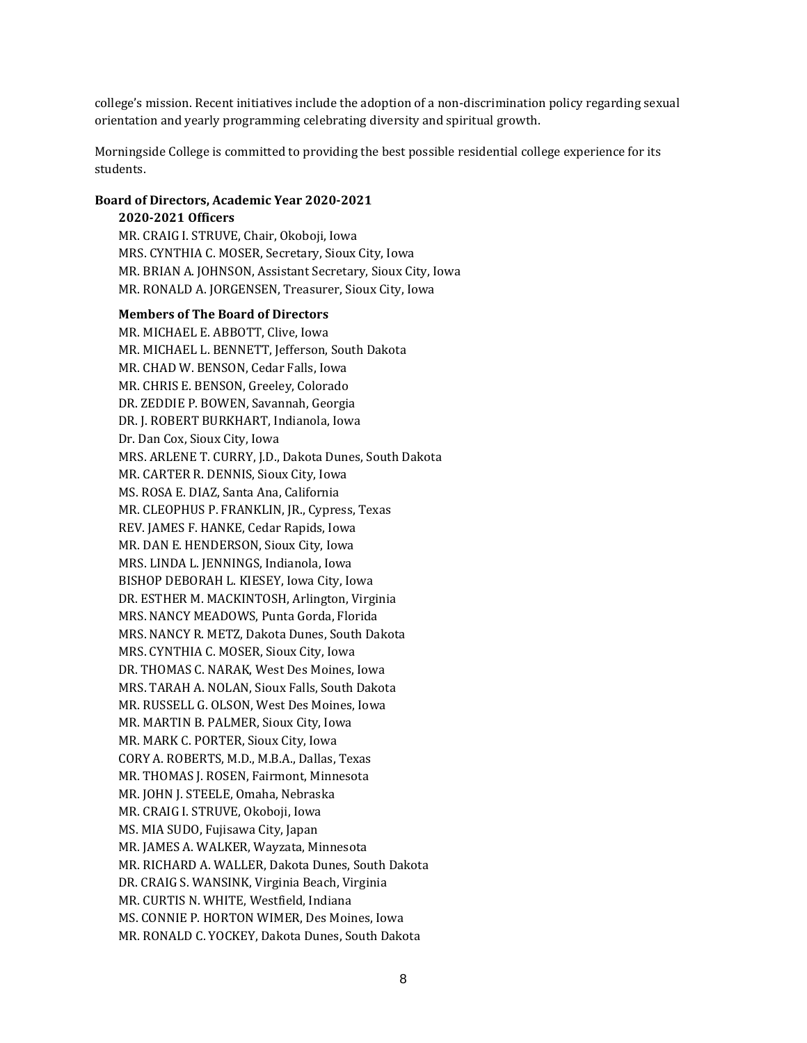college's mission. Recent initiatives include the adoption of a non-discrimination policy regarding sexual orientation and yearly programming celebrating diversity and spiritual growth.

Morningside College is committed to providing the best possible residential college experience for its students.

**Board of Directors, Academic Year 2020-2021**

**2020-2021 Officers**

MR. CRAIG I. STRUVE, Chair, Okoboji, Iowa
MRS. CYNTHIA C. MOSER, Secretary, Sioux City, Iowa
MR. BRIAN A. JOHNSON, Assistant Secretary, Sioux City, Iowa
MR. RONALD A. JORGENSEN, Treasurer, Sioux City, Iowa

**Members of The Board of Directors**

MR. MICHAEL E. ABBOTT, Clive, Iowa
MR. MICHAEL L. BENNETT, Jefferson, South Dakota
MR. CHAD W. BENSON, Cedar Falls, Iowa
MR. CHRIS E. BENSON, Greeley, Colorado
DR. ZEDDIE P. BOWEN, Savannah, Georgia
DR. J. ROBERT BURKHART, Indianola, Iowa
Dr. Dan Cox, Sioux City, Iowa
MRS. ARLENE T. CURRY, J.D., Dakota Dunes, South Dakota
MR. CARTER R. DENNIS, Sioux City, Iowa
MS. ROSA E. DIAZ, Santa Ana, California
MR. CLEOPHUS P. FRANKLIN, JR., Cypress, Texas
REV. JAMES F. HANKE, Cedar Rapids, Iowa
MR. DAN E. HENDERSON, Sioux City, Iowa
MRS. LINDA L. JENNINGS, Indianola, Iowa
BISHOP DEBORAH L. KIESEY, Iowa City, Iowa
DR. ESTHER M. MACKINTOSH, Arlington, Virginia
MRS. NANCY MEADOWS, Punta Gorda, Florida
MRS. NANCY R. METZ, Dakota Dunes, South Dakota
MRS. CYNTHIA C. MOSER, Sioux City, Iowa
DR. THOMAS C. NARAK, West Des Moines, Iowa
MRS. TARAH A. NOLAN, Sioux Falls, South Dakota
MR. RUSSELL G. OLSON, West Des Moines, Iowa
MR. MARTIN B. PALMER, Sioux City, Iowa
MR. MARK C. PORTER, Sioux City, Iowa
CORY A. ROBERTS, M.D., M.B.A., Dallas, Texas
MR. THOMAS J. ROSEN, Fairmont, Minnesota
MR. JOHN J. STEELE, Omaha, Nebraska
MR. CRAIG I. STRUVE, Okoboji, Iowa
MS. MIA SUDO, Fujisawa City, Japan
MR. JAMES A. WALKER, Wayzata, Minnesota
MR. RICHARD A. WALLER, Dakota Dunes, South Dakota
DR. CRAIG S. WANSINK, Virginia Beach, Virginia
MR. CURTIS N. WHITE, Westfield, Indiana
MS. CONNIE P. HORTON WIMER, Des Moines, Iowa
MR. RONALD C. YOCKEY, Dakota Dunes, South Dakota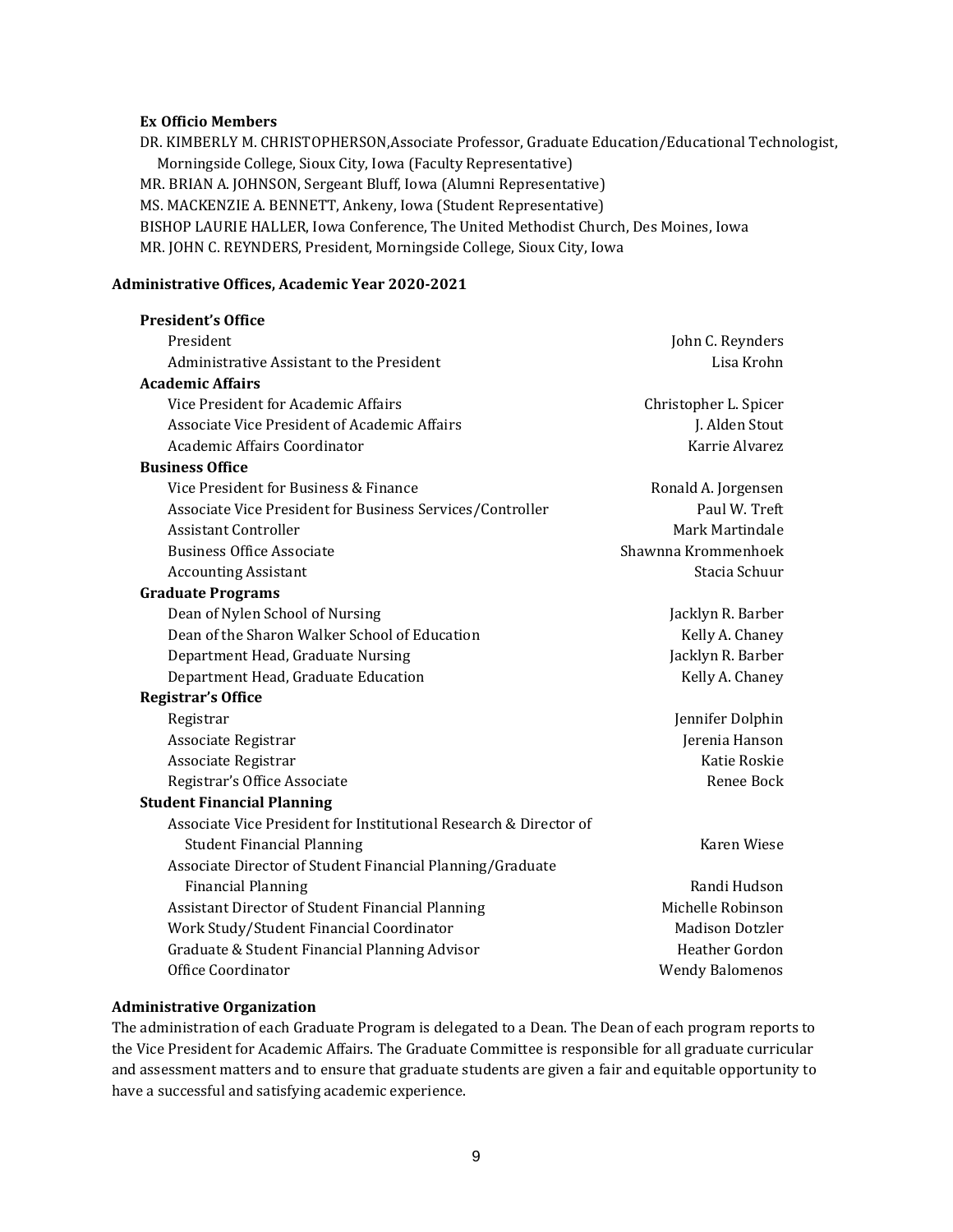**Ex Officio Members**

DR. KIMBERLY M. CHRISTOPHERSON,Associate Professor, Graduate Education/Educational Technologist, Morningside College, Sioux City, Iowa (Faculty Representative)
MR. BRIAN A. JOHNSON, Sergeant Bluff, Iowa (Alumni Representative)
MS. MACKENZIE A. BENNETT, Ankeny, Iowa (Student Representative)
BISHOP LAURIE HALLER, Iowa Conference, The United Methodist Church, Des Moines, Iowa
MR. JOHN C. REYNDERS, President, Morningside College, Sioux City, Iowa

### Administrative Offices, Academic Year 2020-2021

| Office / Position | Name |
|---|---|
| **President's Office** | |
| President | John C. Reynders |
| Administrative Assistant to the President | Lisa Krohn |
| **Academic Affairs** | |
| Vice President for Academic Affairs | Christopher L. Spicer |
| Associate Vice President of Academic Affairs | J. Alden Stout |
| Academic Affairs Coordinator | Karrie Alvarez |
| **Business Office** | |
| Vice President for Business & Finance | Ronald A. Jorgensen |
| Associate Vice President for Business Services/Controller | Paul W. Treft |
| Assistant Controller | Mark Martindale |
| Business Office Associate | Shawnna Krommenhoek |
| Accounting Assistant | Stacia Schuur |
| **Graduate Programs** | |
| Dean of Nylen School of Nursing | Jacklyn R. Barber |
| Dean of the Sharon Walker School of Education | Kelly A. Chaney |
| Department Head, Graduate Nursing | Jacklyn R. Barber |
| Department Head, Graduate Education | Kelly A. Chaney |
| **Registrar's Office** | |
| Registrar | Jennifer Dolphin |
| Associate Registrar | Jerenia Hanson |
| Associate Registrar | Katie Roskie |
| Registrar's Office Associate | Renee Bock |
| **Student Financial Planning** | |
| Associate Vice President for Institutional Research & Director of Student Financial Planning | Karen Wiese |
| Associate Director of Student Financial Planning/Graduate Financial Planning | Randi Hudson |
| Assistant Director of Student Financial Planning | Michelle Robinson |
| Work Study/Student Financial Coordinator | Madison Dotzler |
| Graduate & Student Financial Planning Advisor | Heather Gordon |
| Office Coordinator | Wendy Balomenos |

### Administrative Organization

The administration of each Graduate Program is delegated to a Dean. The Dean of each program reports to the Vice President for Academic Affairs. The Graduate Committee is responsible for all graduate curricular and assessment matters and to ensure that graduate students are given a fair and equitable opportunity to have a successful and satisfying academic experience.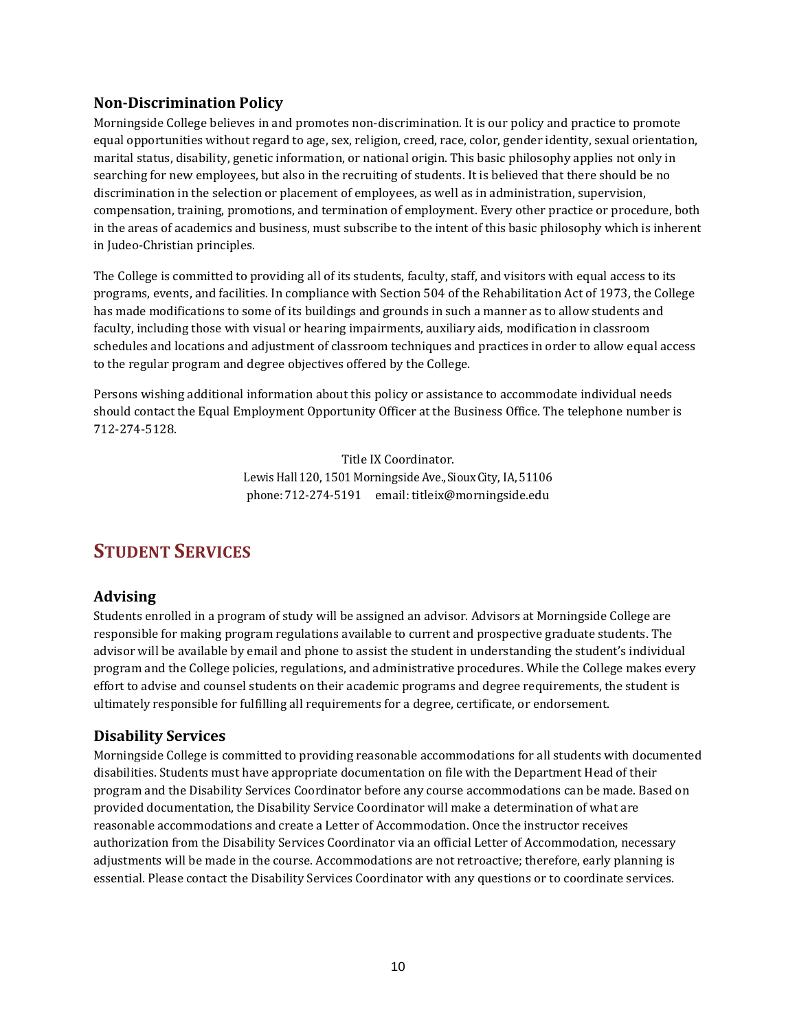## Non-Discrimination Policy

Morningside College believes in and promotes non-discrimination. It is our policy and practice to promote equal opportunities without regard to age, sex, religion, creed, race, color, gender identity, sexual orientation, marital status, disability, genetic information, or national origin. This basic philosophy applies not only in searching for new employees, but also in the recruiting of students. It is believed that there should be no discrimination in the selection or placement of employees, as well as in administration, supervision, compensation, training, promotions, and termination of employment. Every other practice or procedure, both in the areas of academics and business, must subscribe to the intent of this basic philosophy which is inherent in Judeo-Christian principles.

The College is committed to providing all of its students, faculty, staff, and visitors with equal access to its programs, events, and facilities. In compliance with Section 504 of the Rehabilitation Act of 1973, the College has made modifications to some of its buildings and grounds in such a manner as to allow students and faculty, including those with visual or hearing impairments, auxiliary aids, modification in classroom schedules and locations and adjustment of classroom techniques and practices in order to allow equal access to the regular program and degree objectives offered by the College.

Persons wishing additional information about this policy or assistance to accommodate individual needs should contact the Equal Employment Opportunity Officer at the Business Office. The telephone number is 712-274-5128.

Title IX Coordinator.
Lewis Hall 120, 1501 Morningside Ave., Sioux City, IA, 51106
phone: 712-274-5191 email: titleix@morningside.edu

# STUDENT SERVICES

## Advising

Students enrolled in a program of study will be assigned an advisor. Advisors at Morningside College are responsible for making program regulations available to current and prospective graduate students. The advisor will be available by email and phone to assist the student in understanding the student's individual program and the College policies, regulations, and administrative procedures. While the College makes every effort to advise and counsel students on their academic programs and degree requirements, the student is ultimately responsible for fulfilling all requirements for a degree, certificate, or endorsement.

## Disability Services

Morningside College is committed to providing reasonable accommodations for all students with documented disabilities. Students must have appropriate documentation on file with the Department Head of their program and the Disability Services Coordinator before any course accommodations can be made. Based on provided documentation, the Disability Service Coordinator will make a determination of what are reasonable accommodations and create a Letter of Accommodation. Once the instructor receives authorization from the Disability Services Coordinator via an official Letter of Accommodation, necessary adjustments will be made in the course. Accommodations are not retroactive; therefore, early planning is essential. Please contact the Disability Services Coordinator with any questions or to coordinate services.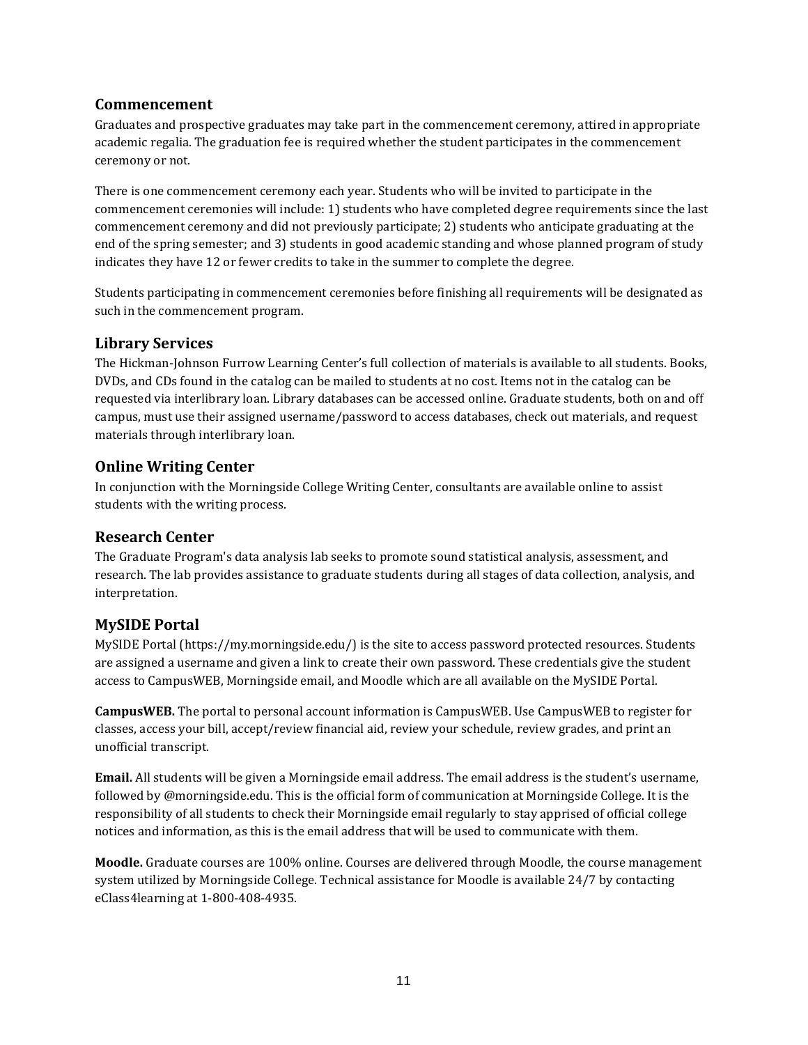## Commencement

Graduates and prospective graduates may take part in the commencement ceremony, attired in appropriate academic regalia. The graduation fee is required whether the student participates in the commencement ceremony or not.

There is one commencement ceremony each year. Students who will be invited to participate in the commencement ceremonies will include: 1) students who have completed degree requirements since the last commencement ceremony and did not previously participate; 2) students who anticipate graduating at the end of the spring semester; and 3) students in good academic standing and whose planned program of study indicates they have 12 or fewer credits to take in the summer to complete the degree.

Students participating in commencement ceremonies before finishing all requirements will be designated as such in the commencement program.

## Library Services

The Hickman-Johnson Furrow Learning Center's full collection of materials is available to all students. Books, DVDs, and CDs found in the catalog can be mailed to students at no cost. Items not in the catalog can be requested via interlibrary loan. Library databases can be accessed online. Graduate students, both on and off campus, must use their assigned username/password to access databases, check out materials, and request materials through interlibrary loan.

## Online Writing Center

In conjunction with the Morningside College Writing Center, consultants are available online to assist students with the writing process.

## Research Center

The Graduate Program's data analysis lab seeks to promote sound statistical analysis, assessment, and research. The lab provides assistance to graduate students during all stages of data collection, analysis, and interpretation.

## MySIDE Portal

MySIDE Portal (https://my.morningside.edu/) is the site to access password protected resources. Students are assigned a username and given a link to create their own password. These credentials give the student access to CampusWEB, Morningside email, and Moodle which are all available on the MySIDE Portal.

**CampusWEB.** The portal to personal account information is CampusWEB. Use CampusWEB to register for classes, access your bill, accept/review financial aid, review your schedule, review grades, and print an unofficial transcript.

**Email.** All students will be given a Morningside email address. The email address is the student's username, followed by @morningside.edu. This is the official form of communication at Morningside College. It is the responsibility of all students to check their Morningside email regularly to stay apprised of official college notices and information, as this is the email address that will be used to communicate with them.

**Moodle.** Graduate courses are 100% online. Courses are delivered through Moodle, the course management system utilized by Morningside College. Technical assistance for Moodle is available 24/7 by contacting eClass4learning at 1-800-408-4935.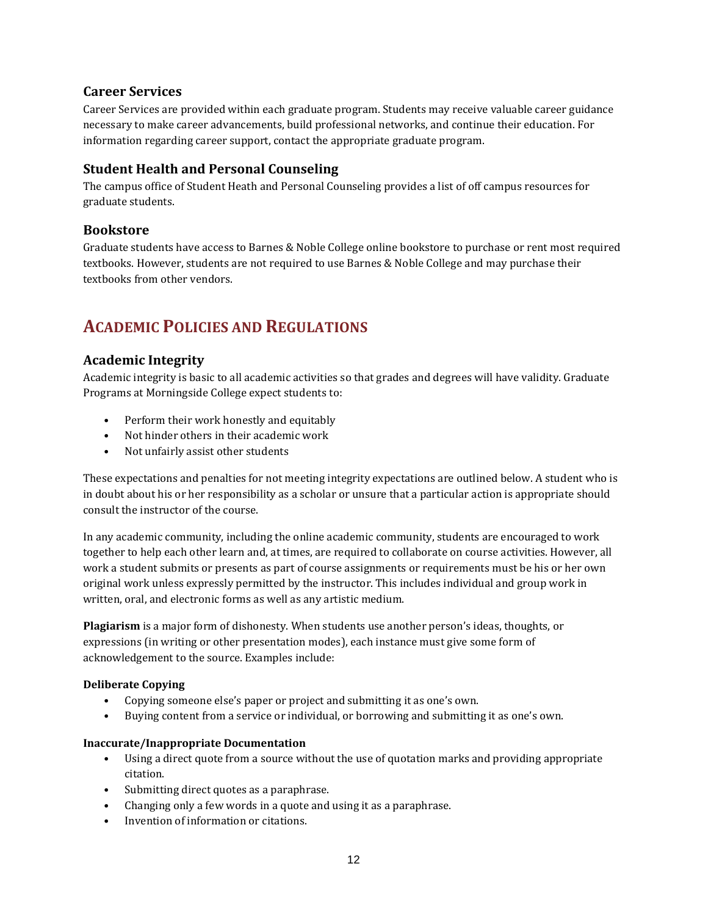## Career Services

Career Services are provided within each graduate program. Students may receive valuable career guidance necessary to make career advancements, build professional networks, and continue their education. For information regarding career support, contact the appropriate graduate program.

## Student Health and Personal Counseling

The campus office of Student Heath and Personal Counseling provides a list of off campus resources for graduate students.

## Bookstore

Graduate students have access to Barnes & Noble College online bookstore to purchase or rent most required textbooks. However, students are not required to use Barnes & Noble College and may purchase their textbooks from other vendors.

# Academic Policies and Regulations

## Academic Integrity

Academic integrity is basic to all academic activities so that grades and degrees will have validity. Graduate Programs at Morningside College expect students to:

- Perform their work honestly and equitably
- Not hinder others in their academic work
- Not unfairly assist other students

These expectations and penalties for not meeting integrity expectations are outlined below. A student who is in doubt about his or her responsibility as a scholar or unsure that a particular action is appropriate should consult the instructor of the course.

In any academic community, including the online academic community, students are encouraged to work together to help each other learn and, at times, are required to collaborate on course activities. However, all work a student submits or presents as part of course assignments or requirements must be his or her own original work unless expressly permitted by the instructor. This includes individual and group work in written, oral, and electronic forms as well as any artistic medium.

**Plagiarism** is a major form of dishonesty. When students use another person's ideas, thoughts, or expressions (in writing or other presentation modes), each instance must give some form of acknowledgement to the source. Examples include:

**Deliberate Copying**

- Copying someone else's paper or project and submitting it as one's own.
- Buying content from a service or individual, or borrowing and submitting it as one's own.

**Inaccurate/Inappropriate Documentation**

- Using a direct quote from a source without the use of quotation marks and providing appropriate citation.
- Submitting direct quotes as a paraphrase.
- Changing only a few words in a quote and using it as a paraphrase.
- Invention of information or citations.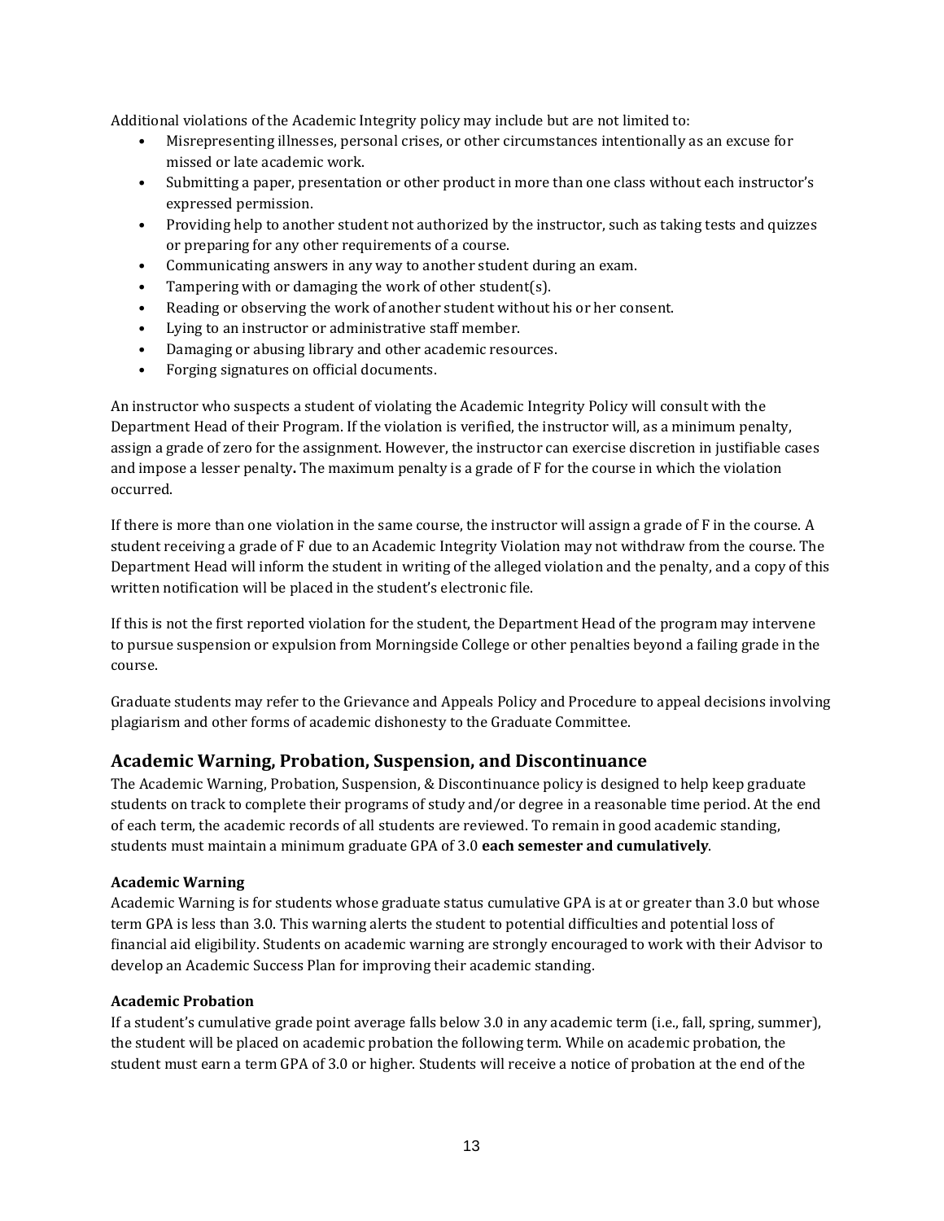Additional violations of the Academic Integrity policy may include but are not limited to:

- Misrepresenting illnesses, personal crises, or other circumstances intentionally as an excuse for missed or late academic work.
- Submitting a paper, presentation or other product in more than one class without each instructor's expressed permission.
- Providing help to another student not authorized by the instructor, such as taking tests and quizzes or preparing for any other requirements of a course.
- Communicating answers in any way to another student during an exam.
- Tampering with or damaging the work of other student(s).
- Reading or observing the work of another student without his or her consent.
- Lying to an instructor or administrative staff member.
- Damaging or abusing library and other academic resources.
- Forging signatures on official documents.

An instructor who suspects a student of violating the Academic Integrity Policy will consult with the Department Head of their Program. If the violation is verified, the instructor will, as a minimum penalty, assign a grade of zero for the assignment. However, the instructor can exercise discretion in justifiable cases and impose a lesser penalty**.** The maximum penalty is a grade of F for the course in which the violation occurred.

If there is more than one violation in the same course, the instructor will assign a grade of F in the course. A student receiving a grade of F due to an Academic Integrity Violation may not withdraw from the course. The Department Head will inform the student in writing of the alleged violation and the penalty, and a copy of this written notification will be placed in the student's electronic file.

If this is not the first reported violation for the student, the Department Head of the program may intervene to pursue suspension or expulsion from Morningside College or other penalties beyond a failing grade in the course.

Graduate students may refer to the Grievance and Appeals Policy and Procedure to appeal decisions involving plagiarism and other forms of academic dishonesty to the Graduate Committee.

## Academic Warning, Probation, Suspension, and Discontinuance

The Academic Warning, Probation, Suspension, & Discontinuance policy is designed to help keep graduate students on track to complete their programs of study and/or degree in a reasonable time period. At the end of each term, the academic records of all students are reviewed. To remain in good academic standing, students must maintain a minimum graduate GPA of 3.0 **each semester and cumulatively**.

### Academic Warning

Academic Warning is for students whose graduate status cumulative GPA is at or greater than 3.0 but whose term GPA is less than 3.0. This warning alerts the student to potential difficulties and potential loss of financial aid eligibility. Students on academic warning are strongly encouraged to work with their Advisor to develop an Academic Success Plan for improving their academic standing.

### Academic Probation

If a student's cumulative grade point average falls below 3.0 in any academic term (i.e., fall, spring, summer), the student will be placed on academic probation the following term. While on academic probation, the student must earn a term GPA of 3.0 or higher. Students will receive a notice of probation at the end of the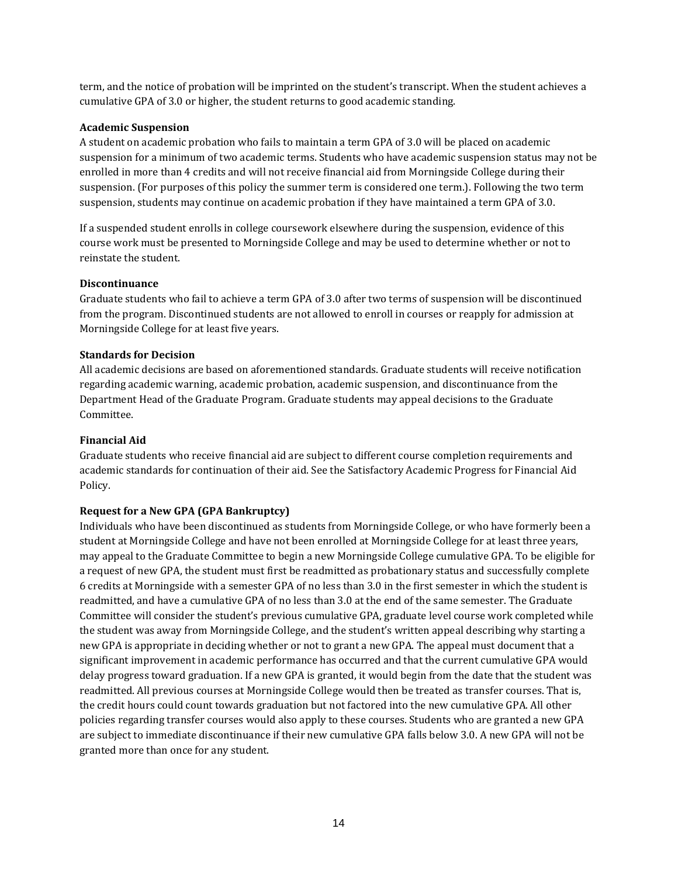term, and the notice of probation will be imprinted on the student's transcript. When the student achieves a cumulative GPA of 3.0 or higher, the student returns to good academic standing.

**Academic Suspension**

A student on academic probation who fails to maintain a term GPA of 3.0 will be placed on academic suspension for a minimum of two academic terms. Students who have academic suspension status may not be enrolled in more than 4 credits and will not receive financial aid from Morningside College during their suspension. (For purposes of this policy the summer term is considered one term.). Following the two term suspension, students may continue on academic probation if they have maintained a term GPA of 3.0.

If a suspended student enrolls in college coursework elsewhere during the suspension, evidence of this course work must be presented to Morningside College and may be used to determine whether or not to reinstate the student.

**Discontinuance**

Graduate students who fail to achieve a term GPA of 3.0 after two terms of suspension will be discontinued from the program. Discontinued students are not allowed to enroll in courses or reapply for admission at Morningside College for at least five years.

**Standards for Decision**

All academic decisions are based on aforementioned standards. Graduate students will receive notification regarding academic warning, academic probation, academic suspension, and discontinuance from the Department Head of the Graduate Program. Graduate students may appeal decisions to the Graduate Committee.

**Financial Aid**

Graduate students who receive financial aid are subject to different course completion requirements and academic standards for continuation of their aid. See the Satisfactory Academic Progress for Financial Aid Policy.

**Request for a New GPA (GPA Bankruptcy)**

Individuals who have been discontinued as students from Morningside College, or who have formerly been a student at Morningside College and have not been enrolled at Morningside College for at least three years, may appeal to the Graduate Committee to begin a new Morningside College cumulative GPA. To be eligible for a request of new GPA, the student must first be readmitted as probationary status and successfully complete 6 credits at Morningside with a semester GPA of no less than 3.0 in the first semester in which the student is readmitted, and have a cumulative GPA of no less than 3.0 at the end of the same semester. The Graduate Committee will consider the student's previous cumulative GPA, graduate level course work completed while the student was away from Morningside College, and the student's written appeal describing why starting a new GPA is appropriate in deciding whether or not to grant a new GPA. The appeal must document that a significant improvement in academic performance has occurred and that the current cumulative GPA would delay progress toward graduation. If a new GPA is granted, it would begin from the date that the student was readmitted. All previous courses at Morningside College would then be treated as transfer courses. That is, the credit hours could count towards graduation but not factored into the new cumulative GPA. All other policies regarding transfer courses would also apply to these courses. Students who are granted a new GPA are subject to immediate discontinuance if their new cumulative GPA falls below 3.0. A new GPA will not be granted more than once for any student.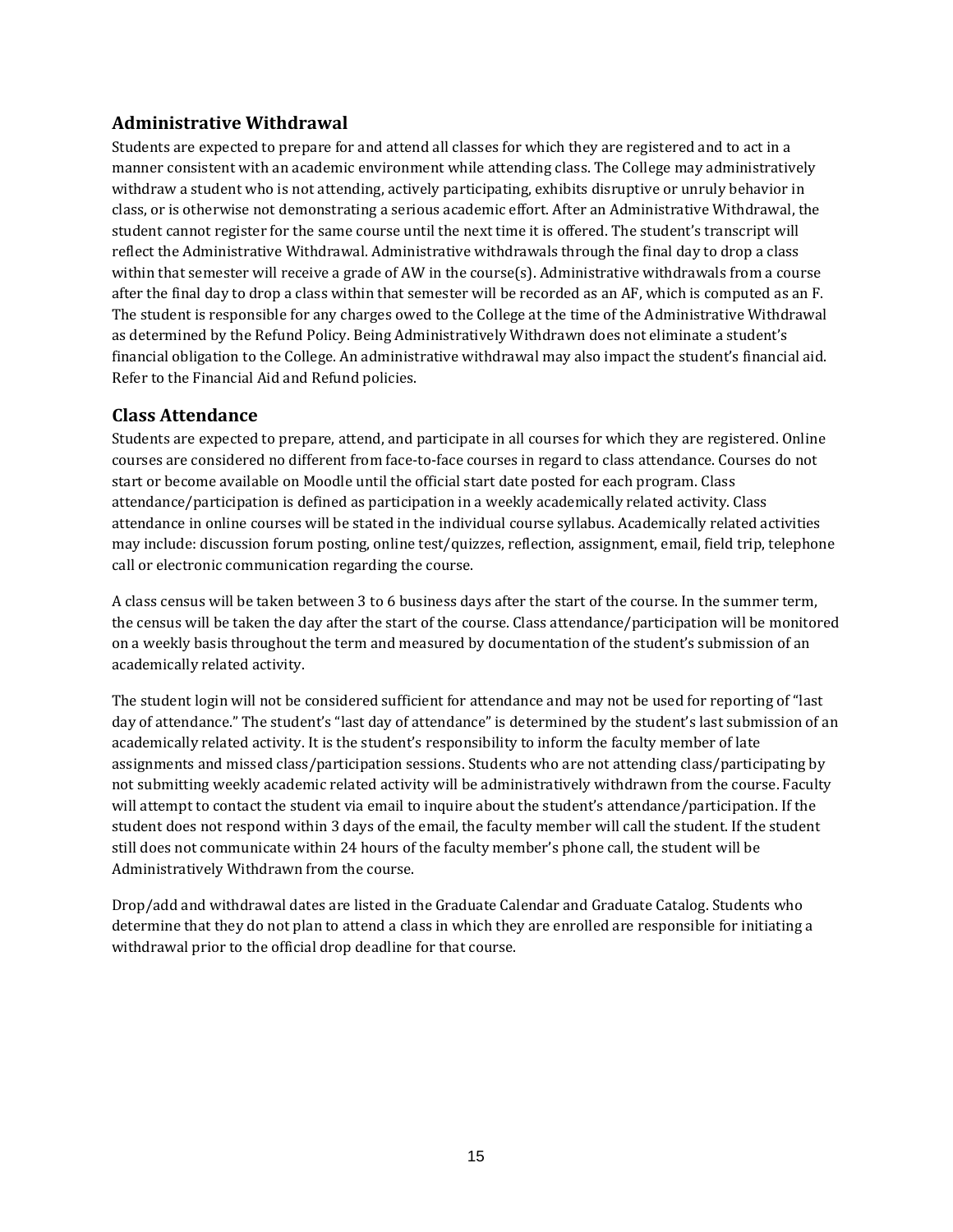## Administrative Withdrawal

Students are expected to prepare for and attend all classes for which they are registered and to act in a manner consistent with an academic environment while attending class. The College may administratively withdraw a student who is not attending, actively participating, exhibits disruptive or unruly behavior in class, or is otherwise not demonstrating a serious academic effort. After an Administrative Withdrawal, the student cannot register for the same course until the next time it is offered. The student's transcript will reflect the Administrative Withdrawal. Administrative withdrawals through the final day to drop a class within that semester will receive a grade of AW in the course(s). Administrative withdrawals from a course after the final day to drop a class within that semester will be recorded as an AF, which is computed as an F. The student is responsible for any charges owed to the College at the time of the Administrative Withdrawal as determined by the Refund Policy. Being Administratively Withdrawn does not eliminate a student's financial obligation to the College. An administrative withdrawal may also impact the student's financial aid. Refer to the Financial Aid and Refund policies.

## Class Attendance

Students are expected to prepare, attend, and participate in all courses for which they are registered. Online courses are considered no different from face-to-face courses in regard to class attendance. Courses do not start or become available on Moodle until the official start date posted for each program. Class attendance/participation is defined as participation in a weekly academically related activity. Class attendance in online courses will be stated in the individual course syllabus. Academically related activities may include: discussion forum posting, online test/quizzes, reflection, assignment, email, field trip, telephone call or electronic communication regarding the course.

A class census will be taken between 3 to 6 business days after the start of the course. In the summer term, the census will be taken the day after the start of the course. Class attendance/participation will be monitored on a weekly basis throughout the term and measured by documentation of the student's submission of an academically related activity.

The student login will not be considered sufficient for attendance and may not be used for reporting of "last day of attendance." The student's "last day of attendance" is determined by the student's last submission of an academically related activity. It is the student's responsibility to inform the faculty member of late assignments and missed class/participation sessions. Students who are not attending class/participating by not submitting weekly academic related activity will be administratively withdrawn from the course. Faculty will attempt to contact the student via email to inquire about the student's attendance/participation. If the student does not respond within 3 days of the email, the faculty member will call the student. If the student still does not communicate within 24 hours of the faculty member's phone call, the student will be Administratively Withdrawn from the course.

Drop/add and withdrawal dates are listed in the Graduate Calendar and Graduate Catalog. Students who determine that they do not plan to attend a class in which they are enrolled are responsible for initiating a withdrawal prior to the official drop deadline for that course.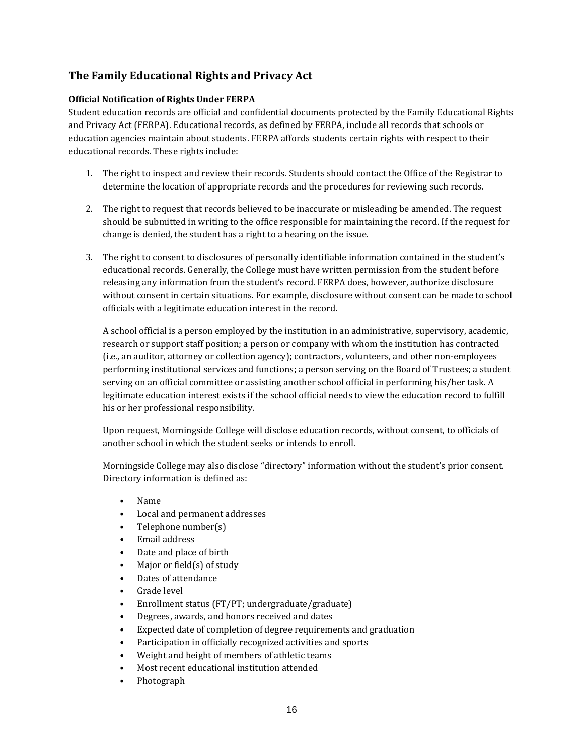## The Family Educational Rights and Privacy Act

### Official Notification of Rights Under FERPA

Student education records are official and confidential documents protected by the Family Educational Rights and Privacy Act (FERPA). Educational records, as defined by FERPA, include all records that schools or education agencies maintain about students. FERPA affords students certain rights with respect to their educational records. These rights include:

1. The right to inspect and review their records. Students should contact the Office of the Registrar to determine the location of appropriate records and the procedures for reviewing such records.

2. The right to request that records believed to be inaccurate or misleading be amended. The request should be submitted in writing to the office responsible for maintaining the record. If the request for change is denied, the student has a right to a hearing on the issue.

3. The right to consent to disclosures of personally identifiable information contained in the student's educational records. Generally, the College must have written permission from the student before releasing any information from the student's record. FERPA does, however, authorize disclosure without consent in certain situations. For example, disclosure without consent can be made to school officials with a legitimate education interest in the record.

   A school official is a person employed by the institution in an administrative, supervisory, academic, research or support staff position; a person or company with whom the institution has contracted (i.e., an auditor, attorney or collection agency); contractors, volunteers, and other non-employees performing institutional services and functions; a person serving on the Board of Trustees; a student serving on an official committee or assisting another school official in performing his/her task. A legitimate education interest exists if the school official needs to view the education record to fulfill his or her professional responsibility.

   Upon request, Morningside College will disclose education records, without consent, to officials of another school in which the student seeks or intends to enroll.

   Morningside College may also disclose "directory" information without the student's prior consent. Directory information is defined as:

   - Name
   - Local and permanent addresses
   - Telephone number(s)
   - Email address
   - Date and place of birth
   - Major or field(s) of study
   - Dates of attendance
   - Grade level
   - Enrollment status (FT/PT; undergraduate/graduate)
   - Degrees, awards, and honors received and dates
   - Expected date of completion of degree requirements and graduation
   - Participation in officially recognized activities and sports
   - Weight and height of members of athletic teams
   - Most recent educational institution attended
   - Photograph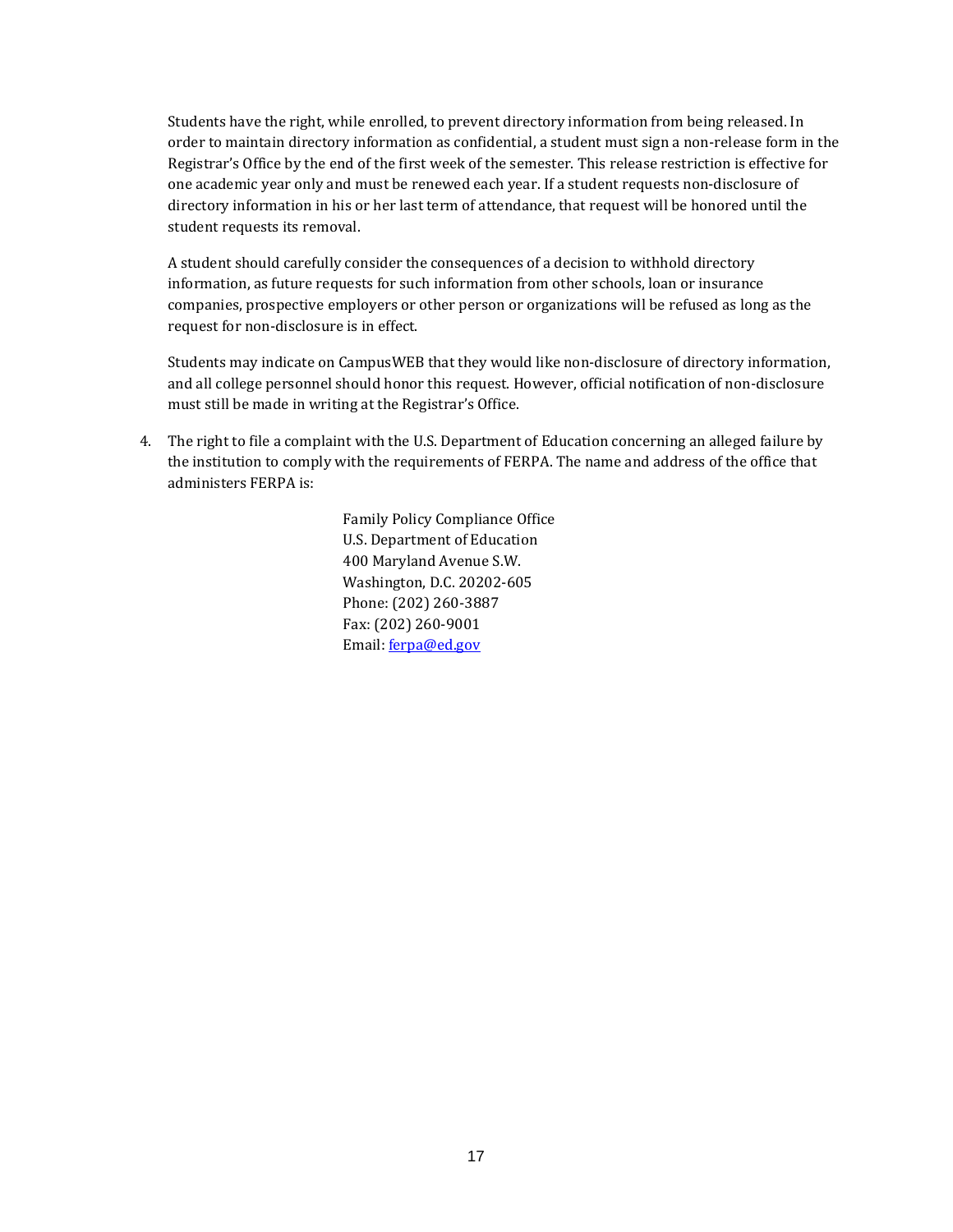Students have the right, while enrolled, to prevent directory information from being released. In order to maintain directory information as confidential, a student must sign a non-release form in the Registrar's Office by the end of the first week of the semester. This release restriction is effective for one academic year only and must be renewed each year. If a student requests non-disclosure of directory information in his or her last term of attendance, that request will be honored until the student requests its removal.

A student should carefully consider the consequences of a decision to withhold directory information, as future requests for such information from other schools, loan or insurance companies, prospective employers or other person or organizations will be refused as long as the request for non-disclosure is in effect.

Students may indicate on CampusWEB that they would like non-disclosure of directory information, and all college personnel should honor this request. However, official notification of non-disclosure must still be made in writing at the Registrar's Office.

4. The right to file a complaint with the U.S. Department of Education concerning an alleged failure by the institution to comply with the requirements of FERPA. The name and address of the office that administers FERPA is:

   Family Policy Compliance Office
   U.S. Department of Education
   400 Maryland Avenue S.W.
   Washington, D.C. 20202-605
   Phone: (202) 260-3887
   Fax: (202) 260-9001
   Email: ferpa@ed.gov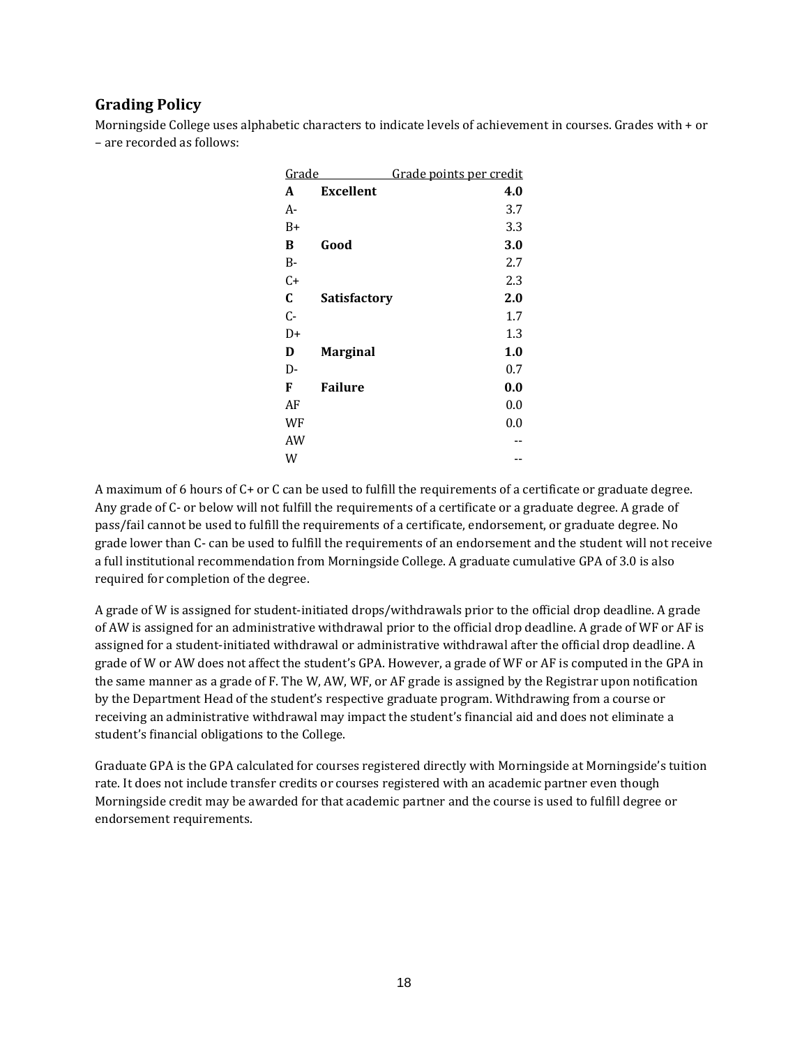## Grading Policy

Morningside College uses alphabetic characters to indicate levels of achievement in courses. Grades with + or – are recorded as follows:

| Grade | | Grade points per credit |
|---|---|---|
| **A** | **Excellent** | **4.0** |
| A- | | 3.7 |
| B+ | | 3.3 |
| **B** | **Good** | **3.0** |
| B- | | 2.7 |
| C+ | | 2.3 |
| **C** | **Satisfactory** | **2.0** |
| C- | | 1.7 |
| D+ | | 1.3 |
| **D** | **Marginal** | **1.0** |
| D- | | 0.7 |
| **F** | **Failure** | **0.0** |
| AF | | 0.0 |
| WF | | 0.0 |
| AW | | -- |
| W | | -- |

A maximum of 6 hours of C+ or C can be used to fulfill the requirements of a certificate or graduate degree. Any grade of C- or below will not fulfill the requirements of a certificate or a graduate degree. A grade of pass/fail cannot be used to fulfill the requirements of a certificate, endorsement, or graduate degree. No grade lower than C- can be used to fulfill the requirements of an endorsement and the student will not receive a full institutional recommendation from Morningside College. A graduate cumulative GPA of 3.0 is also required for completion of the degree.

A grade of W is assigned for student-initiated drops/withdrawals prior to the official drop deadline. A grade of AW is assigned for an administrative withdrawal prior to the official drop deadline. A grade of WF or AF is assigned for a student-initiated withdrawal or administrative withdrawal after the official drop deadline. A grade of W or AW does not affect the student's GPA. However, a grade of WF or AF is computed in the GPA in the same manner as a grade of F. The W, AW, WF, or AF grade is assigned by the Registrar upon notification by the Department Head of the student's respective graduate program. Withdrawing from a course or receiving an administrative withdrawal may impact the student's financial aid and does not eliminate a student's financial obligations to the College.

Graduate GPA is the GPA calculated for courses registered directly with Morningside at Morningside's tuition rate. It does not include transfer credits or courses registered with an academic partner even though Morningside credit may be awarded for that academic partner and the course is used to fulfill degree or endorsement requirements.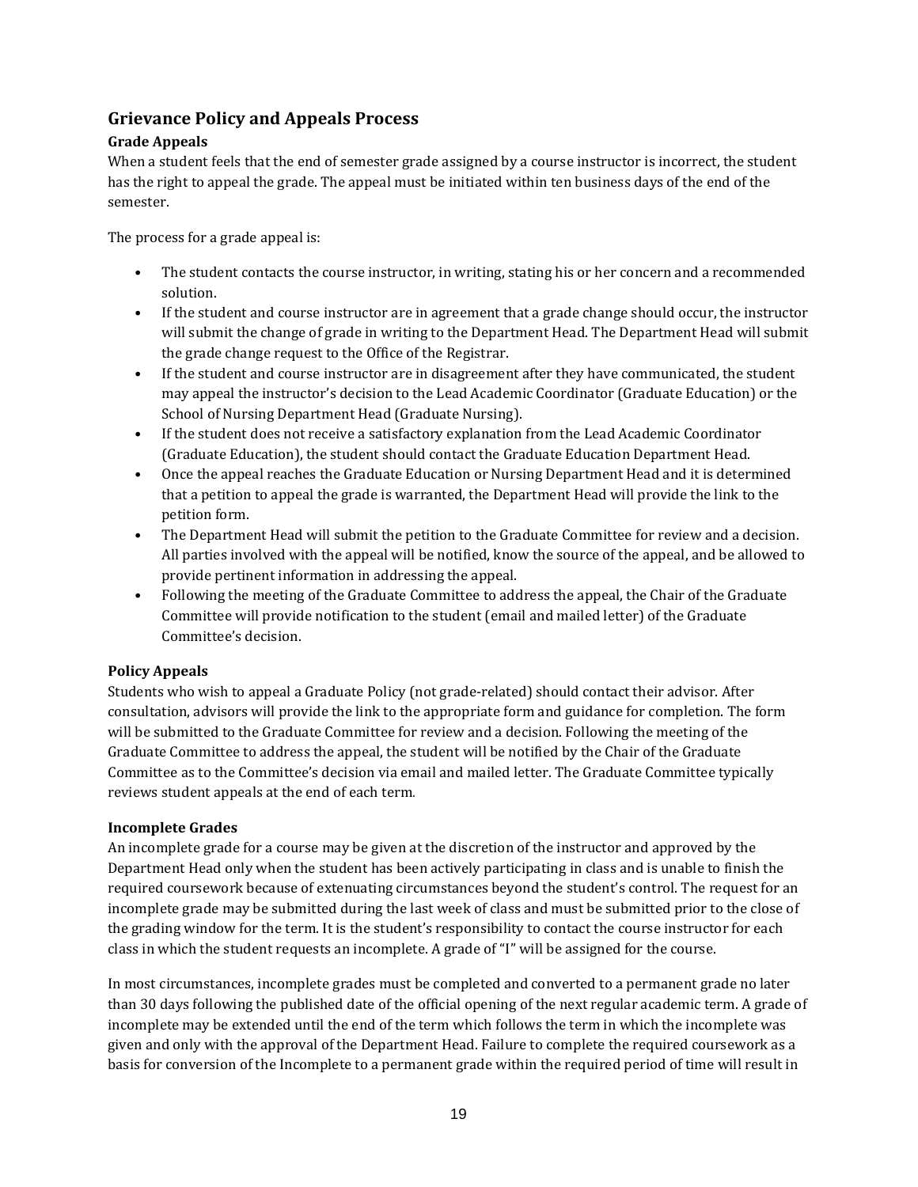## Grievance Policy and Appeals Process

### Grade Appeals

When a student feels that the end of semester grade assigned by a course instructor is incorrect, the student has the right to appeal the grade. The appeal must be initiated within ten business days of the end of the semester.

The process for a grade appeal is:

- The student contacts the course instructor, in writing, stating his or her concern and a recommended solution.
- If the student and course instructor are in agreement that a grade change should occur, the instructor will submit the change of grade in writing to the Department Head. The Department Head will submit the grade change request to the Office of the Registrar.
- If the student and course instructor are in disagreement after they have communicated, the student may appeal the instructor's decision to the Lead Academic Coordinator (Graduate Education) or the School of Nursing Department Head (Graduate Nursing).
- If the student does not receive a satisfactory explanation from the Lead Academic Coordinator (Graduate Education), the student should contact the Graduate Education Department Head.
- Once the appeal reaches the Graduate Education or Nursing Department Head and it is determined that a petition to appeal the grade is warranted, the Department Head will provide the link to the petition form.
- The Department Head will submit the petition to the Graduate Committee for review and a decision. All parties involved with the appeal will be notified, know the source of the appeal, and be allowed to provide pertinent information in addressing the appeal.
- Following the meeting of the Graduate Committee to address the appeal, the Chair of the Graduate Committee will provide notification to the student (email and mailed letter) of the Graduate Committee's decision.

### Policy Appeals

Students who wish to appeal a Graduate Policy (not grade-related) should contact their advisor. After consultation, advisors will provide the link to the appropriate form and guidance for completion. The form will be submitted to the Graduate Committee for review and a decision. Following the meeting of the Graduate Committee to address the appeal, the student will be notified by the Chair of the Graduate Committee as to the Committee's decision via email and mailed letter. The Graduate Committee typically reviews student appeals at the end of each term.

### Incomplete Grades

An incomplete grade for a course may be given at the discretion of the instructor and approved by the Department Head only when the student has been actively participating in class and is unable to finish the required coursework because of extenuating circumstances beyond the student's control. The request for an incomplete grade may be submitted during the last week of class and must be submitted prior to the close of the grading window for the term. It is the student's responsibility to contact the course instructor for each class in which the student requests an incomplete. A grade of "I" will be assigned for the course.

In most circumstances, incomplete grades must be completed and converted to a permanent grade no later than 30 days following the published date of the official opening of the next regular academic term. A grade of incomplete may be extended until the end of the term which follows the term in which the incomplete was given and only with the approval of the Department Head. Failure to complete the required coursework as a basis for conversion of the Incomplete to a permanent grade within the required period of time will result in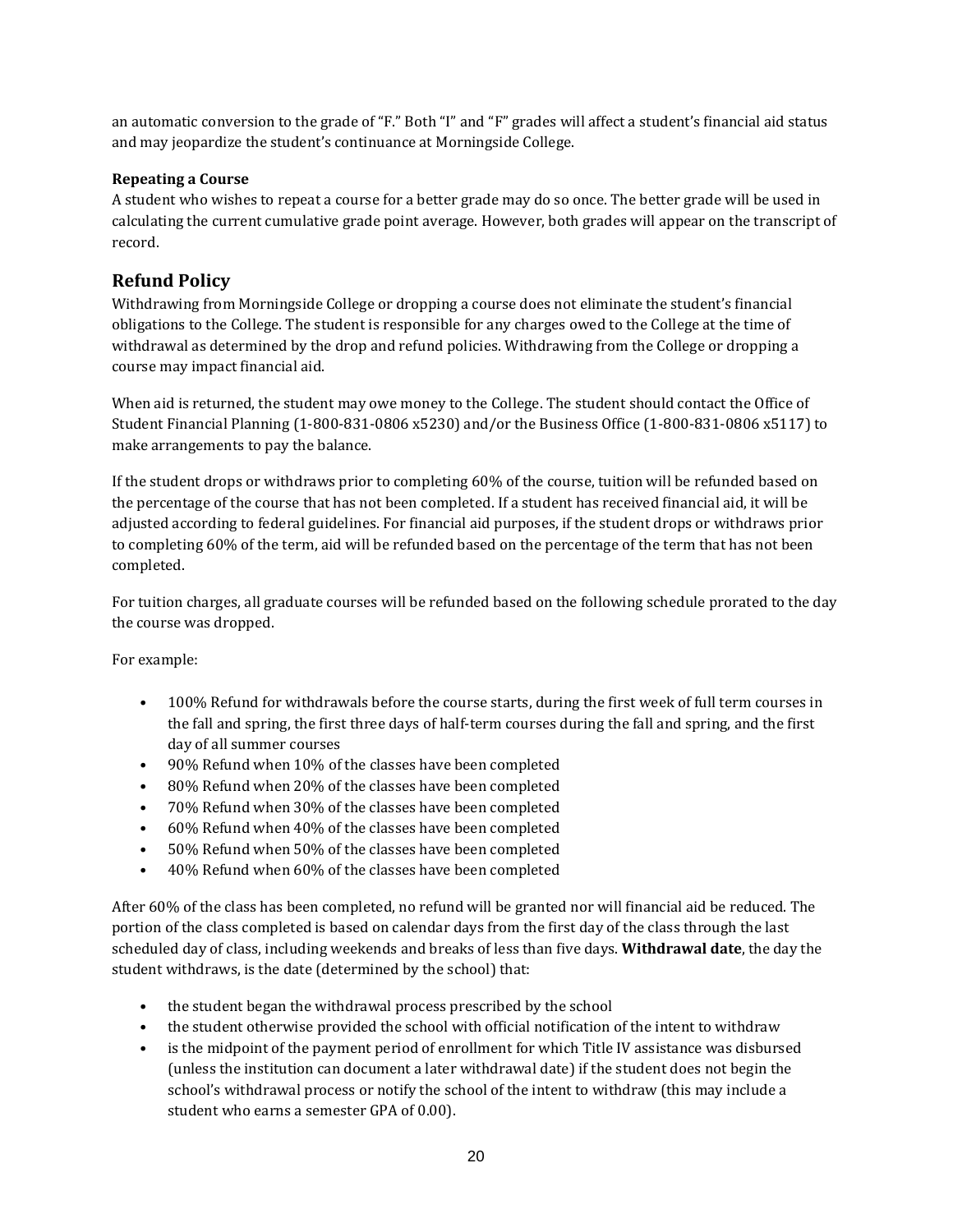an automatic conversion to the grade of "F." Both "I" and "F" grades will affect a student's financial aid status and may jeopardize the student's continuance at Morningside College.

**Repeating a Course**

A student who wishes to repeat a course for a better grade may do so once. The better grade will be used in calculating the current cumulative grade point average. However, both grades will appear on the transcript of record.

## Refund Policy

Withdrawing from Morningside College or dropping a course does not eliminate the student's financial obligations to the College. The student is responsible for any charges owed to the College at the time of withdrawal as determined by the drop and refund policies. Withdrawing from the College or dropping a course may impact financial aid.

When aid is returned, the student may owe money to the College. The student should contact the Office of Student Financial Planning (1-800-831-0806 x5230) and/or the Business Office (1-800-831-0806 x5117) to make arrangements to pay the balance.

If the student drops or withdraws prior to completing 60% of the course, tuition will be refunded based on the percentage of the course that has not been completed. If a student has received financial aid, it will be adjusted according to federal guidelines. For financial aid purposes, if the student drops or withdraws prior to completing 60% of the term, aid will be refunded based on the percentage of the term that has not been completed.

For tuition charges, all graduate courses will be refunded based on the following schedule prorated to the day the course was dropped.

For example:

- 100% Refund for withdrawals before the course starts, during the first week of full term courses in the fall and spring, the first three days of half-term courses during the fall and spring, and the first day of all summer courses
- 90% Refund when 10% of the classes have been completed
- 80% Refund when 20% of the classes have been completed
- 70% Refund when 30% of the classes have been completed
- 60% Refund when 40% of the classes have been completed
- 50% Refund when 50% of the classes have been completed
- 40% Refund when 60% of the classes have been completed

After 60% of the class has been completed, no refund will be granted nor will financial aid be reduced. The portion of the class completed is based on calendar days from the first day of the class through the last scheduled day of class, including weekends and breaks of less than five days. **Withdrawal date**, the day the student withdraws, is the date (determined by the school) that:

- the student began the withdrawal process prescribed by the school
- the student otherwise provided the school with official notification of the intent to withdraw
- is the midpoint of the payment period of enrollment for which Title IV assistance was disbursed (unless the institution can document a later withdrawal date) if the student does not begin the school's withdrawal process or notify the school of the intent to withdraw (this may include a student who earns a semester GPA of 0.00).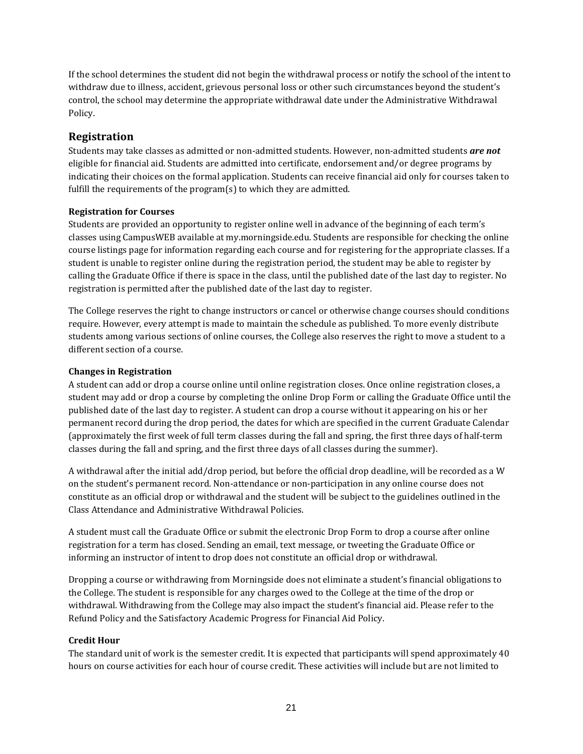If the school determines the student did not begin the withdrawal process or notify the school of the intent to withdraw due to illness, accident, grievous personal loss or other such circumstances beyond the student's control, the school may determine the appropriate withdrawal date under the Administrative Withdrawal Policy.

## Registration

Students may take classes as admitted or non-admitted students. However, non-admitted students ***are not*** eligible for financial aid. Students are admitted into certificate, endorsement and/or degree programs by indicating their choices on the formal application. Students can receive financial aid only for courses taken to fulfill the requirements of the program(s) to which they are admitted.

### Registration for Courses

Students are provided an opportunity to register online well in advance of the beginning of each term's classes using CampusWEB available at my.morningside.edu. Students are responsible for checking the online course listings page for information regarding each course and for registering for the appropriate classes. If a student is unable to register online during the registration period, the student may be able to register by calling the Graduate Office if there is space in the class, until the published date of the last day to register. No registration is permitted after the published date of the last day to register.

The College reserves the right to change instructors or cancel or otherwise change courses should conditions require. However, every attempt is made to maintain the schedule as published. To more evenly distribute students among various sections of online courses, the College also reserves the right to move a student to a different section of a course.

### Changes in Registration

A student can add or drop a course online until online registration closes. Once online registration closes, a student may add or drop a course by completing the online Drop Form or calling the Graduate Office until the published date of the last day to register. A student can drop a course without it appearing on his or her permanent record during the drop period, the dates for which are specified in the current Graduate Calendar (approximately the first week of full term classes during the fall and spring, the first three days of half-term classes during the fall and spring, and the first three days of all classes during the summer).

A withdrawal after the initial add/drop period, but before the official drop deadline, will be recorded as a W on the student's permanent record. Non-attendance or non-participation in any online course does not constitute as an official drop or withdrawal and the student will be subject to the guidelines outlined in the Class Attendance and Administrative Withdrawal Policies.

A student must call the Graduate Office or submit the electronic Drop Form to drop a course after online registration for a term has closed. Sending an email, text message, or tweeting the Graduate Office or informing an instructor of intent to drop does not constitute an official drop or withdrawal.

Dropping a course or withdrawing from Morningside does not eliminate a student's financial obligations to the College. The student is responsible for any charges owed to the College at the time of the drop or withdrawal. Withdrawing from the College may also impact the student's financial aid. Please refer to the Refund Policy and the Satisfactory Academic Progress for Financial Aid Policy.

### Credit Hour

The standard unit of work is the semester credit. It is expected that participants will spend approximately 40 hours on course activities for each hour of course credit. These activities will include but are not limited to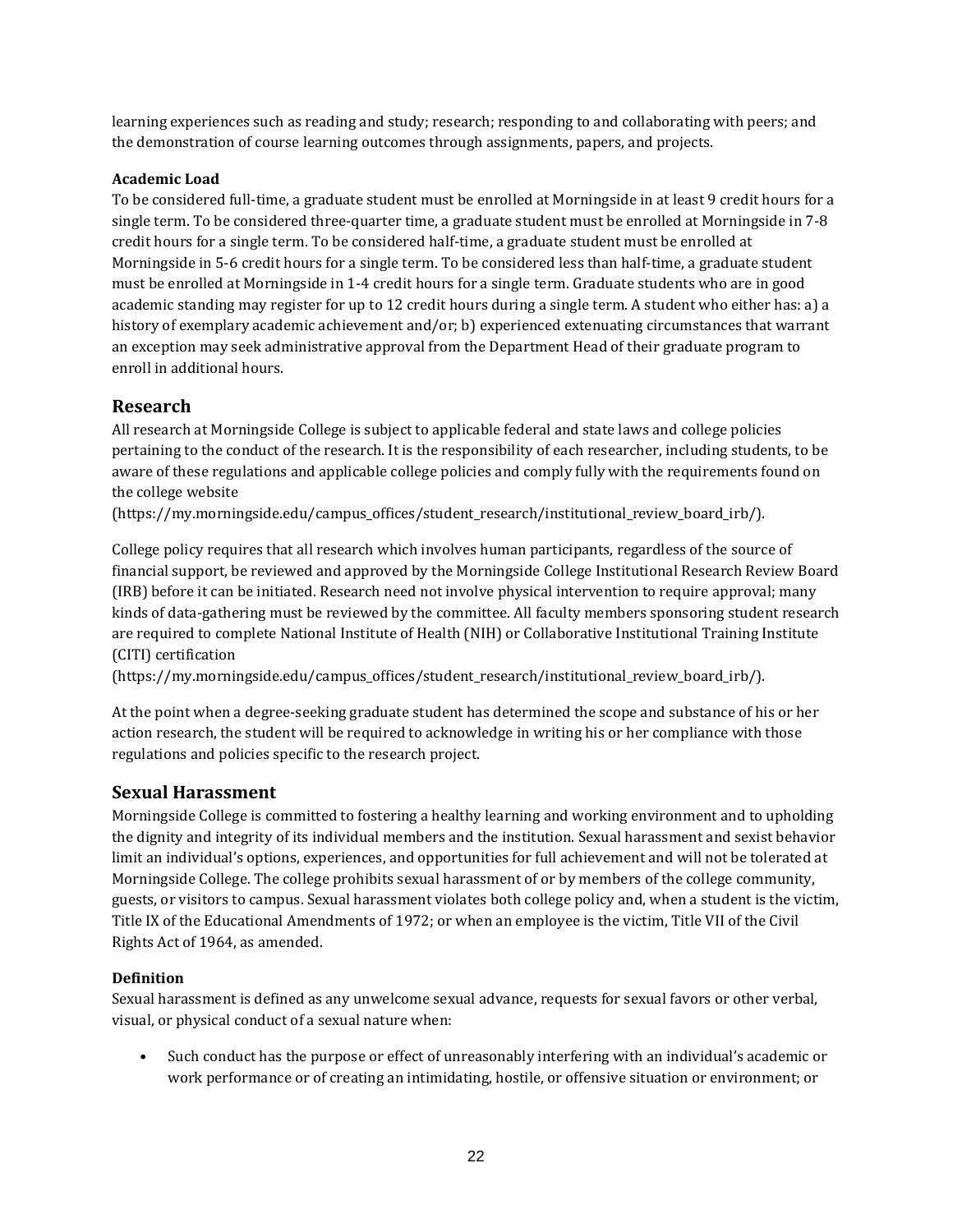learning experiences such as reading and study; research; responding to and collaborating with peers; and the demonstration of course learning outcomes through assignments, papers, and projects.

**Academic Load**

To be considered full-time, a graduate student must be enrolled at Morningside in at least 9 credit hours for a single term. To be considered three-quarter time, a graduate student must be enrolled at Morningside in 7-8 credit hours for a single term. To be considered half-time, a graduate student must be enrolled at Morningside in 5-6 credit hours for a single term. To be considered less than half-time, a graduate student must be enrolled at Morningside in 1-4 credit hours for a single term. Graduate students who are in good academic standing may register for up to 12 credit hours during a single term. A student who either has: a) a history of exemplary academic achievement and/or; b) experienced extenuating circumstances that warrant an exception may seek administrative approval from the Department Head of their graduate program to enroll in additional hours.

## Research

All research at Morningside College is subject to applicable federal and state laws and college policies pertaining to the conduct of the research. It is the responsibility of each researcher, including students, to be aware of these regulations and applicable college policies and comply fully with the requirements found on the college website (https://my.morningside.edu/campus_offices/student_research/institutional_review_board_irb/).

College policy requires that all research which involves human participants, regardless of the source of financial support, be reviewed and approved by the Morningside College Institutional Research Review Board (IRB) before it can be initiated. Research need not involve physical intervention to require approval; many kinds of data-gathering must be reviewed by the committee. All faculty members sponsoring student research are required to complete National Institute of Health (NIH) or Collaborative Institutional Training Institute (CITI) certification (https://my.morningside.edu/campus_offices/student_research/institutional_review_board_irb/).

At the point when a degree-seeking graduate student has determined the scope and substance of his or her action research, the student will be required to acknowledge in writing his or her compliance with those regulations and policies specific to the research project.

## Sexual Harassment

Morningside College is committed to fostering a healthy learning and working environment and to upholding the dignity and integrity of its individual members and the institution. Sexual harassment and sexist behavior limit an individual's options, experiences, and opportunities for full achievement and will not be tolerated at Morningside College. The college prohibits sexual harassment of or by members of the college community, guests, or visitors to campus. Sexual harassment violates both college policy and, when a student is the victim, Title IX of the Educational Amendments of 1972; or when an employee is the victim, Title VII of the Civil Rights Act of 1964, as amended.

**Definition**

Sexual harassment is defined as any unwelcome sexual advance, requests for sexual favors or other verbal, visual, or physical conduct of a sexual nature when:

- Such conduct has the purpose or effect of unreasonably interfering with an individual's academic or work performance or of creating an intimidating, hostile, or offensive situation or environment; or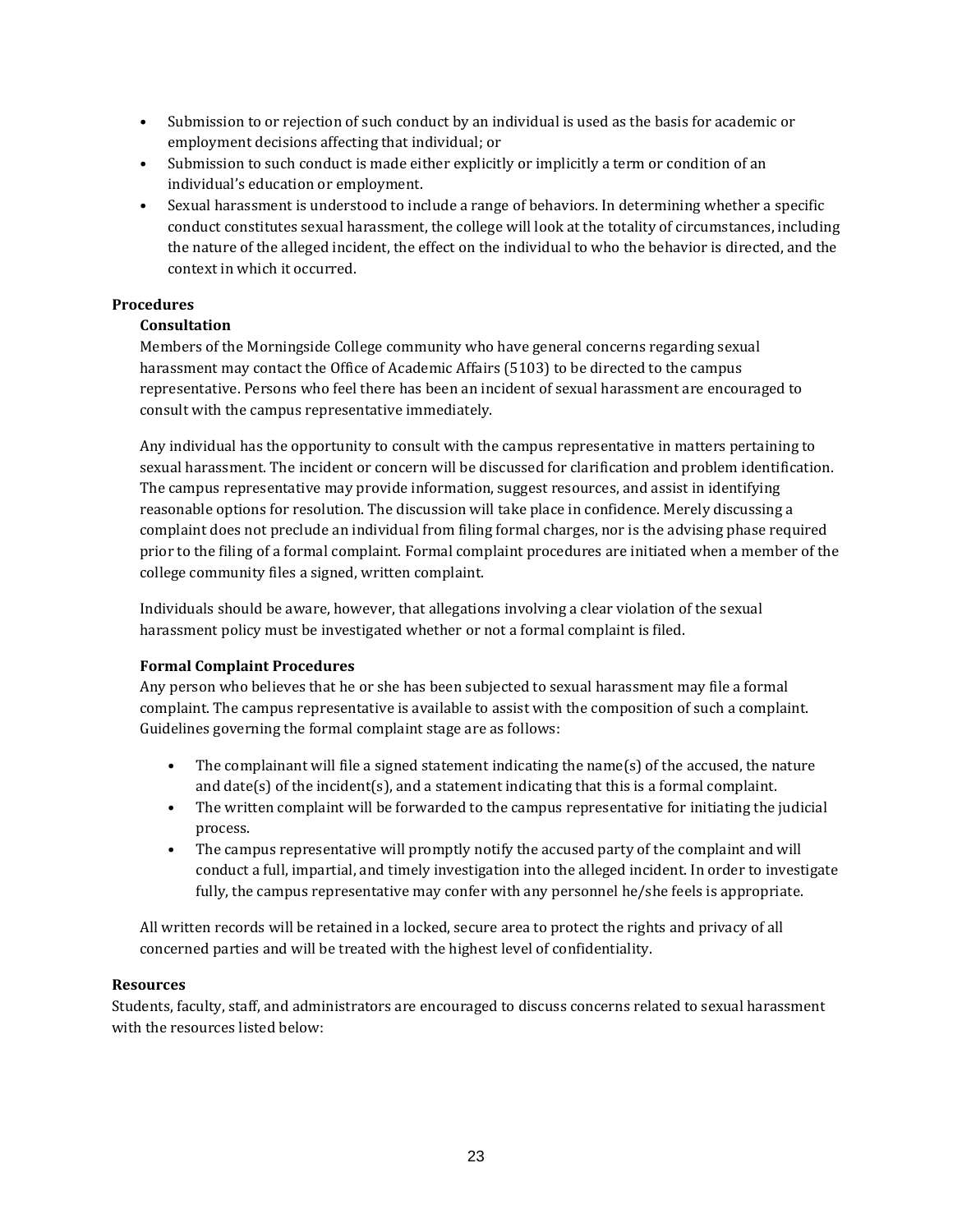- Submission to or rejection of such conduct by an individual is used as the basis for academic or employment decisions affecting that individual; or
- Submission to such conduct is made either explicitly or implicitly a term or condition of an individual's education or employment.
- Sexual harassment is understood to include a range of behaviors. In determining whether a specific conduct constitutes sexual harassment, the college will look at the totality of circumstances, including the nature of the alleged incident, the effect on the individual to who the behavior is directed, and the context in which it occurred.

**Procedures**

**Consultation**

Members of the Morningside College community who have general concerns regarding sexual harassment may contact the Office of Academic Affairs (5103) to be directed to the campus representative. Persons who feel there has been an incident of sexual harassment are encouraged to consult with the campus representative immediately.

Any individual has the opportunity to consult with the campus representative in matters pertaining to sexual harassment. The incident or concern will be discussed for clarification and problem identification. The campus representative may provide information, suggest resources, and assist in identifying reasonable options for resolution. The discussion will take place in confidence. Merely discussing a complaint does not preclude an individual from filing formal charges, nor is the advising phase required prior to the filing of a formal complaint. Formal complaint procedures are initiated when a member of the college community files a signed, written complaint.

Individuals should be aware, however, that allegations involving a clear violation of the sexual harassment policy must be investigated whether or not a formal complaint is filed.

**Formal Complaint Procedures**

Any person who believes that he or she has been subjected to sexual harassment may file a formal complaint. The campus representative is available to assist with the composition of such a complaint. Guidelines governing the formal complaint stage are as follows:

- The complainant will file a signed statement indicating the name(s) of the accused, the nature and date(s) of the incident(s), and a statement indicating that this is a formal complaint.
- The written complaint will be forwarded to the campus representative for initiating the judicial process.
- The campus representative will promptly notify the accused party of the complaint and will conduct a full, impartial, and timely investigation into the alleged incident. In order to investigate fully, the campus representative may confer with any personnel he/she feels is appropriate.

All written records will be retained in a locked, secure area to protect the rights and privacy of all concerned parties and will be treated with the highest level of confidentiality.

**Resources**

Students, faculty, staff, and administrators are encouraged to discuss concerns related to sexual harassment with the resources listed below: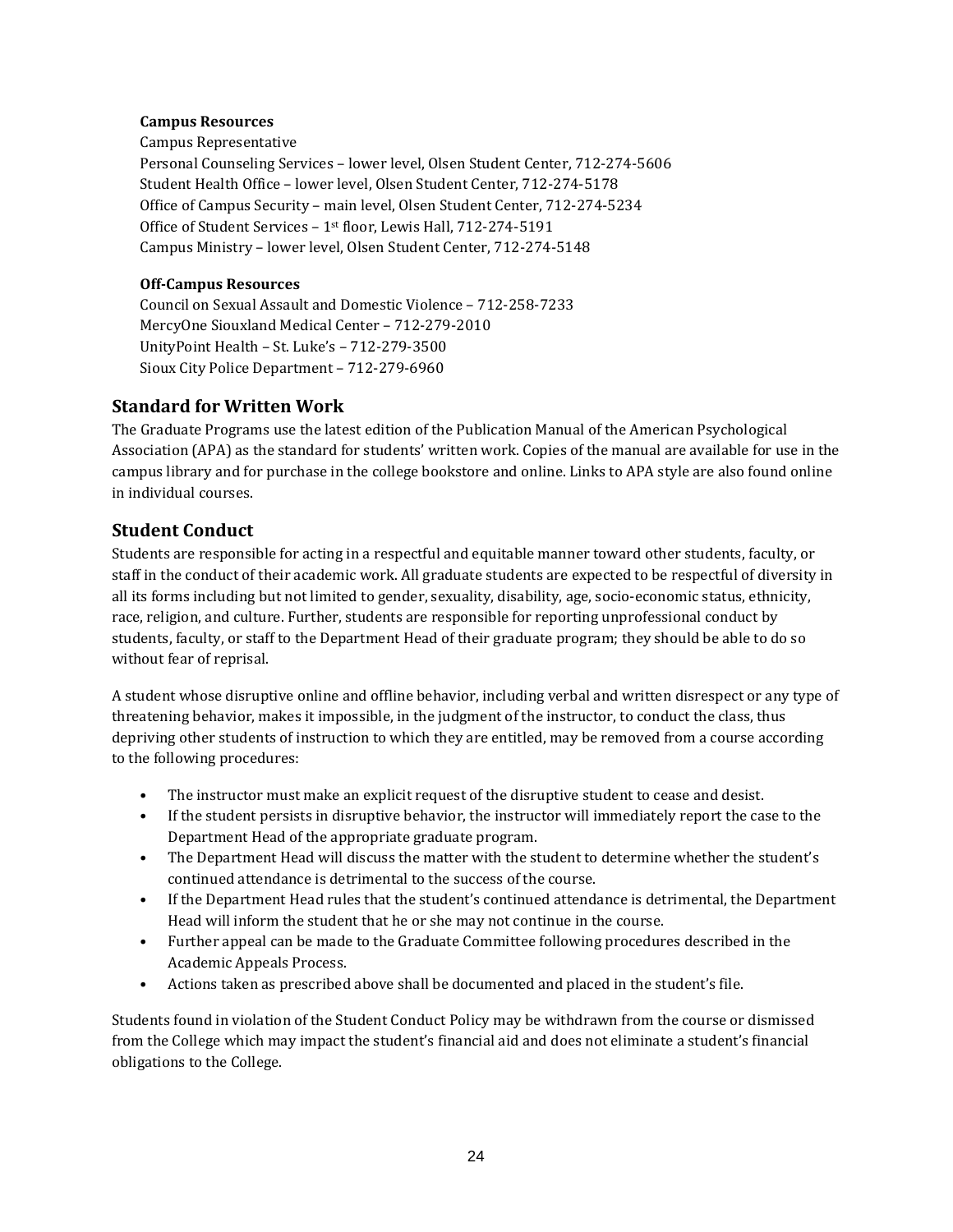**Campus Resources**

Campus Representative
Personal Counseling Services – lower level, Olsen Student Center, 712-274-5606
Student Health Office – lower level, Olsen Student Center, 712-274-5178
Office of Campus Security – main level, Olsen Student Center, 712-274-5234
Office of Student Services – 1st floor, Lewis Hall, 712-274-5191
Campus Ministry – lower level, Olsen Student Center, 712-274-5148

**Off-Campus Resources**

Council on Sexual Assault and Domestic Violence – 712-258-7233
MercyOne Siouxland Medical Center – 712-279-2010
UnityPoint Health – St. Luke's – 712-279-3500
Sioux City Police Department – 712-279-6960

## Standard for Written Work

The Graduate Programs use the latest edition of the Publication Manual of the American Psychological Association (APA) as the standard for students' written work. Copies of the manual are available for use in the campus library and for purchase in the college bookstore and online. Links to APA style are also found online in individual courses.

## Student Conduct

Students are responsible for acting in a respectful and equitable manner toward other students, faculty, or staff in the conduct of their academic work. All graduate students are expected to be respectful of diversity in all its forms including but not limited to gender, sexuality, disability, age, socio-economic status, ethnicity, race, religion, and culture. Further, students are responsible for reporting unprofessional conduct by students, faculty, or staff to the Department Head of their graduate program; they should be able to do so without fear of reprisal.

A student whose disruptive online and offline behavior, including verbal and written disrespect or any type of threatening behavior, makes it impossible, in the judgment of the instructor, to conduct the class, thus depriving other students of instruction to which they are entitled, may be removed from a course according to the following procedures:

- The instructor must make an explicit request of the disruptive student to cease and desist.
- If the student persists in disruptive behavior, the instructor will immediately report the case to the Department Head of the appropriate graduate program.
- The Department Head will discuss the matter with the student to determine whether the student's continued attendance is detrimental to the success of the course.
- If the Department Head rules that the student's continued attendance is detrimental, the Department Head will inform the student that he or she may not continue in the course.
- Further appeal can be made to the Graduate Committee following procedures described in the Academic Appeals Process.
- Actions taken as prescribed above shall be documented and placed in the student's file.

Students found in violation of the Student Conduct Policy may be withdrawn from the course or dismissed from the College which may impact the student's financial aid and does not eliminate a student's financial obligations to the College.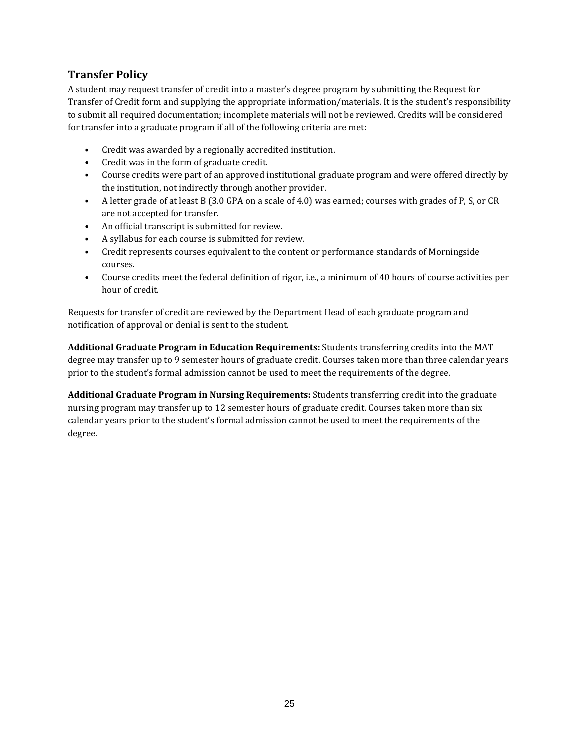## Transfer Policy

A student may request transfer of credit into a master's degree program by submitting the Request for Transfer of Credit form and supplying the appropriate information/materials. It is the student's responsibility to submit all required documentation; incomplete materials will not be reviewed. Credits will be considered for transfer into a graduate program if all of the following criteria are met:

- Credit was awarded by a regionally accredited institution.
- Credit was in the form of graduate credit.
- Course credits were part of an approved institutional graduate program and were offered directly by the institution, not indirectly through another provider.
- A letter grade of at least B (3.0 GPA on a scale of 4.0) was earned; courses with grades of P, S, or CR are not accepted for transfer.
- An official transcript is submitted for review.
- A syllabus for each course is submitted for review.
- Credit represents courses equivalent to the content or performance standards of Morningside courses.
- Course credits meet the federal definition of rigor, i.e., a minimum of 40 hours of course activities per hour of credit.

Requests for transfer of credit are reviewed by the Department Head of each graduate program and notification of approval or denial is sent to the student.

**Additional Graduate Program in Education Requirements:** Students transferring credits into the MAT degree may transfer up to 9 semester hours of graduate credit. Courses taken more than three calendar years prior to the student's formal admission cannot be used to meet the requirements of the degree.

**Additional Graduate Program in Nursing Requirements:** Students transferring credit into the graduate nursing program may transfer up to 12 semester hours of graduate credit. Courses taken more than six calendar years prior to the student's formal admission cannot be used to meet the requirements of the degree.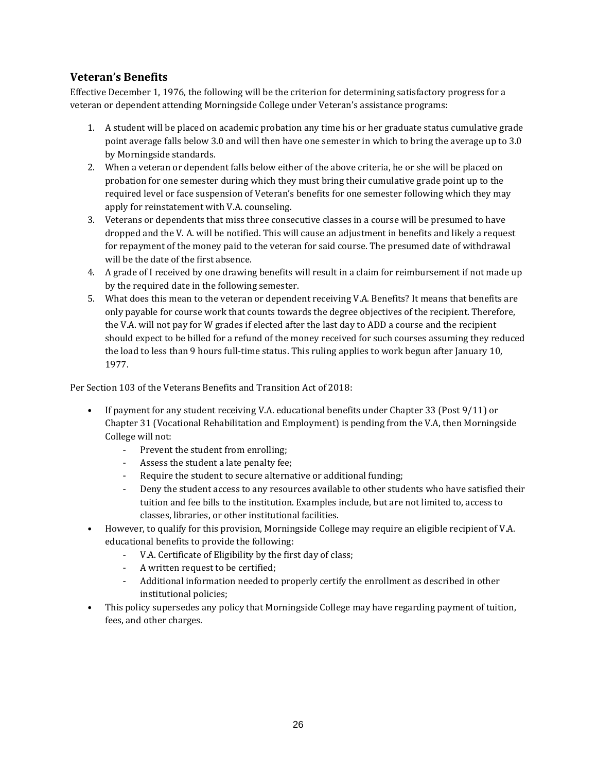## Veteran's Benefits

Effective December 1, 1976, the following will be the criterion for determining satisfactory progress for a veteran or dependent attending Morningside College under Veteran's assistance programs:

1. A student will be placed on academic probation any time his or her graduate status cumulative grade point average falls below 3.0 and will then have one semester in which to bring the average up to 3.0 by Morningside standards.
2. When a veteran or dependent falls below either of the above criteria, he or she will be placed on probation for one semester during which they must bring their cumulative grade point up to the required level or face suspension of Veteran's benefits for one semester following which they may apply for reinstatement with V.A. counseling.
3. Veterans or dependents that miss three consecutive classes in a course will be presumed to have dropped and the V. A. will be notified. This will cause an adjustment in benefits and likely a request for repayment of the money paid to the veteran for said course. The presumed date of withdrawal will be the date of the first absence.
4. A grade of I received by one drawing benefits will result in a claim for reimbursement if not made up by the required date in the following semester.
5. What does this mean to the veteran or dependent receiving V.A. Benefits? It means that benefits are only payable for course work that counts towards the degree objectives of the recipient. Therefore, the V.A. will not pay for W grades if elected after the last day to ADD a course and the recipient should expect to be billed for a refund of the money received for such courses assuming they reduced the load to less than 9 hours full-time status. This ruling applies to work begun after January 10, 1977.

Per Section 103 of the Veterans Benefits and Transition Act of 2018:

- If payment for any student receiving V.A. educational benefits under Chapter 33 (Post 9/11) or Chapter 31 (Vocational Rehabilitation and Employment) is pending from the V.A, then Morningside College will not:
  - Prevent the student from enrolling;
  - Assess the student a late penalty fee;
  - Require the student to secure alternative or additional funding;
  - Deny the student access to any resources available to other students who have satisfied their tuition and fee bills to the institution. Examples include, but are not limited to, access to classes, libraries, or other institutional facilities.
- However, to qualify for this provision, Morningside College may require an eligible recipient of V.A. educational benefits to provide the following:
  - V.A. Certificate of Eligibility by the first day of class;
  - A written request to be certified;
  - Additional information needed to properly certify the enrollment as described in other institutional policies;
- This policy supersedes any policy that Morningside College may have regarding payment of tuition, fees, and other charges.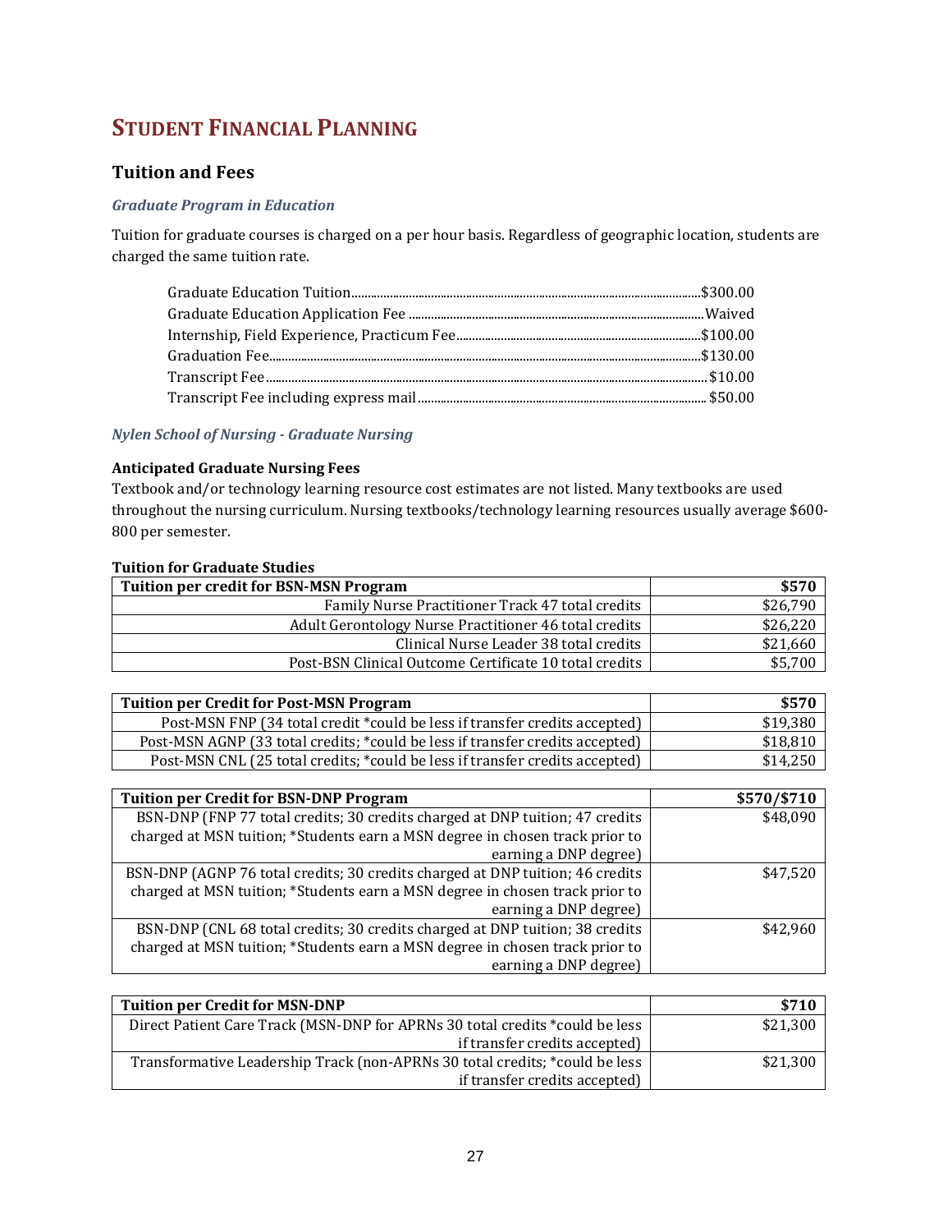# STUDENT FINANCIAL PLANNING

## Tuition and Fees

### *Graduate Program in Education*

Tuition for graduate courses is charged on a per hour basis. Regardless of geographic location, students are charged the same tuition rate.

| | |
|---|---|
| Graduate Education Tuition | $300.00 |
| Graduate Education Application Fee | Waived |
| Internship, Field Experience, Practicum Fee | $100.00 |
| Graduation Fee | $130.00 |
| Transcript Fee | $10.00 |
| Transcript Fee including express mail | $50.00 |

### *Nylen School of Nursing - Graduate Nursing*

**Anticipated Graduate Nursing Fees**

Textbook and/or technology learning resource cost estimates are not listed. Many textbooks are used throughout the nursing curriculum. Nursing textbooks/technology learning resources usually average $600-800 per semester.

**Tuition for Graduate Studies**

| Tuition per credit for BSN-MSN Program | $570 |
|---|---|
| Family Nurse Practitioner Track 47 total credits | $26,790 |
| Adult Gerontology Nurse Practitioner 46 total credits | $26,220 |
| Clinical Nurse Leader 38 total credits | $21,660 |
| Post-BSN Clinical Outcome Certificate 10 total credits | $5,700 |

| Tuition per Credit for Post-MSN Program | $570 |
|---|---|
| Post-MSN FNP (34 total credit *could be less if transfer credits accepted) | $19,380 |
| Post-MSN AGNP (33 total credits; *could be less if transfer credits accepted) | $18,810 |
| Post-MSN CNL (25 total credits; *could be less if transfer credits accepted) | $14,250 |

| Tuition per Credit for BSN-DNP Program | $570/$710 |
|---|---|
| BSN-DNP (FNP 77 total credits; 30 credits charged at DNP tuition; 47 credits charged at MSN tuition; *Students earn a MSN degree in chosen track prior to earning a DNP degree) | $48,090 |
| BSN-DNP (AGNP 76 total credits; 30 credits charged at DNP tuition; 46 credits charged at MSN tuition; *Students earn a MSN degree in chosen track prior to earning a DNP degree) | $47,520 |
| BSN-DNP (CNL 68 total credits; 30 credits charged at DNP tuition; 38 credits charged at MSN tuition; *Students earn a MSN degree in chosen track prior to earning a DNP degree) | $42,960 |

| Tuition per Credit for MSN-DNP | $710 |
|---|---|
| Direct Patient Care Track (MSN-DNP for APRNs 30 total credits *could be less if transfer credits accepted) | $21,300 |
| Transformative Leadership Track (non-APRNs 30 total credits; *could be less if transfer credits accepted) | $21,300 |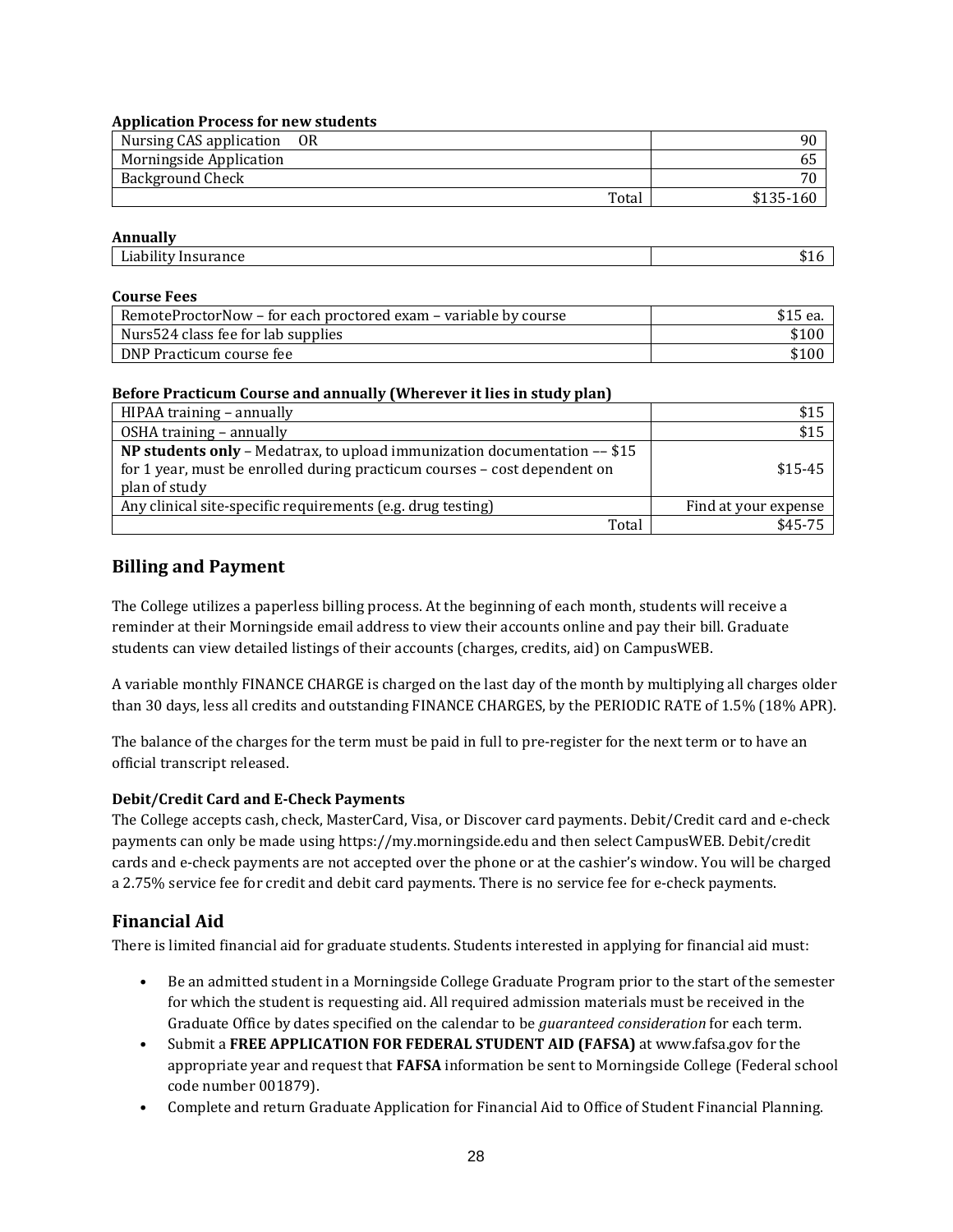**Application Process for new students**

| | |
|---|---|
| Nursing CAS application OR | 90 |
| Morningside Application | 65 |
| Background Check | 70 |
| Total | $135-160 |

**Annually**

| | |
|---|---|
| Liability Insurance | $16 |

**Course Fees**

| | |
|---|---|
| RemoteProctorNow – for each proctored exam – variable by course | $15 ea. |
| Nurs524 class fee for lab supplies | $100 |
| DNP Practicum course fee | $100 |

**Before Practicum Course and annually (Wherever it lies in study plan)**

| | |
|---|---|
| HIPAA training – annually | $15 |
| OSHA training – annually | $15 |
| **NP students only** – Medatrax, to upload immunization documentation –– $15 for 1 year, must be enrolled during practicum courses – cost dependent on plan of study | $15-45 |
| Any clinical site-specific requirements (e.g. drug testing) | Find at your expense |
| Total | $45-75 |

## Billing and Payment

The College utilizes a paperless billing process. At the beginning of each month, students will receive a reminder at their Morningside email address to view their accounts online and pay their bill. Graduate students can view detailed listings of their accounts (charges, credits, aid) on CampusWEB.

A variable monthly FINANCE CHARGE is charged on the last day of the month by multiplying all charges older than 30 days, less all credits and outstanding FINANCE CHARGES, by the PERIODIC RATE of 1.5% (18% APR).

The balance of the charges for the term must be paid in full to pre-register for the next term or to have an official transcript released.

**Debit/Credit Card and E-Check Payments**

The College accepts cash, check, MasterCard, Visa, or Discover card payments. Debit/Credit card and e-check payments can only be made using https://my.morningside.edu and then select CampusWEB. Debit/credit cards and e-check payments are not accepted over the phone or at the cashier's window. You will be charged a 2.75% service fee for credit and debit card payments. There is no service fee for e-check payments.

## Financial Aid

There is limited financial aid for graduate students. Students interested in applying for financial aid must:

- Be an admitted student in a Morningside College Graduate Program prior to the start of the semester for which the student is requesting aid. All required admission materials must be received in the Graduate Office by dates specified on the calendar to be *guaranteed consideration* for each term.
- Submit a **FREE APPLICATION FOR FEDERAL STUDENT AID (FAFSA)** at www.fafsa.gov for the appropriate year and request that **FAFSA** information be sent to Morningside College (Federal school code number 001879).
- Complete and return Graduate Application for Financial Aid to Office of Student Financial Planning.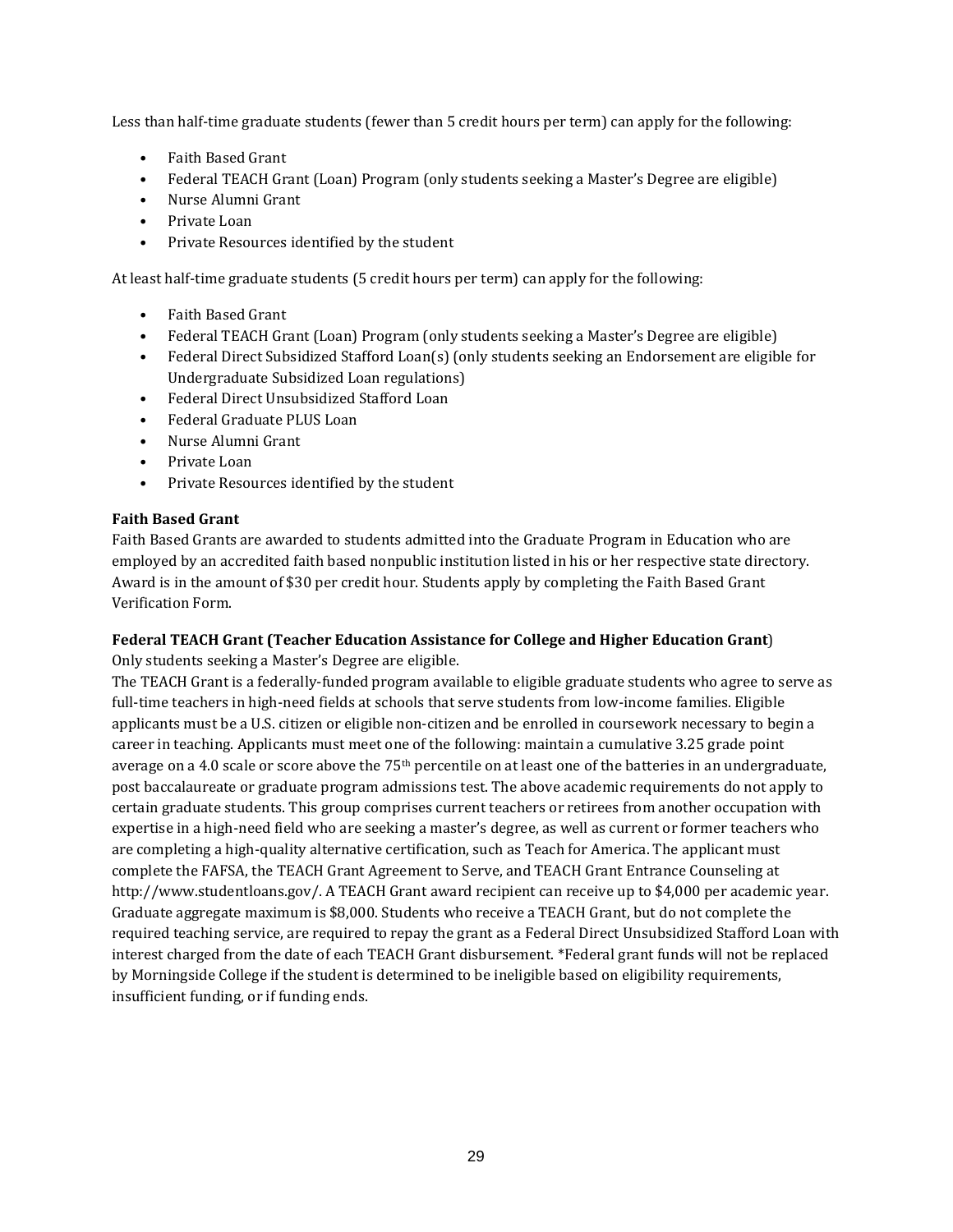Less than half-time graduate students (fewer than 5 credit hours per term) can apply for the following:

- Faith Based Grant
- Federal TEACH Grant (Loan) Program (only students seeking a Master's Degree are eligible)
- Nurse Alumni Grant
- Private Loan
- Private Resources identified by the student

At least half-time graduate students (5 credit hours per term) can apply for the following:

- Faith Based Grant
- Federal TEACH Grant (Loan) Program (only students seeking a Master's Degree are eligible)
- Federal Direct Subsidized Stafford Loan(s) (only students seeking an Endorsement are eligible for Undergraduate Subsidized Loan regulations)
- Federal Direct Unsubsidized Stafford Loan
- Federal Graduate PLUS Loan
- Nurse Alumni Grant
- Private Loan
- Private Resources identified by the student

**Faith Based Grant**

Faith Based Grants are awarded to students admitted into the Graduate Program in Education who are employed by an accredited faith based nonpublic institution listed in his or her respective state directory. Award is in the amount of $30 per credit hour. Students apply by completing the Faith Based Grant Verification Form.

**Federal TEACH Grant (Teacher Education Assistance for College and Higher Education Grant)**

Only students seeking a Master's Degree are eligible.

The TEACH Grant is a federally-funded program available to eligible graduate students who agree to serve as full-time teachers in high-need fields at schools that serve students from low-income families. Eligible applicants must be a U.S. citizen or eligible non-citizen and be enrolled in coursework necessary to begin a career in teaching. Applicants must meet one of the following: maintain a cumulative 3.25 grade point average on a 4.0 scale or score above the 75th percentile on at least one of the batteries in an undergraduate, post baccalaureate or graduate program admissions test. The above academic requirements do not apply to certain graduate students. This group comprises current teachers or retirees from another occupation with expertise in a high-need field who are seeking a master's degree, as well as current or former teachers who are completing a high-quality alternative certification, such as Teach for America. The applicant must complete the FAFSA, the TEACH Grant Agreement to Serve, and TEACH Grant Entrance Counseling at http://www.studentloans.gov/. A TEACH Grant award recipient can receive up to $4,000 per academic year. Graduate aggregate maximum is $8,000. Students who receive a TEACH Grant, but do not complete the required teaching service, are required to repay the grant as a Federal Direct Unsubsidized Stafford Loan with interest charged from the date of each TEACH Grant disbursement. *Federal grant funds will not be replaced by Morningside College if the student is determined to be ineligible based on eligibility requirements, insufficient funding, or if funding ends.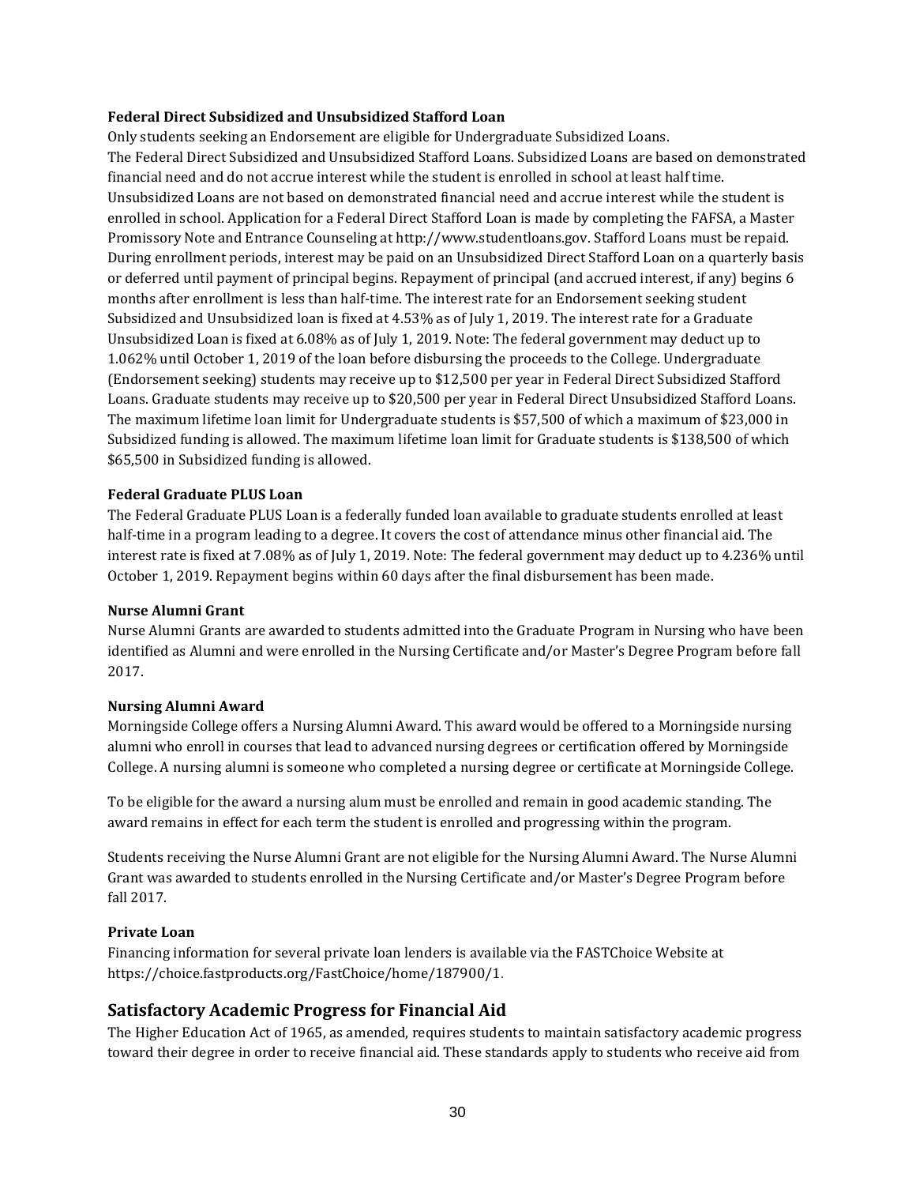**Federal Direct Subsidized and Unsubsidized Stafford Loan**

Only students seeking an Endorsement are eligible for Undergraduate Subsidized Loans.
The Federal Direct Subsidized and Unsubsidized Stafford Loans. Subsidized Loans are based on demonstrated financial need and do not accrue interest while the student is enrolled in school at least half time. Unsubsidized Loans are not based on demonstrated financial need and accrue interest while the student is enrolled in school. Application for a Federal Direct Stafford Loan is made by completing the FAFSA, a Master Promissory Note and Entrance Counseling at http://www.studentloans.gov. Stafford Loans must be repaid. During enrollment periods, interest may be paid on an Unsubsidized Direct Stafford Loan on a quarterly basis or deferred until payment of principal begins. Repayment of principal (and accrued interest, if any) begins 6 months after enrollment is less than half-time. The interest rate for an Endorsement seeking student Subsidized and Unsubsidized loan is fixed at 4.53% as of July 1, 2019. The interest rate for a Graduate Unsubsidized Loan is fixed at 6.08% as of July 1, 2019. Note: The federal government may deduct up to 1.062% until October 1, 2019 of the loan before disbursing the proceeds to the College. Undergraduate (Endorsement seeking) students may receive up to $12,500 per year in Federal Direct Subsidized Stafford Loans. Graduate students may receive up to $20,500 per year in Federal Direct Unsubsidized Stafford Loans. The maximum lifetime loan limit for Undergraduate students is $57,500 of which a maximum of $23,000 in Subsidized funding is allowed. The maximum lifetime loan limit for Graduate students is $138,500 of which $65,500 in Subsidized funding is allowed.

**Federal Graduate PLUS Loan**

The Federal Graduate PLUS Loan is a federally funded loan available to graduate students enrolled at least half-time in a program leading to a degree. It covers the cost of attendance minus other financial aid. The interest rate is fixed at 7.08% as of July 1, 2019. Note: The federal government may deduct up to 4.236% until October 1, 2019. Repayment begins within 60 days after the final disbursement has been made.

**Nurse Alumni Grant**

Nurse Alumni Grants are awarded to students admitted into the Graduate Program in Nursing who have been identified as Alumni and were enrolled in the Nursing Certificate and/or Master's Degree Program before fall 2017.

**Nursing Alumni Award**

Morningside College offers a Nursing Alumni Award. This award would be offered to a Morningside nursing alumni who enroll in courses that lead to advanced nursing degrees or certification offered by Morningside College. A nursing alumni is someone who completed a nursing degree or certificate at Morningside College.

To be eligible for the award a nursing alum must be enrolled and remain in good academic standing. The award remains in effect for each term the student is enrolled and progressing within the program.

Students receiving the Nurse Alumni Grant are not eligible for the Nursing Alumni Award. The Nurse Alumni Grant was awarded to students enrolled in the Nursing Certificate and/or Master's Degree Program before fall 2017.

**Private Loan**

Financing information for several private loan lenders is available via the FASTChoice Website at https://choice.fastproducts.org/FastChoice/home/187900/1.

## Satisfactory Academic Progress for Financial Aid

The Higher Education Act of 1965, as amended, requires students to maintain satisfactory academic progress toward their degree in order to receive financial aid. These standards apply to students who receive aid from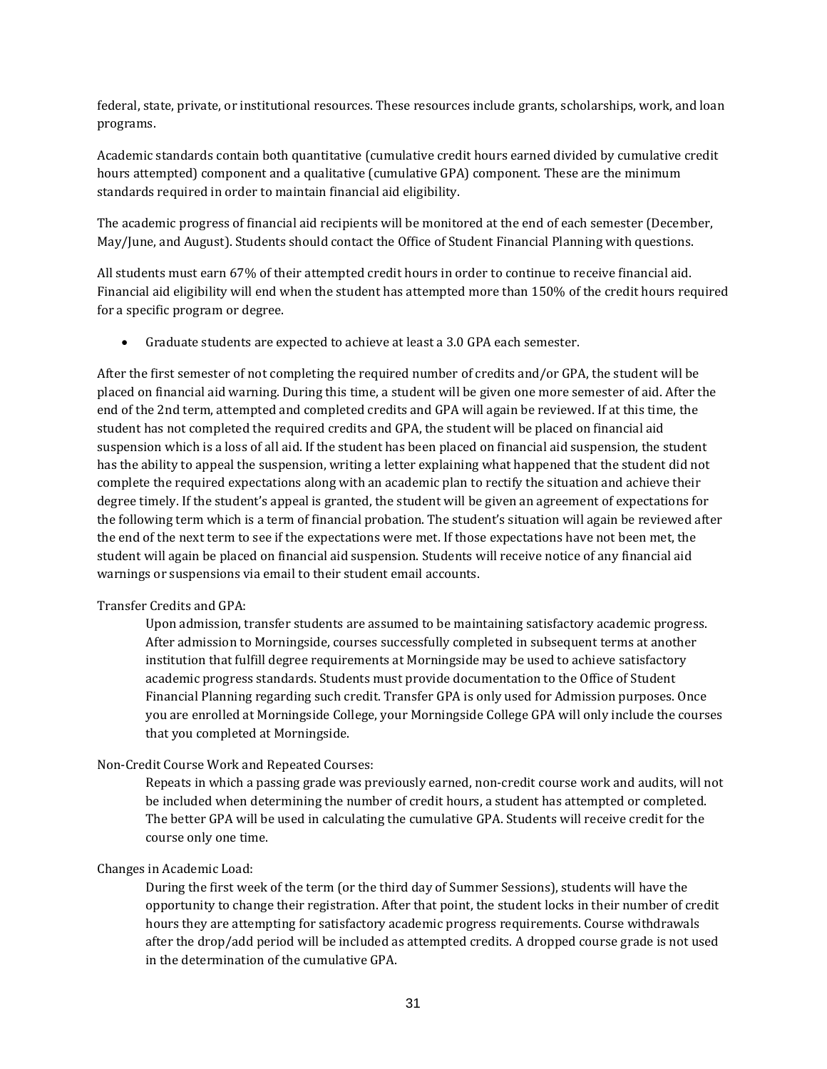federal, state, private, or institutional resources. These resources include grants, scholarships, work, and loan programs.

Academic standards contain both quantitative (cumulative credit hours earned divided by cumulative credit hours attempted) component and a qualitative (cumulative GPA) component. These are the minimum standards required in order to maintain financial aid eligibility.

The academic progress of financial aid recipients will be monitored at the end of each semester (December, May/June, and August). Students should contact the Office of Student Financial Planning with questions.

All students must earn 67% of their attempted credit hours in order to continue to receive financial aid. Financial aid eligibility will end when the student has attempted more than 150% of the credit hours required for a specific program or degree.

- Graduate students are expected to achieve at least a 3.0 GPA each semester.

After the first semester of not completing the required number of credits and/or GPA, the student will be placed on financial aid warning. During this time, a student will be given one more semester of aid. After the end of the 2nd term, attempted and completed credits and GPA will again be reviewed. If at this time, the student has not completed the required credits and GPA, the student will be placed on financial aid suspension which is a loss of all aid. If the student has been placed on financial aid suspension, the student has the ability to appeal the suspension, writing a letter explaining what happened that the student did not complete the required expectations along with an academic plan to rectify the situation and achieve their degree timely. If the student's appeal is granted, the student will be given an agreement of expectations for the following term which is a term of financial probation. The student's situation will again be reviewed after the end of the next term to see if the expectations were met. If those expectations have not been met, the student will again be placed on financial aid suspension. Students will receive notice of any financial aid warnings or suspensions via email to their student email accounts.

Transfer Credits and GPA:

Upon admission, transfer students are assumed to be maintaining satisfactory academic progress. After admission to Morningside, courses successfully completed in subsequent terms at another institution that fulfill degree requirements at Morningside may be used to achieve satisfactory academic progress standards. Students must provide documentation to the Office of Student Financial Planning regarding such credit. Transfer GPA is only used for Admission purposes. Once you are enrolled at Morningside College, your Morningside College GPA will only include the courses that you completed at Morningside.

Non-Credit Course Work and Repeated Courses:

Repeats in which a passing grade was previously earned, non-credit course work and audits, will not be included when determining the number of credit hours, a student has attempted or completed. The better GPA will be used in calculating the cumulative GPA. Students will receive credit for the course only one time.

Changes in Academic Load:

During the first week of the term (or the third day of Summer Sessions), students will have the opportunity to change their registration. After that point, the student locks in their number of credit hours they are attempting for satisfactory academic progress requirements. Course withdrawals after the drop/add period will be included as attempted credits. A dropped course grade is not used in the determination of the cumulative GPA.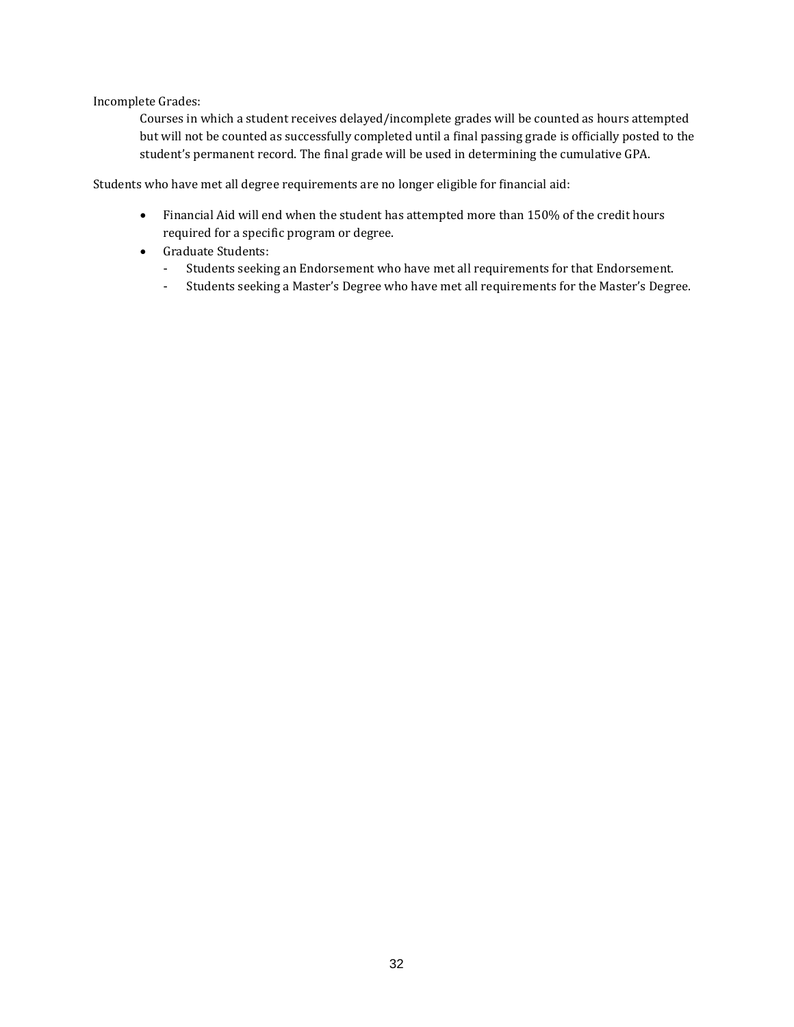Incomplete Grades:

Courses in which a student receives delayed/incomplete grades will be counted as hours attempted but will not be counted as successfully completed until a final passing grade is officially posted to the student's permanent record. The final grade will be used in determining the cumulative GPA.

Students who have met all degree requirements are no longer eligible for financial aid:

- Financial Aid will end when the student has attempted more than 150% of the credit hours required for a specific program or degree.
- Graduate Students:
  - Students seeking an Endorsement who have met all requirements for that Endorsement.
  - Students seeking a Master's Degree who have met all requirements for the Master's Degree.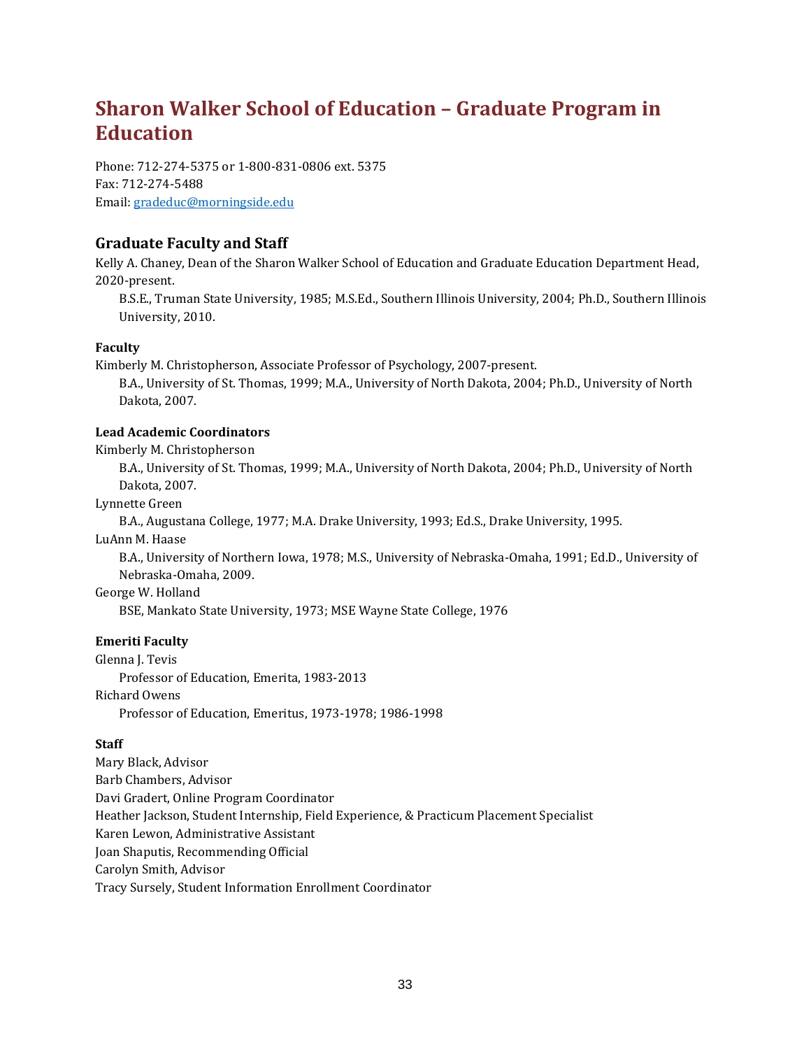# Sharon Walker School of Education – Graduate Program in Education

Phone: 712-274-5375 or 1-800-831-0806 ext. 5375
Fax: 712-274-5488
Email: gradeduc@morningside.edu

## Graduate Faculty and Staff

Kelly A. Chaney, Dean of the Sharon Walker School of Education and Graduate Education Department Head, 2020-present.
B.S.E., Truman State University, 1985; M.S.Ed., Southern Illinois University, 2004; Ph.D., Southern Illinois University, 2010.

**Faculty**

Kimberly M. Christopherson, Associate Professor of Psychology, 2007-present.
B.A., University of St. Thomas, 1999; M.A., University of North Dakota, 2004; Ph.D., University of North Dakota, 2007.

**Lead Academic Coordinators**

Kimberly M. Christopherson
B.A., University of St. Thomas, 1999; M.A., University of North Dakota, 2004; Ph.D., University of North Dakota, 2007.

Lynnette Green
B.A., Augustana College, 1977; M.A. Drake University, 1993; Ed.S., Drake University, 1995.

LuAnn M. Haase
B.A., University of Northern Iowa, 1978; M.S., University of Nebraska-Omaha, 1991; Ed.D., University of Nebraska-Omaha, 2009.

George W. Holland
BSE, Mankato State University, 1973; MSE Wayne State College, 1976

**Emeriti Faculty**

Glenna J. Tevis
Professor of Education, Emerita, 1983-2013

Richard Owens
Professor of Education, Emeritus, 1973-1978; 1986-1998

**Staff**

Mary Black, Advisor
Barb Chambers, Advisor
Davi Gradert, Online Program Coordinator
Heather Jackson, Student Internship, Field Experience, & Practicum Placement Specialist
Karen Lewon, Administrative Assistant
Joan Shaputis, Recommending Official
Carolyn Smith, Advisor
Tracy Sursely, Student Information Enrollment Coordinator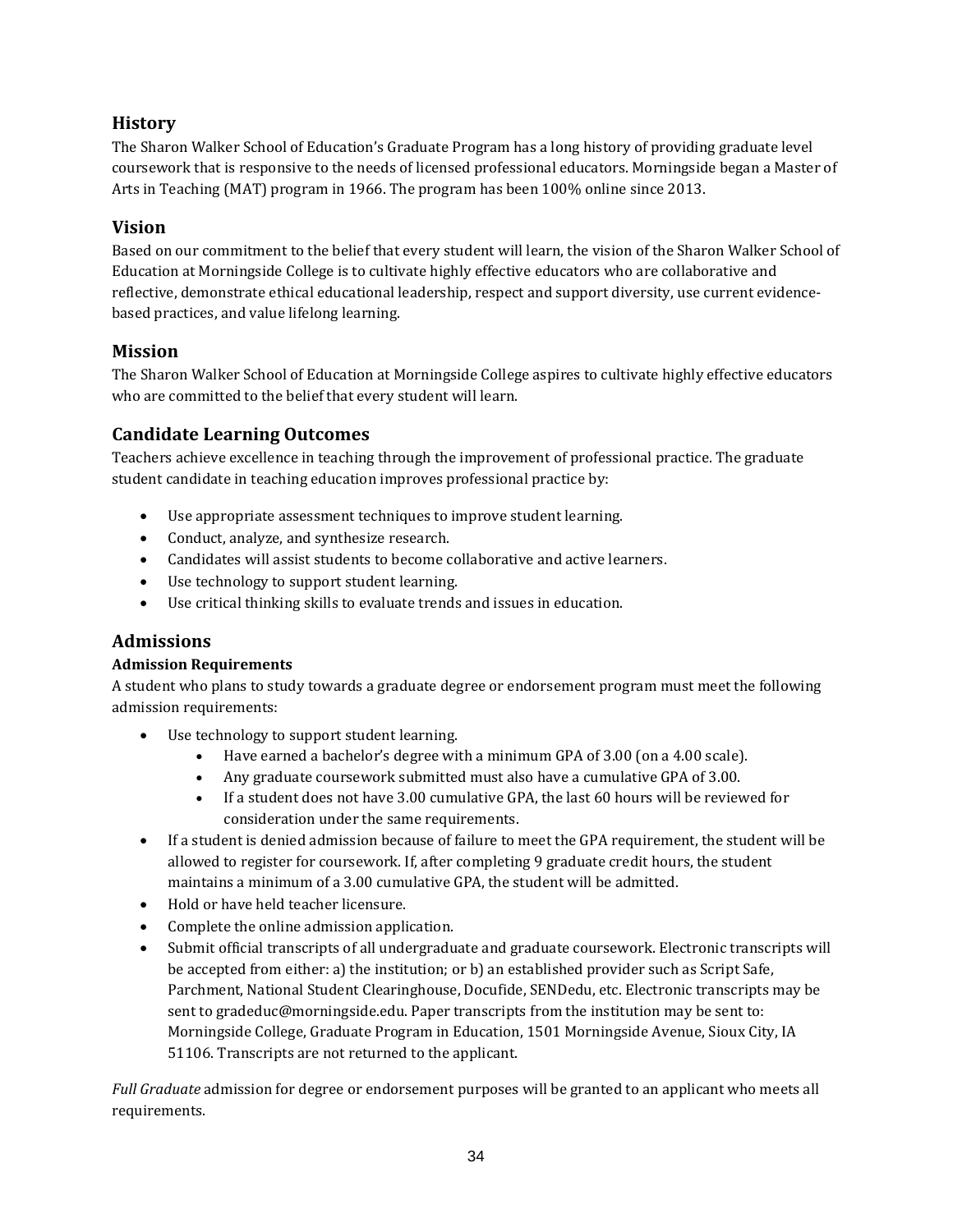## History

The Sharon Walker School of Education's Graduate Program has a long history of providing graduate level coursework that is responsive to the needs of licensed professional educators. Morningside began a Master of Arts in Teaching (MAT) program in 1966. The program has been 100% online since 2013.

## Vision

Based on our commitment to the belief that every student will learn, the vision of the Sharon Walker School of Education at Morningside College is to cultivate highly effective educators who are collaborative and reflective, demonstrate ethical educational leadership, respect and support diversity, use current evidence-based practices, and value lifelong learning.

## Mission

The Sharon Walker School of Education at Morningside College aspires to cultivate highly effective educators who are committed to the belief that every student will learn.

## Candidate Learning Outcomes

Teachers achieve excellence in teaching through the improvement of professional practice. The graduate student candidate in teaching education improves professional practice by:

- Use appropriate assessment techniques to improve student learning.
- Conduct, analyze, and synthesize research.
- Candidates will assist students to become collaborative and active learners.
- Use technology to support student learning.
- Use critical thinking skills to evaluate trends and issues in education.

## Admissions

### Admission Requirements

A student who plans to study towards a graduate degree or endorsement program must meet the following admission requirements:

- Use technology to support student learning.
    - Have earned a bachelor's degree with a minimum GPA of 3.00 (on a 4.00 scale).
    - Any graduate coursework submitted must also have a cumulative GPA of 3.00.
    - If a student does not have 3.00 cumulative GPA, the last 60 hours will be reviewed for consideration under the same requirements.
- If a student is denied admission because of failure to meet the GPA requirement, the student will be allowed to register for coursework. If, after completing 9 graduate credit hours, the student maintains a minimum of a 3.00 cumulative GPA, the student will be admitted.
- Hold or have held teacher licensure.
- Complete the online admission application.
- Submit official transcripts of all undergraduate and graduate coursework. Electronic transcripts will be accepted from either: a) the institution; or b) an established provider such as Script Safe, Parchment, National Student Clearinghouse, Docufide, SENDedu, etc. Electronic transcripts may be sent to gradeduc@morningside.edu. Paper transcripts from the institution may be sent to: Morningside College, Graduate Program in Education, 1501 Morningside Avenue, Sioux City, IA 51106. Transcripts are not returned to the applicant.

*Full Graduate* admission for degree or endorsement purposes will be granted to an applicant who meets all requirements.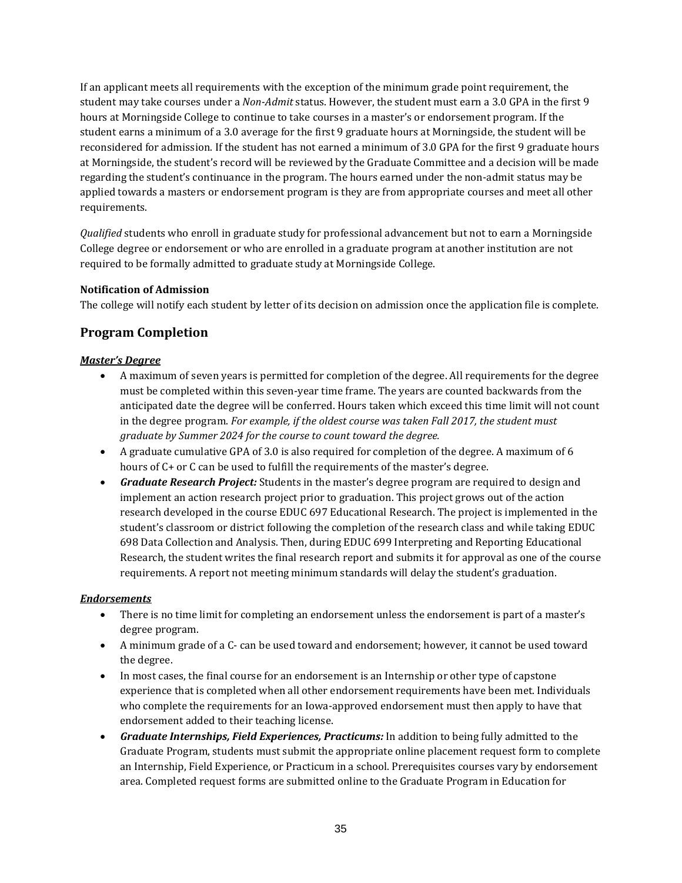If an applicant meets all requirements with the exception of the minimum grade point requirement, the student may take courses under a *Non-Admit* status. However, the student must earn a 3.0 GPA in the first 9 hours at Morningside College to continue to take courses in a master's or endorsement program. If the student earns a minimum of a 3.0 average for the first 9 graduate hours at Morningside, the student will be reconsidered for admission. If the student has not earned a minimum of 3.0 GPA for the first 9 graduate hours at Morningside, the student's record will be reviewed by the Graduate Committee and a decision will be made regarding the student's continuance in the program. The hours earned under the non-admit status may be applied towards a masters or endorsement program is they are from appropriate courses and meet all other requirements.

*Qualified* students who enroll in graduate study for professional advancement but not to earn a Morningside College degree or endorsement or who are enrolled in a graduate program at another institution are not required to be formally admitted to graduate study at Morningside College.

**Notification of Admission**
The college will notify each student by letter of its decision on admission once the application file is complete.

## Program Completion

***Master's Degree***

- A maximum of seven years is permitted for completion of the degree. All requirements for the degree must be completed within this seven-year time frame. The years are counted backwards from the anticipated date the degree will be conferred. Hours taken which exceed this time limit will not count in the degree program. *For example, if the oldest course was taken Fall 2017, the student must graduate by Summer 2024 for the course to count toward the degree.*
- A graduate cumulative GPA of 3.0 is also required for completion of the degree. A maximum of 6 hours of C+ or C can be used to fulfill the requirements of the master's degree.
- ***Graduate Research Project:*** Students in the master's degree program are required to design and implement an action research project prior to graduation. This project grows out of the action research developed in the course EDUC 697 Educational Research. The project is implemented in the student's classroom or district following the completion of the research class and while taking EDUC 698 Data Collection and Analysis. Then, during EDUC 699 Interpreting and Reporting Educational Research, the student writes the final research report and submits it for approval as one of the course requirements. A report not meeting minimum standards will delay the student's graduation.

***Endorsements***

- There is no time limit for completing an endorsement unless the endorsement is part of a master's degree program.
- A minimum grade of a C- can be used toward and endorsement; however, it cannot be used toward the degree.
- In most cases, the final course for an endorsement is an Internship or other type of capstone experience that is completed when all other endorsement requirements have been met. Individuals who complete the requirements for an Iowa-approved endorsement must then apply to have that endorsement added to their teaching license.
- ***Graduate Internships, Field Experiences, Practicums:*** In addition to being fully admitted to the Graduate Program, students must submit the appropriate online placement request form to complete an Internship, Field Experience, or Practicum in a school. Prerequisites courses vary by endorsement area. Completed request forms are submitted online to the Graduate Program in Education for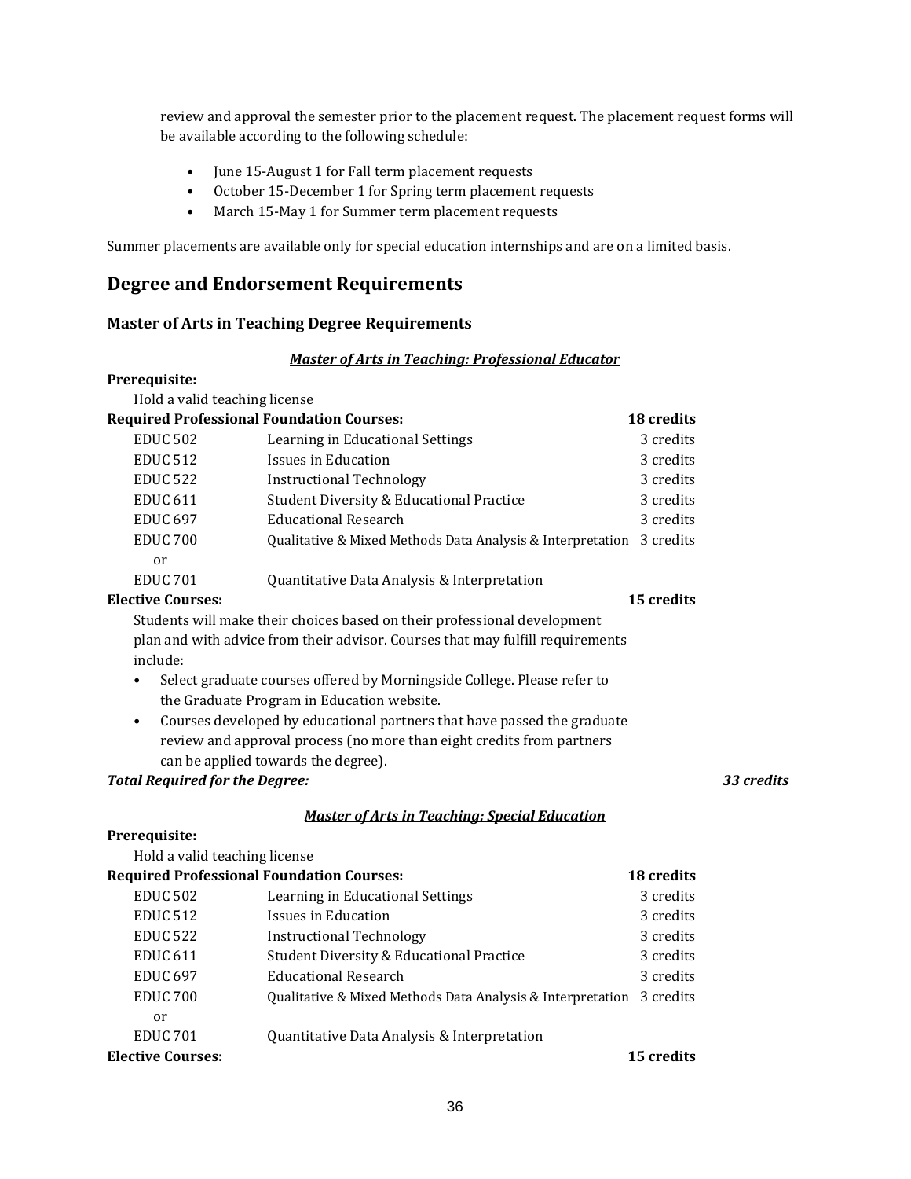review and approval the semester prior to the placement request. The placement request forms will be available according to the following schedule:

- June 15-August 1 for Fall term placement requests
- October 15-December 1 for Spring term placement requests
- March 15-May 1 for Summer term placement requests

Summer placements are available only for special education internships and are on a limited basis.

## Degree and Endorsement Requirements

### Master of Arts in Teaching Degree Requirements

***Master of Arts in Teaching: Professional Educator***

**Prerequisite:**

Hold a valid teaching license

| **Required Professional Foundation Courses:** | | **18 credits** |
|---|---|---|
| EDUC 502 | Learning in Educational Settings | 3 credits |
| EDUC 512 | Issues in Education | 3 credits |
| EDUC 522 | Instructional Technology | 3 credits |
| EDUC 611 | Student Diversity & Educational Practice | 3 credits |
| EDUC 697 | Educational Research | 3 credits |
| EDUC 700 | Qualitative & Mixed Methods Data Analysis & Interpretation | 3 credits |
| or | | |
| EDUC 701 | Quantitative Data Analysis & Interpretation | |

**Elective Courses:** **15 credits**

Students will make their choices based on their professional development plan and with advice from their advisor. Courses that may fulfill requirements include:

- Select graduate courses offered by Morningside College. Please refer to the Graduate Program in Education website.
- Courses developed by educational partners that have passed the graduate review and approval process (no more than eight credits from partners can be applied towards the degree).

***Total Required for the Degree:*** ***33 credits***

***Master of Arts in Teaching: Special Education***

**Prerequisite:**

Hold a valid teaching license

| **Required Professional Foundation Courses:** | | **18 credits** |
|---|---|---|
| EDUC 502 | Learning in Educational Settings | 3 credits |
| EDUC 512 | Issues in Education | 3 credits |
| EDUC 522 | Instructional Technology | 3 credits |
| EDUC 611 | Student Diversity & Educational Practice | 3 credits |
| EDUC 697 | Educational Research | 3 credits |
| EDUC 700 | Qualitative & Mixed Methods Data Analysis & Interpretation | 3 credits |
| or | | |
| EDUC 701 | Quantitative Data Analysis & Interpretation | |

**Elective Courses:** **15 credits**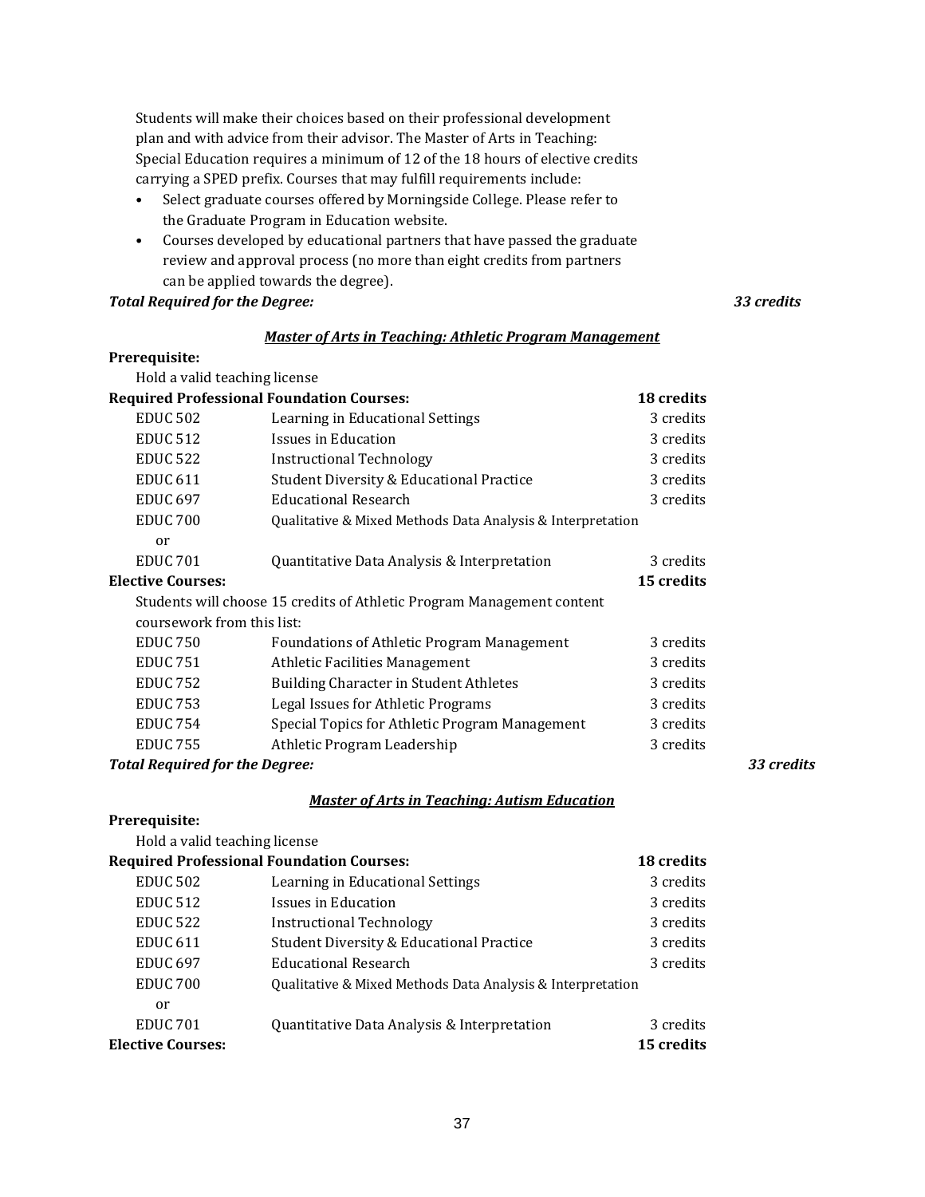Students will make their choices based on their professional development plan and with advice from their advisor. The Master of Arts in Teaching: Special Education requires a minimum of 12 of the 18 hours of elective credits carrying a SPED prefix. Courses that may fulfill requirements include:

- Select graduate courses offered by Morningside College. Please refer to the Graduate Program in Education website.
- Courses developed by educational partners that have passed the graduate review and approval process (no more than eight credits from partners can be applied towards the degree).

***Total Required for the Degree:*** ***33 credits***

### ***Master of Arts in Teaching: Athletic Program Management***

**Prerequisite:**

Hold a valid teaching license

| **Required Professional Foundation Courses:** | | **18 credits** |
|---|---|---|
| EDUC 502 | Learning in Educational Settings | 3 credits |
| EDUC 512 | Issues in Education | 3 credits |
| EDUC 522 | Instructional Technology | 3 credits |
| EDUC 611 | Student Diversity & Educational Practice | 3 credits |
| EDUC 697 | Educational Research | 3 credits |
| EDUC 700 | Qualitative & Mixed Methods Data Analysis & Interpretation | |
| or | | |
| EDUC 701 | Quantitative Data Analysis & Interpretation | 3 credits |

**Elective Courses:** **15 credits**

Students will choose 15 credits of Athletic Program Management content coursework from this list:

| | | |
|---|---|---|
| EDUC 750 | Foundations of Athletic Program Management | 3 credits |
| EDUC 751 | Athletic Facilities Management | 3 credits |
| EDUC 752 | Building Character in Student Athletes | 3 credits |
| EDUC 753 | Legal Issues for Athletic Programs | 3 credits |
| EDUC 754 | Special Topics for Athletic Program Management | 3 credits |
| EDUC 755 | Athletic Program Leadership | 3 credits |

***Total Required for the Degree:*** ***33 credits***

### ***Master of Arts in Teaching: Autism Education***

**Prerequisite:**

Hold a valid teaching license

| **Required Professional Foundation Courses:** | | **18 credits** |
|---|---|---|
| EDUC 502 | Learning in Educational Settings | 3 credits |
| EDUC 512 | Issues in Education | 3 credits |
| EDUC 522 | Instructional Technology | 3 credits |
| EDUC 611 | Student Diversity & Educational Practice | 3 credits |
| EDUC 697 | Educational Research | 3 credits |
| EDUC 700 | Qualitative & Mixed Methods Data Analysis & Interpretation | |
| or | | |
| EDUC 701 | Quantitative Data Analysis & Interpretation | 3 credits |

**Elective Courses:** **15 credits**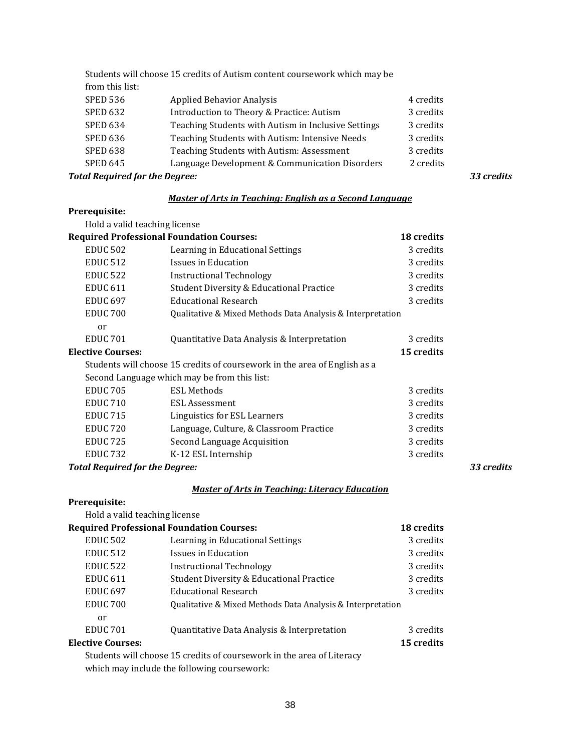Students will choose 15 credits of Autism content coursework which may be from this list:

| | | |
|---|---|---|
| SPED 536 | Applied Behavior Analysis | 4 credits |
| SPED 632 | Introduction to Theory & Practice: Autism | 3 credits |
| SPED 634 | Teaching Students with Autism in Inclusive Settings | 3 credits |
| SPED 636 | Teaching Students with Autism: Intensive Needs | 3 credits |
| SPED 638 | Teaching Students with Autism: Assessment | 3 credits |
| SPED 645 | Language Development & Communication Disorders | 2 credits |

***Total Required for the Degree:*** ***33 credits***

### ***Master of Arts in Teaching: English as a Second Language***

**Prerequisite:**

Hold a valid teaching license

**Required Professional Foundation Courses:** **18 credits**

| | | |
|---|---|---|
| EDUC 502 | Learning in Educational Settings | 3 credits |
| EDUC 512 | Issues in Education | 3 credits |
| EDUC 522 | Instructional Technology | 3 credits |
| EDUC 611 | Student Diversity & Educational Practice | 3 credits |
| EDUC 697 | Educational Research | 3 credits |
| EDUC 700 | Qualitative & Mixed Methods Data Analysis & Interpretation | |
| or | | |
| EDUC 701 | Quantitative Data Analysis & Interpretation | 3 credits |

**Elective Courses:** **15 credits**

Students will choose 15 credits of coursework in the area of English as a Second Language which may be from this list:

| | | |
|---|---|---|
| EDUC 705 | ESL Methods | 3 credits |
| EDUC 710 | ESL Assessment | 3 credits |
| EDUC 715 | Linguistics for ESL Learners | 3 credits |
| EDUC 720 | Language, Culture, & Classroom Practice | 3 credits |
| EDUC 725 | Second Language Acquisition | 3 credits |
| EDUC 732 | K-12 ESL Internship | 3 credits |

***Total Required for the Degree:*** ***33 credits***

### ***Master of Arts in Teaching: Literacy Education***

**Prerequisite:**

Hold a valid teaching license

**Required Professional Foundation Courses:** **18 credits**

| | | |
|---|---|---|
| EDUC 502 | Learning in Educational Settings | 3 credits |
| EDUC 512 | Issues in Education | 3 credits |
| EDUC 522 | Instructional Technology | 3 credits |
| EDUC 611 | Student Diversity & Educational Practice | 3 credits |
| EDUC 697 | Educational Research | 3 credits |
| EDUC 700 | Qualitative & Mixed Methods Data Analysis & Interpretation | |
| or | | |
| EDUC 701 | Quantitative Data Analysis & Interpretation | 3 credits |

**Elective Courses:** **15 credits**

Students will choose 15 credits of coursework in the area of Literacy which may include the following coursework: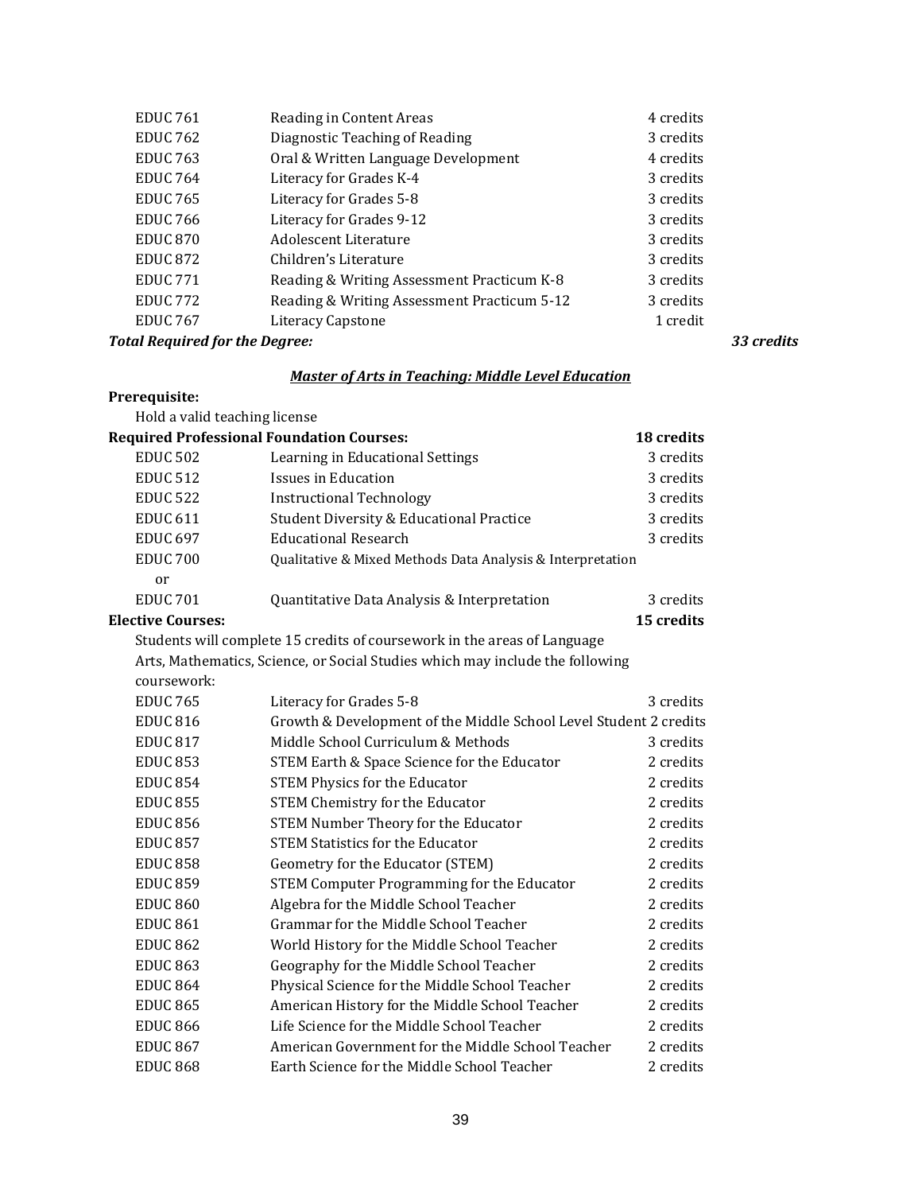| | | |
|---|---|---|
| EDUC 761 | Reading in Content Areas | 4 credits |
| EDUC 762 | Diagnostic Teaching of Reading | 3 credits |
| EDUC 763 | Oral & Written Language Development | 4 credits |
| EDUC 764 | Literacy for Grades K-4 | 3 credits |
| EDUC 765 | Literacy for Grades 5-8 | 3 credits |
| EDUC 766 | Literacy for Grades 9-12 | 3 credits |
| EDUC 870 | Adolescent Literature | 3 credits |
| EDUC 872 | Children's Literature | 3 credits |
| EDUC 771 | Reading & Writing Assessment Practicum K-8 | 3 credits |
| EDUC 772 | Reading & Writing Assessment Practicum 5-12 | 3 credits |
| EDUC 767 | Literacy Capstone | 1 credit |

***Total Required for the Degree:*** ***33 credits***

### ***Master of Arts in Teaching: Middle Level Education***

**Prerequisite:**

Hold a valid teaching license

**Required Professional Foundation Courses:** **18 credits**

| | | |
|---|---|---|
| EDUC 502 | Learning in Educational Settings | 3 credits |
| EDUC 512 | Issues in Education | 3 credits |
| EDUC 522 | Instructional Technology | 3 credits |
| EDUC 611 | Student Diversity & Educational Practice | 3 credits |
| EDUC 697 | Educational Research | 3 credits |
| EDUC 700 | Qualitative & Mixed Methods Data Analysis & Interpretation | |
| or | | |
| EDUC 701 | Quantitative Data Analysis & Interpretation | 3 credits |

**Elective Courses:** **15 credits**

Students will complete 15 credits of coursework in the areas of Language Arts, Mathematics, Science, or Social Studies which may include the following coursework:

| | | |
|---|---|---|
| EDUC 765 | Literacy for Grades 5-8 | 3 credits |
| EDUC 816 | Growth & Development of the Middle School Level Student | 2 credits |
| EDUC 817 | Middle School Curriculum & Methods | 3 credits |
| EDUC 853 | STEM Earth & Space Science for the Educator | 2 credits |
| EDUC 854 | STEM Physics for the Educator | 2 credits |
| EDUC 855 | STEM Chemistry for the Educator | 2 credits |
| EDUC 856 | STEM Number Theory for the Educator | 2 credits |
| EDUC 857 | STEM Statistics for the Educator | 2 credits |
| EDUC 858 | Geometry for the Educator (STEM) | 2 credits |
| EDUC 859 | STEM Computer Programming for the Educator | 2 credits |
| EDUC 860 | Algebra for the Middle School Teacher | 2 credits |
| EDUC 861 | Grammar for the Middle School Teacher | 2 credits |
| EDUC 862 | World History for the Middle School Teacher | 2 credits |
| EDUC 863 | Geography for the Middle School Teacher | 2 credits |
| EDUC 864 | Physical Science for the Middle School Teacher | 2 credits |
| EDUC 865 | American History for the Middle School Teacher | 2 credits |
| EDUC 866 | Life Science for the Middle School Teacher | 2 credits |
| EDUC 867 | American Government for the Middle School Teacher | 2 credits |
| EDUC 868 | Earth Science for the Middle School Teacher | 2 credits |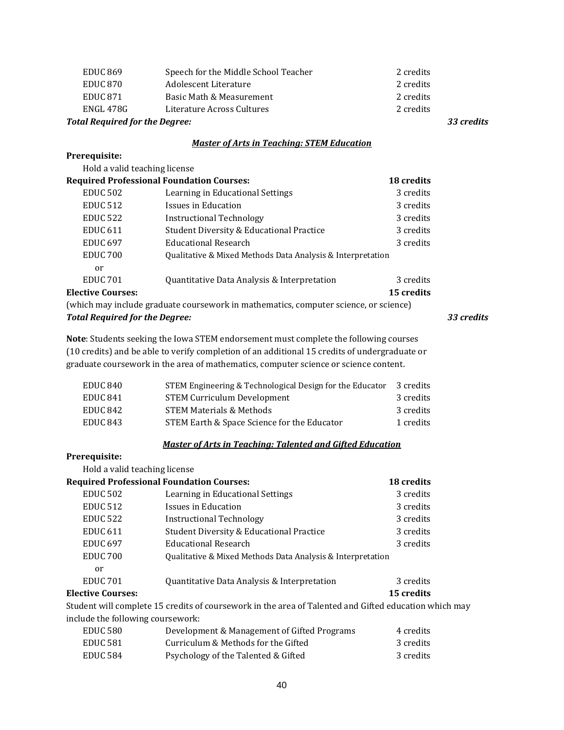| | | |
|---|---|---|
| EDUC 869 | Speech for the Middle School Teacher | 2 credits |
| EDUC 870 | Adolescent Literature | 2 credits |
| EDUC 871 | Basic Math & Measurement | 2 credits |
| ENGL 478G | Literature Across Cultures | 2 credits |

***Total Required for the Degree:*** ***33 credits***

### ***Master of Arts in Teaching: STEM Education***

**Prerequisite:**

Hold a valid teaching license

| **Required Professional Foundation Courses:** | | **18 credits** |
|---|---|---|
| EDUC 502 | Learning in Educational Settings | 3 credits |
| EDUC 512 | Issues in Education | 3 credits |
| EDUC 522 | Instructional Technology | 3 credits |
| EDUC 611 | Student Diversity & Educational Practice | 3 credits |
| EDUC 697 | Educational Research | 3 credits |
| EDUC 700 | Qualitative & Mixed Methods Data Analysis & Interpretation | |
| or | | |
| EDUC 701 | Quantitative Data Analysis & Interpretation | 3 credits |
| **Elective Courses:** | | **15 credits** |

(which may include graduate coursework in mathematics, computer science, or science)

***Total Required for the Degree:*** ***33 credits***

**Note**: Students seeking the Iowa STEM endorsement must complete the following courses (10 credits) and be able to verify completion of an additional 15 credits of undergraduate or graduate coursework in the area of mathematics, computer science or science content.

| | | |
|---|---|---|
| EDUC 840 | STEM Engineering & Technological Design for the Educator | 3 credits |
| EDUC 841 | STEM Curriculum Development | 3 credits |
| EDUC 842 | STEM Materials & Methods | 3 credits |
| EDUC 843 | STEM Earth & Space Science for the Educator | 1 credits |

### ***Master of Arts in Teaching: Talented and Gifted Education***

**Prerequisite:**

Hold a valid teaching license

| **Required Professional Foundation Courses:** | | **18 credits** |
|---|---|---|
| EDUC 502 | Learning in Educational Settings | 3 credits |
| EDUC 512 | Issues in Education | 3 credits |
| EDUC 522 | Instructional Technology | 3 credits |
| EDUC 611 | Student Diversity & Educational Practice | 3 credits |
| EDUC 697 | Educational Research | 3 credits |
| EDUC 700 | Qualitative & Mixed Methods Data Analysis & Interpretation | |
| or | | |
| EDUC 701 | Quantitative Data Analysis & Interpretation | 3 credits |
| **Elective Courses:** | | **15 credits** |

Student will complete 15 credits of coursework in the area of Talented and Gifted education which may include the following coursework:

| | | |
|---|---|---|
| EDUC 580 | Development & Management of Gifted Programs | 4 credits |
| EDUC 581 | Curriculum & Methods for the Gifted | 3 credits |
| EDUC 584 | Psychology of the Talented & Gifted | 3 credits |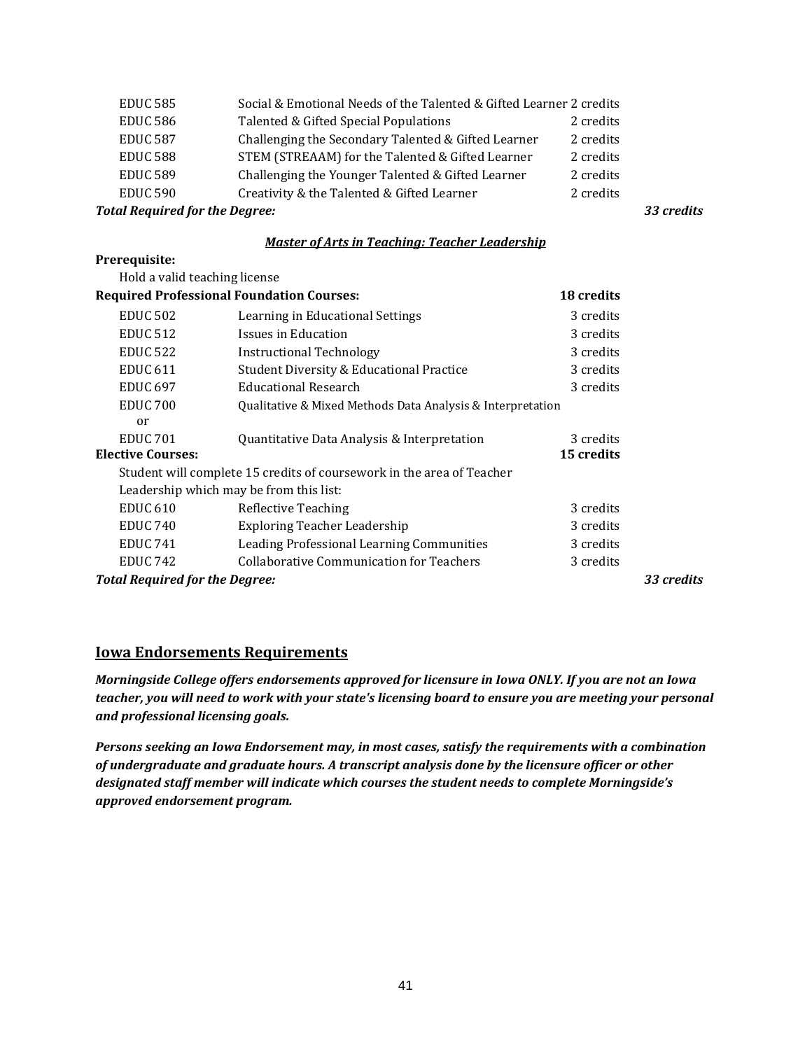| | | | |
|---|---|---|---|
| EDUC 585 | Social & Emotional Needs of the Talented & Gifted Learner | 2 credits | |
| EDUC 586 | Talented & Gifted Special Populations | 2 credits | |
| EDUC 587 | Challenging the Secondary Talented & Gifted Learner | 2 credits | |
| EDUC 588 | STEM (STREAAM) for the Talented & Gifted Learner | 2 credits | |
| EDUC 589 | Challenging the Younger Talented & Gifted Learner | 2 credits | |
| EDUC 590 | Creativity & the Talented & Gifted Learner | 2 credits | |
| ***Total Required for the Degree:*** | | | ***33 credits*** |

***<u>Master of Arts in Teaching: Teacher Leadership</u>***

**Prerequisite:**

Hold a valid teaching license

| | | | |
|---|---|---|---|
| **Required Professional Foundation Courses:** | | **18 credits** | |
| EDUC 502 | Learning in Educational Settings | 3 credits | |
| EDUC 512 | Issues in Education | 3 credits | |
| EDUC 522 | Instructional Technology | 3 credits | |
| EDUC 611 | Student Diversity & Educational Practice | 3 credits | |
| EDUC 697 | Educational Research | 3 credits | |
| EDUC 700 or | Qualitative & Mixed Methods Data Analysis & Interpretation | | |
| EDUC 701 | Quantitative Data Analysis & Interpretation | 3 credits | |
| **Elective Courses:** | | **15 credits** | |
| Student will complete 15 credits of coursework in the area of Teacher Leadership which may be from this list: | | | |
| EDUC 610 | Reflective Teaching | 3 credits | |
| EDUC 740 | Exploring Teacher Leadership | 3 credits | |
| EDUC 741 | Leading Professional Learning Communities | 3 credits | |
| EDUC 742 | Collaborative Communication for Teachers | 3 credits | |
| ***Total Required for the Degree:*** | | | ***33 credits*** |

## <u>Iowa Endorsements Requirements</u>

***Morningside College offers endorsements approved for licensure in Iowa ONLY. If you are not an Iowa teacher, you will need to work with your state's licensing board to ensure you are meeting your personal and professional licensing goals.***

***Persons seeking an Iowa Endorsement may, in most cases, satisfy the requirements with a combination of undergraduate and graduate hours. A transcript analysis done by the licensure officer or other designated staff member will indicate which courses the student needs to complete Morningside's approved endorsement program.***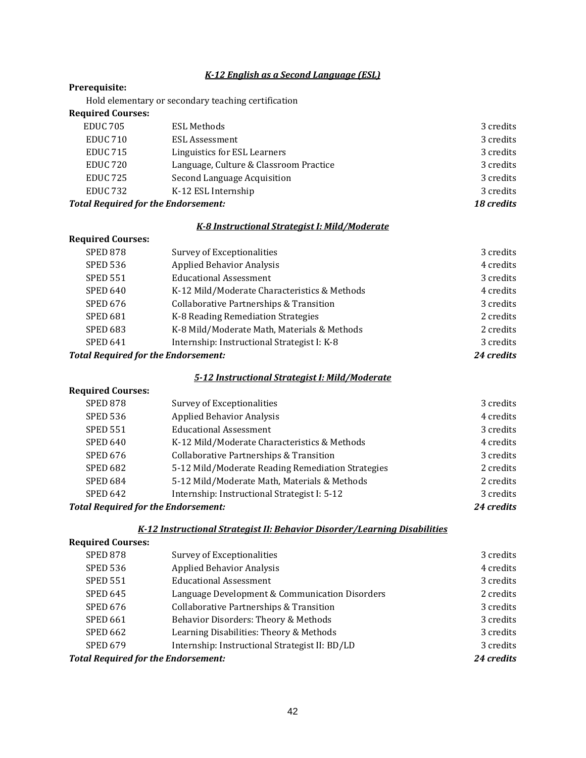### *K-12 English as a Second Language (ESL)*

**Prerequisite:**

Hold elementary or secondary teaching certification

**Required Courses:**

| | | |
|---|---|---|
| EDUC 705 | ESL Methods | 3 credits |
| EDUC 710 | ESL Assessment | 3 credits |
| EDUC 715 | Linguistics for ESL Learners | 3 credits |
| EDUC 720 | Language, Culture & Classroom Practice | 3 credits |
| EDUC 725 | Second Language Acquisition | 3 credits |
| EDUC 732 | K-12 ESL Internship | 3 credits |
| ***Total Required for the Endorsement:*** | | ***18 credits*** |

### *K-8 Instructional Strategist I: Mild/Moderate*

**Required Courses:**

| | | |
|---|---|---|
| SPED 878 | Survey of Exceptionalities | 3 credits |
| SPED 536 | Applied Behavior Analysis | 4 credits |
| SPED 551 | Educational Assessment | 3 credits |
| SPED 640 | K-12 Mild/Moderate Characteristics & Methods | 4 credits |
| SPED 676 | Collaborative Partnerships & Transition | 3 credits |
| SPED 681 | K-8 Reading Remediation Strategies | 2 credits |
| SPED 683 | K-8 Mild/Moderate Math, Materials & Methods | 2 credits |
| SPED 641 | Internship: Instructional Strategist I: K-8 | 3 credits |
| ***Total Required for the Endorsement:*** | | ***24 credits*** |

### *5-12 Instructional Strategist I: Mild/Moderate*

**Required Courses:**

| | | |
|---|---|---|
| SPED 878 | Survey of Exceptionalities | 3 credits |
| SPED 536 | Applied Behavior Analysis | 4 credits |
| SPED 551 | Educational Assessment | 3 credits |
| SPED 640 | K-12 Mild/Moderate Characteristics & Methods | 4 credits |
| SPED 676 | Collaborative Partnerships & Transition | 3 credits |
| SPED 682 | 5-12 Mild/Moderate Reading Remediation Strategies | 2 credits |
| SPED 684 | 5-12 Mild/Moderate Math, Materials & Methods | 2 credits |
| SPED 642 | Internship: Instructional Strategist I: 5-12 | 3 credits |
| ***Total Required for the Endorsement:*** | | ***24 credits*** |

### *K-12 Instructional Strategist II: Behavior Disorder/Learning Disabilities*

**Required Courses:**

| | | |
|---|---|---|
| SPED 878 | Survey of Exceptionalities | 3 credits |
| SPED 536 | Applied Behavior Analysis | 4 credits |
| SPED 551 | Educational Assessment | 3 credits |
| SPED 645 | Language Development & Communication Disorders | 2 credits |
| SPED 676 | Collaborative Partnerships & Transition | 3 credits |
| SPED 661 | Behavior Disorders: Theory & Methods | 3 credits |
| SPED 662 | Learning Disabilities: Theory & Methods | 3 credits |
| SPED 679 | Internship: Instructional Strategist II: BD/LD | 3 credits |
| ***Total Required for the Endorsement:*** | | ***24 credits*** |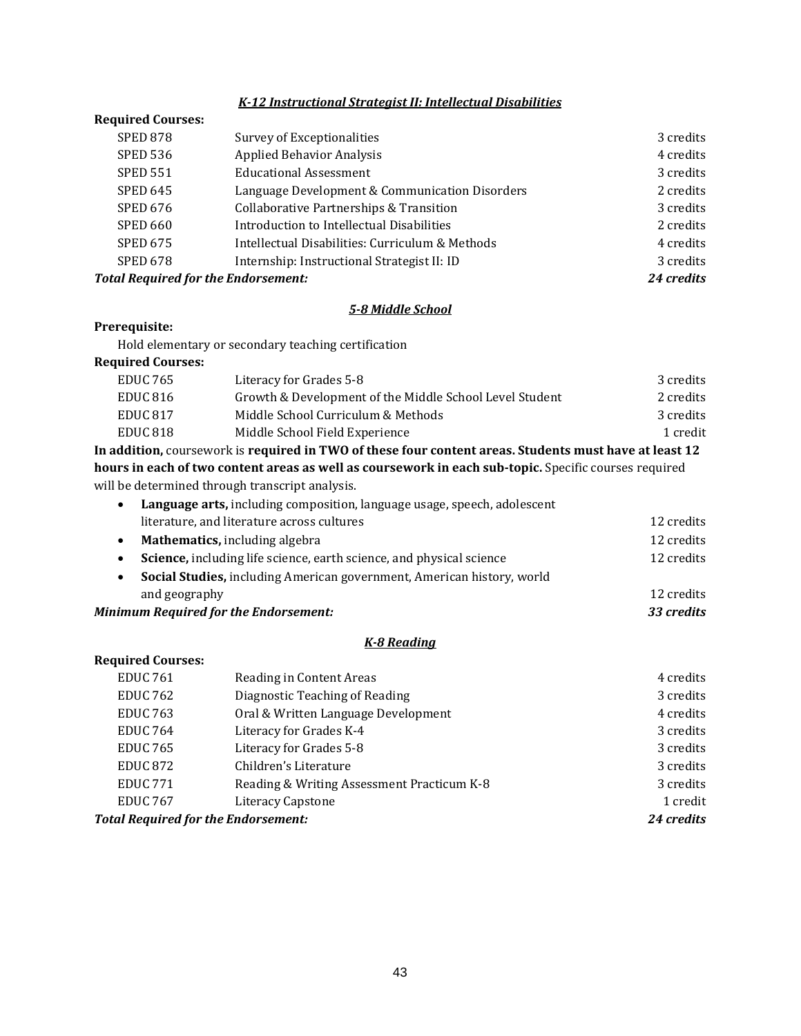### *K-12 Instructional Strategist II: Intellectual Disabilities*

**Required Courses:**

| | | |
|---|---|---|
| SPED 878 | Survey of Exceptionalities | 3 credits |
| SPED 536 | Applied Behavior Analysis | 4 credits |
| SPED 551 | Educational Assessment | 3 credits |
| SPED 645 | Language Development & Communication Disorders | 2 credits |
| SPED 676 | Collaborative Partnerships & Transition | 3 credits |
| SPED 660 | Introduction to Intellectual Disabilities | 2 credits |
| SPED 675 | Intellectual Disabilities: Curriculum & Methods | 4 credits |
| SPED 678 | Internship: Instructional Strategist II: ID | 3 credits |
| ***Total Required for the Endorsement:*** | | ***24 credits*** |

### *5-8 Middle School*

**Prerequisite:**

Hold elementary or secondary teaching certification

**Required Courses:**

| | | |
|---|---|---|
| EDUC 765 | Literacy for Grades 5-8 | 3 credits |
| EDUC 816 | Growth & Development of the Middle School Level Student | 2 credits |
| EDUC 817 | Middle School Curriculum & Methods | 3 credits |
| EDUC 818 | Middle School Field Experience | 1 credit |

**In addition,** coursework is **required in TWO of these four content areas. Students must have at least 12 hours in each of two content areas as well as coursework in each sub-topic.** Specific courses required will be determined through transcript analysis.

- **Language arts,** including composition, language usage, speech, adolescent literature, and literature across cultures — 12 credits
- **Mathematics,** including algebra — 12 credits
- **Science,** including life science, earth science, and physical science — 12 credits
- **Social Studies,** including American government, American history, world and geography — 12 credits

***Minimum Required for the Endorsement:*** ***33 credits***

### *K-8 Reading*

**Required Courses:**

| | | |
|---|---|---|
| EDUC 761 | Reading in Content Areas | 4 credits |
| EDUC 762 | Diagnostic Teaching of Reading | 3 credits |
| EDUC 763 | Oral & Written Language Development | 4 credits |
| EDUC 764 | Literacy for Grades K-4 | 3 credits |
| EDUC 765 | Literacy for Grades 5-8 | 3 credits |
| EDUC 872 | Children's Literature | 3 credits |
| EDUC 771 | Reading & Writing Assessment Practicum K-8 | 3 credits |
| EDUC 767 | Literacy Capstone | 1 credit |
| ***Total Required for the Endorsement:*** | | ***24 credits*** |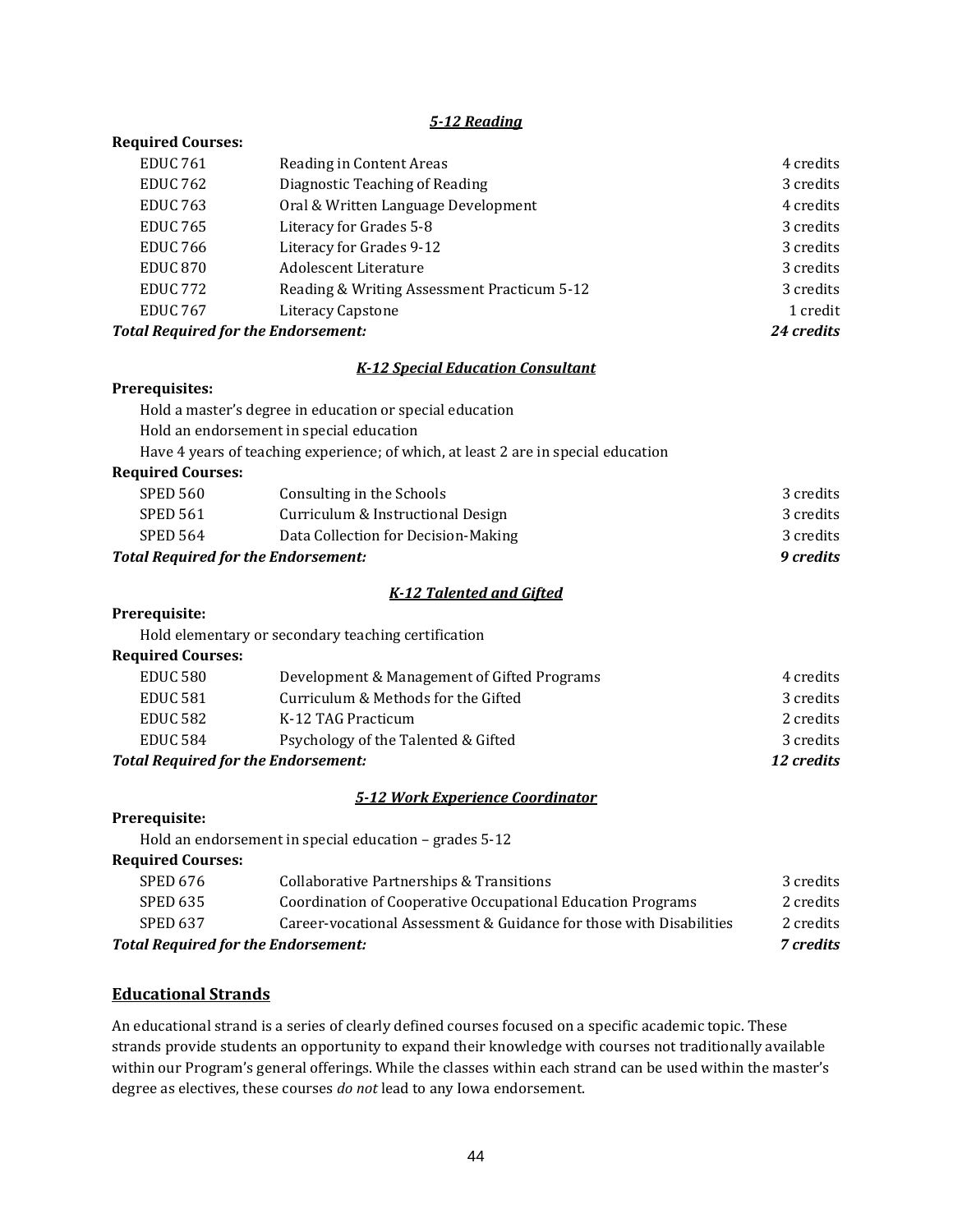### *5-12 Reading*

**Required Courses:**

| | | |
|---|---|---|
| EDUC 761 | Reading in Content Areas | 4 credits |
| EDUC 762 | Diagnostic Teaching of Reading | 3 credits |
| EDUC 763 | Oral & Written Language Development | 4 credits |
| EDUC 765 | Literacy for Grades 5-8 | 3 credits |
| EDUC 766 | Literacy for Grades 9-12 | 3 credits |
| EDUC 870 | Adolescent Literature | 3 credits |
| EDUC 772 | Reading & Writing Assessment Practicum 5-12 | 3 credits |
| EDUC 767 | Literacy Capstone | 1 credit |
| ***Total Required for the Endorsement:*** | | ***24 credits*** |

### *K-12 Special Education Consultant*

**Prerequisites:**

Hold a master's degree in education or special education
Hold an endorsement in special education
Have 4 years of teaching experience; of which, at least 2 are in special education

**Required Courses:**

| | | |
|---|---|---|
| SPED 560 | Consulting in the Schools | 3 credits |
| SPED 561 | Curriculum & Instructional Design | 3 credits |
| SPED 564 | Data Collection for Decision-Making | 3 credits |
| ***Total Required for the Endorsement:*** | | ***9 credits*** |

### *K-12 Talented and Gifted*

**Prerequisite:**

Hold elementary or secondary teaching certification

**Required Courses:**

| | | |
|---|---|---|
| EDUC 580 | Development & Management of Gifted Programs | 4 credits |
| EDUC 581 | Curriculum & Methods for the Gifted | 3 credits |
| EDUC 582 | K-12 TAG Practicum | 2 credits |
| EDUC 584 | Psychology of the Talented & Gifted | 3 credits |
| ***Total Required for the Endorsement:*** | | ***12 credits*** |

### *5-12 Work Experience Coordinator*

**Prerequisite:**

Hold an endorsement in special education – grades 5-12

**Required Courses:**

| | | |
|---|---|---|
| SPED 676 | Collaborative Partnerships & Transitions | 3 credits |
| SPED 635 | Coordination of Cooperative Occupational Education Programs | 2 credits |
| SPED 637 | Career-vocational Assessment & Guidance for those with Disabilities | 2 credits |
| ***Total Required for the Endorsement:*** | | ***7 credits*** |

## Educational Strands

An educational strand is a series of clearly defined courses focused on a specific academic topic. These strands provide students an opportunity to expand their knowledge with courses not traditionally available within our Program's general offerings. While the classes within each strand can be used within the master's degree as electives, these courses *do not* lead to any Iowa endorsement.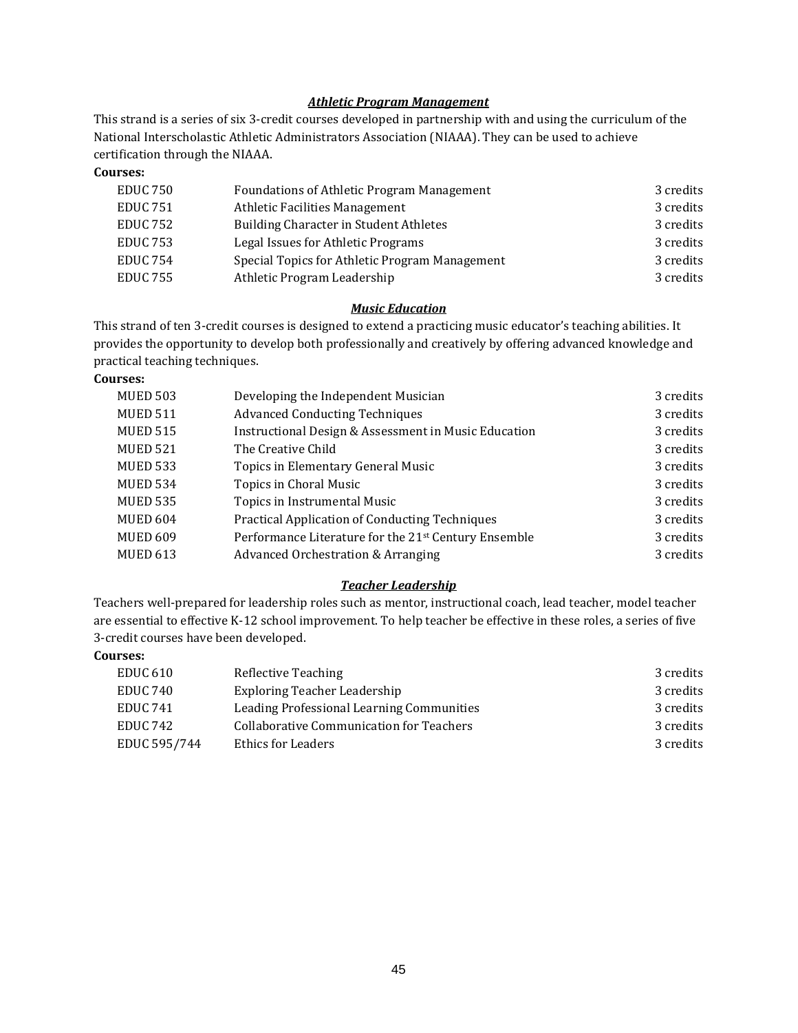### ***Athletic Program Management***

This strand is a series of six 3-credit courses developed in partnership with and using the curriculum of the National Interscholastic Athletic Administrators Association (NIAAA). They can be used to achieve certification through the NIAAA.

**Courses:**

| | | |
|---|---|---|
| EDUC 750 | Foundations of Athletic Program Management | 3 credits |
| EDUC 751 | Athletic Facilities Management | 3 credits |
| EDUC 752 | Building Character in Student Athletes | 3 credits |
| EDUC 753 | Legal Issues for Athletic Programs | 3 credits |
| EDUC 754 | Special Topics for Athletic Program Management | 3 credits |
| EDUC 755 | Athletic Program Leadership | 3 credits |

### ***Music Education***

This strand of ten 3-credit courses is designed to extend a practicing music educator's teaching abilities. It provides the opportunity to develop both professionally and creatively by offering advanced knowledge and practical teaching techniques.

**Courses:**

| | | |
|---|---|---|
| MUED 503 | Developing the Independent Musician | 3 credits |
| MUED 511 | Advanced Conducting Techniques | 3 credits |
| MUED 515 | Instructional Design & Assessment in Music Education | 3 credits |
| MUED 521 | The Creative Child | 3 credits |
| MUED 533 | Topics in Elementary General Music | 3 credits |
| MUED 534 | Topics in Choral Music | 3 credits |
| MUED 535 | Topics in Instrumental Music | 3 credits |
| MUED 604 | Practical Application of Conducting Techniques | 3 credits |
| MUED 609 | Performance Literature for the 21st Century Ensemble | 3 credits |
| MUED 613 | Advanced Orchestration & Arranging | 3 credits |

### ***Teacher Leadership***

Teachers well-prepared for leadership roles such as mentor, instructional coach, lead teacher, model teacher are essential to effective K-12 school improvement. To help teacher be effective in these roles, a series of five 3-credit courses have been developed.

**Courses:**

| | | |
|---|---|---|
| EDUC 610 | Reflective Teaching | 3 credits |
| EDUC 740 | Exploring Teacher Leadership | 3 credits |
| EDUC 741 | Leading Professional Learning Communities | 3 credits |
| EDUC 742 | Collaborative Communication for Teachers | 3 credits |
| EDUC 595/744 | Ethics for Leaders | 3 credits |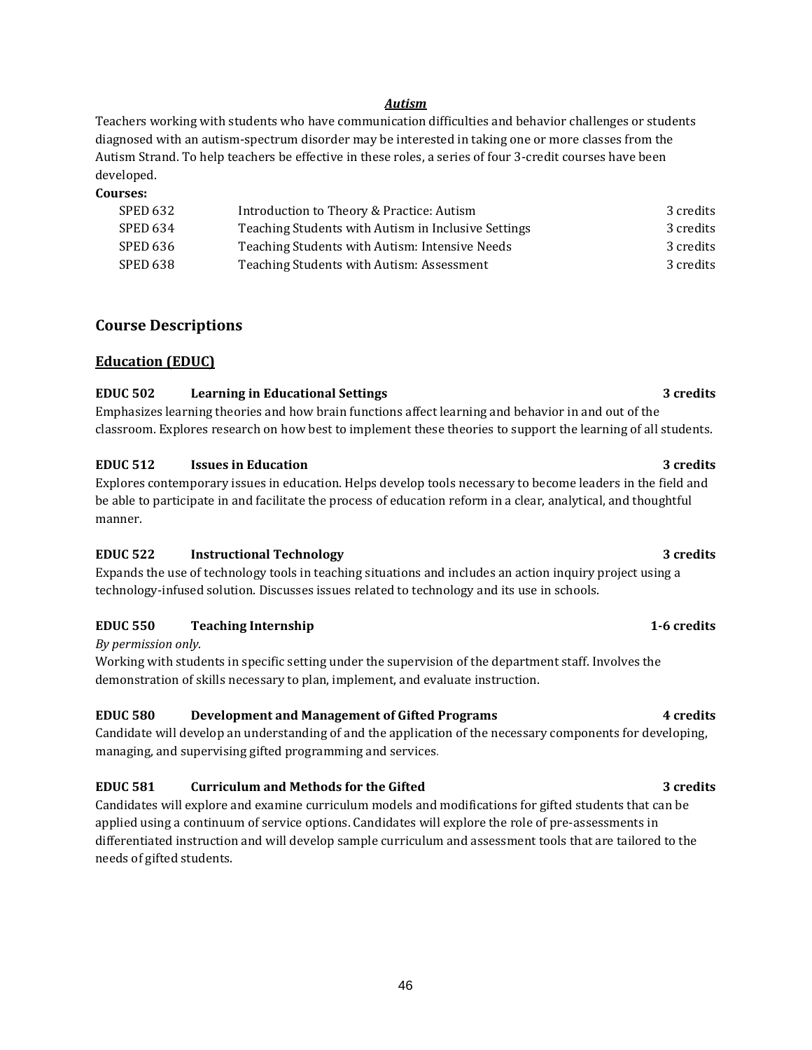***Autism***

Teachers working with students who have communication difficulties and behavior challenges or students diagnosed with an autism-spectrum disorder may be interested in taking one or more classes from the Autism Strand. To help teachers be effective in these roles, a series of four 3-credit courses have been developed.

**Courses:**

| | | |
|---|---|---|
| SPED 632 | Introduction to Theory & Practice: Autism | 3 credits |
| SPED 634 | Teaching Students with Autism in Inclusive Settings | 3 credits |
| SPED 636 | Teaching Students with Autism: Intensive Needs | 3 credits |
| SPED 638 | Teaching Students with Autism: Assessment | 3 credits |

## Course Descriptions

### Education (EDUC)

**EDUC 502 Learning in Educational Settings 3 credits**

Emphasizes learning theories and how brain functions affect learning and behavior in and out of the classroom. Explores research on how best to implement these theories to support the learning of all students.

**EDUC 512 Issues in Education 3 credits**

Explores contemporary issues in education. Helps develop tools necessary to become leaders in the field and be able to participate in and facilitate the process of education reform in a clear, analytical, and thoughtful manner.

**EDUC 522 Instructional Technology 3 credits**

Expands the use of technology tools in teaching situations and includes an action inquiry project using a technology-infused solution. Discusses issues related to technology and its use in schools.

**EDUC 550 Teaching Internship 1-6 credits**

*By permission only.*

Working with students in specific setting under the supervision of the department staff. Involves the demonstration of skills necessary to plan, implement, and evaluate instruction.

**EDUC 580 Development and Management of Gifted Programs 4 credits**

Candidate will develop an understanding of and the application of the necessary components for developing, managing, and supervising gifted programming and services.

**EDUC 581 Curriculum and Methods for the Gifted 3 credits**

Candidates will explore and examine curriculum models and modifications for gifted students that can be applied using a continuum of service options. Candidates will explore the role of pre-assessments in differentiated instruction and will develop sample curriculum and assessment tools that are tailored to the needs of gifted students.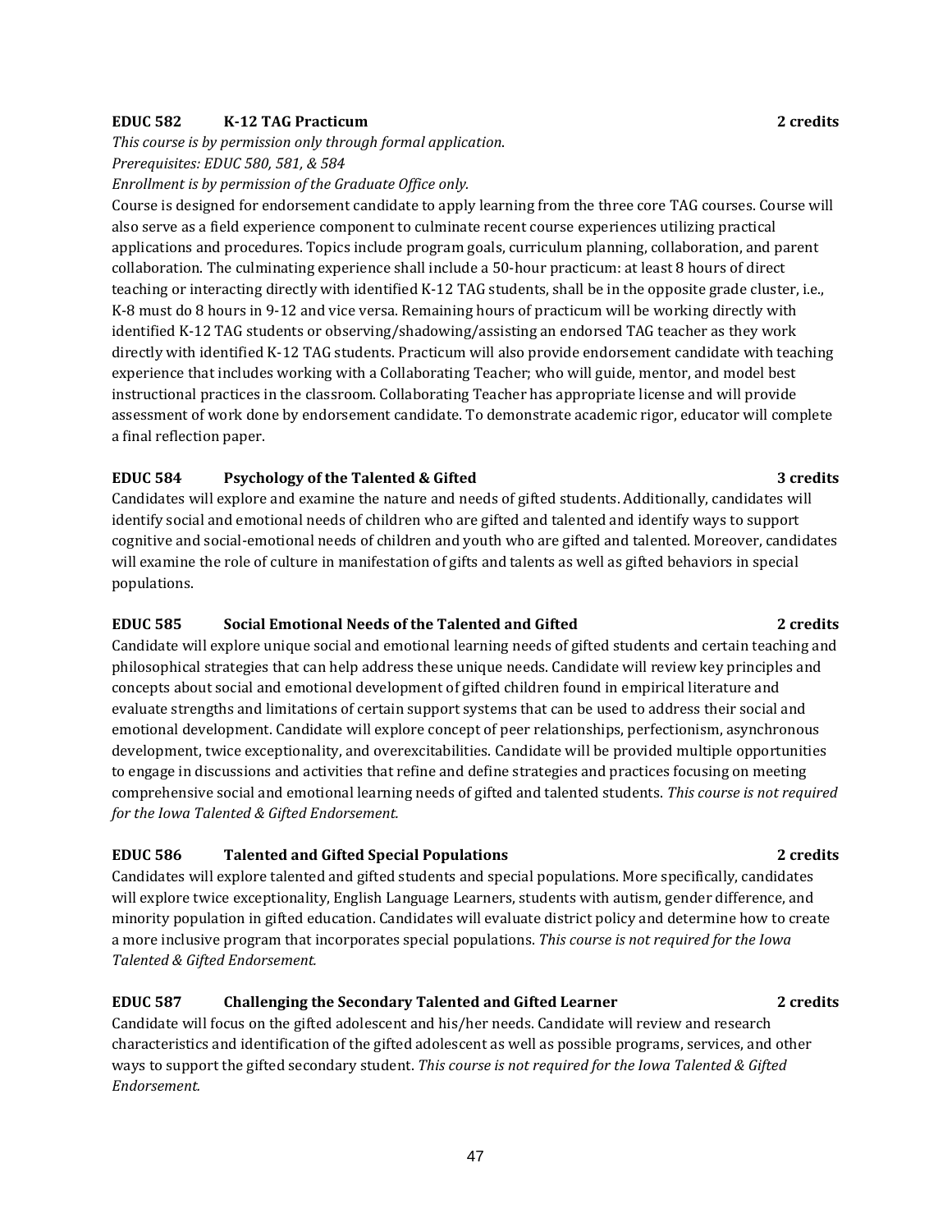**EDUC 582 K-12 TAG Practicum 2 credits**

*This course is by permission only through formal application.*
*Prerequisites: EDUC 580, 581, & 584*
*Enrollment is by permission of the Graduate Office only.*

Course is designed for endorsement candidate to apply learning from the three core TAG courses. Course will also serve as a field experience component to culminate recent course experiences utilizing practical applications and procedures. Topics include program goals, curriculum planning, collaboration, and parent collaboration. The culminating experience shall include a 50-hour practicum: at least 8 hours of direct teaching or interacting directly with identified K-12 TAG students, shall be in the opposite grade cluster, i.e., K-8 must do 8 hours in 9-12 and vice versa. Remaining hours of practicum will be working directly with identified K-12 TAG students or observing/shadowing/assisting an endorsed TAG teacher as they work directly with identified K-12 TAG students. Practicum will also provide endorsement candidate with teaching experience that includes working with a Collaborating Teacher; who will guide, mentor, and model best instructional practices in the classroom. Collaborating Teacher has appropriate license and will provide assessment of work done by endorsement candidate. To demonstrate academic rigor, educator will complete a final reflection paper.

**EDUC 584 Psychology of the Talented & Gifted 3 credits**

Candidates will explore and examine the nature and needs of gifted students. Additionally, candidates will identify social and emotional needs of children who are gifted and talented and identify ways to support cognitive and social-emotional needs of children and youth who are gifted and talented. Moreover, candidates will examine the role of culture in manifestation of gifts and talents as well as gifted behaviors in special populations.

**EDUC 585 Social Emotional Needs of the Talented and Gifted 2 credits**

Candidate will explore unique social and emotional learning needs of gifted students and certain teaching and philosophical strategies that can help address these unique needs. Candidate will review key principles and concepts about social and emotional development of gifted children found in empirical literature and evaluate strengths and limitations of certain support systems that can be used to address their social and emotional development. Candidate will explore concept of peer relationships, perfectionism, asynchronous development, twice exceptionality, and overexcitabilities. Candidate will be provided multiple opportunities to engage in discussions and activities that refine and define strategies and practices focusing on meeting comprehensive social and emotional learning needs of gifted and talented students. *This course is not required for the Iowa Talented & Gifted Endorsement.*

**EDUC 586 Talented and Gifted Special Populations 2 credits**

Candidates will explore talented and gifted students and special populations. More specifically, candidates will explore twice exceptionality, English Language Learners, students with autism, gender difference, and minority population in gifted education. Candidates will evaluate district policy and determine how to create a more inclusive program that incorporates special populations. *This course is not required for the Iowa Talented & Gifted Endorsement.*

**EDUC 587 Challenging the Secondary Talented and Gifted Learner 2 credits**

Candidate will focus on the gifted adolescent and his/her needs. Candidate will review and research characteristics and identification of the gifted adolescent as well as possible programs, services, and other ways to support the gifted secondary student. *This course is not required for the Iowa Talented & Gifted Endorsement.*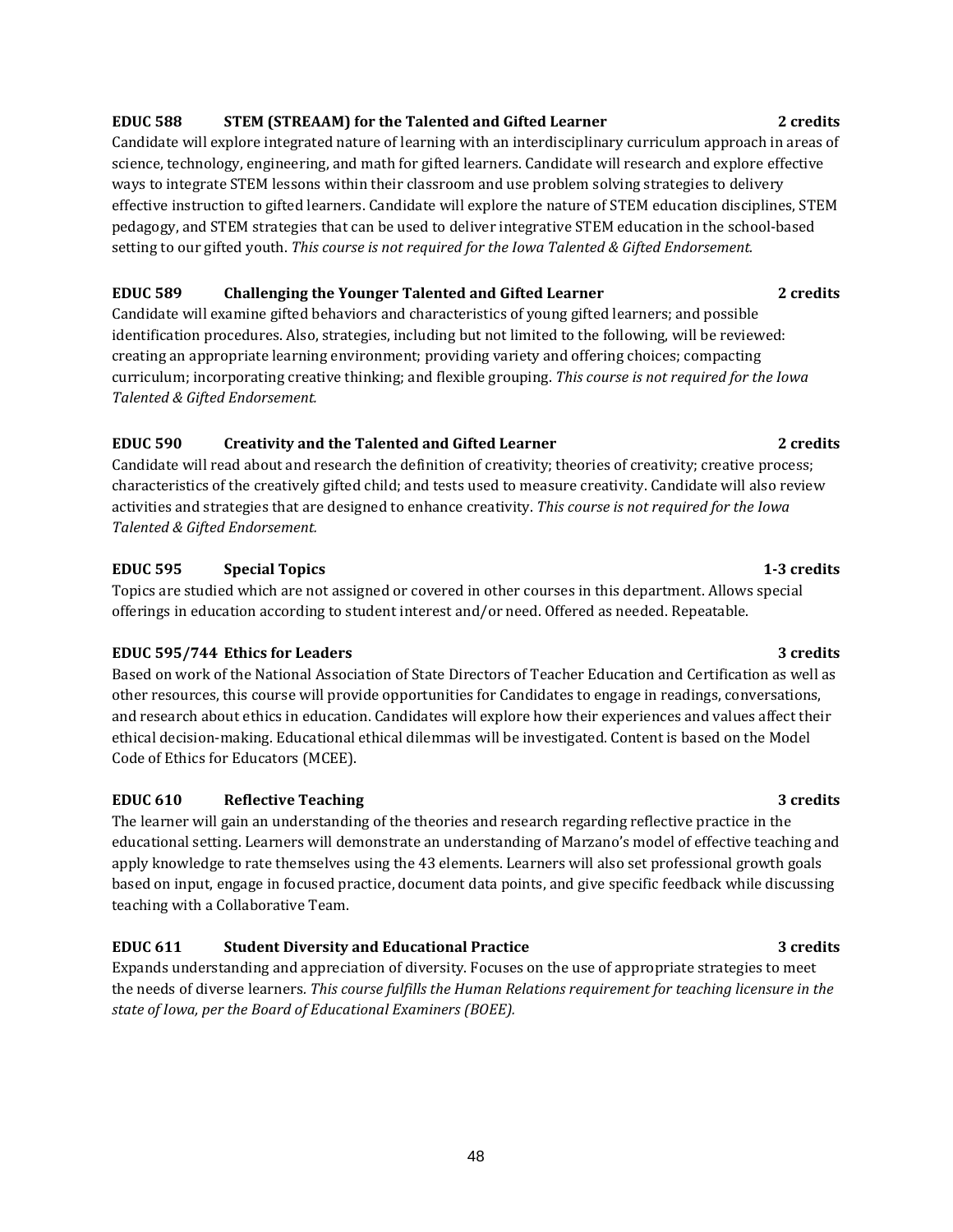**EDUC 588 STEM (STREAAM) for the Talented and Gifted Learner — 2 credits**

Candidate will explore integrated nature of learning with an interdisciplinary curriculum approach in areas of science, technology, engineering, and math for gifted learners. Candidate will research and explore effective ways to integrate STEM lessons within their classroom and use problem solving strategies to delivery effective instruction to gifted learners. Candidate will explore the nature of STEM education disciplines, STEM pedagogy, and STEM strategies that can be used to deliver integrative STEM education in the school-based setting to our gifted youth. *This course is not required for the Iowa Talented & Gifted Endorsement.*

**EDUC 589 Challenging the Younger Talented and Gifted Learner — 2 credits**

Candidate will examine gifted behaviors and characteristics of young gifted learners; and possible identification procedures. Also, strategies, including but not limited to the following, will be reviewed: creating an appropriate learning environment; providing variety and offering choices; compacting curriculum; incorporating creative thinking; and flexible grouping. *This course is not required for the Iowa Talented & Gifted Endorsement.*

**EDUC 590 Creativity and the Talented and Gifted Learner — 2 credits**

Candidate will read about and research the definition of creativity; theories of creativity; creative process; characteristics of the creatively gifted child; and tests used to measure creativity. Candidate will also review activities and strategies that are designed to enhance creativity. *This course is not required for the Iowa Talented & Gifted Endorsement.*

**EDUC 595 Special Topics — 1-3 credits**

Topics are studied which are not assigned or covered in other courses in this department. Allows special offerings in education according to student interest and/or need. Offered as needed. Repeatable.

**EDUC 595/744 Ethics for Leaders — 3 credits**

Based on work of the National Association of State Directors of Teacher Education and Certification as well as other resources, this course will provide opportunities for Candidates to engage in readings, conversations, and research about ethics in education. Candidates will explore how their experiences and values affect their ethical decision-making. Educational ethical dilemmas will be investigated. Content is based on the Model Code of Ethics for Educators (MCEE).

**EDUC 610 Reflective Teaching — 3 credits**

The learner will gain an understanding of the theories and research regarding reflective practice in the educational setting. Learners will demonstrate an understanding of Marzano's model of effective teaching and apply knowledge to rate themselves using the 43 elements. Learners will also set professional growth goals based on input, engage in focused practice, document data points, and give specific feedback while discussing teaching with a Collaborative Team.

**EDUC 611 Student Diversity and Educational Practice — 3 credits**

Expands understanding and appreciation of diversity. Focuses on the use of appropriate strategies to meet the needs of diverse learners. *This course fulfills the Human Relations requirement for teaching licensure in the state of Iowa, per the Board of Educational Examiners (BOEE).*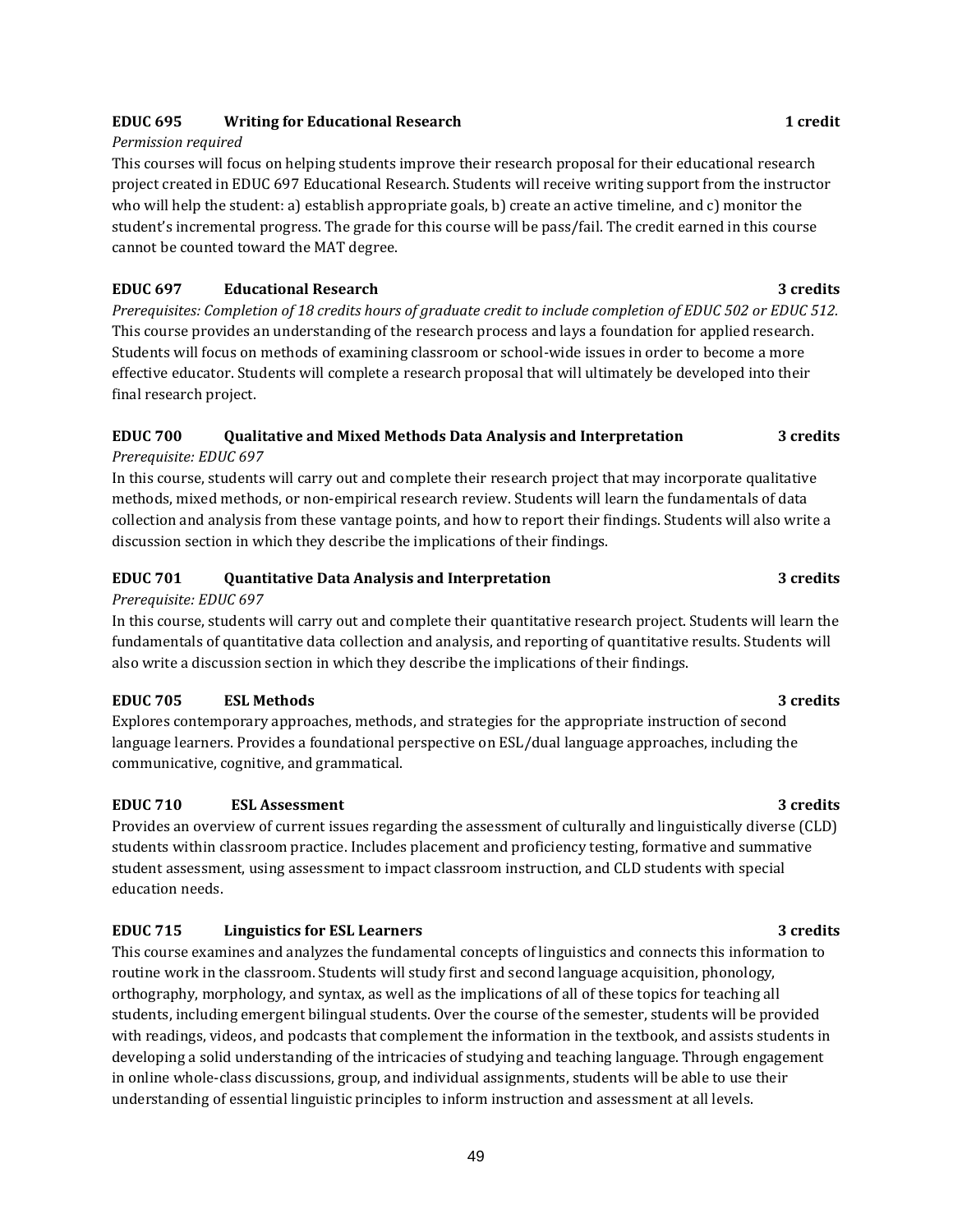**EDUC 695 Writing for Educational Research 1 credit**

*Permission required*

This courses will focus on helping students improve their research proposal for their educational research project created in EDUC 697 Educational Research. Students will receive writing support from the instructor who will help the student: a) establish appropriate goals, b) create an active timeline, and c) monitor the student's incremental progress. The grade for this course will be pass/fail. The credit earned in this course cannot be counted toward the MAT degree.

**EDUC 697 Educational Research 3 credits**

*Prerequisites: Completion of 18 credits hours of graduate credit to include completion of EDUC 502 or EDUC 512.*

This course provides an understanding of the research process and lays a foundation for applied research. Students will focus on methods of examining classroom or school-wide issues in order to become a more effective educator. Students will complete a research proposal that will ultimately be developed into their final research project.

**EDUC 700 Qualitative and Mixed Methods Data Analysis and Interpretation 3 credits**

*Prerequisite: EDUC 697*

In this course, students will carry out and complete their research project that may incorporate qualitative methods, mixed methods, or non-empirical research review. Students will learn the fundamentals of data collection and analysis from these vantage points, and how to report their findings. Students will also write a discussion section in which they describe the implications of their findings.

**EDUC 701 Quantitative Data Analysis and Interpretation 3 credits**

*Prerequisite: EDUC 697*

In this course, students will carry out and complete their quantitative research project. Students will learn the fundamentals of quantitative data collection and analysis, and reporting of quantitative results. Students will also write a discussion section in which they describe the implications of their findings.

**EDUC 705 ESL Methods 3 credits**

Explores contemporary approaches, methods, and strategies for the appropriate instruction of second language learners. Provides a foundational perspective on ESL/dual language approaches, including the communicative, cognitive, and grammatical.

**EDUC 710 ESL Assessment 3 credits**

Provides an overview of current issues regarding the assessment of culturally and linguistically diverse (CLD) students within classroom practice. Includes placement and proficiency testing, formative and summative student assessment, using assessment to impact classroom instruction, and CLD students with special education needs.

**EDUC 715 Linguistics for ESL Learners 3 credits**

This course examines and analyzes the fundamental concepts of linguistics and connects this information to routine work in the classroom. Students will study first and second language acquisition, phonology, orthography, morphology, and syntax, as well as the implications of all of these topics for teaching all students, including emergent bilingual students. Over the course of the semester, students will be provided with readings, videos, and podcasts that complement the information in the textbook, and assists students in developing a solid understanding of the intricacies of studying and teaching language. Through engagement in online whole-class discussions, group, and individual assignments, students will be able to use their understanding of essential linguistic principles to inform instruction and assessment at all levels.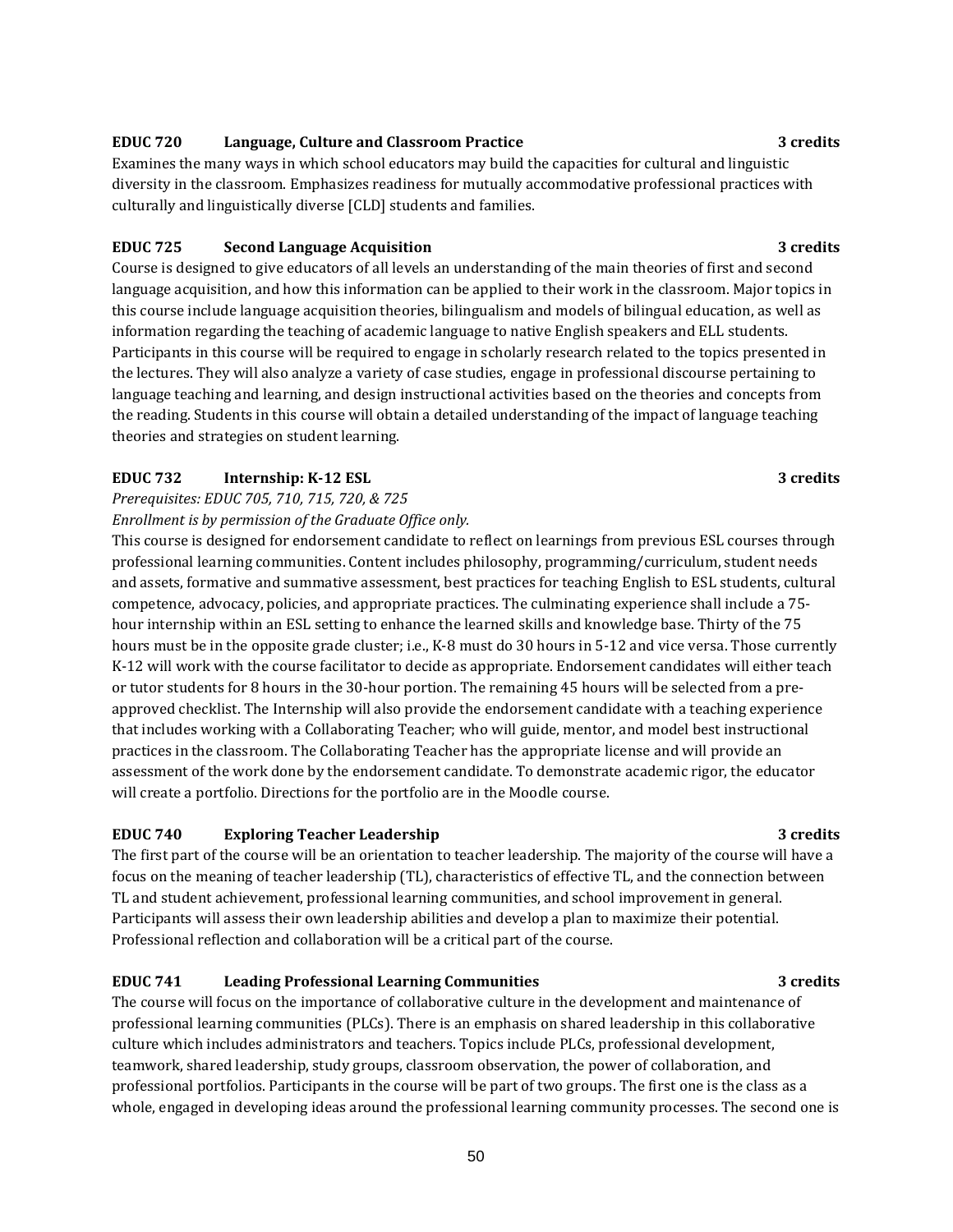**EDUC 720 Language, Culture and Classroom Practice 3 credits**

Examines the many ways in which school educators may build the capacities for cultural and linguistic diversity in the classroom. Emphasizes readiness for mutually accommodative professional practices with culturally and linguistically diverse [CLD] students and families.

**EDUC 725 Second Language Acquisition 3 credits**

Course is designed to give educators of all levels an understanding of the main theories of first and second language acquisition, and how this information can be applied to their work in the classroom. Major topics in this course include language acquisition theories, bilingualism and models of bilingual education, as well as information regarding the teaching of academic language to native English speakers and ELL students. Participants in this course will be required to engage in scholarly research related to the topics presented in the lectures. They will also analyze a variety of case studies, engage in professional discourse pertaining to language teaching and learning, and design instructional activities based on the theories and concepts from the reading. Students in this course will obtain a detailed understanding of the impact of language teaching theories and strategies on student learning.

**EDUC 732 Internship: K-12 ESL 3 credits**

*Prerequisites: EDUC 705, 710, 715, 720, & 725*

*Enrollment is by permission of the Graduate Office only.*

This course is designed for endorsement candidate to reflect on learnings from previous ESL courses through professional learning communities. Content includes philosophy, programming/curriculum, student needs and assets, formative and summative assessment, best practices for teaching English to ESL students, cultural competence, advocacy, policies, and appropriate practices. The culminating experience shall include a 75-hour internship within an ESL setting to enhance the learned skills and knowledge base. Thirty of the 75 hours must be in the opposite grade cluster; i.e., K-8 must do 30 hours in 5-12 and vice versa. Those currently K-12 will work with the course facilitator to decide as appropriate. Endorsement candidates will either teach or tutor students for 8 hours in the 30-hour portion. The remaining 45 hours will be selected from a pre-approved checklist. The Internship will also provide the endorsement candidate with a teaching experience that includes working with a Collaborating Teacher; who will guide, mentor, and model best instructional practices in the classroom. The Collaborating Teacher has the appropriate license and will provide an assessment of the work done by the endorsement candidate. To demonstrate academic rigor, the educator will create a portfolio. Directions for the portfolio are in the Moodle course.

**EDUC 740 Exploring Teacher Leadership 3 credits**

The first part of the course will be an orientation to teacher leadership. The majority of the course will have a focus on the meaning of teacher leadership (TL), characteristics of effective TL, and the connection between TL and student achievement, professional learning communities, and school improvement in general. Participants will assess their own leadership abilities and develop a plan to maximize their potential. Professional reflection and collaboration will be a critical part of the course.

**EDUC 741 Leading Professional Learning Communities 3 credits**

The course will focus on the importance of collaborative culture in the development and maintenance of professional learning communities (PLCs). There is an emphasis on shared leadership in this collaborative culture which includes administrators and teachers. Topics include PLCs, professional development, teamwork, shared leadership, study groups, classroom observation, the power of collaboration, and professional portfolios. Participants in the course will be part of two groups. The first one is the class as a whole, engaged in developing ideas around the professional learning community processes. The second one is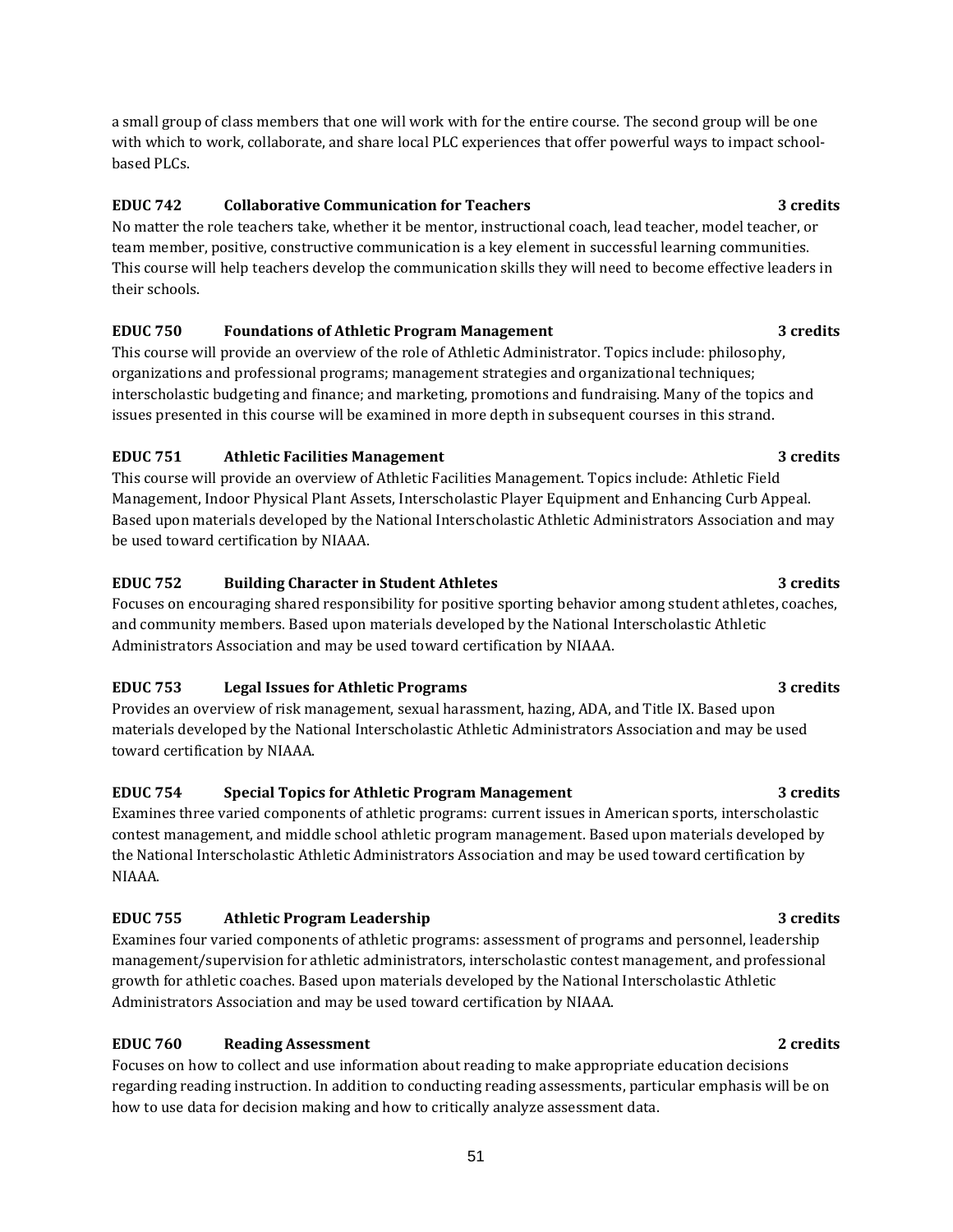a small group of class members that one will work with for the entire course. The second group will be one with which to work, collaborate, and share local PLC experiences that offer powerful ways to impact school-based PLCs.

**EDUC 742 Collaborative Communication for Teachers 3 credits**

No matter the role teachers take, whether it be mentor, instructional coach, lead teacher, model teacher, or team member, positive, constructive communication is a key element in successful learning communities. This course will help teachers develop the communication skills they will need to become effective leaders in their schools.

**EDUC 750 Foundations of Athletic Program Management 3 credits**

This course will provide an overview of the role of Athletic Administrator. Topics include: philosophy, organizations and professional programs; management strategies and organizational techniques; interscholastic budgeting and finance; and marketing, promotions and fundraising. Many of the topics and issues presented in this course will be examined in more depth in subsequent courses in this strand.

**EDUC 751 Athletic Facilities Management 3 credits**

This course will provide an overview of Athletic Facilities Management. Topics include: Athletic Field Management, Indoor Physical Plant Assets, Interscholastic Player Equipment and Enhancing Curb Appeal. Based upon materials developed by the National Interscholastic Athletic Administrators Association and may be used toward certification by NIAAA.

**EDUC 752 Building Character in Student Athletes 3 credits**

Focuses on encouraging shared responsibility for positive sporting behavior among student athletes, coaches, and community members. Based upon materials developed by the National Interscholastic Athletic Administrators Association and may be used toward certification by NIAAA.

**EDUC 753 Legal Issues for Athletic Programs 3 credits**

Provides an overview of risk management, sexual harassment, hazing, ADA, and Title IX. Based upon materials developed by the National Interscholastic Athletic Administrators Association and may be used toward certification by NIAAA.

**EDUC 754 Special Topics for Athletic Program Management 3 credits**

Examines three varied components of athletic programs: current issues in American sports, interscholastic contest management, and middle school athletic program management. Based upon materials developed by the National Interscholastic Athletic Administrators Association and may be used toward certification by NIAAA.

**EDUC 755 Athletic Program Leadership 3 credits**

Examines four varied components of athletic programs: assessment of programs and personnel, leadership management/supervision for athletic administrators, interscholastic contest management, and professional growth for athletic coaches. Based upon materials developed by the National Interscholastic Athletic Administrators Association and may be used toward certification by NIAAA.

**EDUC 760 Reading Assessment 2 credits**

Focuses on how to collect and use information about reading to make appropriate education decisions regarding reading instruction. In addition to conducting reading assessments, particular emphasis will be on how to use data for decision making and how to critically analyze assessment data.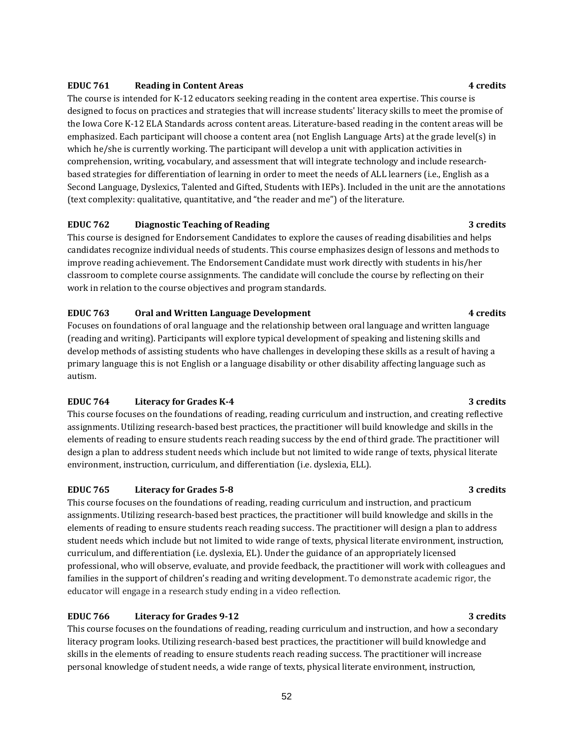**EDUC 761 Reading in Content Areas 4 credits**

The course is intended for K-12 educators seeking reading in the content area expertise. This course is designed to focus on practices and strategies that will increase students' literacy skills to meet the promise of the Iowa Core K-12 ELA Standards across content areas. Literature-based reading in the content areas will be emphasized. Each participant will choose a content area (not English Language Arts) at the grade level(s) in which he/she is currently working. The participant will develop a unit with application activities in comprehension, writing, vocabulary, and assessment that will integrate technology and include research-based strategies for differentiation of learning in order to meet the needs of ALL learners (i.e., English as a Second Language, Dyslexics, Talented and Gifted, Students with IEPs). Included in the unit are the annotations (text complexity: qualitative, quantitative, and "the reader and me") of the literature.

**EDUC 762 Diagnostic Teaching of Reading 3 credits**

This course is designed for Endorsement Candidates to explore the causes of reading disabilities and helps candidates recognize individual needs of students. This course emphasizes design of lessons and methods to improve reading achievement. The Endorsement Candidate must work directly with students in his/her classroom to complete course assignments. The candidate will conclude the course by reflecting on their work in relation to the course objectives and program standards.

**EDUC 763 Oral and Written Language Development 4 credits**

Focuses on foundations of oral language and the relationship between oral language and written language (reading and writing). Participants will explore typical development of speaking and listening skills and develop methods of assisting students who have challenges in developing these skills as a result of having a primary language this is not English or a language disability or other disability affecting language such as autism.

**EDUC 764 Literacy for Grades K-4 3 credits**

This course focuses on the foundations of reading, reading curriculum and instruction, and creating reflective assignments. Utilizing research-based best practices, the practitioner will build knowledge and skills in the elements of reading to ensure students reach reading success by the end of third grade. The practitioner will design a plan to address student needs which include but not limited to wide range of texts, physical literate environment, instruction, curriculum, and differentiation (i.e. dyslexia, ELL).

**EDUC 765 Literacy for Grades 5-8 3 credits**

This course focuses on the foundations of reading, reading curriculum and instruction, and practicum assignments. Utilizing research-based best practices, the practitioner will build knowledge and skills in the elements of reading to ensure students reach reading success. The practitioner will design a plan to address student needs which include but not limited to wide range of texts, physical literate environment, instruction, curriculum, and differentiation (i.e. dyslexia, EL). Under the guidance of an appropriately licensed professional, who will observe, evaluate, and provide feedback, the practitioner will work with colleagues and families in the support of children's reading and writing development. To demonstrate academic rigor, the educator will engage in a research study ending in a video reflection.

**EDUC 766 Literacy for Grades 9-12 3 credits**

This course focuses on the foundations of reading, reading curriculum and instruction, and how a secondary literacy program looks. Utilizing research-based best practices, the practitioner will build knowledge and skills in the elements of reading to ensure students reach reading success. The practitioner will increase personal knowledge of student needs, a wide range of texts, physical literate environment, instruction,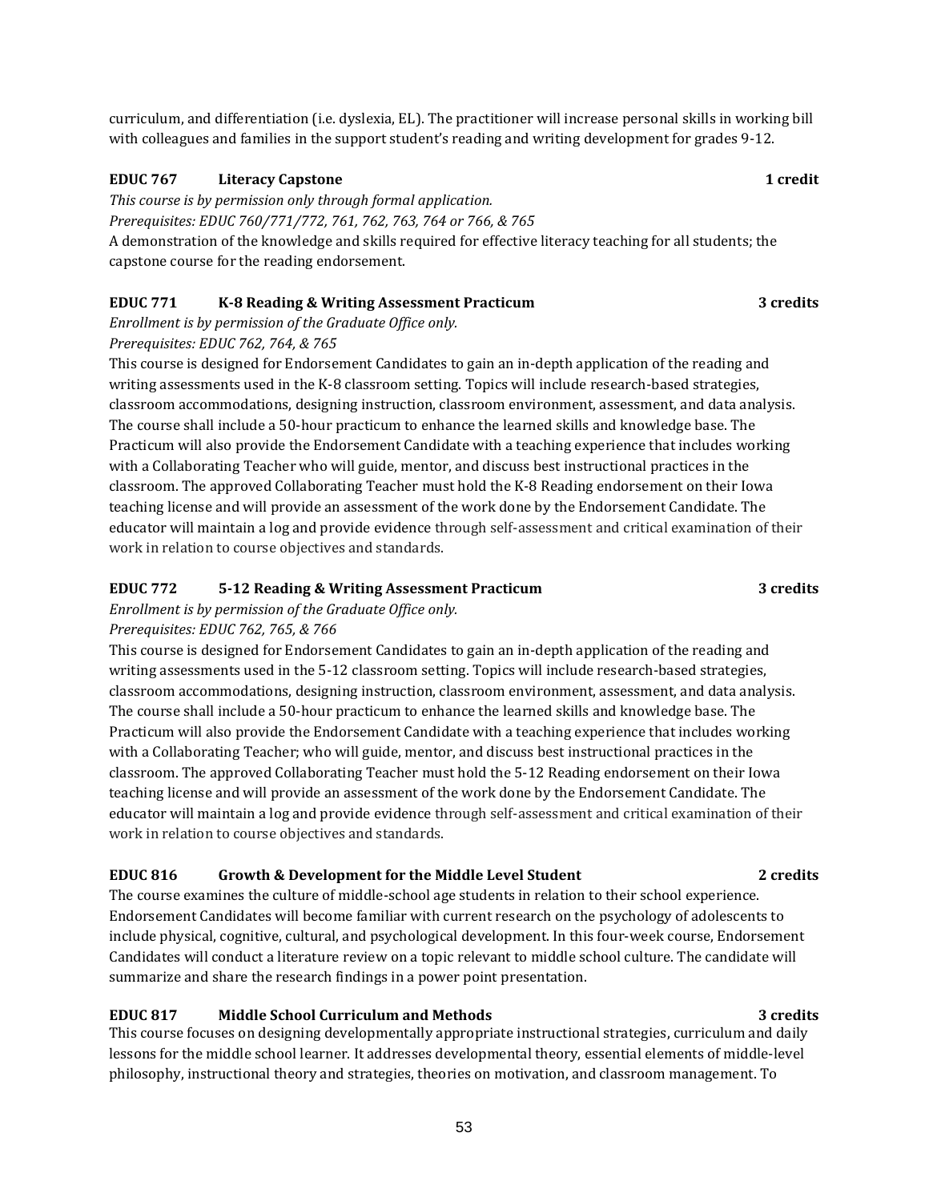curriculum, and differentiation (i.e. dyslexia, EL). The practitioner will increase personal skills in working bill with colleagues and families in the support student's reading and writing development for grades 9-12.

### EDUC 767 Literacy Capstone — 1 credit

*This course is by permission only through formal application.*
*Prerequisites: EDUC 760/771/772, 761, 762, 763, 764 or 766, & 765*
A demonstration of the knowledge and skills required for effective literacy teaching for all students; the capstone course for the reading endorsement.

### EDUC 771 K-8 Reading & Writing Assessment Practicum — 3 credits

*Enrollment is by permission of the Graduate Office only.*
*Prerequisites: EDUC 762, 764, & 765*
This course is designed for Endorsement Candidates to gain an in-depth application of the reading and writing assessments used in the K-8 classroom setting. Topics will include research-based strategies, classroom accommodations, designing instruction, classroom environment, assessment, and data analysis. The course shall include a 50-hour practicum to enhance the learned skills and knowledge base. The Practicum will also provide the Endorsement Candidate with a teaching experience that includes working with a Collaborating Teacher who will guide, mentor, and discuss best instructional practices in the classroom. The approved Collaborating Teacher must hold the K-8 Reading endorsement on their Iowa teaching license and will provide an assessment of the work done by the Endorsement Candidate. The educator will maintain a log and provide evidence through self-assessment and critical examination of their work in relation to course objectives and standards.

### EDUC 772 5-12 Reading & Writing Assessment Practicum — 3 credits

*Enrollment is by permission of the Graduate Office only.*
*Prerequisites: EDUC 762, 765, & 766*
This course is designed for Endorsement Candidates to gain an in-depth application of the reading and writing assessments used in the 5-12 classroom setting. Topics will include research-based strategies, classroom accommodations, designing instruction, classroom environment, assessment, and data analysis. The course shall include a 50-hour practicum to enhance the learned skills and knowledge base. The Practicum will also provide the Endorsement Candidate with a teaching experience that includes working with a Collaborating Teacher; who will guide, mentor, and discuss best instructional practices in the classroom. The approved Collaborating Teacher must hold the 5-12 Reading endorsement on their Iowa teaching license and will provide an assessment of the work done by the Endorsement Candidate. The educator will maintain a log and provide evidence through self-assessment and critical examination of their work in relation to course objectives and standards.

### EDUC 816 Growth & Development for the Middle Level Student — 2 credits

The course examines the culture of middle-school age students in relation to their school experience. Endorsement Candidates will become familiar with current research on the psychology of adolescents to include physical, cognitive, cultural, and psychological development. In this four-week course, Endorsement Candidates will conduct a literature review on a topic relevant to middle school culture. The candidate will summarize and share the research findings in a power point presentation.

### EDUC 817 Middle School Curriculum and Methods — 3 credits

This course focuses on designing developmentally appropriate instructional strategies, curriculum and daily lessons for the middle school learner. It addresses developmental theory, essential elements of middle-level philosophy, instructional theory and strategies, theories on motivation, and classroom management. To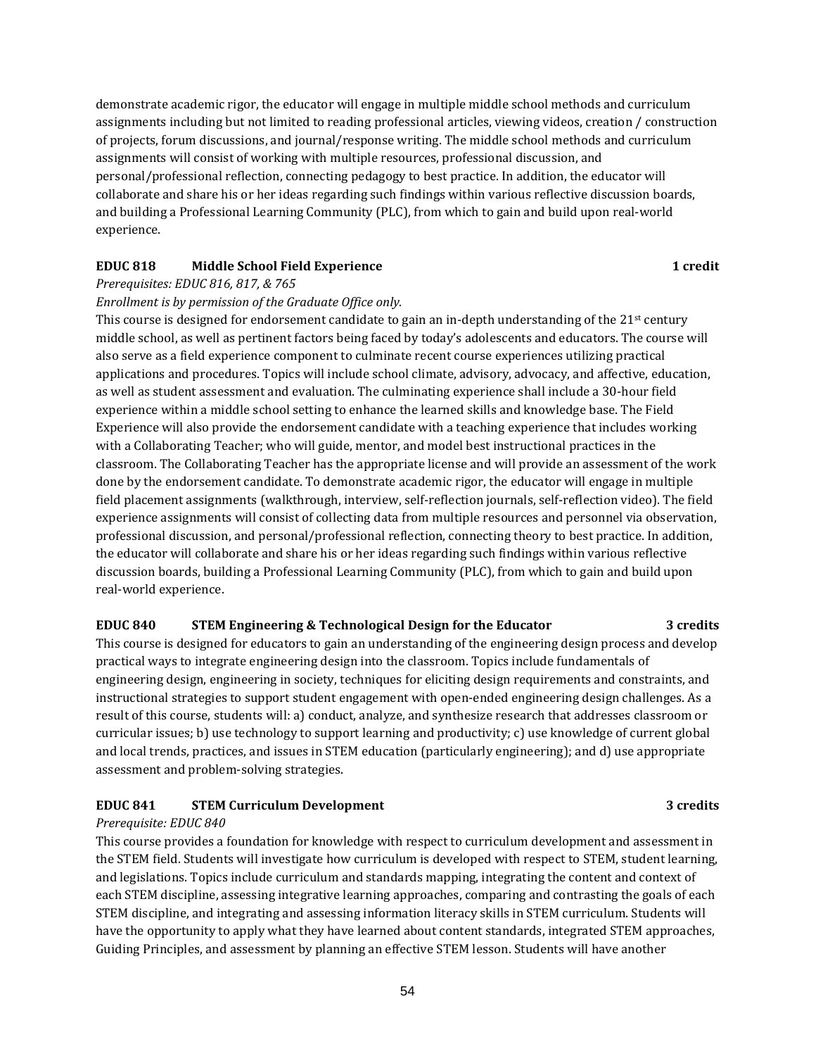demonstrate academic rigor, the educator will engage in multiple middle school methods and curriculum assignments including but not limited to reading professional articles, viewing videos, creation / construction of projects, forum discussions, and journal/response writing. The middle school methods and curriculum assignments will consist of working with multiple resources, professional discussion, and personal/professional reflection, connecting pedagogy to best practice. In addition, the educator will collaborate and share his or her ideas regarding such findings within various reflective discussion boards, and building a Professional Learning Community (PLC), from which to gain and build upon real-world experience.

**EDUC 818 Middle School Field Experience 1 credit**

*Prerequisites: EDUC 816, 817, & 765*

*Enrollment is by permission of the Graduate Office only.*

This course is designed for endorsement candidate to gain an in-depth understanding of the 21st century middle school, as well as pertinent factors being faced by today's adolescents and educators. The course will also serve as a field experience component to culminate recent course experiences utilizing practical applications and procedures. Topics will include school climate, advisory, advocacy, and affective, education, as well as student assessment and evaluation. The culminating experience shall include a 30-hour field experience within a middle school setting to enhance the learned skills and knowledge base. The Field Experience will also provide the endorsement candidate with a teaching experience that includes working with a Collaborating Teacher; who will guide, mentor, and model best instructional practices in the classroom. The Collaborating Teacher has the appropriate license and will provide an assessment of the work done by the endorsement candidate. To demonstrate academic rigor, the educator will engage in multiple field placement assignments (walkthrough, interview, self-reflection journals, self-reflection video). The field experience assignments will consist of collecting data from multiple resources and personnel via observation, professional discussion, and personal/professional reflection, connecting theory to best practice. In addition, the educator will collaborate and share his or her ideas regarding such findings within various reflective discussion boards, building a Professional Learning Community (PLC), from which to gain and build upon real-world experience.

**EDUC 840 STEM Engineering & Technological Design for the Educator 3 credits**

This course is designed for educators to gain an understanding of the engineering design process and develop practical ways to integrate engineering design into the classroom. Topics include fundamentals of engineering design, engineering in society, techniques for eliciting design requirements and constraints, and instructional strategies to support student engagement with open-ended engineering design challenges. As a result of this course, students will: a) conduct, analyze, and synthesize research that addresses classroom or curricular issues; b) use technology to support learning and productivity; c) use knowledge of current global and local trends, practices, and issues in STEM education (particularly engineering); and d) use appropriate assessment and problem-solving strategies.

**EDUC 841 STEM Curriculum Development 3 credits**

*Prerequisite: EDUC 840*

This course provides a foundation for knowledge with respect to curriculum development and assessment in the STEM field. Students will investigate how curriculum is developed with respect to STEM, student learning, and legislations. Topics include curriculum and standards mapping, integrating the content and context of each STEM discipline, assessing integrative learning approaches, comparing and contrasting the goals of each STEM discipline, and integrating and assessing information literacy skills in STEM curriculum. Students will have the opportunity to apply what they have learned about content standards, integrated STEM approaches, Guiding Principles, and assessment by planning an effective STEM lesson. Students will have another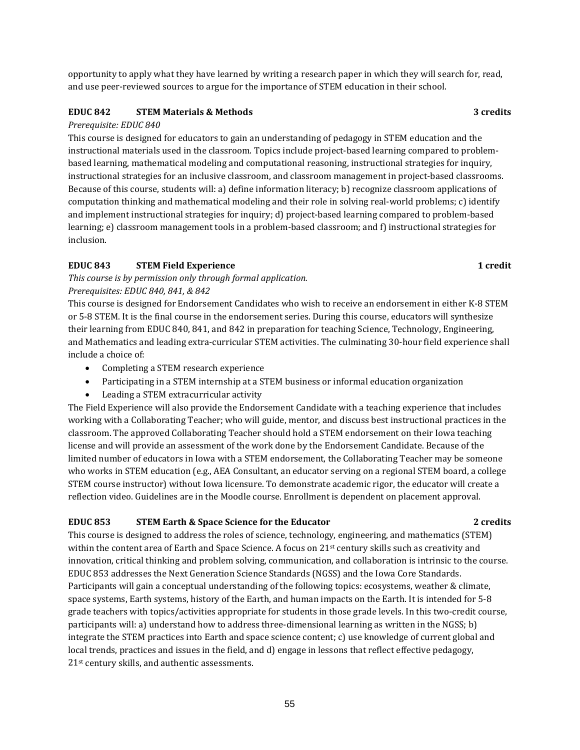opportunity to apply what they have learned by writing a research paper in which they will search for, read, and use peer-reviewed sources to argue for the importance of STEM education in their school.

**EDUC 842 STEM Materials & Methods 3 credits**

*Prerequisite: EDUC 840*

This course is designed for educators to gain an understanding of pedagogy in STEM education and the instructional materials used in the classroom. Topics include project-based learning compared to problem-based learning, mathematical modeling and computational reasoning, instructional strategies for inquiry, instructional strategies for an inclusive classroom, and classroom management in project-based classrooms. Because of this course, students will: a) define information literacy; b) recognize classroom applications of computation thinking and mathematical modeling and their role in solving real-world problems; c) identify and implement instructional strategies for inquiry; d) project-based learning compared to problem-based learning; e) classroom management tools in a problem-based classroom; and f) instructional strategies for inclusion.

**EDUC 843 STEM Field Experience 1 credit**

*This course is by permission only through formal application.*
*Prerequisites: EDUC 840, 841, & 842*

This course is designed for Endorsement Candidates who wish to receive an endorsement in either K-8 STEM or 5-8 STEM. It is the final course in the endorsement series. During this course, educators will synthesize their learning from EDUC 840, 841, and 842 in preparation for teaching Science, Technology, Engineering, and Mathematics and leading extra-curricular STEM activities. The culminating 30-hour field experience shall include a choice of:

- Completing a STEM research experience
- Participating in a STEM internship at a STEM business or informal education organization
- Leading a STEM extracurricular activity

The Field Experience will also provide the Endorsement Candidate with a teaching experience that includes working with a Collaborating Teacher; who will guide, mentor, and discuss best instructional practices in the classroom. The approved Collaborating Teacher should hold a STEM endorsement on their Iowa teaching license and will provide an assessment of the work done by the Endorsement Candidate. Because of the limited number of educators in Iowa with a STEM endorsement, the Collaborating Teacher may be someone who works in STEM education (e.g., AEA Consultant, an educator serving on a regional STEM board, a college STEM course instructor) without Iowa licensure. To demonstrate academic rigor, the educator will create a reflection video. Guidelines are in the Moodle course. Enrollment is dependent on placement approval.

**EDUC 853 STEM Earth & Space Science for the Educator 2 credits**

This course is designed to address the roles of science, technology, engineering, and mathematics (STEM) within the content area of Earth and Space Science. A focus on 21st century skills such as creativity and innovation, critical thinking and problem solving, communication, and collaboration is intrinsic to the course. EDUC 853 addresses the Next Generation Science Standards (NGSS) and the Iowa Core Standards. Participants will gain a conceptual understanding of the following topics: ecosystems, weather & climate, space systems, Earth systems, history of the Earth, and human impacts on the Earth. It is intended for 5-8 grade teachers with topics/activities appropriate for students in those grade levels. In this two-credit course, participants will: a) understand how to address three-dimensional learning as written in the NGSS; b) integrate the STEM practices into Earth and space science content; c) use knowledge of current global and local trends, practices and issues in the field, and d) engage in lessons that reflect effective pedagogy, 21st century skills, and authentic assessments.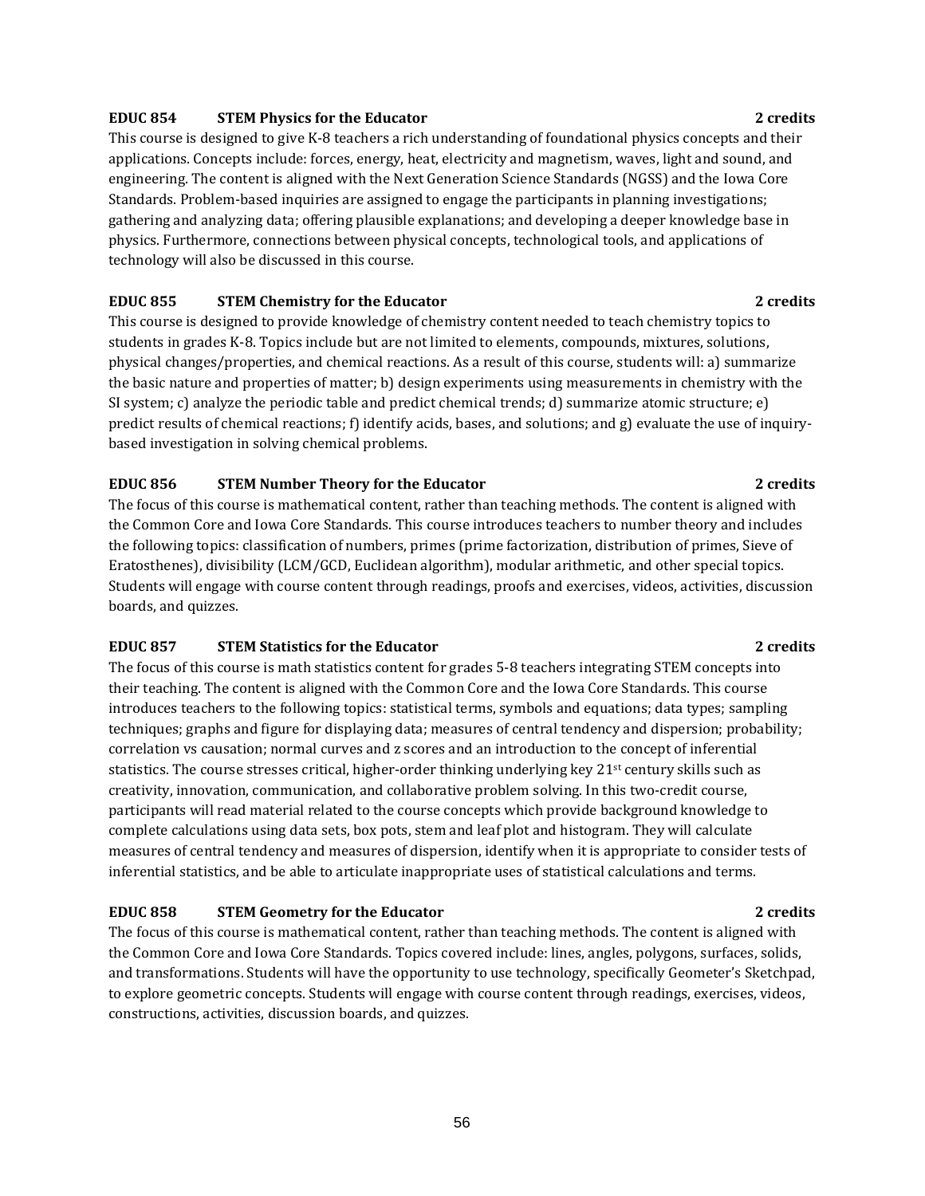**EDUC 854 STEM Physics for the Educator 2 credits**

This course is designed to give K-8 teachers a rich understanding of foundational physics concepts and their applications. Concepts include: forces, energy, heat, electricity and magnetism, waves, light and sound, and engineering. The content is aligned with the Next Generation Science Standards (NGSS) and the Iowa Core Standards. Problem-based inquiries are assigned to engage the participants in planning investigations; gathering and analyzing data; offering plausible explanations; and developing a deeper knowledge base in physics. Furthermore, connections between physical concepts, technological tools, and applications of technology will also be discussed in this course.

**EDUC 855 STEM Chemistry for the Educator 2 credits**

This course is designed to provide knowledge of chemistry content needed to teach chemistry topics to students in grades K-8. Topics include but are not limited to elements, compounds, mixtures, solutions, physical changes/properties, and chemical reactions. As a result of this course, students will: a) summarize the basic nature and properties of matter; b) design experiments using measurements in chemistry with the SI system; c) analyze the periodic table and predict chemical trends; d) summarize atomic structure; e) predict results of chemical reactions; f) identify acids, bases, and solutions; and g) evaluate the use of inquiry-based investigation in solving chemical problems.

**EDUC 856 STEM Number Theory for the Educator 2 credits**

The focus of this course is mathematical content, rather than teaching methods. The content is aligned with the Common Core and Iowa Core Standards. This course introduces teachers to number theory and includes the following topics: classification of numbers, primes (prime factorization, distribution of primes, Sieve of Eratosthenes), divisibility (LCM/GCD, Euclidean algorithm), modular arithmetic, and other special topics. Students will engage with course content through readings, proofs and exercises, videos, activities, discussion boards, and quizzes.

**EDUC 857 STEM Statistics for the Educator 2 credits**

The focus of this course is math statistics content for grades 5-8 teachers integrating STEM concepts into their teaching. The content is aligned with the Common Core and the Iowa Core Standards. This course introduces teachers to the following topics: statistical terms, symbols and equations; data types; sampling techniques; graphs and figure for displaying data; measures of central tendency and dispersion; probability; correlation vs causation; normal curves and z scores and an introduction to the concept of inferential statistics. The course stresses critical, higher-order thinking underlying key 21st century skills such as creativity, innovation, communication, and collaborative problem solving. In this two-credit course, participants will read material related to the course concepts which provide background knowledge to complete calculations using data sets, box pots, stem and leaf plot and histogram. They will calculate measures of central tendency and measures of dispersion, identify when it is appropriate to consider tests of inferential statistics, and be able to articulate inappropriate uses of statistical calculations and terms.

**EDUC 858 STEM Geometry for the Educator 2 credits**

The focus of this course is mathematical content, rather than teaching methods. The content is aligned with the Common Core and Iowa Core Standards. Topics covered include: lines, angles, polygons, surfaces, solids, and transformations. Students will have the opportunity to use technology, specifically Geometer's Sketchpad, to explore geometric concepts. Students will engage with course content through readings, exercises, videos, constructions, activities, discussion boards, and quizzes.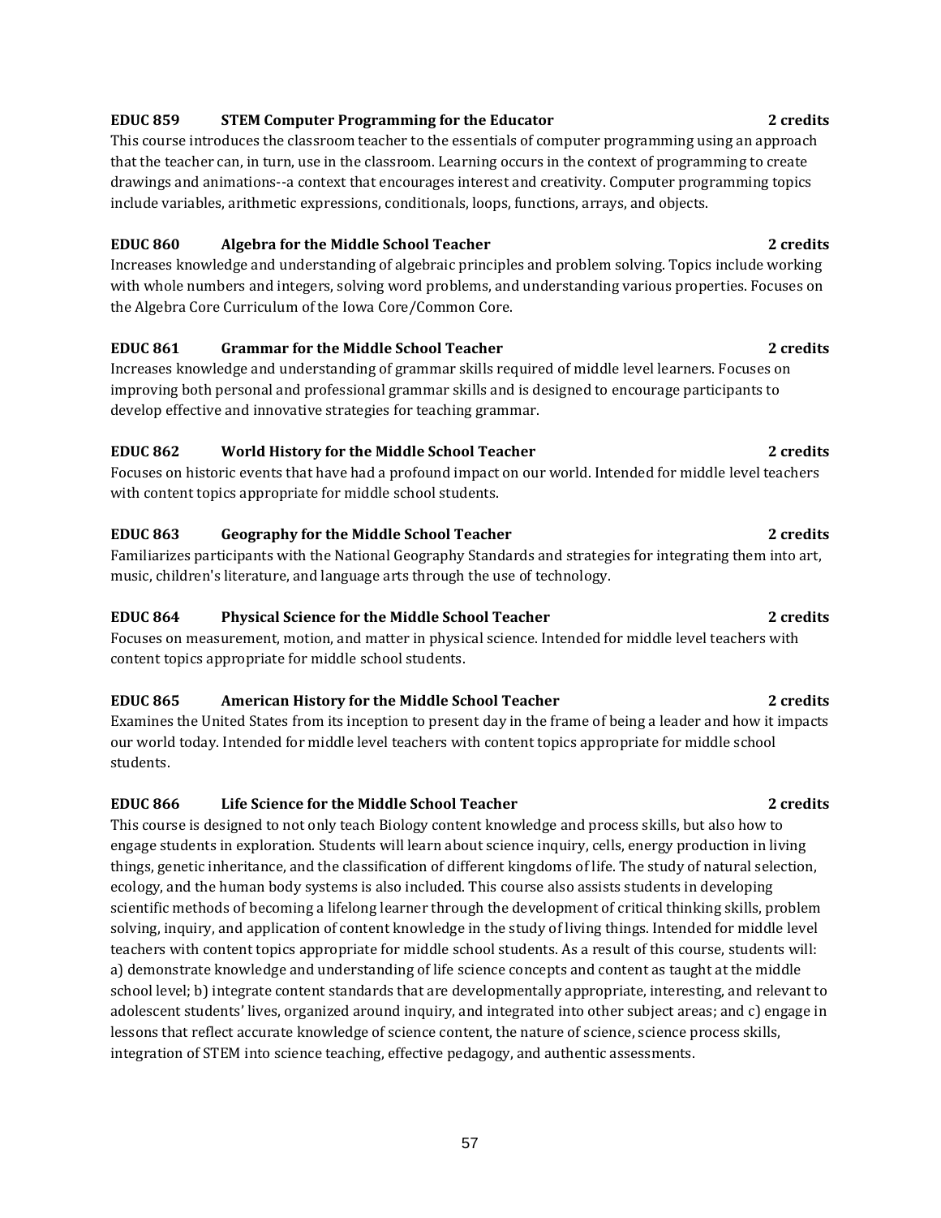**EDUC 859 STEM Computer Programming for the Educator 2 credits**

This course introduces the classroom teacher to the essentials of computer programming using an approach that the teacher can, in turn, use in the classroom. Learning occurs in the context of programming to create drawings and animations--a context that encourages interest and creativity. Computer programming topics include variables, arithmetic expressions, conditionals, loops, functions, arrays, and objects.

**EDUC 860 Algebra for the Middle School Teacher 2 credits**

Increases knowledge and understanding of algebraic principles and problem solving. Topics include working with whole numbers and integers, solving word problems, and understanding various properties. Focuses on the Algebra Core Curriculum of the Iowa Core/Common Core.

**EDUC 861 Grammar for the Middle School Teacher 2 credits**

Increases knowledge and understanding of grammar skills required of middle level learners. Focuses on improving both personal and professional grammar skills and is designed to encourage participants to develop effective and innovative strategies for teaching grammar.

**EDUC 862 World History for the Middle School Teacher 2 credits**

Focuses on historic events that have had a profound impact on our world. Intended for middle level teachers with content topics appropriate for middle school students.

**EDUC 863 Geography for the Middle School Teacher 2 credits**

Familiarizes participants with the National Geography Standards and strategies for integrating them into art, music, children's literature, and language arts through the use of technology.

**EDUC 864 Physical Science for the Middle School Teacher 2 credits**

Focuses on measurement, motion, and matter in physical science. Intended for middle level teachers with content topics appropriate for middle school students.

**EDUC 865 American History for the Middle School Teacher 2 credits**

Examines the United States from its inception to present day in the frame of being a leader and how it impacts our world today. Intended for middle level teachers with content topics appropriate for middle school students.

**EDUC 866 Life Science for the Middle School Teacher 2 credits**

This course is designed to not only teach Biology content knowledge and process skills, but also how to engage students in exploration. Students will learn about science inquiry, cells, energy production in living things, genetic inheritance, and the classification of different kingdoms of life. The study of natural selection, ecology, and the human body systems is also included. This course also assists students in developing scientific methods of becoming a lifelong learner through the development of critical thinking skills, problem solving, inquiry, and application of content knowledge in the study of living things. Intended for middle level teachers with content topics appropriate for middle school students. As a result of this course, students will: a) demonstrate knowledge and understanding of life science concepts and content as taught at the middle school level; b) integrate content standards that are developmentally appropriate, interesting, and relevant to adolescent students' lives, organized around inquiry, and integrated into other subject areas; and c) engage in lessons that reflect accurate knowledge of science content, the nature of science, science process skills, integration of STEM into science teaching, effective pedagogy, and authentic assessments.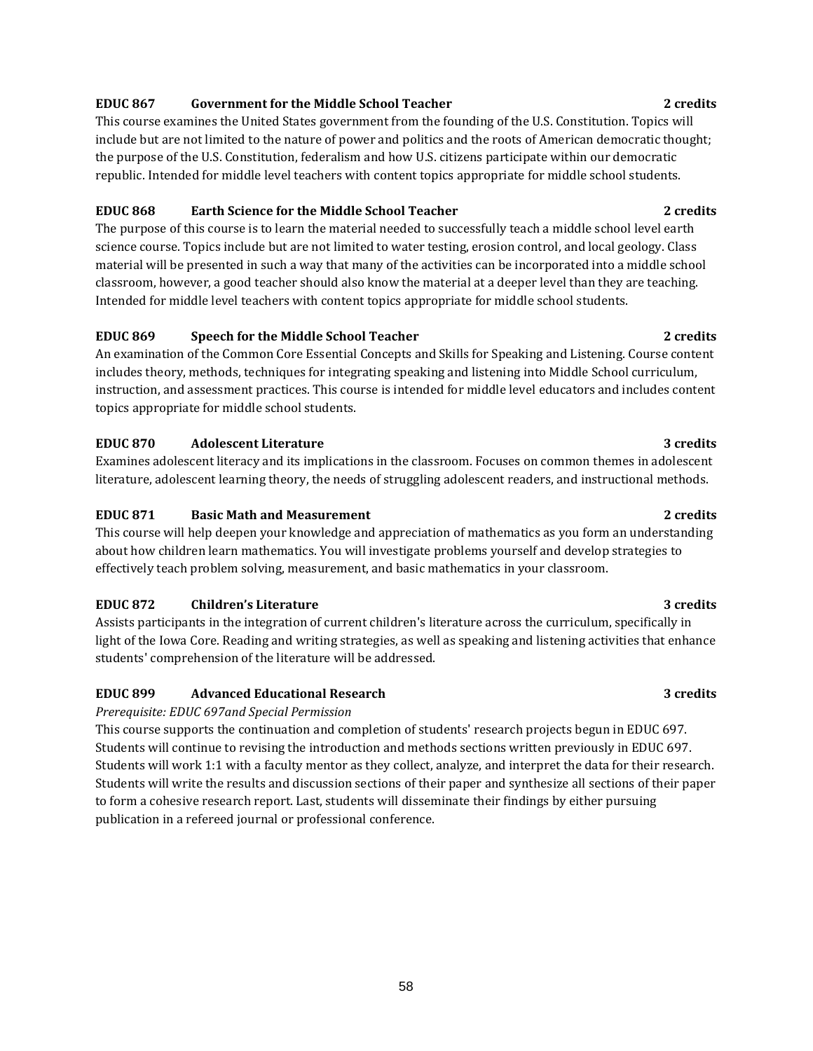**EDUC 867 Government for the Middle School Teacher 2 credits**

This course examines the United States government from the founding of the U.S. Constitution. Topics will include but are not limited to the nature of power and politics and the roots of American democratic thought; the purpose of the U.S. Constitution, federalism and how U.S. citizens participate within our democratic republic. Intended for middle level teachers with content topics appropriate for middle school students.

**EDUC 868 Earth Science for the Middle School Teacher 2 credits**

The purpose of this course is to learn the material needed to successfully teach a middle school level earth science course. Topics include but are not limited to water testing, erosion control, and local geology. Class material will be presented in such a way that many of the activities can be incorporated into a middle school classroom, however, a good teacher should also know the material at a deeper level than they are teaching. Intended for middle level teachers with content topics appropriate for middle school students.

**EDUC 869 Speech for the Middle School Teacher 2 credits**

An examination of the Common Core Essential Concepts and Skills for Speaking and Listening. Course content includes theory, methods, techniques for integrating speaking and listening into Middle School curriculum, instruction, and assessment practices. This course is intended for middle level educators and includes content topics appropriate for middle school students.

**EDUC 870 Adolescent Literature 3 credits**

Examines adolescent literacy and its implications in the classroom. Focuses on common themes in adolescent literature, adolescent learning theory, the needs of struggling adolescent readers, and instructional methods.

**EDUC 871 Basic Math and Measurement 2 credits**

This course will help deepen your knowledge and appreciation of mathematics as you form an understanding about how children learn mathematics. You will investigate problems yourself and develop strategies to effectively teach problem solving, measurement, and basic mathematics in your classroom.

**EDUC 872 Children's Literature 3 credits**

Assists participants in the integration of current children's literature across the curriculum, specifically in light of the Iowa Core. Reading and writing strategies, as well as speaking and listening activities that enhance students' comprehension of the literature will be addressed.

**EDUC 899 Advanced Educational Research 3 credits**

*Prerequisite: EDUC 697and Special Permission*

This course supports the continuation and completion of students' research projects begun in EDUC 697. Students will continue to revising the introduction and methods sections written previously in EDUC 697. Students will work 1:1 with a faculty mentor as they collect, analyze, and interpret the data for their research. Students will write the results and discussion sections of their paper and synthesize all sections of their paper to form a cohesive research report. Last, students will disseminate their findings by either pursuing publication in a refereed journal or professional conference.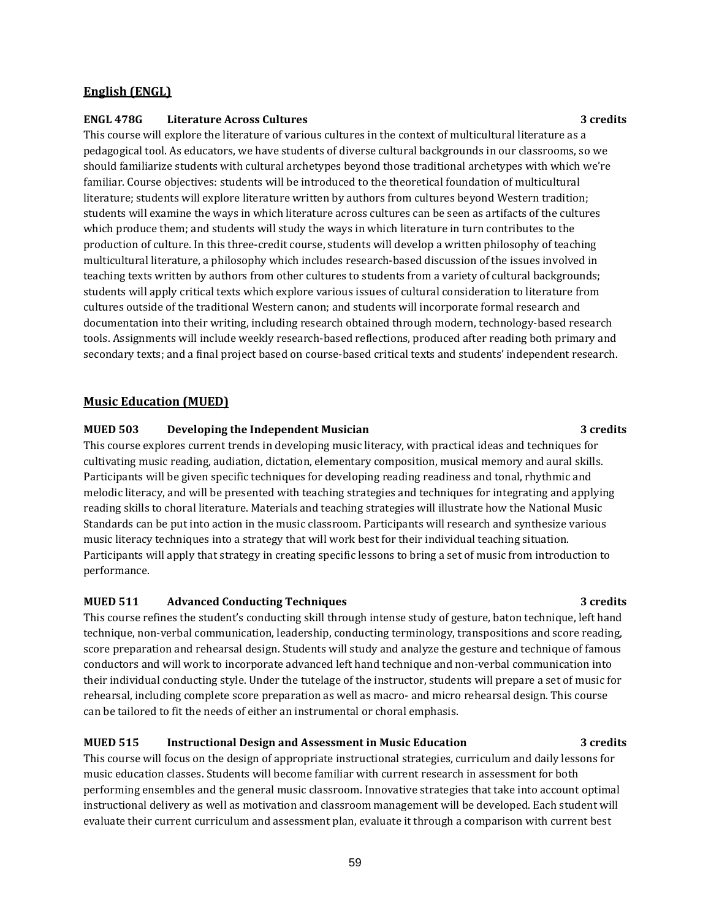## English (ENGL)

**ENGL 478G Literature Across Cultures 3 credits**

This course will explore the literature of various cultures in the context of multicultural literature as a pedagogical tool. As educators, we have students of diverse cultural backgrounds in our classrooms, so we should familiarize students with cultural archetypes beyond those traditional archetypes with which we're familiar. Course objectives: students will be introduced to the theoretical foundation of multicultural literature; students will explore literature written by authors from cultures beyond Western tradition; students will examine the ways in which literature across cultures can be seen as artifacts of the cultures which produce them; and students will study the ways in which literature in turn contributes to the production of culture. In this three-credit course, students will develop a written philosophy of teaching multicultural literature, a philosophy which includes research-based discussion of the issues involved in teaching texts written by authors from other cultures to students from a variety of cultural backgrounds; students will apply critical texts which explore various issues of cultural consideration to literature from cultures outside of the traditional Western canon; and students will incorporate formal research and documentation into their writing, including research obtained through modern, technology-based research tools. Assignments will include weekly research-based reflections, produced after reading both primary and secondary texts; and a final project based on course-based critical texts and students' independent research.

## Music Education (MUED)

**MUED 503 Developing the Independent Musician 3 credits**

This course explores current trends in developing music literacy, with practical ideas and techniques for cultivating music reading, audiation, dictation, elementary composition, musical memory and aural skills. Participants will be given specific techniques for developing reading readiness and tonal, rhythmic and melodic literacy, and will be presented with teaching strategies and techniques for integrating and applying reading skills to choral literature. Materials and teaching strategies will illustrate how the National Music Standards can be put into action in the music classroom. Participants will research and synthesize various music literacy techniques into a strategy that will work best for their individual teaching situation. Participants will apply that strategy in creating specific lessons to bring a set of music from introduction to performance.

**MUED 511 Advanced Conducting Techniques 3 credits**

This course refines the student's conducting skill through intense study of gesture, baton technique, left hand technique, non-verbal communication, leadership, conducting terminology, transpositions and score reading, score preparation and rehearsal design. Students will study and analyze the gesture and technique of famous conductors and will work to incorporate advanced left hand technique and non-verbal communication into their individual conducting style. Under the tutelage of the instructor, students will prepare a set of music for rehearsal, including complete score preparation as well as macro- and micro rehearsal design. This course can be tailored to fit the needs of either an instrumental or choral emphasis.

**MUED 515 Instructional Design and Assessment in Music Education 3 credits**

This course will focus on the design of appropriate instructional strategies, curriculum and daily lessons for music education classes. Students will become familiar with current research in assessment for both performing ensembles and the general music classroom. Innovative strategies that take into account optimal instructional delivery as well as motivation and classroom management will be developed. Each student will evaluate their current curriculum and assessment plan, evaluate it through a comparison with current best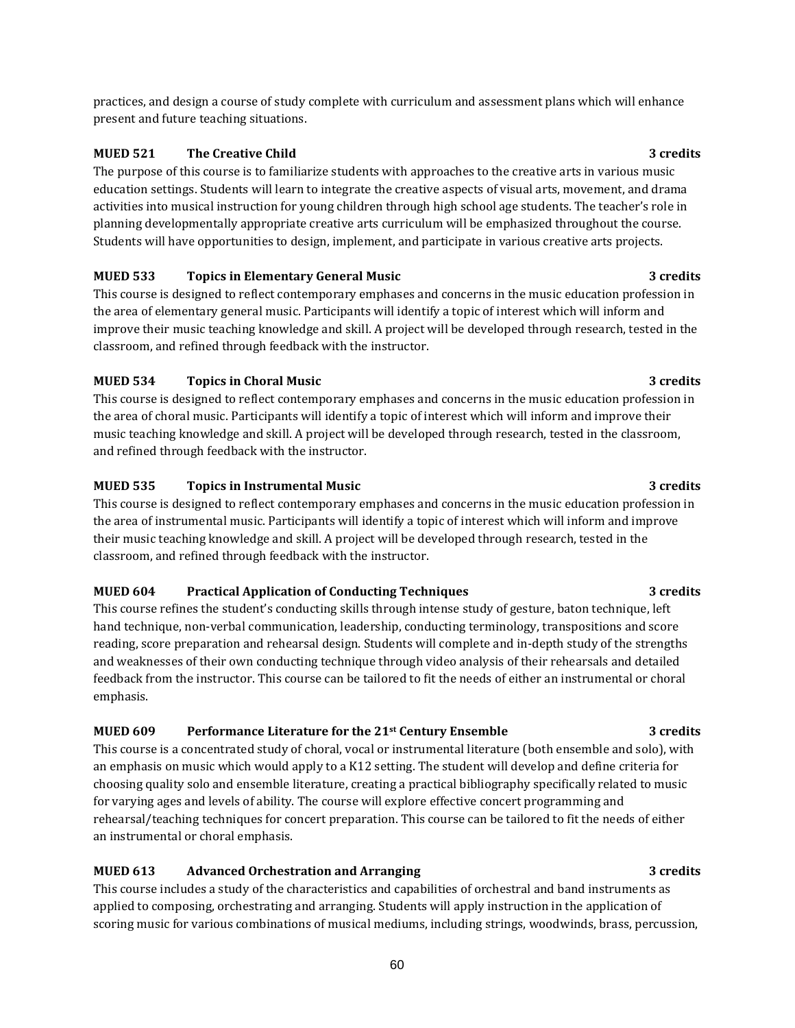practices, and design a course of study complete with curriculum and assessment plans which will enhance present and future teaching situations.

**MUED 521 The Creative Child 3 credits**

The purpose of this course is to familiarize students with approaches to the creative arts in various music education settings. Students will learn to integrate the creative aspects of visual arts, movement, and drama activities into musical instruction for young children through high school age students. The teacher's role in planning developmentally appropriate creative arts curriculum will be emphasized throughout the course. Students will have opportunities to design, implement, and participate in various creative arts projects.

**MUED 533 Topics in Elementary General Music 3 credits**

This course is designed to reflect contemporary emphases and concerns in the music education profession in the area of elementary general music. Participants will identify a topic of interest which will inform and improve their music teaching knowledge and skill. A project will be developed through research, tested in the classroom, and refined through feedback with the instructor.

**MUED 534 Topics in Choral Music 3 credits**

This course is designed to reflect contemporary emphases and concerns in the music education profession in the area of choral music. Participants will identify a topic of interest which will inform and improve their music teaching knowledge and skill. A project will be developed through research, tested in the classroom, and refined through feedback with the instructor.

**MUED 535 Topics in Instrumental Music 3 credits**

This course is designed to reflect contemporary emphases and concerns in the music education profession in the area of instrumental music. Participants will identify a topic of interest which will inform and improve their music teaching knowledge and skill. A project will be developed through research, tested in the classroom, and refined through feedback with the instructor.

**MUED 604 Practical Application of Conducting Techniques 3 credits**

This course refines the student's conducting skills through intense study of gesture, baton technique, left hand technique, non-verbal communication, leadership, conducting terminology, transpositions and score reading, score preparation and rehearsal design. Students will complete and in-depth study of the strengths and weaknesses of their own conducting technique through video analysis of their rehearsals and detailed feedback from the instructor. This course can be tailored to fit the needs of either an instrumental or choral emphasis.

**MUED 609 Performance Literature for the 21st Century Ensemble 3 credits**

This course is a concentrated study of choral, vocal or instrumental literature (both ensemble and solo), with an emphasis on music which would apply to a K12 setting. The student will develop and define criteria for choosing quality solo and ensemble literature, creating a practical bibliography specifically related to music for varying ages and levels of ability. The course will explore effective concert programming and rehearsal/teaching techniques for concert preparation. This course can be tailored to fit the needs of either an instrumental or choral emphasis.

**MUED 613 Advanced Orchestration and Arranging 3 credits**

This course includes a study of the characteristics and capabilities of orchestral and band instruments as applied to composing, orchestrating and arranging. Students will apply instruction in the application of scoring music for various combinations of musical mediums, including strings, woodwinds, brass, percussion,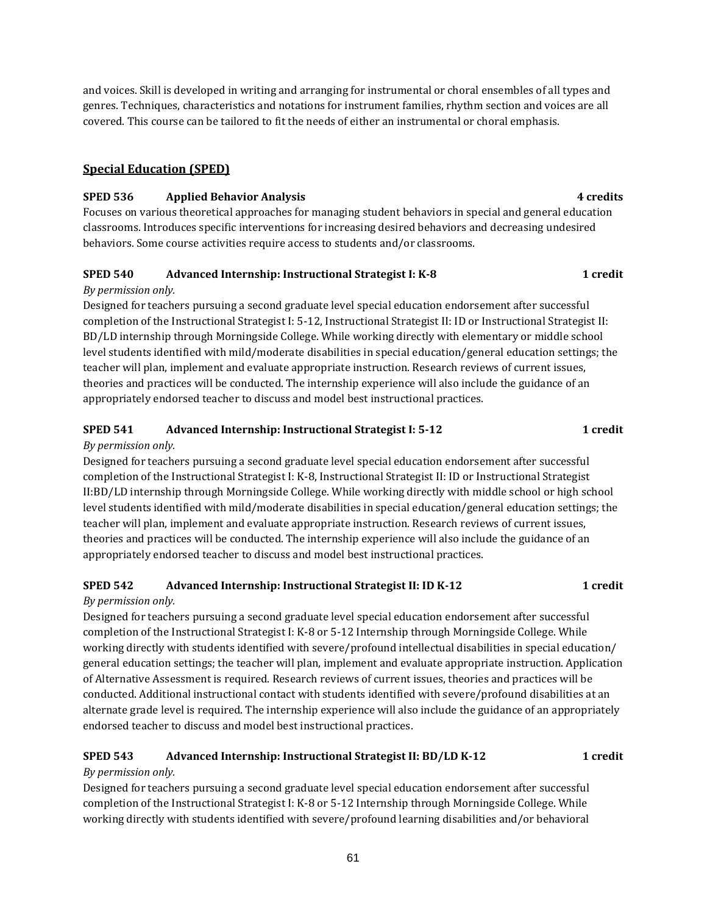and voices. Skill is developed in writing and arranging for instrumental or choral ensembles of all types and genres. Techniques, characteristics and notations for instrument families, rhythm section and voices are all covered. This course can be tailored to fit the needs of either an instrumental or choral emphasis.

## Special Education (SPED)

**SPED 536 Applied Behavior Analysis 4 credits**

Focuses on various theoretical approaches for managing student behaviors in special and general education classrooms. Introduces specific interventions for increasing desired behaviors and decreasing undesired behaviors. Some course activities require access to students and/or classrooms.

**SPED 540 Advanced Internship: Instructional Strategist I: K-8 1 credit**

*By permission only.*

Designed for teachers pursuing a second graduate level special education endorsement after successful completion of the Instructional Strategist I: 5-12, Instructional Strategist II: ID or Instructional Strategist II: BD/LD internship through Morningside College. While working directly with elementary or middle school level students identified with mild/moderate disabilities in special education/general education settings; the teacher will plan, implement and evaluate appropriate instruction. Research reviews of current issues, theories and practices will be conducted. The internship experience will also include the guidance of an appropriately endorsed teacher to discuss and model best instructional practices.

**SPED 541 Advanced Internship: Instructional Strategist I: 5-12 1 credit**

*By permission only.*

Designed for teachers pursuing a second graduate level special education endorsement after successful completion of the Instructional Strategist I: K-8, Instructional Strategist II: ID or Instructional Strategist II:BD/LD internship through Morningside College. While working directly with middle school or high school level students identified with mild/moderate disabilities in special education/general education settings; the teacher will plan, implement and evaluate appropriate instruction. Research reviews of current issues, theories and practices will be conducted. The internship experience will also include the guidance of an appropriately endorsed teacher to discuss and model best instructional practices.

**SPED 542 Advanced Internship: Instructional Strategist II: ID K-12 1 credit**

*By permission only.*

Designed for teachers pursuing a second graduate level special education endorsement after successful completion of the Instructional Strategist I: K-8 or 5-12 Internship through Morningside College. While working directly with students identified with severe/profound intellectual disabilities in special education/ general education settings; the teacher will plan, implement and evaluate appropriate instruction. Application of Alternative Assessment is required. Research reviews of current issues, theories and practices will be conducted. Additional instructional contact with students identified with severe/profound disabilities at an alternate grade level is required. The internship experience will also include the guidance of an appropriately endorsed teacher to discuss and model best instructional practices.

**SPED 543 Advanced Internship: Instructional Strategist II: BD/LD K-12 1 credit**

*By permission only.*

Designed for teachers pursuing a second graduate level special education endorsement after successful completion of the Instructional Strategist I: K-8 or 5-12 Internship through Morningside College. While working directly with students identified with severe/profound learning disabilities and/or behavioral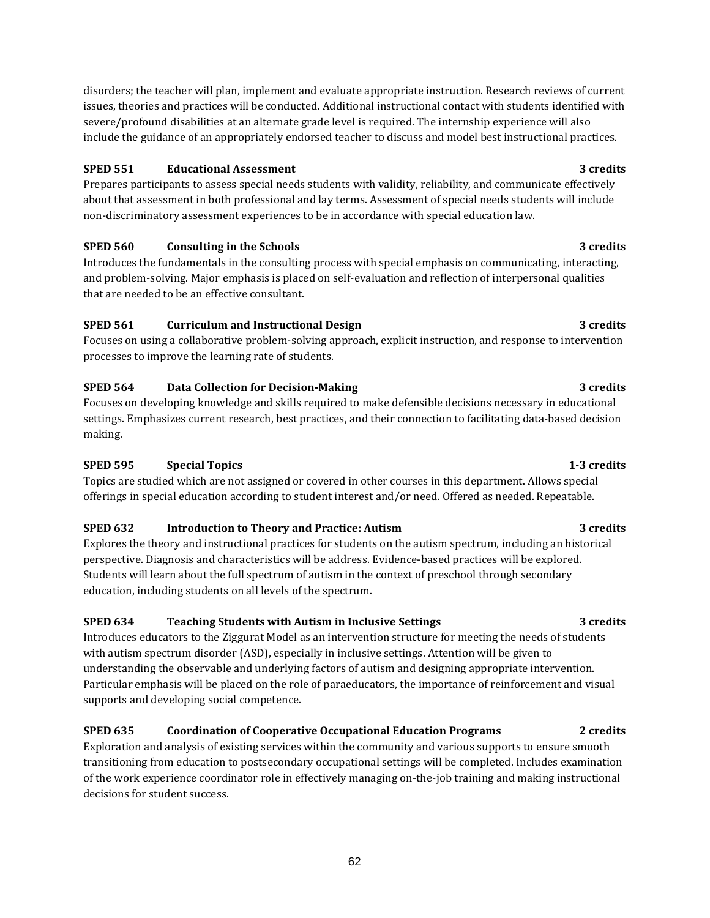disorders; the teacher will plan, implement and evaluate appropriate instruction. Research reviews of current issues, theories and practices will be conducted. Additional instructional contact with students identified with severe/profound disabilities at an alternate grade level is required. The internship experience will also include the guidance of an appropriately endorsed teacher to discuss and model best instructional practices.

**SPED 551 Educational Assessment 3 credits**

Prepares participants to assess special needs students with validity, reliability, and communicate effectively about that assessment in both professional and lay terms. Assessment of special needs students will include non-discriminatory assessment experiences to be in accordance with special education law.

**SPED 560 Consulting in the Schools 3 credits**

Introduces the fundamentals in the consulting process with special emphasis on communicating, interacting, and problem-solving. Major emphasis is placed on self-evaluation and reflection of interpersonal qualities that are needed to be an effective consultant.

**SPED 561 Curriculum and Instructional Design 3 credits**

Focuses on using a collaborative problem-solving approach, explicit instruction, and response to intervention processes to improve the learning rate of students.

**SPED 564 Data Collection for Decision-Making 3 credits**

Focuses on developing knowledge and skills required to make defensible decisions necessary in educational settings. Emphasizes current research, best practices, and their connection to facilitating data-based decision making.

**SPED 595 Special Topics 1-3 credits**

Topics are studied which are not assigned or covered in other courses in this department. Allows special offerings in special education according to student interest and/or need. Offered as needed. Repeatable.

**SPED 632 Introduction to Theory and Practice: Autism 3 credits**

Explores the theory and instructional practices for students on the autism spectrum, including an historical perspective. Diagnosis and characteristics will be address. Evidence-based practices will be explored. Students will learn about the full spectrum of autism in the context of preschool through secondary education, including students on all levels of the spectrum.

**SPED 634 Teaching Students with Autism in Inclusive Settings 3 credits**

Introduces educators to the Ziggurat Model as an intervention structure for meeting the needs of students with autism spectrum disorder (ASD), especially in inclusive settings. Attention will be given to understanding the observable and underlying factors of autism and designing appropriate intervention. Particular emphasis will be placed on the role of paraeducators, the importance of reinforcement and visual supports and developing social competence.

**SPED 635 Coordination of Cooperative Occupational Education Programs 2 credits**

Exploration and analysis of existing services within the community and various supports to ensure smooth transitioning from education to postsecondary occupational settings will be completed. Includes examination of the work experience coordinator role in effectively managing on-the-job training and making instructional decisions for student success.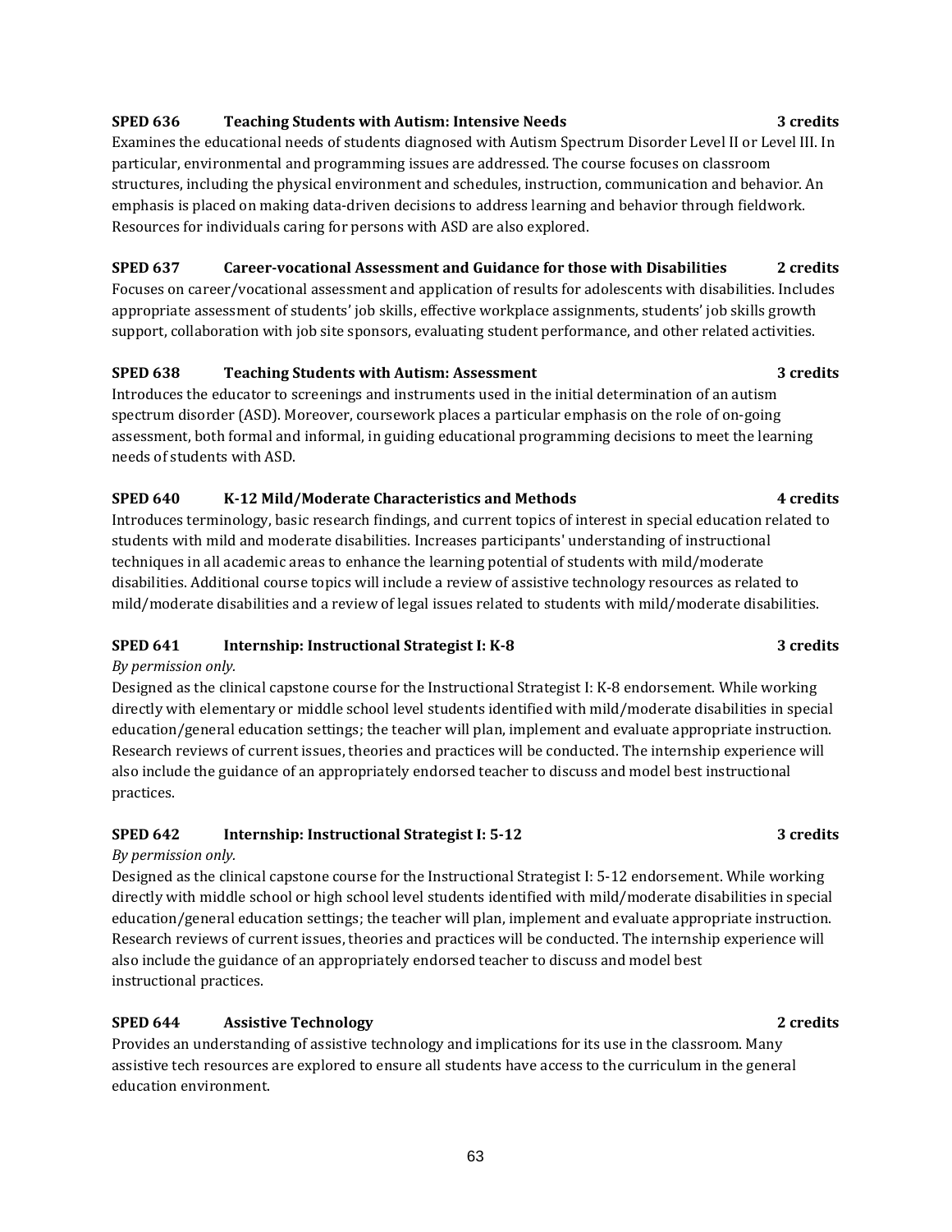**SPED 636 Teaching Students with Autism: Intensive Needs 3 credits**

Examines the educational needs of students diagnosed with Autism Spectrum Disorder Level II or Level III. In particular, environmental and programming issues are addressed. The course focuses on classroom structures, including the physical environment and schedules, instruction, communication and behavior. An emphasis is placed on making data-driven decisions to address learning and behavior through fieldwork. Resources for individuals caring for persons with ASD are also explored.

**SPED 637 Career-vocational Assessment and Guidance for those with Disabilities 2 credits**

Focuses on career/vocational assessment and application of results for adolescents with disabilities. Includes appropriate assessment of students' job skills, effective workplace assignments, students' job skills growth support, collaboration with job site sponsors, evaluating student performance, and other related activities.

**SPED 638 Teaching Students with Autism: Assessment 3 credits**

Introduces the educator to screenings and instruments used in the initial determination of an autism spectrum disorder (ASD). Moreover, coursework places a particular emphasis on the role of on-going assessment, both formal and informal, in guiding educational programming decisions to meet the learning needs of students with ASD.

**SPED 640 K-12 Mild/Moderate Characteristics and Methods 4 credits**

Introduces terminology, basic research findings, and current topics of interest in special education related to students with mild and moderate disabilities. Increases participants' understanding of instructional techniques in all academic areas to enhance the learning potential of students with mild/moderate disabilities. Additional course topics will include a review of assistive technology resources as related to mild/moderate disabilities and a review of legal issues related to students with mild/moderate disabilities.

**SPED 641 Internship: Instructional Strategist I: K-8 3 credits**

*By permission only.*

Designed as the clinical capstone course for the Instructional Strategist I: K-8 endorsement. While working directly with elementary or middle school level students identified with mild/moderate disabilities in special education/general education settings; the teacher will plan, implement and evaluate appropriate instruction. Research reviews of current issues, theories and practices will be conducted. The internship experience will also include the guidance of an appropriately endorsed teacher to discuss and model best instructional practices.

**SPED 642 Internship: Instructional Strategist I: 5-12 3 credits**

*By permission only.*

Designed as the clinical capstone course for the Instructional Strategist I: 5-12 endorsement. While working directly with middle school or high school level students identified with mild/moderate disabilities in special education/general education settings; the teacher will plan, implement and evaluate appropriate instruction. Research reviews of current issues, theories and practices will be conducted. The internship experience will also include the guidance of an appropriately endorsed teacher to discuss and model best instructional practices.

**SPED 644 Assistive Technology 2 credits**

Provides an understanding of assistive technology and implications for its use in the classroom. Many assistive tech resources are explored to ensure all students have access to the curriculum in the general education environment.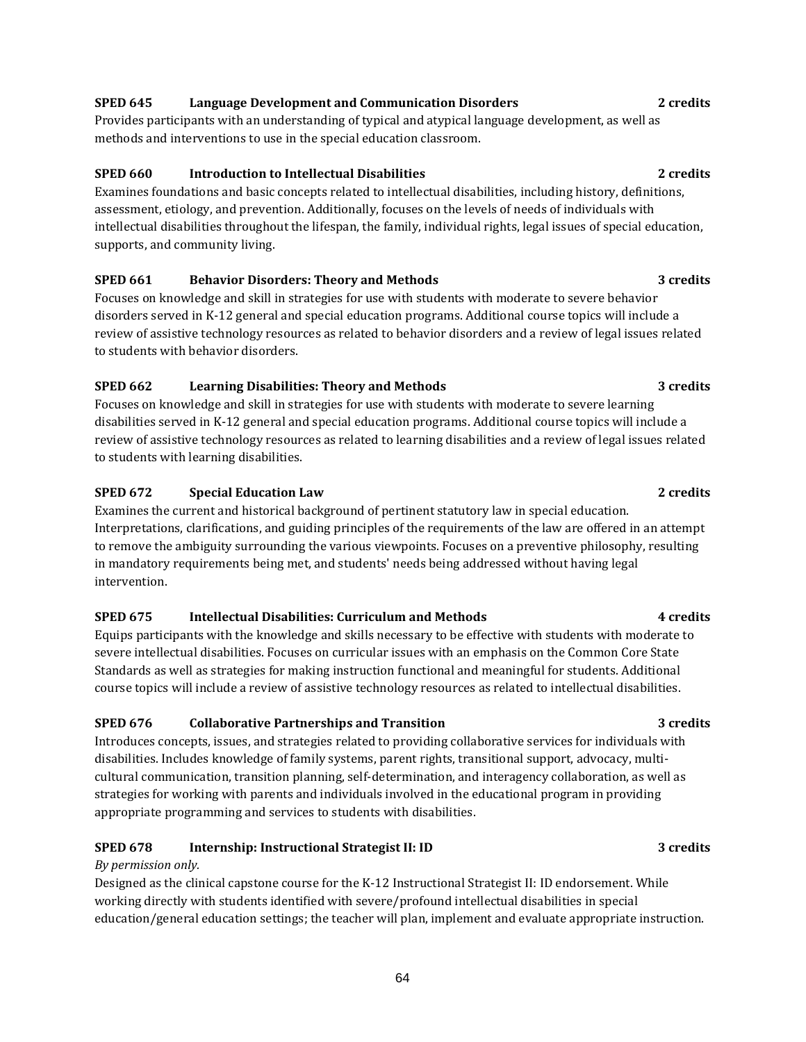**SPED 645 Language Development and Communication Disorders 2 credits**

Provides participants with an understanding of typical and atypical language development, as well as methods and interventions to use in the special education classroom.

**SPED 660 Introduction to Intellectual Disabilities 2 credits**

Examines foundations and basic concepts related to intellectual disabilities, including history, definitions, assessment, etiology, and prevention. Additionally, focuses on the levels of needs of individuals with intellectual disabilities throughout the lifespan, the family, individual rights, legal issues of special education, supports, and community living.

**SPED 661 Behavior Disorders: Theory and Methods 3 credits**

Focuses on knowledge and skill in strategies for use with students with moderate to severe behavior disorders served in K-12 general and special education programs. Additional course topics will include a review of assistive technology resources as related to behavior disorders and a review of legal issues related to students with behavior disorders.

**SPED 662 Learning Disabilities: Theory and Methods 3 credits**

Focuses on knowledge and skill in strategies for use with students with moderate to severe learning disabilities served in K-12 general and special education programs. Additional course topics will include a review of assistive technology resources as related to learning disabilities and a review of legal issues related to students with learning disabilities.

**SPED 672 Special Education Law 2 credits**

Examines the current and historical background of pertinent statutory law in special education. Interpretations, clarifications, and guiding principles of the requirements of the law are offered in an attempt to remove the ambiguity surrounding the various viewpoints. Focuses on a preventive philosophy, resulting in mandatory requirements being met, and students' needs being addressed without having legal intervention.

**SPED 675 Intellectual Disabilities: Curriculum and Methods 4 credits**

Equips participants with the knowledge and skills necessary to be effective with students with moderate to severe intellectual disabilities. Focuses on curricular issues with an emphasis on the Common Core State Standards as well as strategies for making instruction functional and meaningful for students. Additional course topics will include a review of assistive technology resources as related to intellectual disabilities.

**SPED 676 Collaborative Partnerships and Transition 3 credits**

Introduces concepts, issues, and strategies related to providing collaborative services for individuals with disabilities. Includes knowledge of family systems, parent rights, transitional support, advocacy, multi-cultural communication, transition planning, self-determination, and interagency collaboration, as well as strategies for working with parents and individuals involved in the educational program in providing appropriate programming and services to students with disabilities.

**SPED 678 Internship: Instructional Strategist II: ID 3 credits**

*By permission only.*

Designed as the clinical capstone course for the K-12 Instructional Strategist II: ID endorsement. While working directly with students identified with severe/profound intellectual disabilities in special education/general education settings; the teacher will plan, implement and evaluate appropriate instruction.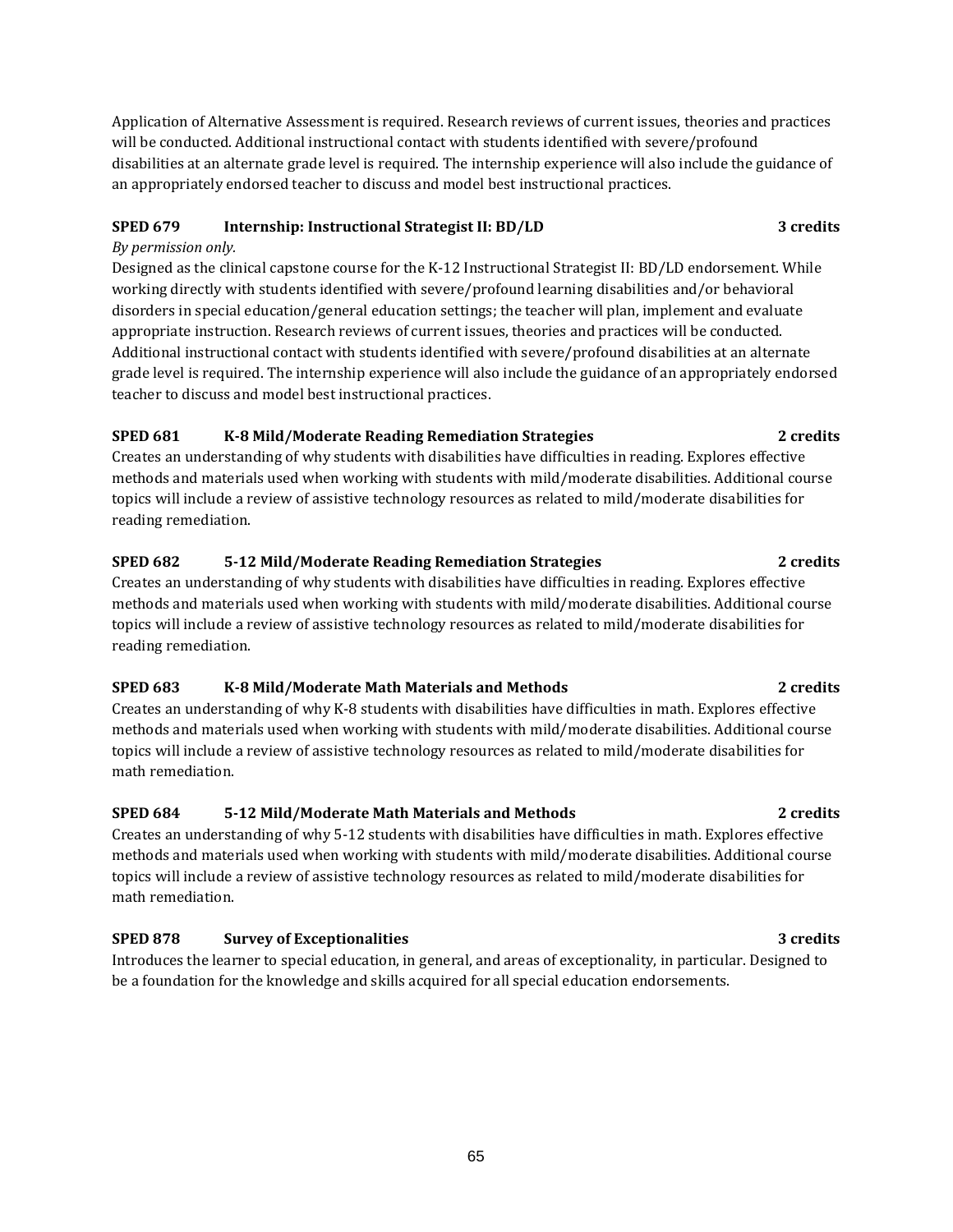Application of Alternative Assessment is required. Research reviews of current issues, theories and practices will be conducted. Additional instructional contact with students identified with severe/profound disabilities at an alternate grade level is required. The internship experience will also include the guidance of an appropriately endorsed teacher to discuss and model best instructional practices.

**SPED 679 Internship: Instructional Strategist II: BD/LD 3 credits**

*By permission only.*

Designed as the clinical capstone course for the K-12 Instructional Strategist II: BD/LD endorsement. While working directly with students identified with severe/profound learning disabilities and/or behavioral disorders in special education/general education settings; the teacher will plan, implement and evaluate appropriate instruction. Research reviews of current issues, theories and practices will be conducted. Additional instructional contact with students identified with severe/profound disabilities at an alternate grade level is required. The internship experience will also include the guidance of an appropriately endorsed teacher to discuss and model best instructional practices.

**SPED 681 K-8 Mild/Moderate Reading Remediation Strategies 2 credits**

Creates an understanding of why students with disabilities have difficulties in reading. Explores effective methods and materials used when working with students with mild/moderate disabilities. Additional course topics will include a review of assistive technology resources as related to mild/moderate disabilities for reading remediation.

**SPED 682 5-12 Mild/Moderate Reading Remediation Strategies 2 credits**

Creates an understanding of why students with disabilities have difficulties in reading. Explores effective methods and materials used when working with students with mild/moderate disabilities. Additional course topics will include a review of assistive technology resources as related to mild/moderate disabilities for reading remediation.

**SPED 683 K-8 Mild/Moderate Math Materials and Methods 2 credits**

Creates an understanding of why K-8 students with disabilities have difficulties in math. Explores effective methods and materials used when working with students with mild/moderate disabilities. Additional course topics will include a review of assistive technology resources as related to mild/moderate disabilities for math remediation.

**SPED 684 5-12 Mild/Moderate Math Materials and Methods 2 credits**

Creates an understanding of why 5-12 students with disabilities have difficulties in math. Explores effective methods and materials used when working with students with mild/moderate disabilities. Additional course topics will include a review of assistive technology resources as related to mild/moderate disabilities for math remediation.

**SPED 878 Survey of Exceptionalities 3 credits**

Introduces the learner to special education, in general, and areas of exceptionality, in particular. Designed to be a foundation for the knowledge and skills acquired for all special education endorsements.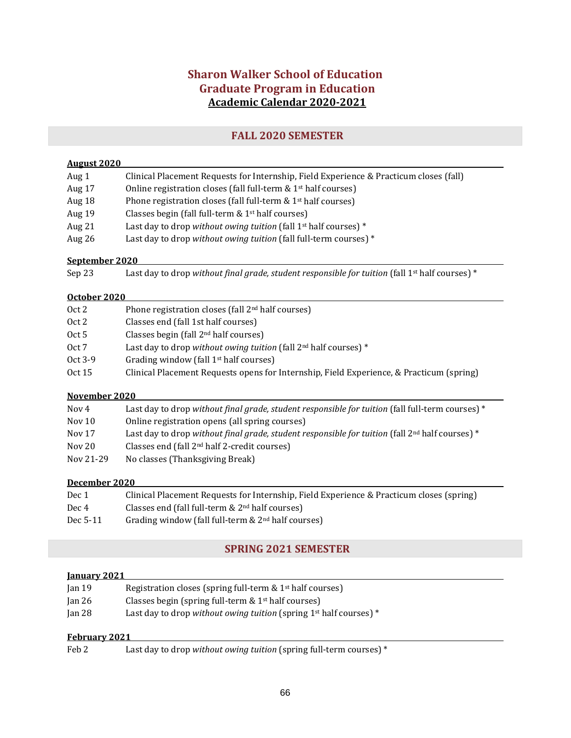# Sharon Walker School of Education
## Graduate Program in Education
### Academic Calendar 2020-2021

## FALL 2020 SEMESTER

**August 2020**

| | |
|---|---|
| Aug 1 | Clinical Placement Requests for Internship, Field Experience & Practicum closes (fall) |
| Aug 17 | Online registration closes (fall full-term & 1st half courses) |
| Aug 18 | Phone registration closes (fall full-term & 1st half courses) |
| Aug 19 | Classes begin (fall full-term & 1st half courses) |
| Aug 21 | Last day to drop *without owing tuition* (fall 1st half courses) * |
| Aug 26 | Last day to drop *without owing tuition* (fall full-term courses) * |

**September 2020**

| | |
|---|---|
| Sep 23 | Last day to drop *without final grade, student responsible for tuition* (fall 1st half courses) * |

**October 2020**

| | |
|---|---|
| Oct 2 | Phone registration closes (fall 2nd half courses) |
| Oct 2 | Classes end (fall 1st half courses) |
| Oct 5 | Classes begin (fall 2nd half courses) |
| Oct 7 | Last day to drop *without owing tuition* (fall 2nd half courses) * |
| Oct 3-9 | Grading window (fall 1st half courses) |
| Oct 15 | Clinical Placement Requests opens for Internship, Field Experience, & Practicum (spring) |

**November 2020**

| | |
|---|---|
| Nov 4 | Last day to drop *without final grade, student responsible for tuition* (fall full-term courses) * |
| Nov 10 | Online registration opens (all spring courses) |
| Nov 17 | Last day to drop *without final grade, student responsible for tuition* (fall 2nd half courses) * |
| Nov 20 | Classes end (fall 2nd half 2-credit courses) |
| Nov 21-29 | No classes (Thanksgiving Break) |

**December 2020**

| | |
|---|---|
| Dec 1 | Clinical Placement Requests for Internship, Field Experience & Practicum closes (spring) |
| Dec 4 | Classes end (fall full-term & 2nd half courses) |
| Dec 5-11 | Grading window (fall full-term & 2nd half courses) |

## SPRING 2021 SEMESTER

**January 2021**

| | |
|---|---|
| Jan 19 | Registration closes (spring full-term & 1st half courses) |
| Jan 26 | Classes begin (spring full-term & 1st half courses) |
| Jan 28 | Last day to drop *without owing tuition* (spring 1st half courses) * |

**February 2021**

| | |
|---|---|
| Feb 2 | Last day to drop *without owing tuition* (spring full-term courses) * |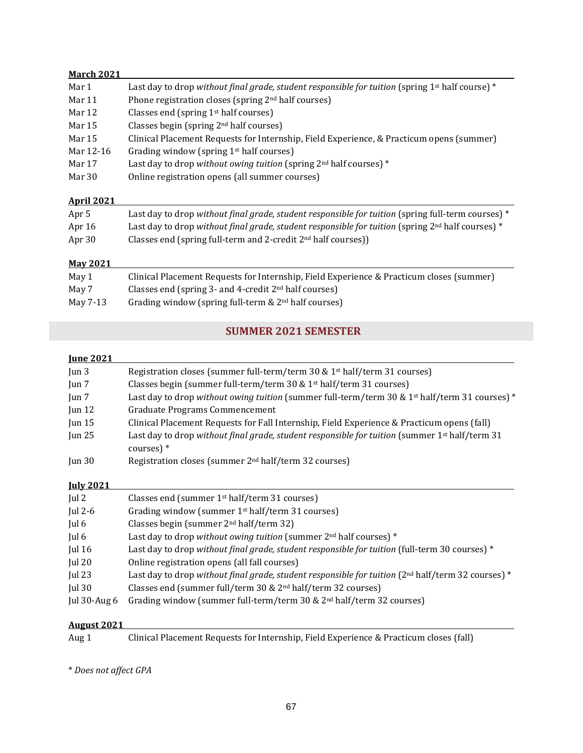## March 2021

| | |
|---|---|
| Mar 1 | Last day to drop *without final grade, student responsible for tuition* (spring 1st half course) * |
| Mar 11 | Phone registration closes (spring 2nd half courses) |
| Mar 12 | Classes end (spring 1st half courses) |
| Mar 15 | Classes begin (spring 2nd half courses) |
| Mar 15 | Clinical Placement Requests for Internship, Field Experience, & Practicum opens (summer) |
| Mar 12-16 | Grading window (spring 1st half courses) |
| Mar 17 | Last day to drop *without owing tuition* (spring 2nd half courses) * |
| Mar 30 | Online registration opens (all summer courses) |

## April 2021

| | |
|---|---|
| Apr 5 | Last day to drop *without final grade, student responsible for tuition* (spring full-term courses) * |
| Apr 16 | Last day to drop *without final grade, student responsible for tuition* (spring 2nd half courses) * |
| Apr 30 | Classes end (spring full-term and 2-credit 2nd half courses)) |

## May 2021

| | |
|---|---|
| May 1 | Clinical Placement Requests for Internship, Field Experience & Practicum closes (summer) |
| May 7 | Classes end (spring 3- and 4-credit 2nd half courses) |
| May 7-13 | Grading window (spring full-term & 2nd half courses) |

# SUMMER 2021 SEMESTER

## June 2021

| | |
|---|---|
| Jun 3 | Registration closes (summer full-term/term 30 & 1st half/term 31 courses) |
| Jun 7 | Classes begin (summer full-term/term 30 & 1st half/term 31 courses) |
| Jun 7 | Last day to drop *without owing tuition* (summer full-term/term 30 & 1st half/term 31 courses) * |
| Jun 12 | Graduate Programs Commencement |
| Jun 15 | Clinical Placement Requests for Fall Internship, Field Experience & Practicum opens (fall) |
| Jun 25 | Last day to drop *without final grade, student responsible for tuition* (summer 1st half/term 31 courses) * |
| Jun 30 | Registration closes (summer 2nd half/term 32 courses) |

## July 2021

| | |
|---|---|
| Jul 2 | Classes end (summer 1st half/term 31 courses) |
| Jul 2-6 | Grading window (summer 1st half/term 31 courses) |
| Jul 6 | Classes begin (summer 2nd half/term 32) |
| Jul 6 | Last day to drop *without owing tuition* (summer 2nd half courses) * |
| Jul 16 | Last day to drop *without final grade, student responsible for tuition* (full-term 30 courses) * |
| Jul 20 | Online registration opens (all fall courses) |
| Jul 23 | Last day to drop *without final grade, student responsible for tuition* (2nd half/term 32 courses) * |
| Jul 30 | Classes end (summer full/term 30 & 2nd half/term 32 courses) |
| Jul 30-Aug 6 | Grading window (summer full-term/term 30 & 2nd half/term 32 courses) |

## August 2021

| | |
|---|---|
| Aug 1 | Clinical Placement Requests for Internship, Field Experience & Practicum closes (fall) |

\* *Does not affect GPA*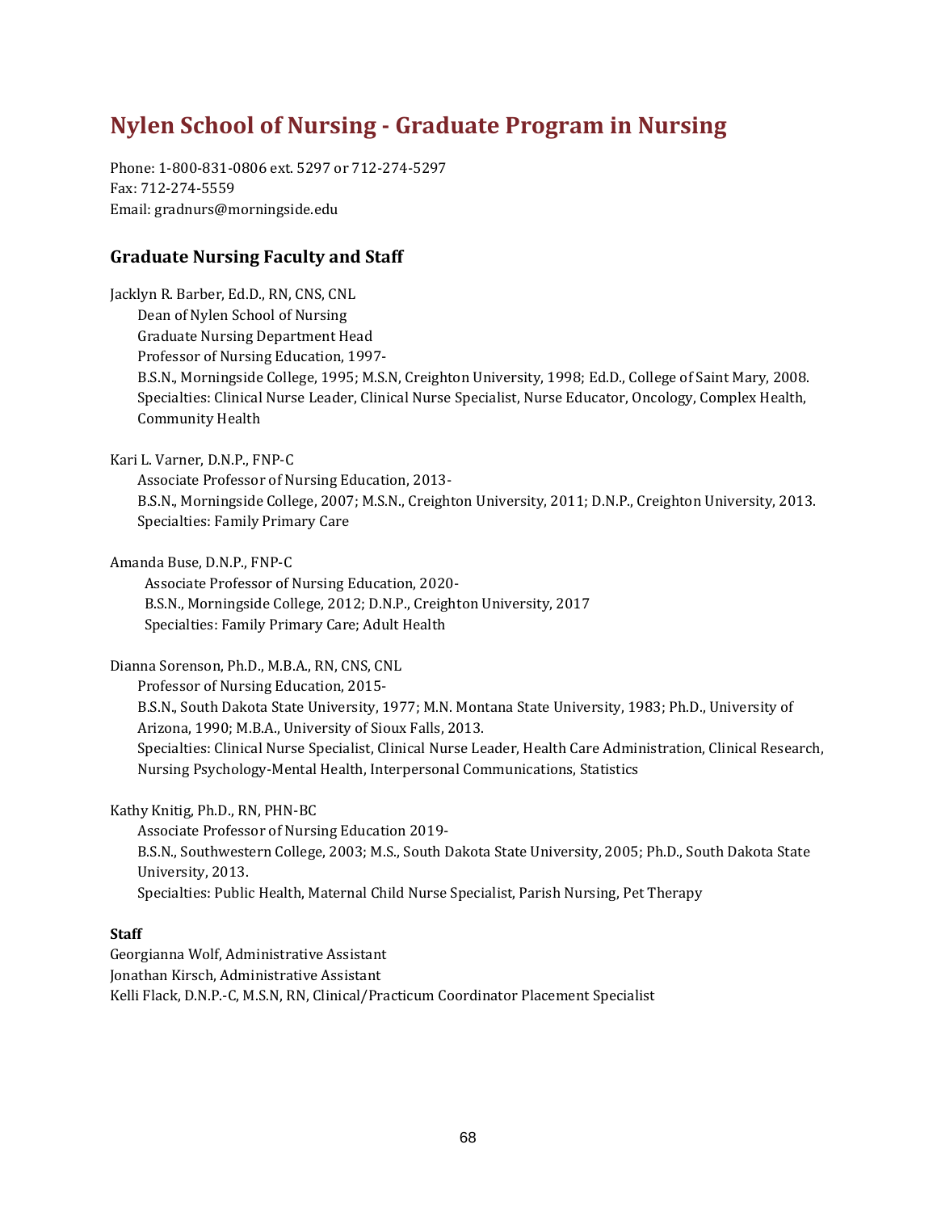# Nylen School of Nursing - Graduate Program in Nursing

Phone: 1-800-831-0806 ext. 5297 or 712-274-5297
Fax: 712-274-5559
Email: gradnurs@morningside.edu

## Graduate Nursing Faculty and Staff

Jacklyn R. Barber, Ed.D., RN, CNS, CNL
Dean of Nylen School of Nursing
Graduate Nursing Department Head
Professor of Nursing Education, 1997-
B.S.N., Morningside College, 1995; M.S.N, Creighton University, 1998; Ed.D., College of Saint Mary, 2008.
Specialties: Clinical Nurse Leader, Clinical Nurse Specialist, Nurse Educator, Oncology, Complex Health, Community Health

Kari L. Varner, D.N.P., FNP-C
Associate Professor of Nursing Education, 2013-
B.S.N., Morningside College, 2007; M.S.N., Creighton University, 2011; D.N.P., Creighton University, 2013.
Specialties: Family Primary Care

Amanda Buse, D.N.P., FNP-C
Associate Professor of Nursing Education, 2020-
B.S.N., Morningside College, 2012; D.N.P., Creighton University, 2017
Specialties: Family Primary Care; Adult Health

Dianna Sorenson, Ph.D., M.B.A., RN, CNS, CNL
Professor of Nursing Education, 2015-
B.S.N., South Dakota State University, 1977; M.N. Montana State University, 1983; Ph.D., University of Arizona, 1990; M.B.A., University of Sioux Falls, 2013.
Specialties: Clinical Nurse Specialist, Clinical Nurse Leader, Health Care Administration, Clinical Research, Nursing Psychology-Mental Health, Interpersonal Communications, Statistics

Kathy Knitig, Ph.D., RN, PHN-BC
Associate Professor of Nursing Education 2019-
B.S.N., Southwestern College, 2003; M.S., South Dakota State University, 2005; Ph.D., South Dakota State University, 2013.
Specialties: Public Health, Maternal Child Nurse Specialist, Parish Nursing, Pet Therapy

**Staff**

Georgianna Wolf, Administrative Assistant
Jonathan Kirsch, Administrative Assistant
Kelli Flack, D.N.P.-C, M.S.N, RN, Clinical/Practicum Coordinator Placement Specialist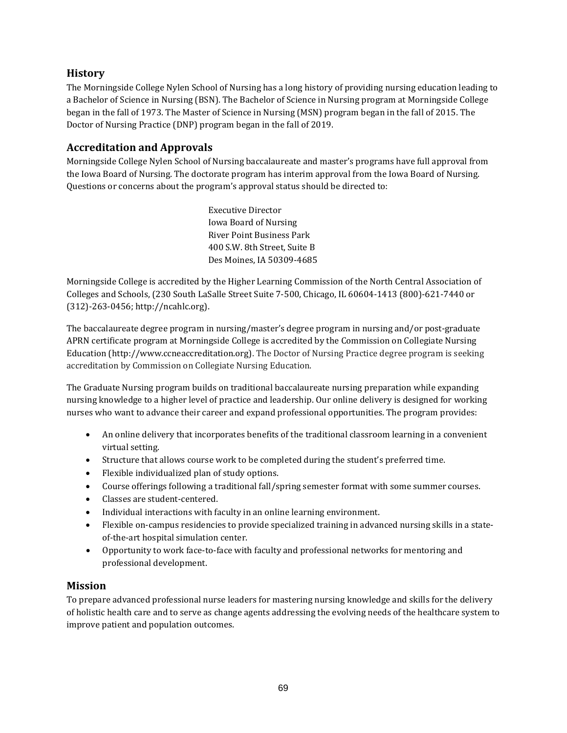## History

The Morningside College Nylen School of Nursing has a long history of providing nursing education leading to a Bachelor of Science in Nursing (BSN). The Bachelor of Science in Nursing program at Morningside College began in the fall of 1973. The Master of Science in Nursing (MSN) program began in the fall of 2015. The Doctor of Nursing Practice (DNP) program began in the fall of 2019.

## Accreditation and Approvals

Morningside College Nylen School of Nursing baccalaureate and master's programs have full approval from the Iowa Board of Nursing. The doctorate program has interim approval from the Iowa Board of Nursing. Questions or concerns about the program's approval status should be directed to:

Executive Director
Iowa Board of Nursing
River Point Business Park
400 S.W. 8th Street, Suite B
Des Moines, IA 50309-4685

Morningside College is accredited by the Higher Learning Commission of the North Central Association of Colleges and Schools, (230 South LaSalle Street Suite 7-500, Chicago, IL 60604-1413 (800)-621-7440 or (312)-263-0456; http://ncahlc.org).

The baccalaureate degree program in nursing/master's degree program in nursing and/or post-graduate APRN certificate program at Morningside College is accredited by the Commission on Collegiate Nursing Education (http://www.ccneaccreditation.org). The Doctor of Nursing Practice degree program is seeking accreditation by Commission on Collegiate Nursing Education.

The Graduate Nursing program builds on traditional baccalaureate nursing preparation while expanding nursing knowledge to a higher level of practice and leadership. Our online delivery is designed for working nurses who want to advance their career and expand professional opportunities. The program provides:

- An online delivery that incorporates benefits of the traditional classroom learning in a convenient virtual setting.
- Structure that allows course work to be completed during the student's preferred time.
- Flexible individualized plan of study options.
- Course offerings following a traditional fall/spring semester format with some summer courses.
- Classes are student-centered.
- Individual interactions with faculty in an online learning environment.
- Flexible on-campus residencies to provide specialized training in advanced nursing skills in a state-of-the-art hospital simulation center.
- Opportunity to work face-to-face with faculty and professional networks for mentoring and professional development.

## Mission

To prepare advanced professional nurse leaders for mastering nursing knowledge and skills for the delivery of holistic health care and to serve as change agents addressing the evolving needs of the healthcare system to improve patient and population outcomes.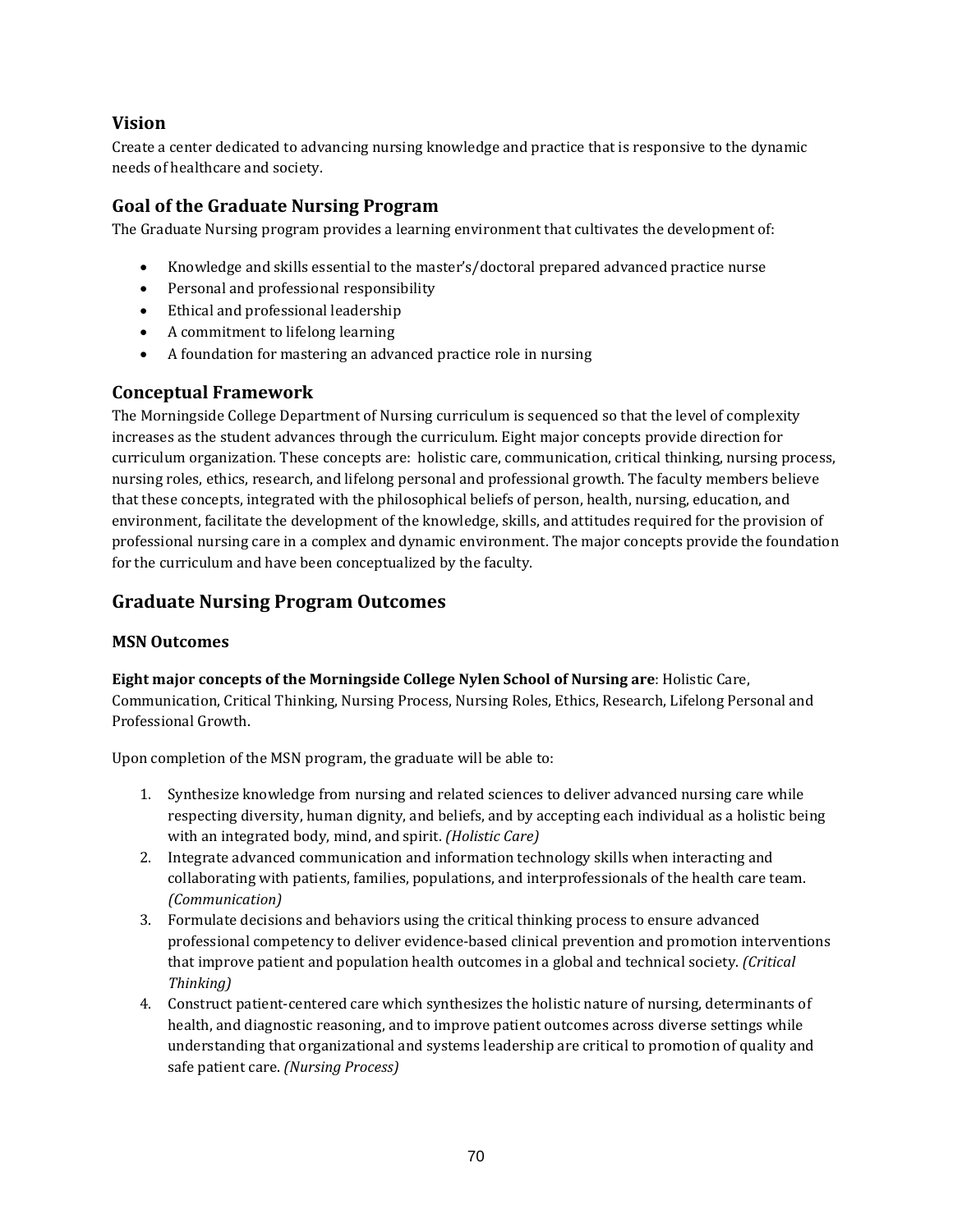## Vision

Create a center dedicated to advancing nursing knowledge and practice that is responsive to the dynamic needs of healthcare and society.

## Goal of the Graduate Nursing Program

The Graduate Nursing program provides a learning environment that cultivates the development of:

- Knowledge and skills essential to the master's/doctoral prepared advanced practice nurse
- Personal and professional responsibility
- Ethical and professional leadership
- A commitment to lifelong learning
- A foundation for mastering an advanced practice role in nursing

## Conceptual Framework

The Morningside College Department of Nursing curriculum is sequenced so that the level of complexity increases as the student advances through the curriculum. Eight major concepts provide direction for curriculum organization. These concepts are: holistic care, communication, critical thinking, nursing process, nursing roles, ethics, research, and lifelong personal and professional growth. The faculty members believe that these concepts, integrated with the philosophical beliefs of person, health, nursing, education, and environment, facilitate the development of the knowledge, skills, and attitudes required for the provision of professional nursing care in a complex and dynamic environment. The major concepts provide the foundation for the curriculum and have been conceptualized by the faculty.

## Graduate Nursing Program Outcomes

### MSN Outcomes

**Eight major concepts of the Morningside College Nylen School of Nursing are**: Holistic Care, Communication, Critical Thinking, Nursing Process, Nursing Roles, Ethics, Research, Lifelong Personal and Professional Growth.

Upon completion of the MSN program, the graduate will be able to:

1. Synthesize knowledge from nursing and related sciences to deliver advanced nursing care while respecting diversity, human dignity, and beliefs, and by accepting each individual as a holistic being with an integrated body, mind, and spirit. *(Holistic Care)*
2. Integrate advanced communication and information technology skills when interacting and collaborating with patients, families, populations, and interprofessionals of the health care team. *(Communication)*
3. Formulate decisions and behaviors using the critical thinking process to ensure advanced professional competency to deliver evidence-based clinical prevention and promotion interventions that improve patient and population health outcomes in a global and technical society. *(Critical Thinking)*
4. Construct patient-centered care which synthesizes the holistic nature of nursing, determinants of health, and diagnostic reasoning, and to improve patient outcomes across diverse settings while understanding that organizational and systems leadership are critical to promotion of quality and safe patient care. *(Nursing Process)*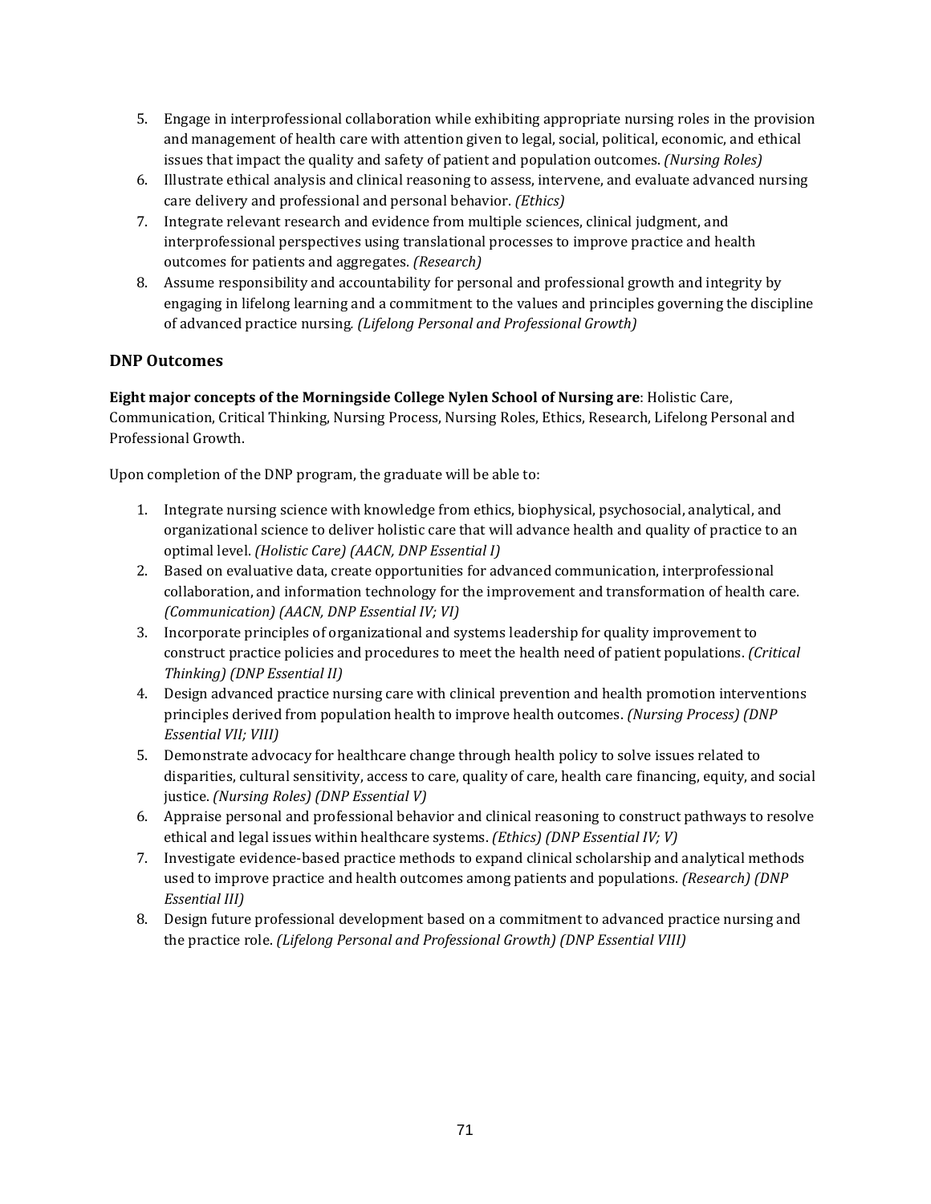5. Engage in interprofessional collaboration while exhibiting appropriate nursing roles in the provision and management of health care with attention given to legal, social, political, economic, and ethical issues that impact the quality and safety of patient and population outcomes. *(Nursing Roles)*
6. Illustrate ethical analysis and clinical reasoning to assess, intervene, and evaluate advanced nursing care delivery and professional and personal behavior. *(Ethics)*
7. Integrate relevant research and evidence from multiple sciences, clinical judgment, and interprofessional perspectives using translational processes to improve practice and health outcomes for patients and aggregates. *(Research)*
8. Assume responsibility and accountability for personal and professional growth and integrity by engaging in lifelong learning and a commitment to the values and principles governing the discipline of advanced practice nursing. *(Lifelong Personal and Professional Growth)*

### DNP Outcomes

**Eight major concepts of the Morningside College Nylen School of Nursing are**: Holistic Care, Communication, Critical Thinking, Nursing Process, Nursing Roles, Ethics, Research, Lifelong Personal and Professional Growth.

Upon completion of the DNP program, the graduate will be able to:

1. Integrate nursing science with knowledge from ethics, biophysical, psychosocial, analytical, and organizational science to deliver holistic care that will advance health and quality of practice to an optimal level. *(Holistic Care) (AACN, DNP Essential I)*
2. Based on evaluative data, create opportunities for advanced communication, interprofessional collaboration, and information technology for the improvement and transformation of health care. *(Communication) (AACN, DNP Essential IV; VI)*
3. Incorporate principles of organizational and systems leadership for quality improvement to construct practice policies and procedures to meet the health need of patient populations. *(Critical Thinking) (DNP Essential II)*
4. Design advanced practice nursing care with clinical prevention and health promotion interventions principles derived from population health to improve health outcomes. *(Nursing Process) (DNP Essential VII; VIII)*
5. Demonstrate advocacy for healthcare change through health policy to solve issues related to disparities, cultural sensitivity, access to care, quality of care, health care financing, equity, and social justice. *(Nursing Roles) (DNP Essential V)*
6. Appraise personal and professional behavior and clinical reasoning to construct pathways to resolve ethical and legal issues within healthcare systems. *(Ethics) (DNP Essential IV; V)*
7. Investigate evidence-based practice methods to expand clinical scholarship and analytical methods used to improve practice and health outcomes among patients and populations. *(Research) (DNP Essential III)*
8. Design future professional development based on a commitment to advanced practice nursing and the practice role. *(Lifelong Personal and Professional Growth) (DNP Essential VIII)*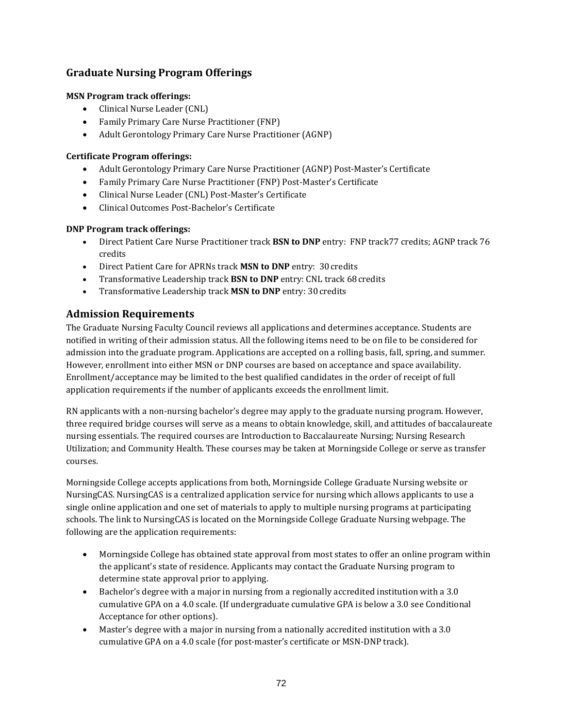## Graduate Nursing Program Offerings

**MSN Program track offerings:**

- Clinical Nurse Leader (CNL)
- Family Primary Care Nurse Practitioner (FNP)
- Adult Gerontology Primary Care Nurse Practitioner (AGNP)

**Certificate Program offerings:**

- Adult Gerontology Primary Care Nurse Practitioner (AGNP) Post-Master's Certificate
- Family Primary Care Nurse Practitioner (FNP) Post-Master's Certificate
- Clinical Nurse Leader (CNL) Post-Master's Certificate
- Clinical Outcomes Post-Bachelor's Certificate

**DNP Program track offerings:**

- Direct Patient Care Nurse Practitioner track **BSN to DNP** entry: FNP track77 credits; AGNP track 76 credits
- Direct Patient Care for APRNs track **MSN to DNP** entry: 30 credits
- Transformative Leadership track **BSN to DNP** entry: CNL track 68 credits
- Transformative Leadership track **MSN to DNP** entry: 30 credits

## Admission Requirements

The Graduate Nursing Faculty Council reviews all applications and determines acceptance. Students are notified in writing of their admission status. All the following items need to be on file to be considered for admission into the graduate program. Applications are accepted on a rolling basis, fall, spring, and summer. However, enrollment into either MSN or DNP courses are based on acceptance and space availability. Enrollment/acceptance may be limited to the best qualified candidates in the order of receipt of full application requirements if the number of applicants exceeds the enrollment limit.

RN applicants with a non-nursing bachelor's degree may apply to the graduate nursing program. However, three required bridge courses will serve as a means to obtain knowledge, skill, and attitudes of baccalaureate nursing essentials. The required courses are Introduction to Baccalaureate Nursing; Nursing Research Utilization; and Community Health. These courses may be taken at Morningside College or serve as transfer courses.

Morningside College accepts applications from both, Morningside College Graduate Nursing website or NursingCAS. NursingCAS is a centralized application service for nursing which allows applicants to use a single online application and one set of materials to apply to multiple nursing programs at participating schools. The link to NursingCAS is located on the Morningside College Graduate Nursing webpage. The following are the application requirements:

- Morningside College has obtained state approval from most states to offer an online program within the applicant's state of residence. Applicants may contact the Graduate Nursing program to determine state approval prior to applying.
- Bachelor's degree with a major in nursing from a regionally accredited institution with a 3.0 cumulative GPA on a 4.0 scale. (If undergraduate cumulative GPA is below a 3.0 see Conditional Acceptance for other options).
- Master's degree with a major in nursing from a nationally accredited institution with a 3.0 cumulative GPA on a 4.0 scale (for post-master's certificate or MSN-DNP track).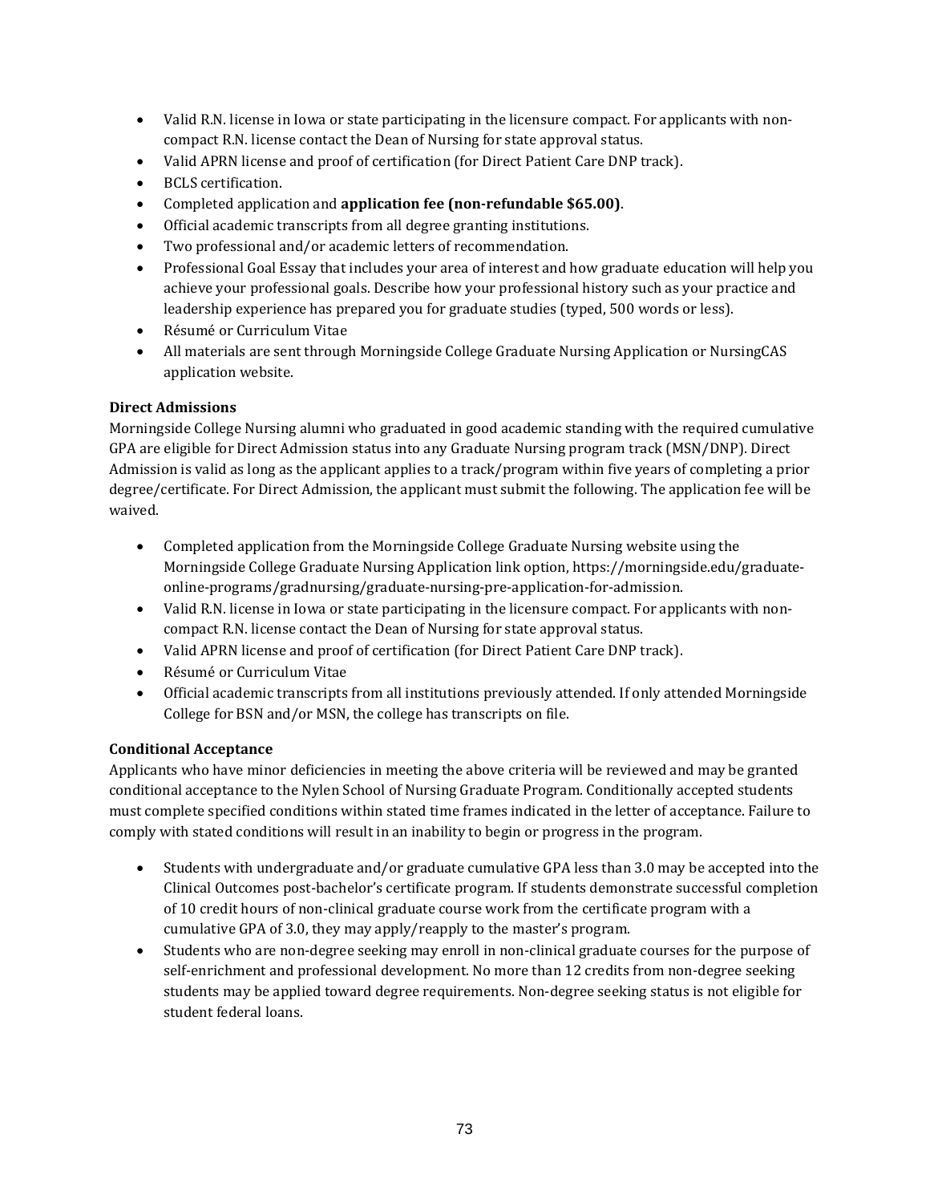- Valid R.N. license in Iowa or state participating in the licensure compact. For applicants with non-compact R.N. license contact the Dean of Nursing for state approval status.
- Valid APRN license and proof of certification (for Direct Patient Care DNP track).
- BCLS certification.
- Completed application and **application fee (non-refundable $65.00)**.
- Official academic transcripts from all degree granting institutions.
- Two professional and/or academic letters of recommendation.
- Professional Goal Essay that includes your area of interest and how graduate education will help you achieve your professional goals. Describe how your professional history such as your practice and leadership experience has prepared you for graduate studies (typed, 500 words or less).
- Résumé or Curriculum Vitae
- All materials are sent through Morningside College Graduate Nursing Application or NursingCAS application website.

**Direct Admissions**

Morningside College Nursing alumni who graduated in good academic standing with the required cumulative GPA are eligible for Direct Admission status into any Graduate Nursing program track (MSN/DNP). Direct Admission is valid as long as the applicant applies to a track/program within five years of completing a prior degree/certificate. For Direct Admission, the applicant must submit the following. The application fee will be waived.

- Completed application from the Morningside College Graduate Nursing website using the Morningside College Graduate Nursing Application link option, https://morningside.edu/graduate-online-programs/gradnursing/graduate-nursing-pre-application-for-admission.
- Valid R.N. license in Iowa or state participating in the licensure compact. For applicants with non-compact R.N. license contact the Dean of Nursing for state approval status.
- Valid APRN license and proof of certification (for Direct Patient Care DNP track).
- Résumé or Curriculum Vitae
- Official academic transcripts from all institutions previously attended. If only attended Morningside College for BSN and/or MSN, the college has transcripts on file.

**Conditional Acceptance**

Applicants who have minor deficiencies in meeting the above criteria will be reviewed and may be granted conditional acceptance to the Nylen School of Nursing Graduate Program. Conditionally accepted students must complete specified conditions within stated time frames indicated in the letter of acceptance. Failure to comply with stated conditions will result in an inability to begin or progress in the program.

- Students with undergraduate and/or graduate cumulative GPA less than 3.0 may be accepted into the Clinical Outcomes post-bachelor's certificate program. If students demonstrate successful completion of 10 credit hours of non-clinical graduate course work from the certificate program with a cumulative GPA of 3.0, they may apply/reapply to the master's program.
- Students who are non-degree seeking may enroll in non-clinical graduate courses for the purpose of self-enrichment and professional development. No more than 12 credits from non-degree seeking students may be applied toward degree requirements. Non-degree seeking status is not eligible for student federal loans.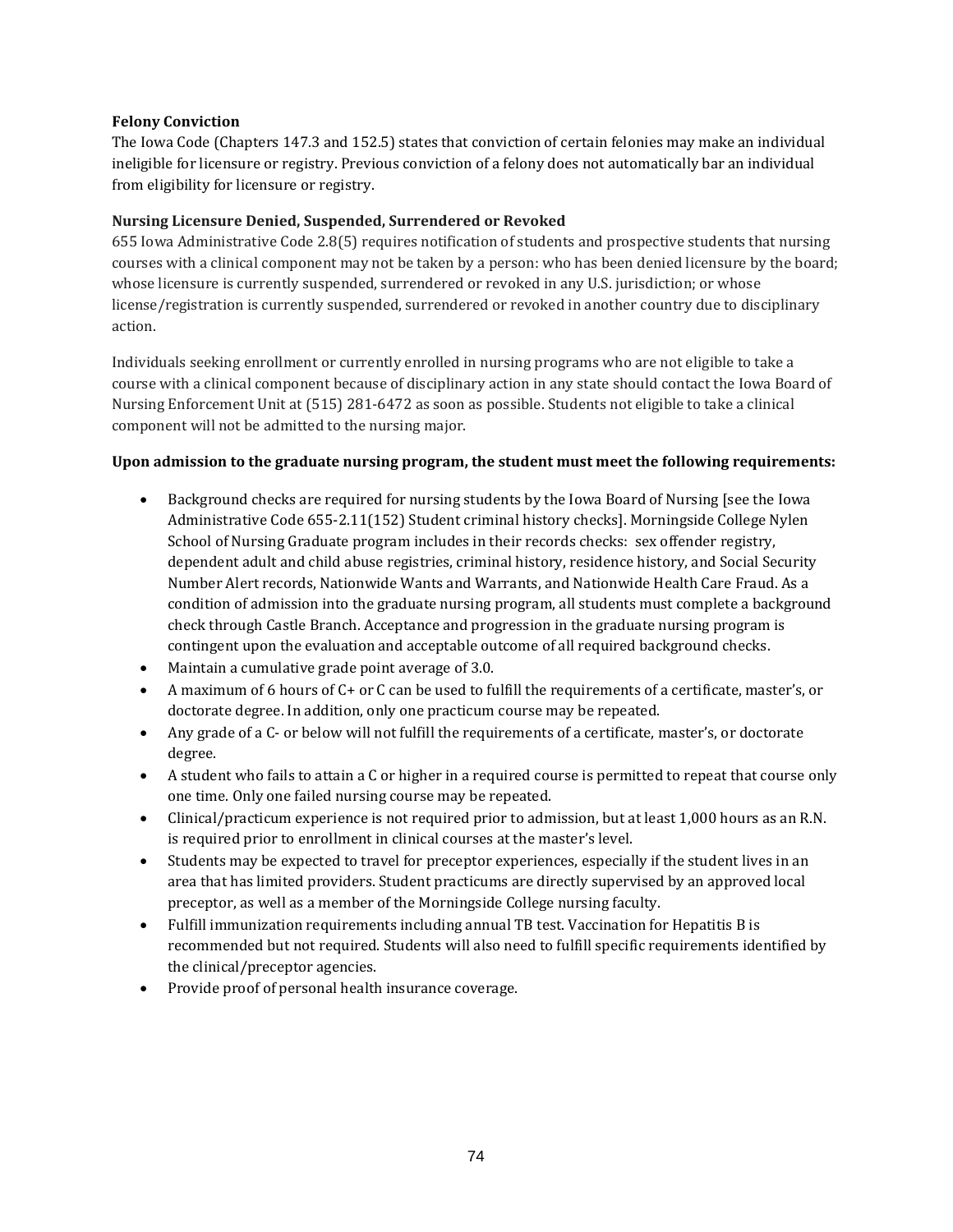**Felony Conviction**

The Iowa Code (Chapters 147.3 and 152.5) states that conviction of certain felonies may make an individual ineligible for licensure or registry. Previous conviction of a felony does not automatically bar an individual from eligibility for licensure or registry.

**Nursing Licensure Denied, Suspended, Surrendered or Revoked**

655 Iowa Administrative Code 2.8(5) requires notification of students and prospective students that nursing courses with a clinical component may not be taken by a person: who has been denied licensure by the board; whose licensure is currently suspended, surrendered or revoked in any U.S. jurisdiction; or whose license/registration is currently suspended, surrendered or revoked in another country due to disciplinary action.

Individuals seeking enrollment or currently enrolled in nursing programs who are not eligible to take a course with a clinical component because of disciplinary action in any state should contact the Iowa Board of Nursing Enforcement Unit at (515) 281-6472 as soon as possible. Students not eligible to take a clinical component will not be admitted to the nursing major.

**Upon admission to the graduate nursing program, the student must meet the following requirements:**

- Background checks are required for nursing students by the Iowa Board of Nursing [see the Iowa Administrative Code 655-2.11(152) Student criminal history checks]. Morningside College Nylen School of Nursing Graduate program includes in their records checks: sex offender registry, dependent adult and child abuse registries, criminal history, residence history, and Social Security Number Alert records, Nationwide Wants and Warrants, and Nationwide Health Care Fraud. As a condition of admission into the graduate nursing program, all students must complete a background check through Castle Branch. Acceptance and progression in the graduate nursing program is contingent upon the evaluation and acceptable outcome of all required background checks.
- Maintain a cumulative grade point average of 3.0.
- A maximum of 6 hours of C+ or C can be used to fulfill the requirements of a certificate, master's, or doctorate degree. In addition, only one practicum course may be repeated.
- Any grade of a C- or below will not fulfill the requirements of a certificate, master's, or doctorate degree.
- A student who fails to attain a C or higher in a required course is permitted to repeat that course only one time. Only one failed nursing course may be repeated.
- Clinical/practicum experience is not required prior to admission, but at least 1,000 hours as an R.N. is required prior to enrollment in clinical courses at the master's level.
- Students may be expected to travel for preceptor experiences, especially if the student lives in an area that has limited providers. Student practicums are directly supervised by an approved local preceptor, as well as a member of the Morningside College nursing faculty.
- Fulfill immunization requirements including annual TB test. Vaccination for Hepatitis B is recommended but not required. Students will also need to fulfill specific requirements identified by the clinical/preceptor agencies.
- Provide proof of personal health insurance coverage.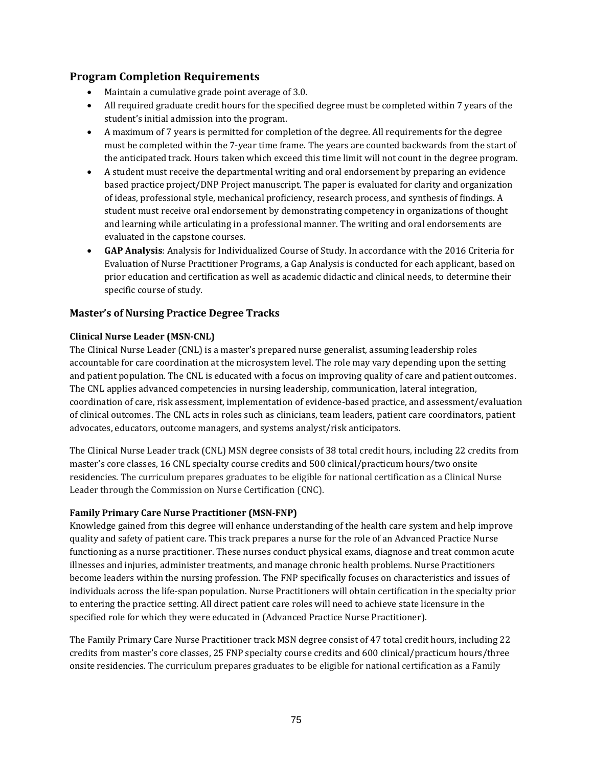## Program Completion Requirements

- Maintain a cumulative grade point average of 3.0.
- All required graduate credit hours for the specified degree must be completed within 7 years of the student's initial admission into the program.
- A maximum of 7 years is permitted for completion of the degree. All requirements for the degree must be completed within the 7-year time frame. The years are counted backwards from the start of the anticipated track. Hours taken which exceed this time limit will not count in the degree program.
- A student must receive the departmental writing and oral endorsement by preparing an evidence based practice project/DNP Project manuscript. The paper is evaluated for clarity and organization of ideas, professional style, mechanical proficiency, research process, and synthesis of findings. A student must receive oral endorsement by demonstrating competency in organizations of thought and learning while articulating in a professional manner. The writing and oral endorsements are evaluated in the capstone courses.
- **GAP Analysis**: Analysis for Individualized Course of Study. In accordance with the 2016 Criteria for Evaluation of Nurse Practitioner Programs, a Gap Analysis is conducted for each applicant, based on prior education and certification as well as academic didactic and clinical needs, to determine their specific course of study.

### Master's of Nursing Practice Degree Tracks

**Clinical Nurse Leader (MSN-CNL)**

The Clinical Nurse Leader (CNL) is a master's prepared nurse generalist, assuming leadership roles accountable for care coordination at the microsystem level. The role may vary depending upon the setting and patient population. The CNL is educated with a focus on improving quality of care and patient outcomes. The CNL applies advanced competencies in nursing leadership, communication, lateral integration, coordination of care, risk assessment, implementation of evidence-based practice, and assessment/evaluation of clinical outcomes. The CNL acts in roles such as clinicians, team leaders, patient care coordinators, patient advocates, educators, outcome managers, and systems analyst/risk anticipators.

The Clinical Nurse Leader track (CNL) MSN degree consists of 38 total credit hours, including 22 credits from master's core classes, 16 CNL specialty course credits and 500 clinical/practicum hours/two onsite residencies. The curriculum prepares graduates to be eligible for national certification as a Clinical Nurse Leader through the Commission on Nurse Certification (CNC).

**Family Primary Care Nurse Practitioner (MSN-FNP)**

Knowledge gained from this degree will enhance understanding of the health care system and help improve quality and safety of patient care. This track prepares a nurse for the role of an Advanced Practice Nurse functioning as a nurse practitioner. These nurses conduct physical exams, diagnose and treat common acute illnesses and injuries, administer treatments, and manage chronic health problems. Nurse Practitioners become leaders within the nursing profession. The FNP specifically focuses on characteristics and issues of individuals across the life-span population. Nurse Practitioners will obtain certification in the specialty prior to entering the practice setting. All direct patient care roles will need to achieve state licensure in the specified role for which they were educated in (Advanced Practice Nurse Practitioner).

The Family Primary Care Nurse Practitioner track MSN degree consist of 47 total credit hours, including 22 credits from master's core classes, 25 FNP specialty course credits and 600 clinical/practicum hours/three onsite residencies. The curriculum prepares graduates to be eligible for national certification as a Family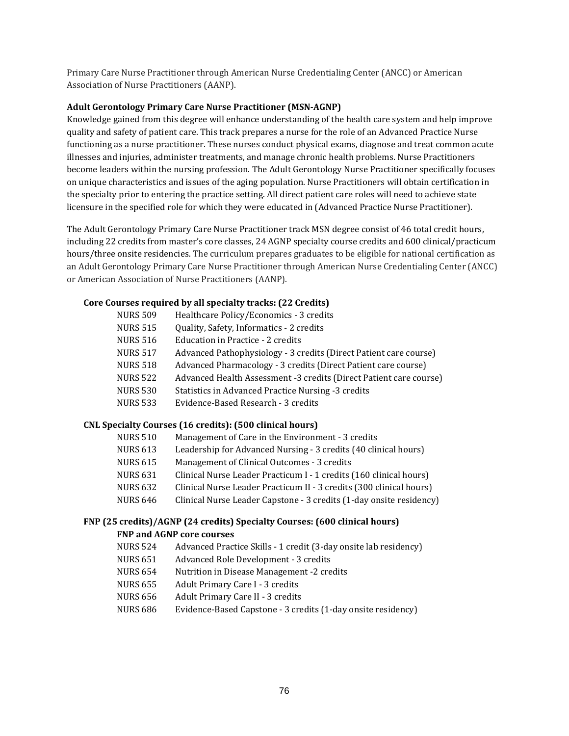Primary Care Nurse Practitioner through American Nurse Credentialing Center (ANCC) or American Association of Nurse Practitioners (AANP).

**Adult Gerontology Primary Care Nurse Practitioner (MSN-AGNP)**

Knowledge gained from this degree will enhance understanding of the health care system and help improve quality and safety of patient care. This track prepares a nurse for the role of an Advanced Practice Nurse functioning as a nurse practitioner. These nurses conduct physical exams, diagnose and treat common acute illnesses and injuries, administer treatments, and manage chronic health problems. Nurse Practitioners become leaders within the nursing profession. The Adult Gerontology Nurse Practitioner specifically focuses on unique characteristics and issues of the aging population. Nurse Practitioners will obtain certification in the specialty prior to entering the practice setting. All direct patient care roles will need to achieve state licensure in the specified role for which they were educated in (Advanced Practice Nurse Practitioner).

The Adult Gerontology Primary Care Nurse Practitioner track MSN degree consist of 46 total credit hours, including 22 credits from master's core classes, 24 AGNP specialty course credits and 600 clinical/practicum hours/three onsite residencies. The curriculum prepares graduates to be eligible for national certification as an Adult Gerontology Primary Care Nurse Practitioner through American Nurse Credentialing Center (ANCC) or American Association of Nurse Practitioners (AANP).

**Core Courses required by all specialty tracks: (22 Credits)**

- NURS 509 Healthcare Policy/Economics - 3 credits
- NURS 515 Quality, Safety, Informatics - 2 credits
- NURS 516 Education in Practice - 2 credits
- NURS 517 Advanced Pathophysiology - 3 credits (Direct Patient care course)
- NURS 518 Advanced Pharmacology - 3 credits (Direct Patient care course)
- NURS 522 Advanced Health Assessment -3 credits (Direct Patient care course)
- NURS 530 Statistics in Advanced Practice Nursing -3 credits
- NURS 533 Evidence-Based Research - 3 credits

**CNL Specialty Courses (16 credits): (500 clinical hours)**

- NURS 510 Management of Care in the Environment - 3 credits
- NURS 613 Leadership for Advanced Nursing - 3 credits (40 clinical hours)
- NURS 615 Management of Clinical Outcomes - 3 credits
- NURS 631 Clinical Nurse Leader Practicum I - 1 credits (160 clinical hours)
- NURS 632 Clinical Nurse Leader Practicum II - 3 credits (300 clinical hours)
- NURS 646 Clinical Nurse Leader Capstone - 3 credits (1-day onsite residency)

**FNP (25 credits)/AGNP (24 credits) Specialty Courses: (600 clinical hours)**

**FNP and AGNP core courses**

- NURS 524 Advanced Practice Skills - 1 credit (3-day onsite lab residency)
- NURS 651 Advanced Role Development - 3 credits
- NURS 654 Nutrition in Disease Management -2 credits
- NURS 655 Adult Primary Care I - 3 credits
- NURS 656 Adult Primary Care II - 3 credits
- NURS 686 Evidence-Based Capstone - 3 credits (1-day onsite residency)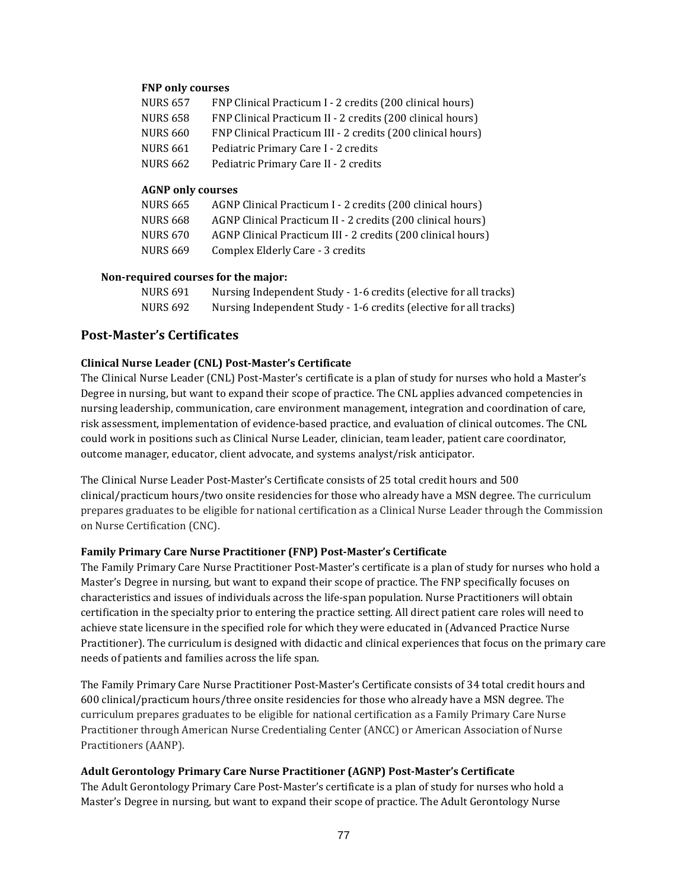**FNP only courses**

| | |
|---|---|
| NURS 657 | FNP Clinical Practicum I - 2 credits (200 clinical hours) |
| NURS 658 | FNP Clinical Practicum II - 2 credits (200 clinical hours) |
| NURS 660 | FNP Clinical Practicum III - 2 credits (200 clinical hours) |
| NURS 661 | Pediatric Primary Care I - 2 credits |
| NURS 662 | Pediatric Primary Care II - 2 credits |

**AGNP only courses**

| | |
|---|---|
| NURS 665 | AGNP Clinical Practicum I - 2 credits (200 clinical hours) |
| NURS 668 | AGNP Clinical Practicum II - 2 credits (200 clinical hours) |
| NURS 670 | AGNP Clinical Practicum III - 2 credits (200 clinical hours) |
| NURS 669 | Complex Elderly Care - 3 credits |

**Non-required courses for the major:**

| | |
|---|---|
| NURS 691 | Nursing Independent Study - 1-6 credits (elective for all tracks) |
| NURS 692 | Nursing Independent Study - 1-6 credits (elective for all tracks) |

## Post-Master's Certificates

### Clinical Nurse Leader (CNL) Post-Master's Certificate

The Clinical Nurse Leader (CNL) Post-Master's certificate is a plan of study for nurses who hold a Master's Degree in nursing, but want to expand their scope of practice. The CNL applies advanced competencies in nursing leadership, communication, care environment management, integration and coordination of care, risk assessment, implementation of evidence-based practice, and evaluation of clinical outcomes. The CNL could work in positions such as Clinical Nurse Leader, clinician, team leader, patient care coordinator, outcome manager, educator, client advocate, and systems analyst/risk anticipator.

The Clinical Nurse Leader Post-Master's Certificate consists of 25 total credit hours and 500 clinical/practicum hours/two onsite residencies for those who already have a MSN degree. The curriculum prepares graduates to be eligible for national certification as a Clinical Nurse Leader through the Commission on Nurse Certification (CNC).

### Family Primary Care Nurse Practitioner (FNP) Post-Master's Certificate

The Family Primary Care Nurse Practitioner Post-Master's certificate is a plan of study for nurses who hold a Master's Degree in nursing, but want to expand their scope of practice. The FNP specifically focuses on characteristics and issues of individuals across the life-span population. Nurse Practitioners will obtain certification in the specialty prior to entering the practice setting. All direct patient care roles will need to achieve state licensure in the specified role for which they were educated in (Advanced Practice Nurse Practitioner). The curriculum is designed with didactic and clinical experiences that focus on the primary care needs of patients and families across the life span.

The Family Primary Care Nurse Practitioner Post-Master's Certificate consists of 34 total credit hours and 600 clinical/practicum hours/three onsite residencies for those who already have a MSN degree. The curriculum prepares graduates to be eligible for national certification as a Family Primary Care Nurse Practitioner through American Nurse Credentialing Center (ANCC) or American Association of Nurse Practitioners (AANP).

### Adult Gerontology Primary Care Nurse Practitioner (AGNP) Post-Master's Certificate

The Adult Gerontology Primary Care Post-Master's certificate is a plan of study for nurses who hold a Master's Degree in nursing, but want to expand their scope of practice. The Adult Gerontology Nurse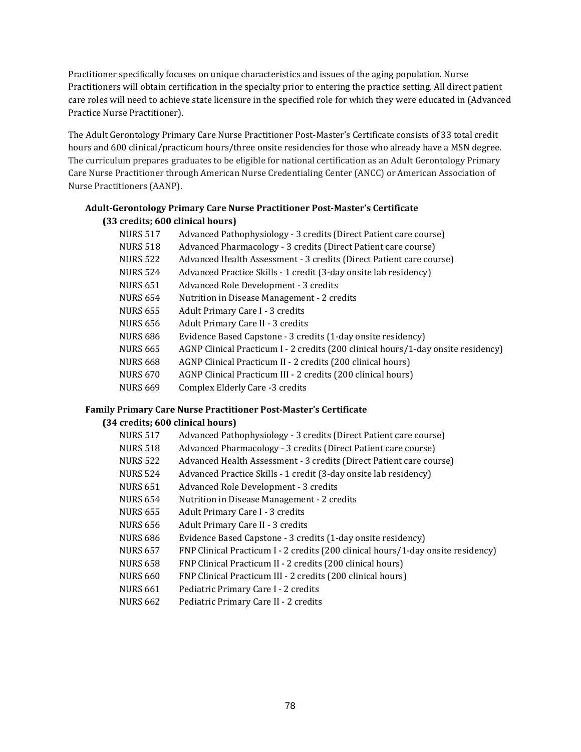Practitioner specifically focuses on unique characteristics and issues of the aging population. Nurse Practitioners will obtain certification in the specialty prior to entering the practice setting. All direct patient care roles will need to achieve state licensure in the specified role for which they were educated in (Advanced Practice Nurse Practitioner).

The Adult Gerontology Primary Care Nurse Practitioner Post-Master's Certificate consists of 33 total credit hours and 600 clinical/practicum hours/three onsite residencies for those who already have a MSN degree. The curriculum prepares graduates to be eligible for national certification as an Adult Gerontology Primary Care Nurse Practitioner through American Nurse Credentialing Center (ANCC) or American Association of Nurse Practitioners (AANP).

**Adult-Gerontology Primary Care Nurse Practitioner Post-Master's Certificate**
**(33 credits; 600 clinical hours)**

| | |
|---|---|
| NURS 517 | Advanced Pathophysiology - 3 credits (Direct Patient care course) |
| NURS 518 | Advanced Pharmacology - 3 credits (Direct Patient care course) |
| NURS 522 | Advanced Health Assessment - 3 credits (Direct Patient care course) |
| NURS 524 | Advanced Practice Skills - 1 credit (3-day onsite lab residency) |
| NURS 651 | Advanced Role Development - 3 credits |
| NURS 654 | Nutrition in Disease Management - 2 credits |
| NURS 655 | Adult Primary Care I - 3 credits |
| NURS 656 | Adult Primary Care II - 3 credits |
| NURS 686 | Evidence Based Capstone - 3 credits (1-day onsite residency) |
| NURS 665 | AGNP Clinical Practicum I - 2 credits (200 clinical hours/1-day onsite residency) |
| NURS 668 | AGNP Clinical Practicum II - 2 credits (200 clinical hours) |
| NURS 670 | AGNP Clinical Practicum III - 2 credits (200 clinical hours) |
| NURS 669 | Complex Elderly Care -3 credits |

**Family Primary Care Nurse Practitioner Post-Master's Certificate**
**(34 credits; 600 clinical hours)**

| | |
|---|---|
| NURS 517 | Advanced Pathophysiology - 3 credits (Direct Patient care course) |
| NURS 518 | Advanced Pharmacology - 3 credits (Direct Patient care course) |
| NURS 522 | Advanced Health Assessment - 3 credits (Direct Patient care course) |
| NURS 524 | Advanced Practice Skills - 1 credit (3-day onsite lab residency) |
| NURS 651 | Advanced Role Development - 3 credits |
| NURS 654 | Nutrition in Disease Management - 2 credits |
| NURS 655 | Adult Primary Care I - 3 credits |
| NURS 656 | Adult Primary Care II - 3 credits |
| NURS 686 | Evidence Based Capstone - 3 credits (1-day onsite residency) |
| NURS 657 | FNP Clinical Practicum I - 2 credits (200 clinical hours/1-day onsite residency) |
| NURS 658 | FNP Clinical Practicum II - 2 credits (200 clinical hours) |
| NURS 660 | FNP Clinical Practicum III - 2 credits (200 clinical hours) |
| NURS 661 | Pediatric Primary Care I - 2 credits |
| NURS 662 | Pediatric Primary Care II - 2 credits |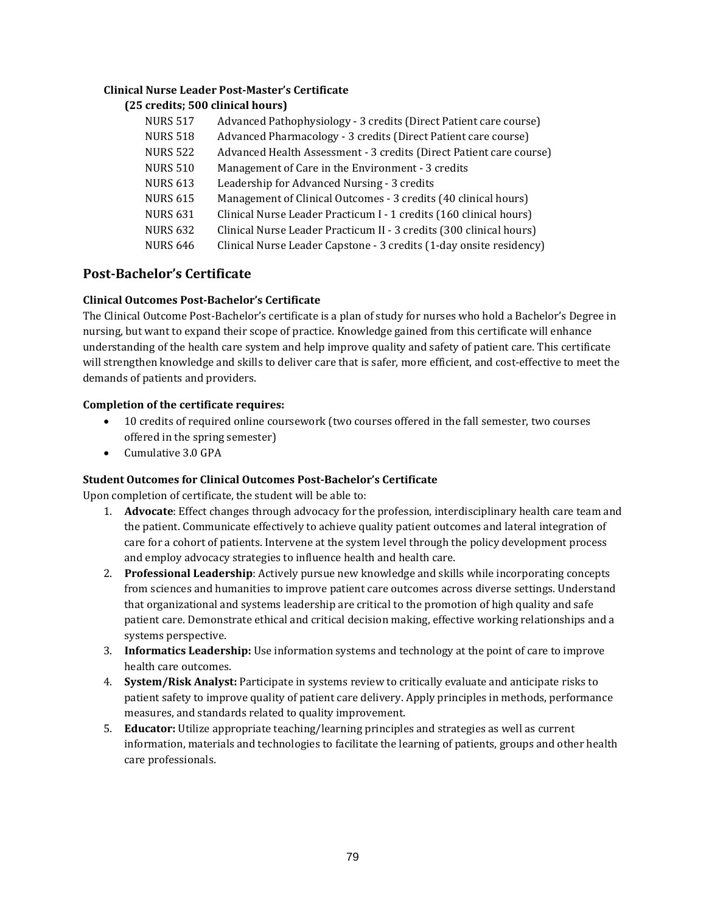**Clinical Nurse Leader Post-Master's Certificate**

**(25 credits; 500 clinical hours)**

| | |
|---|---|
| NURS 517 | Advanced Pathophysiology - 3 credits (Direct Patient care course) |
| NURS 518 | Advanced Pharmacology - 3 credits (Direct Patient care course) |
| NURS 522 | Advanced Health Assessment - 3 credits (Direct Patient care course) |
| NURS 510 | Management of Care in the Environment - 3 credits |
| NURS 613 | Leadership for Advanced Nursing - 3 credits |
| NURS 615 | Management of Clinical Outcomes - 3 credits (40 clinical hours) |
| NURS 631 | Clinical Nurse Leader Practicum I - 1 credits (160 clinical hours) |
| NURS 632 | Clinical Nurse Leader Practicum II - 3 credits (300 clinical hours) |
| NURS 646 | Clinical Nurse Leader Capstone - 3 credits (1-day onsite residency) |

## Post-Bachelor's Certificate

**Clinical Outcomes Post-Bachelor's Certificate**

The Clinical Outcome Post-Bachelor's certificate is a plan of study for nurses who hold a Bachelor's Degree in nursing, but want to expand their scope of practice. Knowledge gained from this certificate will enhance understanding of the health care system and help improve quality and safety of patient care. This certificate will strengthen knowledge and skills to deliver care that is safer, more efficient, and cost-effective to meet the demands of patients and providers.

**Completion of the certificate requires:**

- 10 credits of required online coursework (two courses offered in the fall semester, two courses offered in the spring semester)
- Cumulative 3.0 GPA

**Student Outcomes for Clinical Outcomes Post-Bachelor's Certificate**

Upon completion of certificate, the student will be able to:

1. **Advocate**: Effect changes through advocacy for the profession, interdisciplinary health care team and the patient. Communicate effectively to achieve quality patient outcomes and lateral integration of care for a cohort of patients. Intervene at the system level through the policy development process and employ advocacy strategies to influence health and health care.
2. **Professional Leadership**: Actively pursue new knowledge and skills while incorporating concepts from sciences and humanities to improve patient care outcomes across diverse settings. Understand that organizational and systems leadership are critical to the promotion of high quality and safe patient care. Demonstrate ethical and critical decision making, effective working relationships and a systems perspective.
3. **Informatics Leadership:** Use information systems and technology at the point of care to improve health care outcomes.
4. **System/Risk Analyst:** Participate in systems review to critically evaluate and anticipate risks to patient safety to improve quality of patient care delivery. Apply principles in methods, performance measures, and standards related to quality improvement.
5. **Educator:** Utilize appropriate teaching/learning principles and strategies as well as current information, materials and technologies to facilitate the learning of patients, groups and other health care professionals.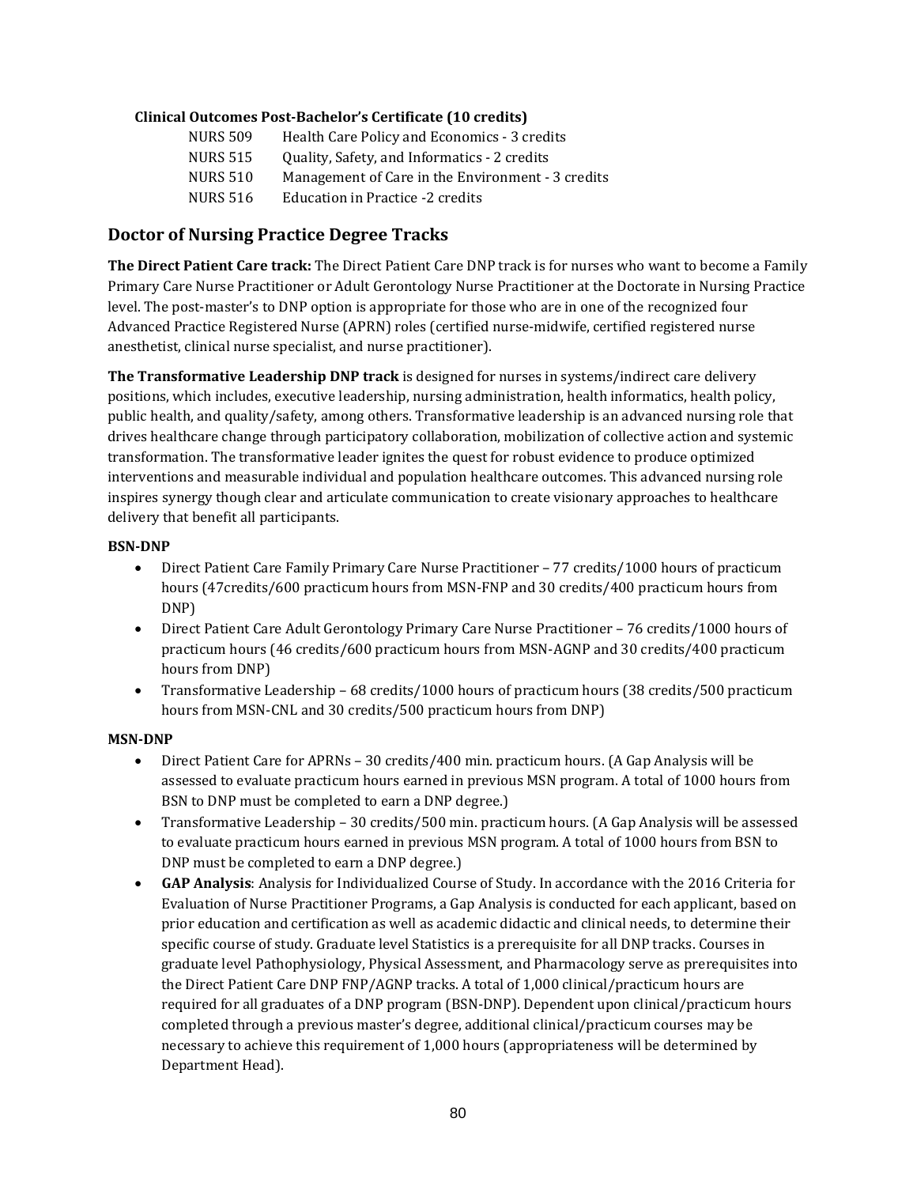**Clinical Outcomes Post-Bachelor's Certificate (10 credits)**

NURS 509 Health Care Policy and Economics - 3 credits
NURS 515 Quality, Safety, and Informatics - 2 credits
NURS 510 Management of Care in the Environment - 3 credits
NURS 516 Education in Practice -2 credits

## Doctor of Nursing Practice Degree Tracks

**The Direct Patient Care track:** The Direct Patient Care DNP track is for nurses who want to become a Family Primary Care Nurse Practitioner or Adult Gerontology Nurse Practitioner at the Doctorate in Nursing Practice level. The post-master's to DNP option is appropriate for those who are in one of the recognized four Advanced Practice Registered Nurse (APRN) roles (certified nurse-midwife, certified registered nurse anesthetist, clinical nurse specialist, and nurse practitioner).

**The Transformative Leadership DNP track** is designed for nurses in systems/indirect care delivery positions, which includes, executive leadership, nursing administration, health informatics, health policy, public health, and quality/safety, among others. Transformative leadership is an advanced nursing role that drives healthcare change through participatory collaboration, mobilization of collective action and systemic transformation. The transformative leader ignites the quest for robust evidence to produce optimized interventions and measurable individual and population healthcare outcomes. This advanced nursing role inspires synergy though clear and articulate communication to create visionary approaches to healthcare delivery that benefit all participants.

**BSN-DNP**

- Direct Patient Care Family Primary Care Nurse Practitioner – 77 credits/1000 hours of practicum hours (47credits/600 practicum hours from MSN-FNP and 30 credits/400 practicum hours from DNP)
- Direct Patient Care Adult Gerontology Primary Care Nurse Practitioner – 76 credits/1000 hours of practicum hours (46 credits/600 practicum hours from MSN-AGNP and 30 credits/400 practicum hours from DNP)
- Transformative Leadership – 68 credits/1000 hours of practicum hours (38 credits/500 practicum hours from MSN-CNL and 30 credits/500 practicum hours from DNP)

**MSN-DNP**

- Direct Patient Care for APRNs – 30 credits/400 min. practicum hours. (A Gap Analysis will be assessed to evaluate practicum hours earned in previous MSN program. A total of 1000 hours from BSN to DNP must be completed to earn a DNP degree.)
- Transformative Leadership – 30 credits/500 min. practicum hours. (A Gap Analysis will be assessed to evaluate practicum hours earned in previous MSN program. A total of 1000 hours from BSN to DNP must be completed to earn a DNP degree.)
- **GAP Analysis**: Analysis for Individualized Course of Study. In accordance with the 2016 Criteria for Evaluation of Nurse Practitioner Programs, a Gap Analysis is conducted for each applicant, based on prior education and certification as well as academic didactic and clinical needs, to determine their specific course of study. Graduate level Statistics is a prerequisite for all DNP tracks. Courses in graduate level Pathophysiology, Physical Assessment, and Pharmacology serve as prerequisites into the Direct Patient Care DNP FNP/AGNP tracks. A total of 1,000 clinical/practicum hours are required for all graduates of a DNP program (BSN-DNP). Dependent upon clinical/practicum hours completed through a previous master's degree, additional clinical/practicum courses may be necessary to achieve this requirement of 1,000 hours (appropriateness will be determined by Department Head).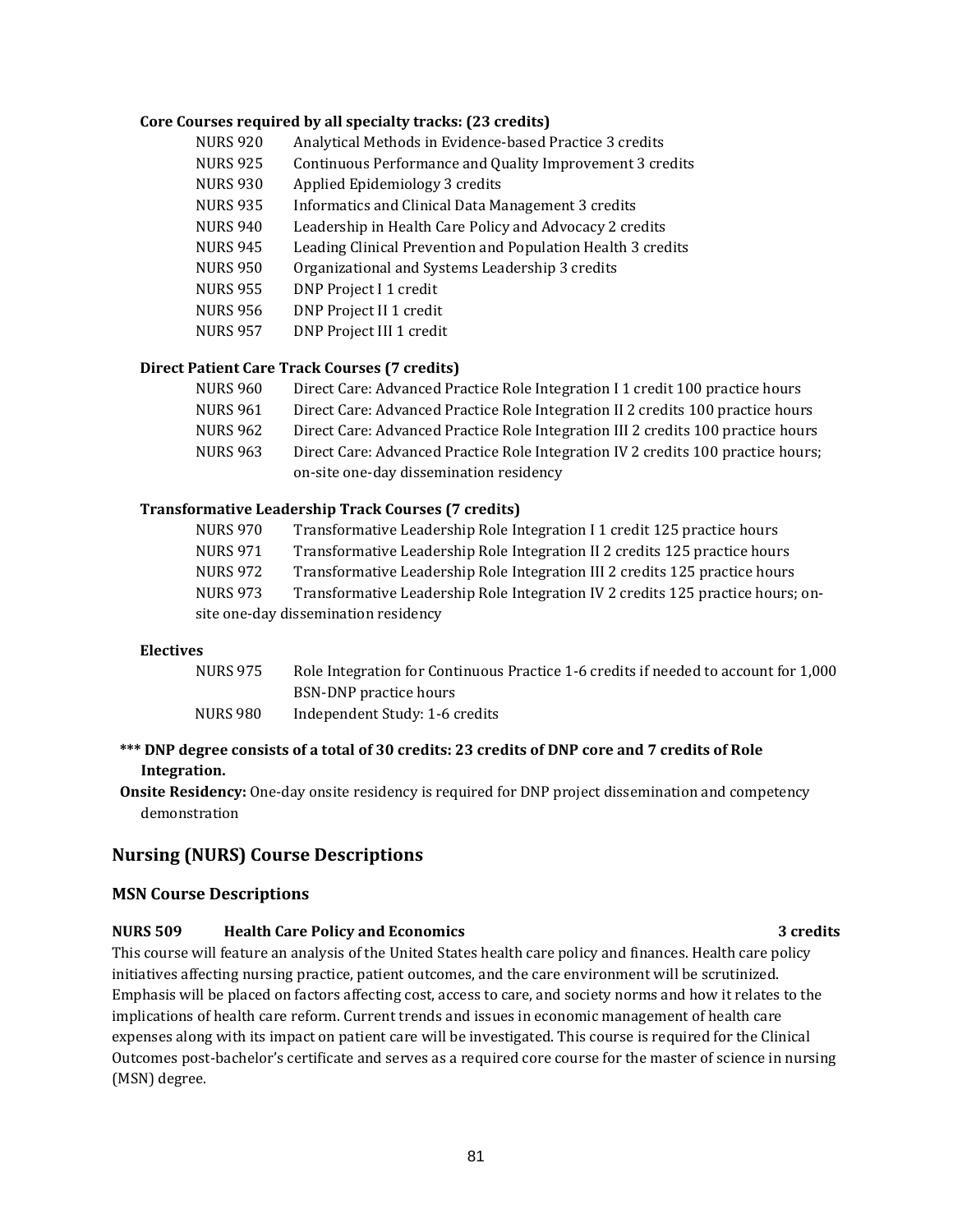**Core Courses required by all specialty tracks: (23 credits)**

- NURS 920 Analytical Methods in Evidence-based Practice 3 credits
- NURS 925 Continuous Performance and Quality Improvement 3 credits
- NURS 930 Applied Epidemiology 3 credits
- NURS 935 Informatics and Clinical Data Management 3 credits
- NURS 940 Leadership in Health Care Policy and Advocacy 2 credits
- NURS 945 Leading Clinical Prevention and Population Health 3 credits
- NURS 950 Organizational and Systems Leadership 3 credits
- NURS 955 DNP Project I 1 credit
- NURS 956 DNP Project II 1 credit
- NURS 957 DNP Project III 1 credit

**Direct Patient Care Track Courses (7 credits)**

- NURS 960 Direct Care: Advanced Practice Role Integration I 1 credit 100 practice hours
- NURS 961 Direct Care: Advanced Practice Role Integration II 2 credits 100 practice hours
- NURS 962 Direct Care: Advanced Practice Role Integration III 2 credits 100 practice hours
- NURS 963 Direct Care: Advanced Practice Role Integration IV 2 credits 100 practice hours; on-site one-day dissemination residency

**Transformative Leadership Track Courses (7 credits)**

- NURS 970 Transformative Leadership Role Integration I 1 credit 125 practice hours
- NURS 971 Transformative Leadership Role Integration II 2 credits 125 practice hours
- NURS 972 Transformative Leadership Role Integration III 2 credits 125 practice hours
- NURS 973 Transformative Leadership Role Integration IV 2 credits 125 practice hours; on-site one-day dissemination residency

**Electives**

- NURS 975 Role Integration for Continuous Practice 1-6 credits if needed to account for 1,000 BSN-DNP practice hours
- NURS 980 Independent Study: 1-6 credits

**\*\*\* DNP degree consists of a total of 30 credits: 23 credits of DNP core and 7 credits of Role Integration.**

**Onsite Residency:** One-day onsite residency is required for DNP project dissemination and competency demonstration

## Nursing (NURS) Course Descriptions

### MSN Course Descriptions

**NURS 509 Health Care Policy and Economics 3 credits**

This course will feature an analysis of the United States health care policy and finances. Health care policy initiatives affecting nursing practice, patient outcomes, and the care environment will be scrutinized. Emphasis will be placed on factors affecting cost, access to care, and society norms and how it relates to the implications of health care reform. Current trends and issues in economic management of health care expenses along with its impact on patient care will be investigated. This course is required for the Clinical Outcomes post-bachelor's certificate and serves as a required core course for the master of science in nursing (MSN) degree.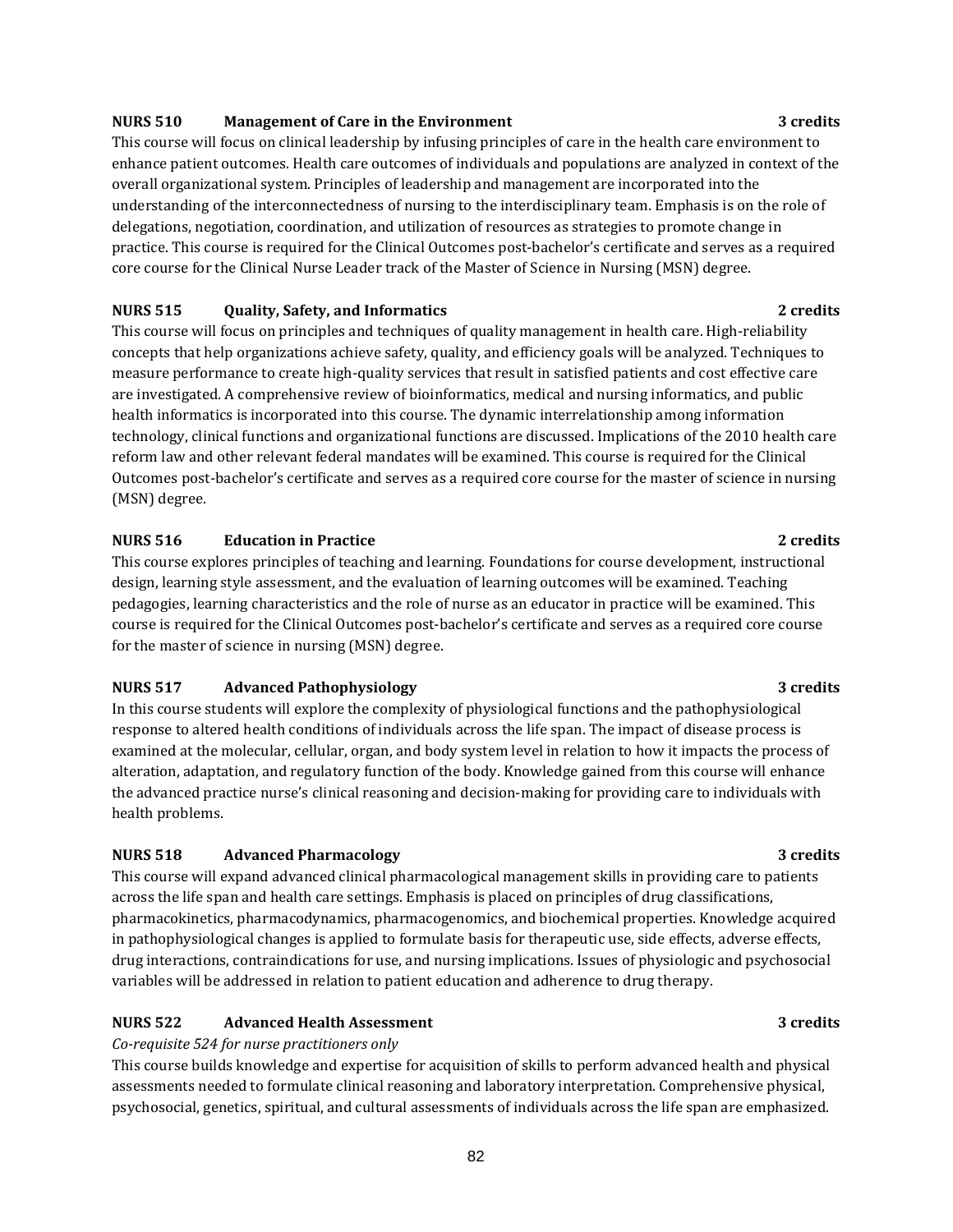**NURS 510 Management of Care in the Environment 3 credits**

This course will focus on clinical leadership by infusing principles of care in the health care environment to enhance patient outcomes. Health care outcomes of individuals and populations are analyzed in context of the overall organizational system. Principles of leadership and management are incorporated into the understanding of the interconnectedness of nursing to the interdisciplinary team. Emphasis is on the role of delegations, negotiation, coordination, and utilization of resources as strategies to promote change in practice. This course is required for the Clinical Outcomes post-bachelor's certificate and serves as a required core course for the Clinical Nurse Leader track of the Master of Science in Nursing (MSN) degree.

**NURS 515 Quality, Safety, and Informatics 2 credits**

This course will focus on principles and techniques of quality management in health care. High-reliability concepts that help organizations achieve safety, quality, and efficiency goals will be analyzed. Techniques to measure performance to create high-quality services that result in satisfied patients and cost effective care are investigated. A comprehensive review of bioinformatics, medical and nursing informatics, and public health informatics is incorporated into this course. The dynamic interrelationship among information technology, clinical functions and organizational functions are discussed. Implications of the 2010 health care reform law and other relevant federal mandates will be examined. This course is required for the Clinical Outcomes post-bachelor's certificate and serves as a required core course for the master of science in nursing (MSN) degree.

**NURS 516 Education in Practice 2 credits**

This course explores principles of teaching and learning. Foundations for course development, instructional design, learning style assessment, and the evaluation of learning outcomes will be examined. Teaching pedagogies, learning characteristics and the role of nurse as an educator in practice will be examined. This course is required for the Clinical Outcomes post-bachelor's certificate and serves as a required core course for the master of science in nursing (MSN) degree.

**NURS 517 Advanced Pathophysiology 3 credits**

In this course students will explore the complexity of physiological functions and the pathophysiological response to altered health conditions of individuals across the life span. The impact of disease process is examined at the molecular, cellular, organ, and body system level in relation to how it impacts the process of alteration, adaptation, and regulatory function of the body. Knowledge gained from this course will enhance the advanced practice nurse's clinical reasoning and decision-making for providing care to individuals with health problems.

**NURS 518 Advanced Pharmacology 3 credits**

This course will expand advanced clinical pharmacological management skills in providing care to patients across the life span and health care settings. Emphasis is placed on principles of drug classifications, pharmacokinetics, pharmacodynamics, pharmacogenomics, and biochemical properties. Knowledge acquired in pathophysiological changes is applied to formulate basis for therapeutic use, side effects, adverse effects, drug interactions, contraindications for use, and nursing implications. Issues of physiologic and psychosocial variables will be addressed in relation to patient education and adherence to drug therapy.

**NURS 522 Advanced Health Assessment 3 credits**

*Co-requisite 524 for nurse practitioners only*

This course builds knowledge and expertise for acquisition of skills to perform advanced health and physical assessments needed to formulate clinical reasoning and laboratory interpretation. Comprehensive physical, psychosocial, genetics, spiritual, and cultural assessments of individuals across the life span are emphasized.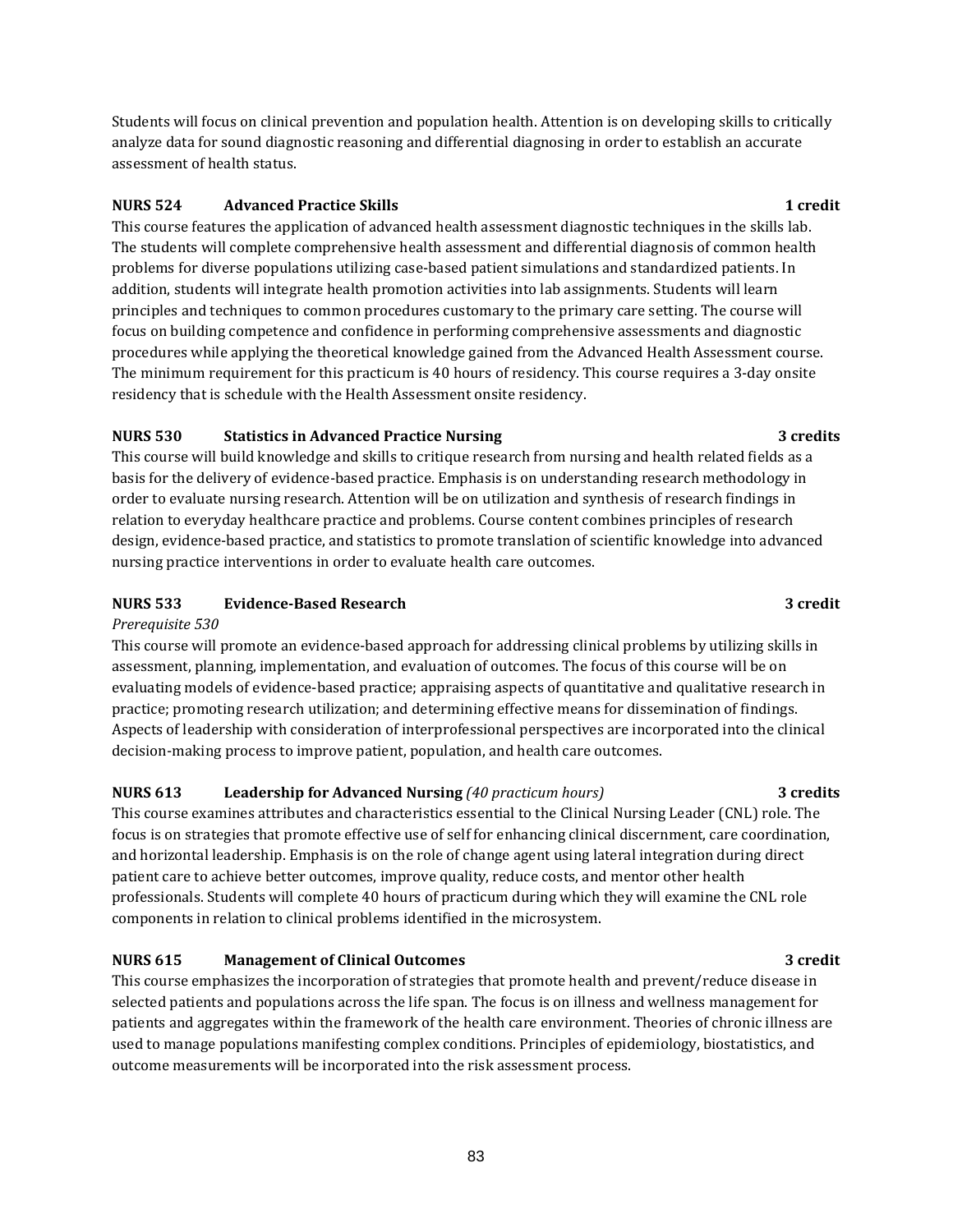Students will focus on clinical prevention and population health. Attention is on developing skills to critically analyze data for sound diagnostic reasoning and differential diagnosing in order to establish an accurate assessment of health status.

**NURS 524 Advanced Practice Skills 1 credit**

This course features the application of advanced health assessment diagnostic techniques in the skills lab. The students will complete comprehensive health assessment and differential diagnosis of common health problems for diverse populations utilizing case-based patient simulations and standardized patients. In addition, students will integrate health promotion activities into lab assignments. Students will learn principles and techniques to common procedures customary to the primary care setting. The course will focus on building competence and confidence in performing comprehensive assessments and diagnostic procedures while applying the theoretical knowledge gained from the Advanced Health Assessment course. The minimum requirement for this practicum is 40 hours of residency. This course requires a 3-day onsite residency that is schedule with the Health Assessment onsite residency.

**NURS 530 Statistics in Advanced Practice Nursing 3 credits**

This course will build knowledge and skills to critique research from nursing and health related fields as a basis for the delivery of evidence-based practice. Emphasis is on understanding research methodology in order to evaluate nursing research. Attention will be on utilization and synthesis of research findings in relation to everyday healthcare practice and problems. Course content combines principles of research design, evidence-based practice, and statistics to promote translation of scientific knowledge into advanced nursing practice interventions in order to evaluate health care outcomes.

**NURS 533 Evidence-Based Research 3 credit**

*Prerequisite 530*

This course will promote an evidence-based approach for addressing clinical problems by utilizing skills in assessment, planning, implementation, and evaluation of outcomes. The focus of this course will be on evaluating models of evidence-based practice; appraising aspects of quantitative and qualitative research in practice; promoting research utilization; and determining effective means for dissemination of findings. Aspects of leadership with consideration of interprofessional perspectives are incorporated into the clinical decision-making process to improve patient, population, and health care outcomes.

**NURS 613 Leadership for Advanced Nursing** *(40 practicum hours)* **3 credits**

This course examines attributes and characteristics essential to the Clinical Nursing Leader (CNL) role. The focus is on strategies that promote effective use of self for enhancing clinical discernment, care coordination, and horizontal leadership. Emphasis is on the role of change agent using lateral integration during direct patient care to achieve better outcomes, improve quality, reduce costs, and mentor other health professionals. Students will complete 40 hours of practicum during which they will examine the CNL role components in relation to clinical problems identified in the microsystem.

**NURS 615 Management of Clinical Outcomes 3 credit**

This course emphasizes the incorporation of strategies that promote health and prevent/reduce disease in selected patients and populations across the life span. The focus is on illness and wellness management for patients and aggregates within the framework of the health care environment. Theories of chronic illness are used to manage populations manifesting complex conditions. Principles of epidemiology, biostatistics, and outcome measurements will be incorporated into the risk assessment process.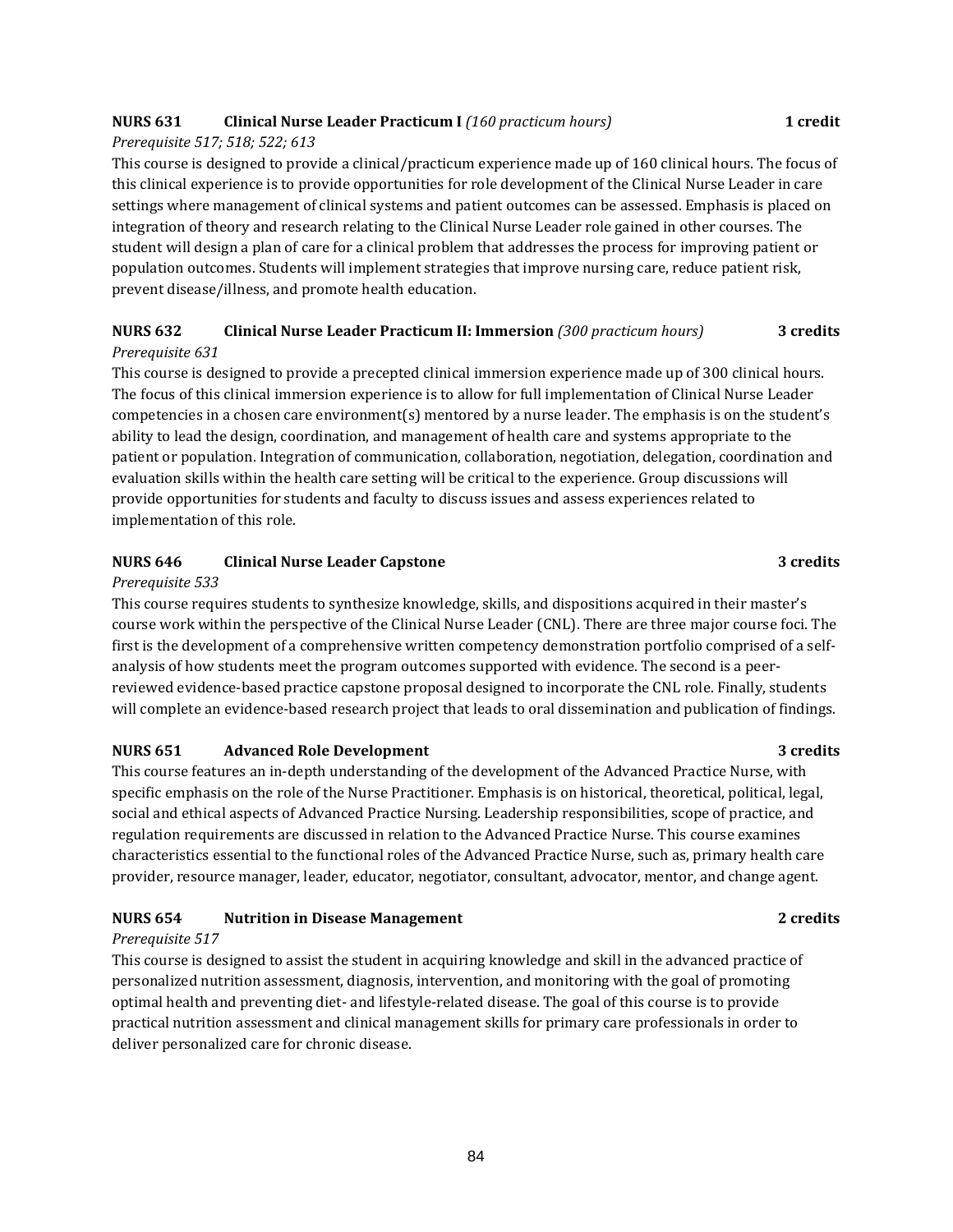**NURS 631 Clinical Nurse Leader Practicum I** *(160 practicum hours)* **1 credit**

*Prerequisite 517; 518; 522; 613*

This course is designed to provide a clinical/practicum experience made up of 160 clinical hours. The focus of this clinical experience is to provide opportunities for role development of the Clinical Nurse Leader in care settings where management of clinical systems and patient outcomes can be assessed. Emphasis is placed on integration of theory and research relating to the Clinical Nurse Leader role gained in other courses. The student will design a plan of care for a clinical problem that addresses the process for improving patient or population outcomes. Students will implement strategies that improve nursing care, reduce patient risk, prevent disease/illness, and promote health education.

**NURS 632 Clinical Nurse Leader Practicum II: Immersion** *(300 practicum hours)* **3 credits**

*Prerequisite 631*

This course is designed to provide a precepted clinical immersion experience made up of 300 clinical hours. The focus of this clinical immersion experience is to allow for full implementation of Clinical Nurse Leader competencies in a chosen care environment(s) mentored by a nurse leader. The emphasis is on the student's ability to lead the design, coordination, and management of health care and systems appropriate to the patient or population. Integration of communication, collaboration, negotiation, delegation, coordination and evaluation skills within the health care setting will be critical to the experience. Group discussions will provide opportunities for students and faculty to discuss issues and assess experiences related to implementation of this role.

**NURS 646 Clinical Nurse Leader Capstone** **3 credits**

*Prerequisite 533*

This course requires students to synthesize knowledge, skills, and dispositions acquired in their master's course work within the perspective of the Clinical Nurse Leader (CNL). There are three major course foci. The first is the development of a comprehensive written competency demonstration portfolio comprised of a self-analysis of how students meet the program outcomes supported with evidence. The second is a peer-reviewed evidence-based practice capstone proposal designed to incorporate the CNL role. Finally, students will complete an evidence-based research project that leads to oral dissemination and publication of findings.

**NURS 651 Advanced Role Development** **3 credits**

This course features an in-depth understanding of the development of the Advanced Practice Nurse, with specific emphasis on the role of the Nurse Practitioner. Emphasis is on historical, theoretical, political, legal, social and ethical aspects of Advanced Practice Nursing. Leadership responsibilities, scope of practice, and regulation requirements are discussed in relation to the Advanced Practice Nurse. This course examines characteristics essential to the functional roles of the Advanced Practice Nurse, such as, primary health care provider, resource manager, leader, educator, negotiator, consultant, advocator, mentor, and change agent.

**NURS 654 Nutrition in Disease Management** **2 credits**

*Prerequisite 517*

This course is designed to assist the student in acquiring knowledge and skill in the advanced practice of personalized nutrition assessment, diagnosis, intervention, and monitoring with the goal of promoting optimal health and preventing diet- and lifestyle-related disease. The goal of this course is to provide practical nutrition assessment and clinical management skills for primary care professionals in order to deliver personalized care for chronic disease.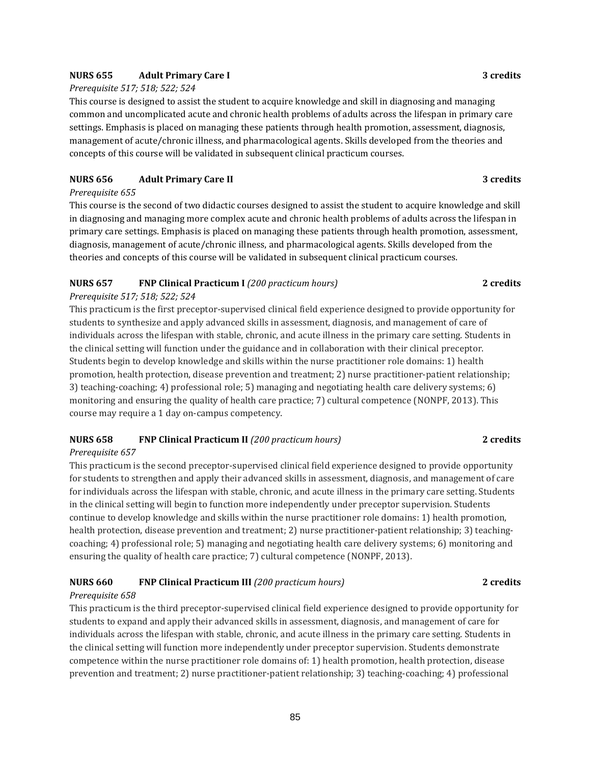**NURS 655 Adult Primary Care I** **3 credits**

*Prerequisite 517; 518; 522; 524*

This course is designed to assist the student to acquire knowledge and skill in diagnosing and managing common and uncomplicated acute and chronic health problems of adults across the lifespan in primary care settings. Emphasis is placed on managing these patients through health promotion, assessment, diagnosis, management of acute/chronic illness, and pharmacological agents. Skills developed from the theories and concepts of this course will be validated in subsequent clinical practicum courses.

**NURS 656 Adult Primary Care II** **3 credits**

*Prerequisite 655*

This course is the second of two didactic courses designed to assist the student to acquire knowledge and skill in diagnosing and managing more complex acute and chronic health problems of adults across the lifespan in primary care settings. Emphasis is placed on managing these patients through health promotion, assessment, diagnosis, management of acute/chronic illness, and pharmacological agents. Skills developed from the theories and concepts of this course will be validated in subsequent clinical practicum courses.

**NURS 657 FNP Clinical Practicum I** *(200 practicum hours)* **2 credits**

*Prerequisite 517; 518; 522; 524*

This practicum is the first preceptor-supervised clinical field experience designed to provide opportunity for students to synthesize and apply advanced skills in assessment, diagnosis, and management of care of individuals across the lifespan with stable, chronic, and acute illness in the primary care setting. Students in the clinical setting will function under the guidance and in collaboration with their clinical preceptor. Students begin to develop knowledge and skills within the nurse practitioner role domains: 1) health promotion, health protection, disease prevention and treatment; 2) nurse practitioner-patient relationship; 3) teaching-coaching; 4) professional role; 5) managing and negotiating health care delivery systems; 6) monitoring and ensuring the quality of health care practice; 7) cultural competence (NONPF, 2013). This course may require a 1 day on-campus competency.

**NURS 658 FNP Clinical Practicum II** *(200 practicum hours)* **2 credits**

*Prerequisite 657*

This practicum is the second preceptor-supervised clinical field experience designed to provide opportunity for students to strengthen and apply their advanced skills in assessment, diagnosis, and management of care for individuals across the lifespan with stable, chronic, and acute illness in the primary care setting. Students in the clinical setting will begin to function more independently under preceptor supervision. Students continue to develop knowledge and skills within the nurse practitioner role domains: 1) health promotion, health protection, disease prevention and treatment; 2) nurse practitioner-patient relationship; 3) teaching-coaching; 4) professional role; 5) managing and negotiating health care delivery systems; 6) monitoring and ensuring the quality of health care practice; 7) cultural competence (NONPF, 2013).

**NURS 660 FNP Clinical Practicum III** *(200 practicum hours)* **2 credits**

*Prerequisite 658*

This practicum is the third preceptor-supervised clinical field experience designed to provide opportunity for students to expand and apply their advanced skills in assessment, diagnosis, and management of care for individuals across the lifespan with stable, chronic, and acute illness in the primary care setting. Students in the clinical setting will function more independently under preceptor supervision. Students demonstrate competence within the nurse practitioner role domains of: 1) health promotion, health protection, disease prevention and treatment; 2) nurse practitioner-patient relationship; 3) teaching-coaching; 4) professional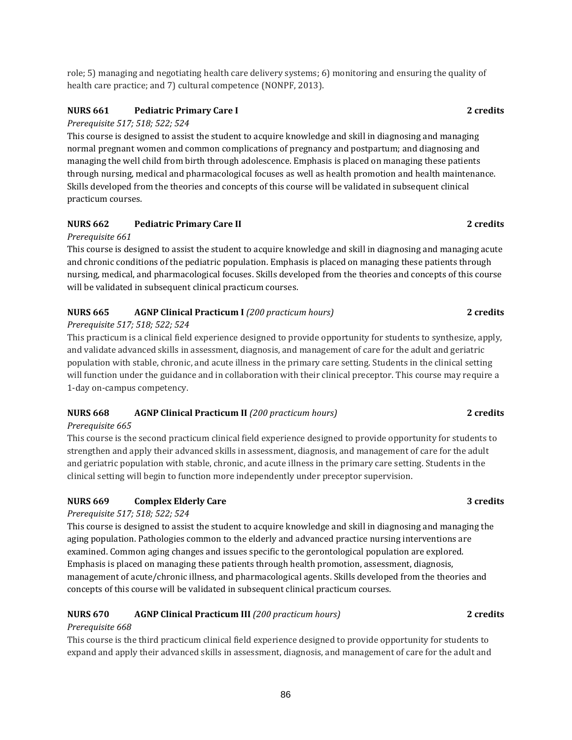role; 5) managing and negotiating health care delivery systems; 6) monitoring and ensuring the quality of health care practice; and 7) cultural competence (NONPF, 2013).

**NURS 661 Pediatric Primary Care I** **2 credits**

*Prerequisite 517; 518; 522; 524*

This course is designed to assist the student to acquire knowledge and skill in diagnosing and managing normal pregnant women and common complications of pregnancy and postpartum; and diagnosing and managing the well child from birth through adolescence. Emphasis is placed on managing these patients through nursing, medical and pharmacological focuses as well as health promotion and health maintenance. Skills developed from the theories and concepts of this course will be validated in subsequent clinical practicum courses.

**NURS 662 Pediatric Primary Care II** **2 credits**

*Prerequisite 661*

This course is designed to assist the student to acquire knowledge and skill in diagnosing and managing acute and chronic conditions of the pediatric population. Emphasis is placed on managing these patients through nursing, medical, and pharmacological focuses. Skills developed from the theories and concepts of this course will be validated in subsequent clinical practicum courses.

**NURS 665 AGNP Clinical Practicum I** *(200 practicum hours)* **2 credits**

*Prerequisite 517; 518; 522; 524*

This practicum is a clinical field experience designed to provide opportunity for students to synthesize, apply, and validate advanced skills in assessment, diagnosis, and management of care for the adult and geriatric population with stable, chronic, and acute illness in the primary care setting. Students in the clinical setting will function under the guidance and in collaboration with their clinical preceptor. This course may require a 1-day on-campus competency.

**NURS 668 AGNP Clinical Practicum II** *(200 practicum hours)* **2 credits**

*Prerequisite 665*

This course is the second practicum clinical field experience designed to provide opportunity for students to strengthen and apply their advanced skills in assessment, diagnosis, and management of care for the adult and geriatric population with stable, chronic, and acute illness in the primary care setting. Students in the clinical setting will begin to function more independently under preceptor supervision.

**NURS 669 Complex Elderly Care** **3 credits**

*Prerequisite 517; 518; 522; 524*

This course is designed to assist the student to acquire knowledge and skill in diagnosing and managing the aging population. Pathologies common to the elderly and advanced practice nursing interventions are examined. Common aging changes and issues specific to the gerontological population are explored. Emphasis is placed on managing these patients through health promotion, assessment, diagnosis, management of acute/chronic illness, and pharmacological agents. Skills developed from the theories and concepts of this course will be validated in subsequent clinical practicum courses.

**NURS 670 AGNP Clinical Practicum III** *(200 practicum hours)* **2 credits**

*Prerequisite 668*

This course is the third practicum clinical field experience designed to provide opportunity for students to expand and apply their advanced skills in assessment, diagnosis, and management of care for the adult and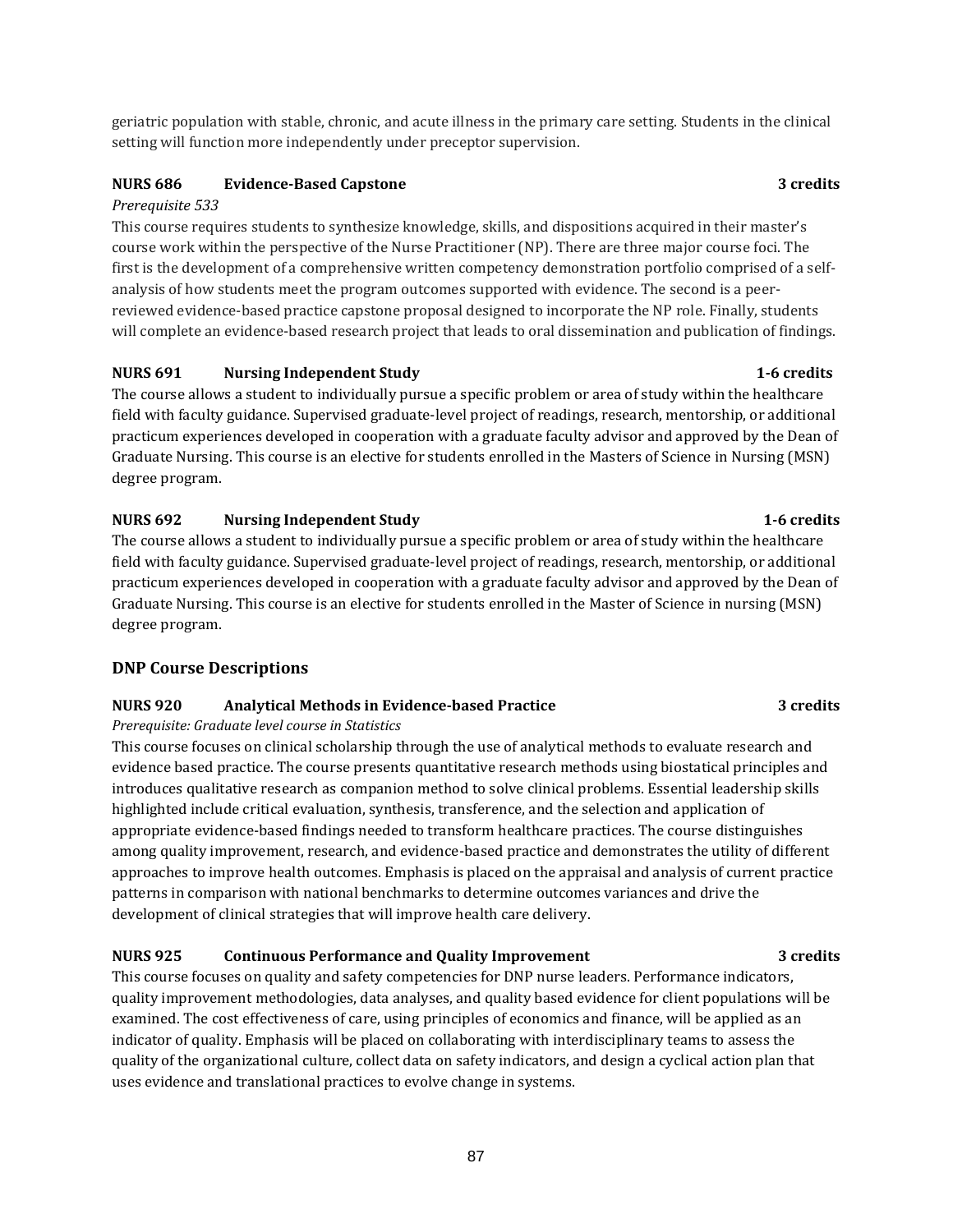geriatric population with stable, chronic, and acute illness in the primary care setting. Students in the clinical setting will function more independently under preceptor supervision.

**NURS 686 Evidence-Based Capstone 3 credits**

*Prerequisite 533*

This course requires students to synthesize knowledge, skills, and dispositions acquired in their master's course work within the perspective of the Nurse Practitioner (NP). There are three major course foci. The first is the development of a comprehensive written competency demonstration portfolio comprised of a self-analysis of how students meet the program outcomes supported with evidence. The second is a peer-reviewed evidence-based practice capstone proposal designed to incorporate the NP role. Finally, students will complete an evidence-based research project that leads to oral dissemination and publication of findings.

**NURS 691 Nursing Independent Study 1-6 credits**

The course allows a student to individually pursue a specific problem or area of study within the healthcare field with faculty guidance. Supervised graduate-level project of readings, research, mentorship, or additional practicum experiences developed in cooperation with a graduate faculty advisor and approved by the Dean of Graduate Nursing. This course is an elective for students enrolled in the Masters of Science in Nursing (MSN) degree program.

**NURS 692 Nursing Independent Study 1-6 credits**

The course allows a student to individually pursue a specific problem or area of study within the healthcare field with faculty guidance. Supervised graduate-level project of readings, research, mentorship, or additional practicum experiences developed in cooperation with a graduate faculty advisor and approved by the Dean of Graduate Nursing. This course is an elective for students enrolled in the Master of Science in nursing (MSN) degree program.

## DNP Course Descriptions

**NURS 920 Analytical Methods in Evidence-based Practice 3 credits**

*Prerequisite: Graduate level course in Statistics*

This course focuses on clinical scholarship through the use of analytical methods to evaluate research and evidence based practice. The course presents quantitative research methods using biostatical principles and introduces qualitative research as companion method to solve clinical problems. Essential leadership skills highlighted include critical evaluation, synthesis, transference, and the selection and application of appropriate evidence-based findings needed to transform healthcare practices. The course distinguishes among quality improvement, research, and evidence-based practice and demonstrates the utility of different approaches to improve health outcomes. Emphasis is placed on the appraisal and analysis of current practice patterns in comparison with national benchmarks to determine outcomes variances and drive the development of clinical strategies that will improve health care delivery.

**NURS 925 Continuous Performance and Quality Improvement 3 credits**

This course focuses on quality and safety competencies for DNP nurse leaders. Performance indicators, quality improvement methodologies, data analyses, and quality based evidence for client populations will be examined. The cost effectiveness of care, using principles of economics and finance, will be applied as an indicator of quality. Emphasis will be placed on collaborating with interdisciplinary teams to assess the quality of the organizational culture, collect data on safety indicators, and design a cyclical action plan that uses evidence and translational practices to evolve change in systems.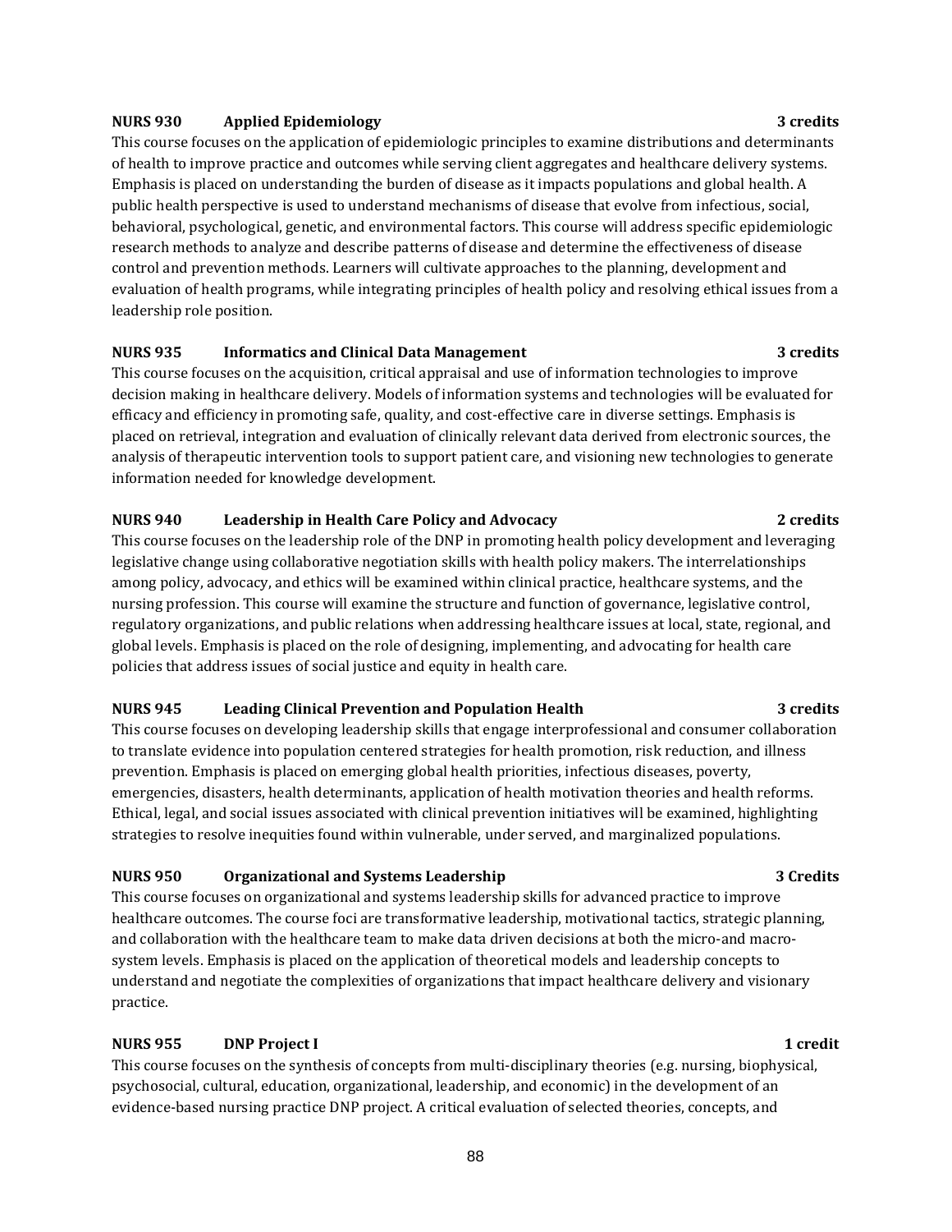**NURS 930 Applied Epidemiology 3 credits**

This course focuses on the application of epidemiologic principles to examine distributions and determinants of health to improve practice and outcomes while serving client aggregates and healthcare delivery systems. Emphasis is placed on understanding the burden of disease as it impacts populations and global health. A public health perspective is used to understand mechanisms of disease that evolve from infectious, social, behavioral, psychological, genetic, and environmental factors. This course will address specific epidemiologic research methods to analyze and describe patterns of disease and determine the effectiveness of disease control and prevention methods. Learners will cultivate approaches to the planning, development and evaluation of health programs, while integrating principles of health policy and resolving ethical issues from a leadership role position.

**NURS 935 Informatics and Clinical Data Management 3 credits**

This course focuses on the acquisition, critical appraisal and use of information technologies to improve decision making in healthcare delivery. Models of information systems and technologies will be evaluated for efficacy and efficiency in promoting safe, quality, and cost-effective care in diverse settings. Emphasis is placed on retrieval, integration and evaluation of clinically relevant data derived from electronic sources, the analysis of therapeutic intervention tools to support patient care, and visioning new technologies to generate information needed for knowledge development.

**NURS 940 Leadership in Health Care Policy and Advocacy 2 credits**

This course focuses on the leadership role of the DNP in promoting health policy development and leveraging legislative change using collaborative negotiation skills with health policy makers. The interrelationships among policy, advocacy, and ethics will be examined within clinical practice, healthcare systems, and the nursing profession. This course will examine the structure and function of governance, legislative control, regulatory organizations, and public relations when addressing healthcare issues at local, state, regional, and global levels. Emphasis is placed on the role of designing, implementing, and advocating for health care policies that address issues of social justice and equity in health care.

**NURS 945 Leading Clinical Prevention and Population Health 3 credits**

This course focuses on developing leadership skills that engage interprofessional and consumer collaboration to translate evidence into population centered strategies for health promotion, risk reduction, and illness prevention. Emphasis is placed on emerging global health priorities, infectious diseases, poverty, emergencies, disasters, health determinants, application of health motivation theories and health reforms. Ethical, legal, and social issues associated with clinical prevention initiatives will be examined, highlighting strategies to resolve inequities found within vulnerable, under served, and marginalized populations.

**NURS 950 Organizational and Systems Leadership 3 Credits**

This course focuses on organizational and systems leadership skills for advanced practice to improve healthcare outcomes. The course foci are transformative leadership, motivational tactics, strategic planning, and collaboration with the healthcare team to make data driven decisions at both the micro-and macro-system levels. Emphasis is placed on the application of theoretical models and leadership concepts to understand and negotiate the complexities of organizations that impact healthcare delivery and visionary practice.

**NURS 955 DNP Project I 1 credit**

This course focuses on the synthesis of concepts from multi-disciplinary theories (e.g. nursing, biophysical, psychosocial, cultural, education, organizational, leadership, and economic) in the development of an evidence-based nursing practice DNP project. A critical evaluation of selected theories, concepts, and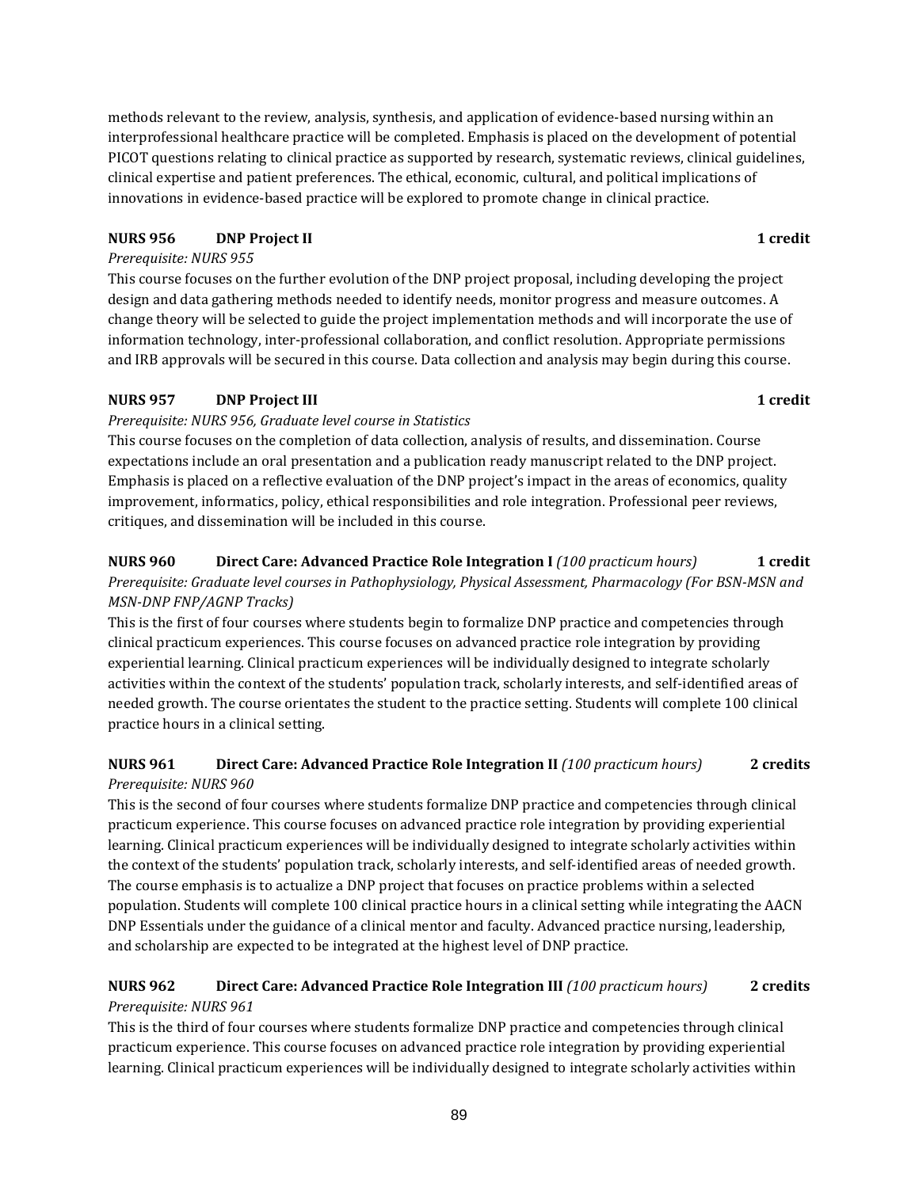methods relevant to the review, analysis, synthesis, and application of evidence-based nursing within an interprofessional healthcare practice will be completed. Emphasis is placed on the development of potential PICOT questions relating to clinical practice as supported by research, systematic reviews, clinical guidelines, clinical expertise and patient preferences. The ethical, economic, cultural, and political implications of innovations in evidence-based practice will be explored to promote change in clinical practice.

**NURS 956 DNP Project II 1 credit**

*Prerequisite: NURS 955*

This course focuses on the further evolution of the DNP project proposal, including developing the project design and data gathering methods needed to identify needs, monitor progress and measure outcomes. A change theory will be selected to guide the project implementation methods and will incorporate the use of information technology, inter-professional collaboration, and conflict resolution. Appropriate permissions and IRB approvals will be secured in this course. Data collection and analysis may begin during this course.

**NURS 957 DNP Project III 1 credit**

*Prerequisite: NURS 956, Graduate level course in Statistics*

This course focuses on the completion of data collection, analysis of results, and dissemination. Course expectations include an oral presentation and a publication ready manuscript related to the DNP project. Emphasis is placed on a reflective evaluation of the DNP project's impact in the areas of economics, quality improvement, informatics, policy, ethical responsibilities and role integration. Professional peer reviews, critiques, and dissemination will be included in this course.

**NURS 960 Direct Care: Advanced Practice Role Integration I** *(100 practicum hours)* **1 credit**

*Prerequisite: Graduate level courses in Pathophysiology, Physical Assessment, Pharmacology (For BSN-MSN and MSN-DNP FNP/AGNP Tracks)*

This is the first of four courses where students begin to formalize DNP practice and competencies through clinical practicum experiences. This course focuses on advanced practice role integration by providing experiential learning. Clinical practicum experiences will be individually designed to integrate scholarly activities within the context of the students' population track, scholarly interests, and self-identified areas of needed growth. The course orientates the student to the practice setting. Students will complete 100 clinical practice hours in a clinical setting.

**NURS 961 Direct Care: Advanced Practice Role Integration II** *(100 practicum hours)* **2 credits**

*Prerequisite: NURS 960*

This is the second of four courses where students formalize DNP practice and competencies through clinical practicum experience. This course focuses on advanced practice role integration by providing experiential learning. Clinical practicum experiences will be individually designed to integrate scholarly activities within the context of the students' population track, scholarly interests, and self-identified areas of needed growth. The course emphasis is to actualize a DNP project that focuses on practice problems within a selected population. Students will complete 100 clinical practice hours in a clinical setting while integrating the AACN DNP Essentials under the guidance of a clinical mentor and faculty. Advanced practice nursing, leadership, and scholarship are expected to be integrated at the highest level of DNP practice.

**NURS 962 Direct Care: Advanced Practice Role Integration III** *(100 practicum hours)* **2 credits**

*Prerequisite: NURS 961*

This is the third of four courses where students formalize DNP practice and competencies through clinical practicum experience. This course focuses on advanced practice role integration by providing experiential learning. Clinical practicum experiences will be individually designed to integrate scholarly activities within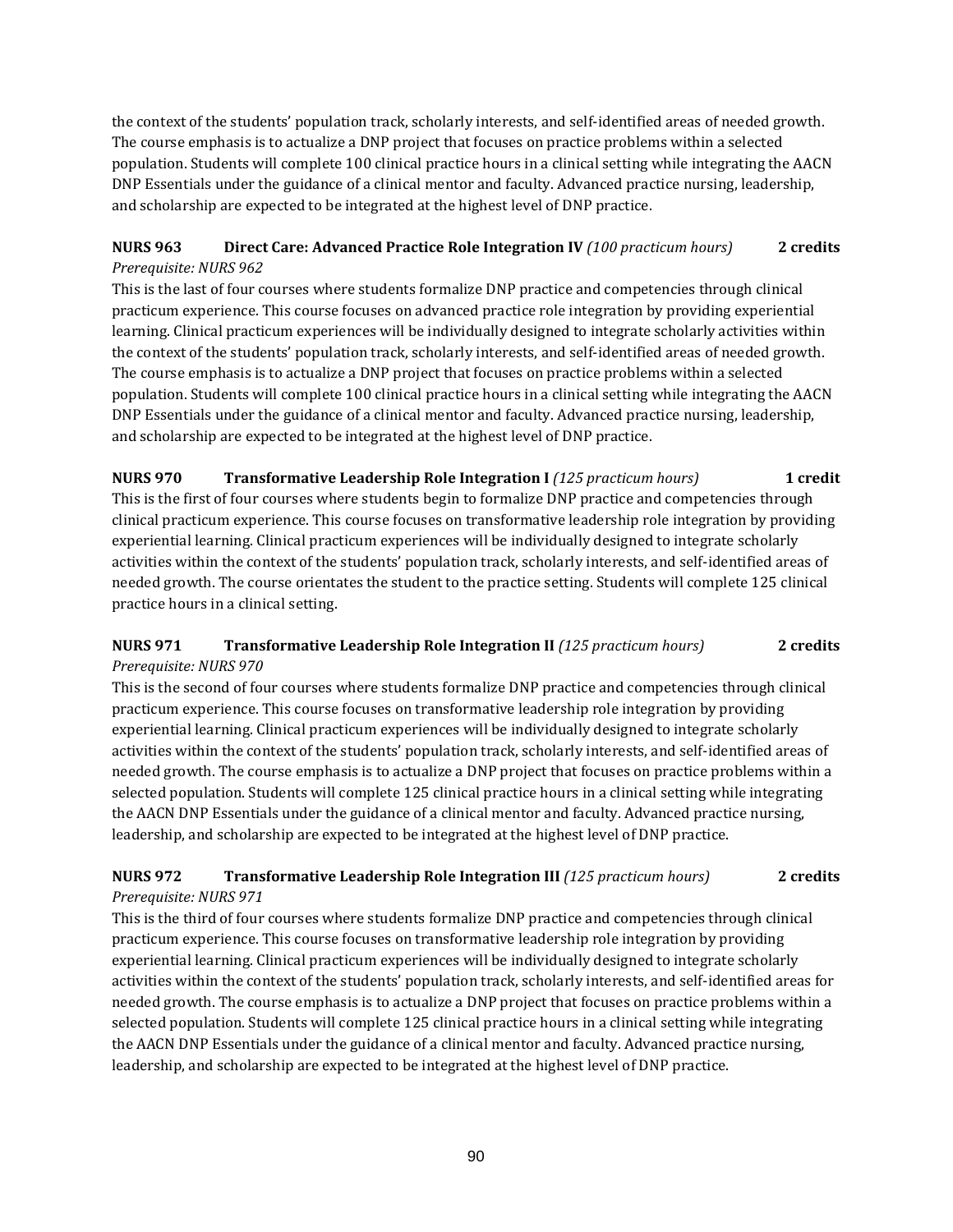the context of the students' population track, scholarly interests, and self-identified areas of needed growth. The course emphasis is to actualize a DNP project that focuses on practice problems within a selected population. Students will complete 100 clinical practice hours in a clinical setting while integrating the AACN DNP Essentials under the guidance of a clinical mentor and faculty. Advanced practice nursing, leadership, and scholarship are expected to be integrated at the highest level of DNP practice.

**NURS 963 Direct Care: Advanced Practice Role Integration IV** *(100 practicum hours)* **2 credits**
*Prerequisite: NURS 962*
This is the last of four courses where students formalize DNP practice and competencies through clinical practicum experience. This course focuses on advanced practice role integration by providing experiential learning. Clinical practicum experiences will be individually designed to integrate scholarly activities within the context of the students' population track, scholarly interests, and self-identified areas of needed growth. The course emphasis is to actualize a DNP project that focuses on practice problems within a selected population. Students will complete 100 clinical practice hours in a clinical setting while integrating the AACN DNP Essentials under the guidance of a clinical mentor and faculty. Advanced practice nursing, leadership, and scholarship are expected to be integrated at the highest level of DNP practice.

**NURS 970 Transformative Leadership Role Integration I** *(125 practicum hours)* **1 credit**
This is the first of four courses where students begin to formalize DNP practice and competencies through clinical practicum experience. This course focuses on transformative leadership role integration by providing experiential learning. Clinical practicum experiences will be individually designed to integrate scholarly activities within the context of the students' population track, scholarly interests, and self-identified areas of needed growth. The course orientates the student to the practice setting. Students will complete 125 clinical practice hours in a clinical setting.

**NURS 971 Transformative Leadership Role Integration II** *(125 practicum hours)* **2 credits**
*Prerequisite: NURS 970*
This is the second of four courses where students formalize DNP practice and competencies through clinical practicum experience. This course focuses on transformative leadership role integration by providing experiential learning. Clinical practicum experiences will be individually designed to integrate scholarly activities within the context of the students' population track, scholarly interests, and self-identified areas of needed growth. The course emphasis is to actualize a DNP project that focuses on practice problems within a selected population. Students will complete 125 clinical practice hours in a clinical setting while integrating the AACN DNP Essentials under the guidance of a clinical mentor and faculty. Advanced practice nursing, leadership, and scholarship are expected to be integrated at the highest level of DNP practice.

**NURS 972 Transformative Leadership Role Integration III** *(125 practicum hours)* **2 credits**
*Prerequisite: NURS 971*
This is the third of four courses where students formalize DNP practice and competencies through clinical practicum experience. This course focuses on transformative leadership role integration by providing experiential learning. Clinical practicum experiences will be individually designed to integrate scholarly activities within the context of the students' population track, scholarly interests, and self-identified areas for needed growth. The course emphasis is to actualize a DNP project that focuses on practice problems within a selected population. Students will complete 125 clinical practice hours in a clinical setting while integrating the AACN DNP Essentials under the guidance of a clinical mentor and faculty. Advanced practice nursing, leadership, and scholarship are expected to be integrated at the highest level of DNP practice.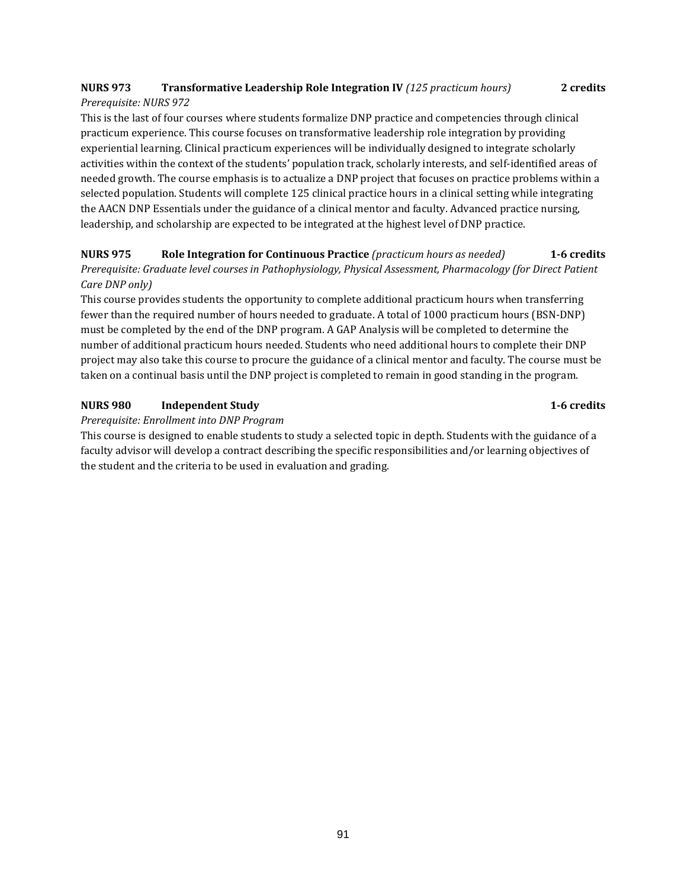**NURS 973 Transformative Leadership Role Integration IV** *(125 practicum hours)* **2 credits**

*Prerequisite: NURS 972*

This is the last of four courses where students formalize DNP practice and competencies through clinical practicum experience. This course focuses on transformative leadership role integration by providing experiential learning. Clinical practicum experiences will be individually designed to integrate scholarly activities within the context of the students' population track, scholarly interests, and self-identified areas of needed growth. The course emphasis is to actualize a DNP project that focuses on practice problems within a selected population. Students will complete 125 clinical practice hours in a clinical setting while integrating the AACN DNP Essentials under the guidance of a clinical mentor and faculty. Advanced practice nursing, leadership, and scholarship are expected to be integrated at the highest level of DNP practice.

**NURS 975 Role Integration for Continuous Practice** *(practicum hours as needed)* **1-6 credits**

*Prerequisite: Graduate level courses in Pathophysiology, Physical Assessment, Pharmacology (for Direct Patient Care DNP only)*

This course provides students the opportunity to complete additional practicum hours when transferring fewer than the required number of hours needed to graduate. A total of 1000 practicum hours (BSN-DNP) must be completed by the end of the DNP program. A GAP Analysis will be completed to determine the number of additional practicum hours needed. Students who need additional hours to complete their DNP project may also take this course to procure the guidance of a clinical mentor and faculty. The course must be taken on a continual basis until the DNP project is completed to remain in good standing in the program.

**NURS 980 Independent Study** **1-6 credits**

*Prerequisite: Enrollment into DNP Program*

This course is designed to enable students to study a selected topic in depth. Students with the guidance of a faculty advisor will develop a contract describing the specific responsibilities and/or learning objectives of the student and the criteria to be used in evaluation and grading.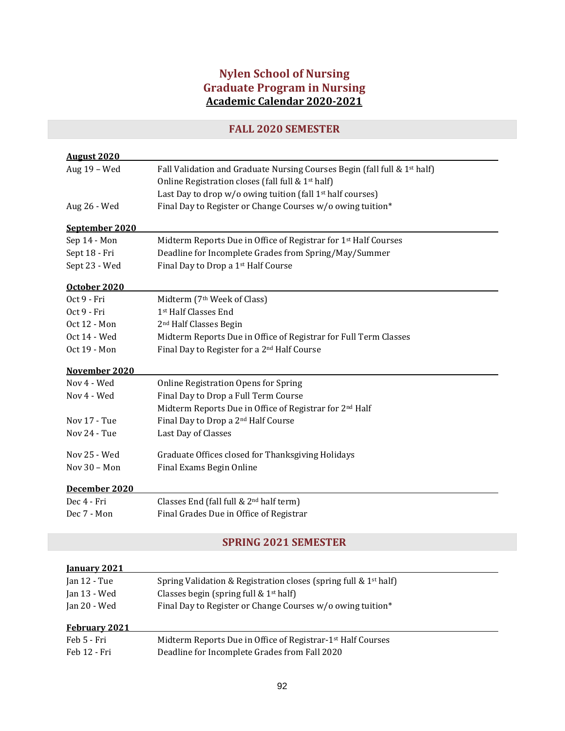# Nylen School of Nursing
# Graduate Program in Nursing
# Academic Calendar 2020-2021

## FALL 2020 SEMESTER

### August 2020

| | |
|---|---|
| Aug 19 – Wed | Fall Validation and Graduate Nursing Courses Begin (fall full & 1st half) |
| | Online Registration closes (fall full & 1st half) |
| | Last Day to drop w/o owing tuition (fall 1st half courses) |
| Aug 26 - Wed | Final Day to Register or Change Courses w/o owing tuition* |

### September 2020

| | |
|---|---|
| Sep 14 - Mon | Midterm Reports Due in Office of Registrar for 1st Half Courses |
| Sept 18 - Fri | Deadline for Incomplete Grades from Spring/May/Summer |
| Sept 23 - Wed | Final Day to Drop a 1st Half Course |

### October 2020

| | |
|---|---|
| Oct 9 - Fri | Midterm (7th Week of Class) |
| Oct 9 - Fri | 1st Half Classes End |
| Oct 12 - Mon | 2nd Half Classes Begin |
| Oct 14 - Wed | Midterm Reports Due in Office of Registrar for Full Term Classes |
| Oct 19 - Mon | Final Day to Register for a 2nd Half Course |

### November 2020

| | |
|---|---|
| Nov 4 - Wed | Online Registration Opens for Spring |
| Nov 4 - Wed | Final Day to Drop a Full Term Course |
| | Midterm Reports Due in Office of Registrar for 2nd Half |
| Nov 17 - Tue | Final Day to Drop a 2nd Half Course |
| Nov 24 - Tue | Last Day of Classes |
| Nov 25 - Wed | Graduate Offices closed for Thanksgiving Holidays |
| Nov 30 – Mon | Final Exams Begin Online |

### December 2020

| | |
|---|---|
| Dec 4 - Fri | Classes End (fall full & 2nd half term) |
| Dec 7 - Mon | Final Grades Due in Office of Registrar |

## SPRING 2021 SEMESTER

### January 2021

| | |
|---|---|
| Jan 12 - Tue | Spring Validation & Registration closes (spring full & 1st half) |
| Jan 13 - Wed | Classes begin (spring full & 1st half) |
| Jan 20 - Wed | Final Day to Register or Change Courses w/o owing tuition* |

### February 2021

| | |
|---|---|
| Feb 5 - Fri | Midterm Reports Due in Office of Registrar-1st Half Courses |
| Feb 12 - Fri | Deadline for Incomplete Grades from Fall 2020 |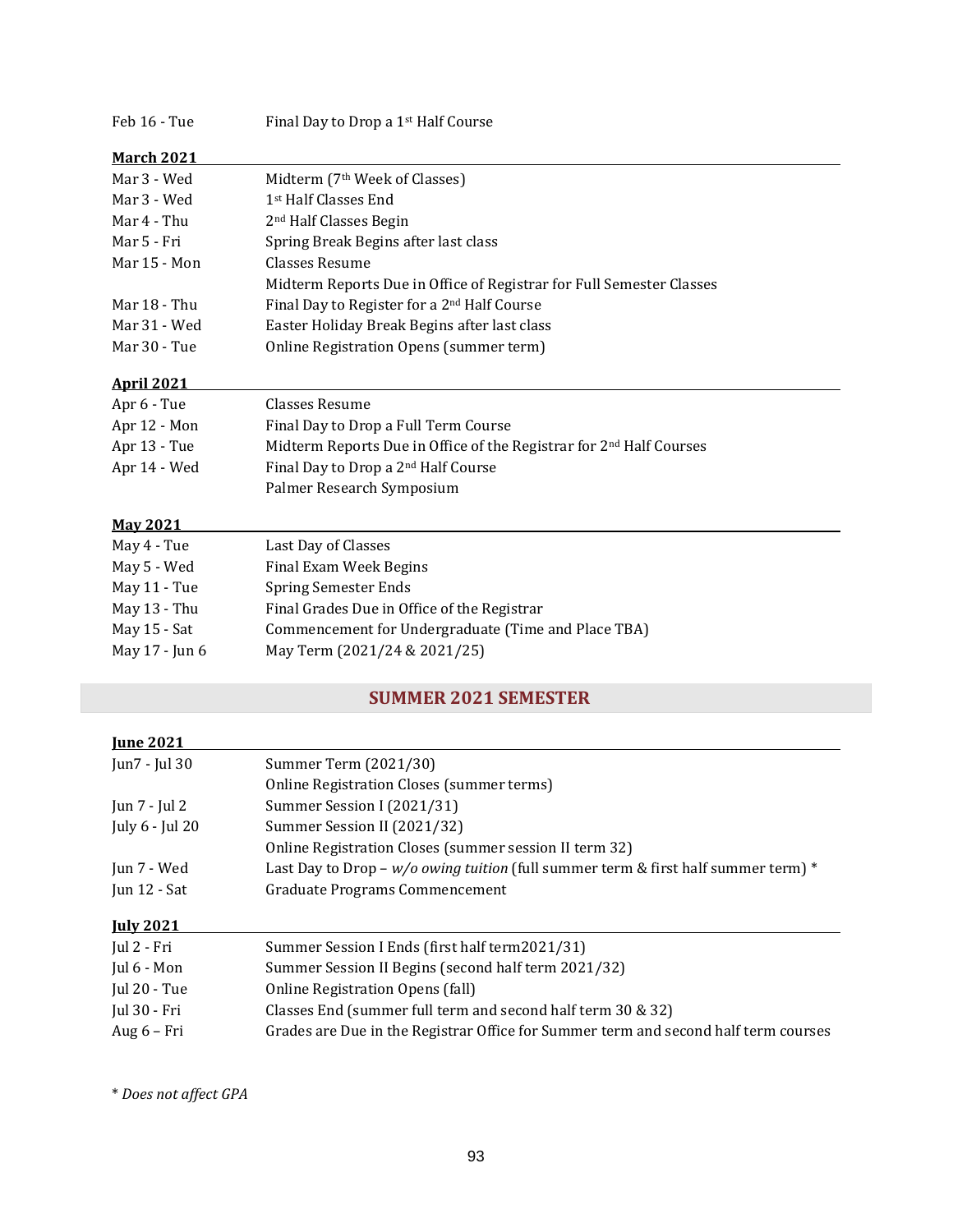| | |
|---|---|
| Feb 16 - Tue | Final Day to Drop a 1st Half Course |

**March 2021**

| | |
|---|---|
| Mar 3 - Wed | Midterm (7th Week of Classes) |
| Mar 3 - Wed | 1st Half Classes End |
| Mar 4 - Thu | 2nd Half Classes Begin |
| Mar 5 - Fri | Spring Break Begins after last class |
| Mar 15 - Mon | Classes Resume |
| | Midterm Reports Due in Office of Registrar for Full Semester Classes |
| Mar 18 - Thu | Final Day to Register for a 2nd Half Course |
| Mar 31 - Wed | Easter Holiday Break Begins after last class |
| Mar 30 - Tue | Online Registration Opens (summer term) |

**April 2021**

| | |
|---|---|
| Apr 6 - Tue | Classes Resume |
| Apr 12 - Mon | Final Day to Drop a Full Term Course |
| Apr 13 - Tue | Midterm Reports Due in Office of the Registrar for 2nd Half Courses |
| Apr 14 - Wed | Final Day to Drop a 2nd Half Course |
| | Palmer Research Symposium |

**May 2021**

| | |
|---|---|
| May 4 - Tue | Last Day of Classes |
| May 5 - Wed | Final Exam Week Begins |
| May 11 - Tue | Spring Semester Ends |
| May 13 - Thu | Final Grades Due in Office of the Registrar |
| May 15 - Sat | Commencement for Undergraduate (Time and Place TBA) |
| May 17 - Jun 6 | May Term (2021/24 & 2021/25) |

## SUMMER 2021 SEMESTER

**June 2021**

| | |
|---|---|
| Jun7 - Jul 30 | Summer Term (2021/30) |
| | Online Registration Closes (summer terms) |
| Jun 7 - Jul 2 | Summer Session I (2021/31) |
| July 6 - Jul 20 | Summer Session II (2021/32) |
| | Online Registration Closes (summer session II term 32) |
| Jun 7 - Wed | Last Day to Drop – *w/o owing tuition* (full summer term & first half summer term) * |
| Jun 12 - Sat | Graduate Programs Commencement |

**July 2021**

| | |
|---|---|
| Jul 2 - Fri | Summer Session I Ends (first half term2021/31) |
| Jul 6 - Mon | Summer Session II Begins (second half term 2021/32) |
| Jul 20 - Tue | Online Registration Opens (fall) |
| Jul 30 - Fri | Classes End (summer full term and second half term 30 & 32) |
| Aug 6 – Fri | Grades are Due in the Registrar Office for Summer term and second half term courses |

\* *Does not affect GPA*